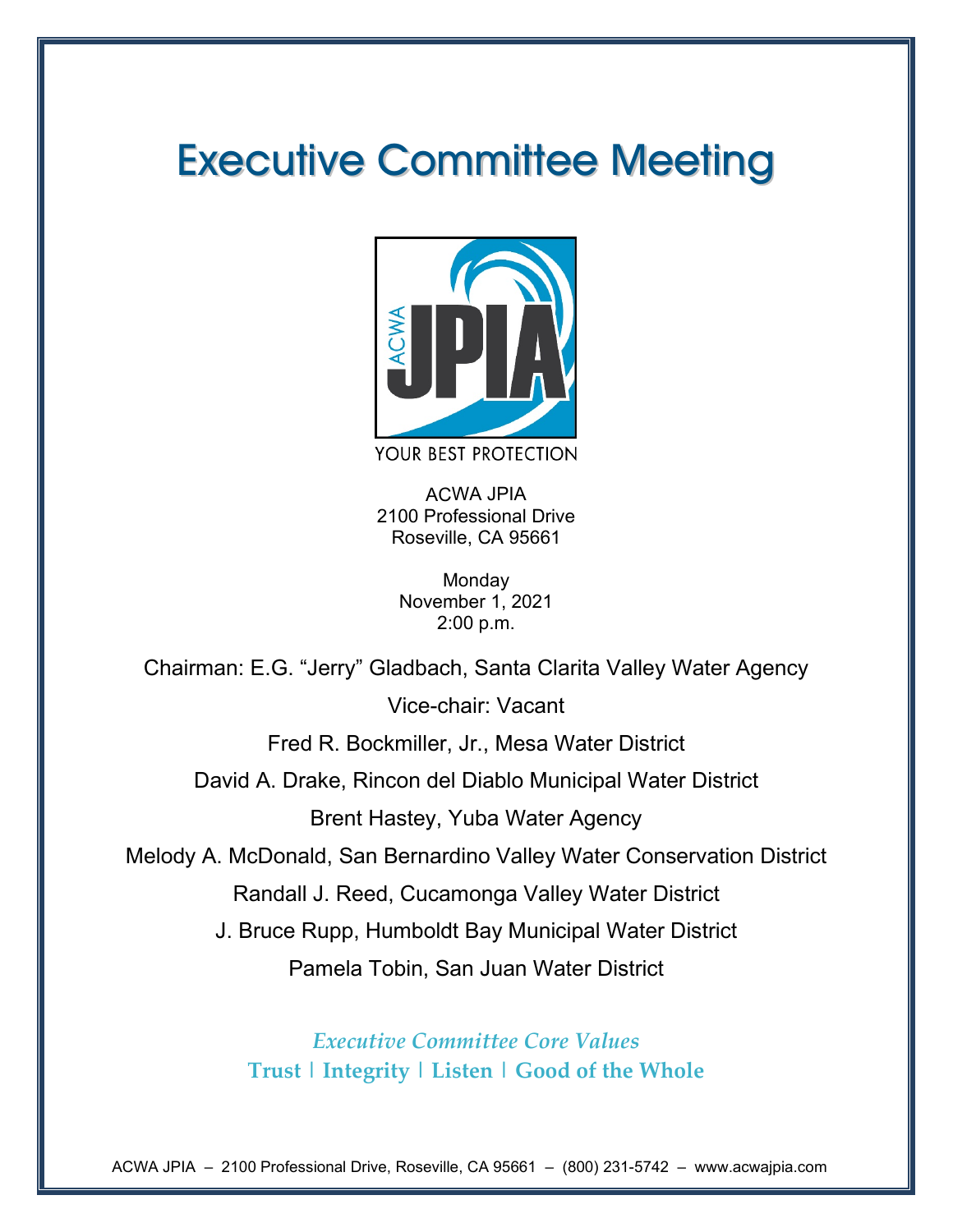# Executive Committee Meeting

YOUR BEST PROTECTION

ACWA JPIA
2100 Professional Drive
Roseville, CA 95661

Monday
November 1, 2021
2:00 p.m.

Chairman: E.G. "Jerry" Gladbach, Santa Clarita Valley Water Agency

Vice-chair: Vacant

Fred R. Bockmiller, Jr., Mesa Water District

David A. Drake, Rincon del Diablo Municipal Water District

Brent Hastey, Yuba Water Agency

Melody A. McDonald, San Bernardino Valley Water Conservation District

Randall J. Reed, Cucamonga Valley Water District

J. Bruce Rupp, Humboldt Bay Municipal Water District

Pamela Tobin, San Juan Water District

*Executive Committee Core Values*

**Trust | Integrity | Listen | Good of the Whole**

ACWA JPIA – 2100 Professional Drive, Roseville, CA 95661 – (800) 231-5742 – www.acwajpia.com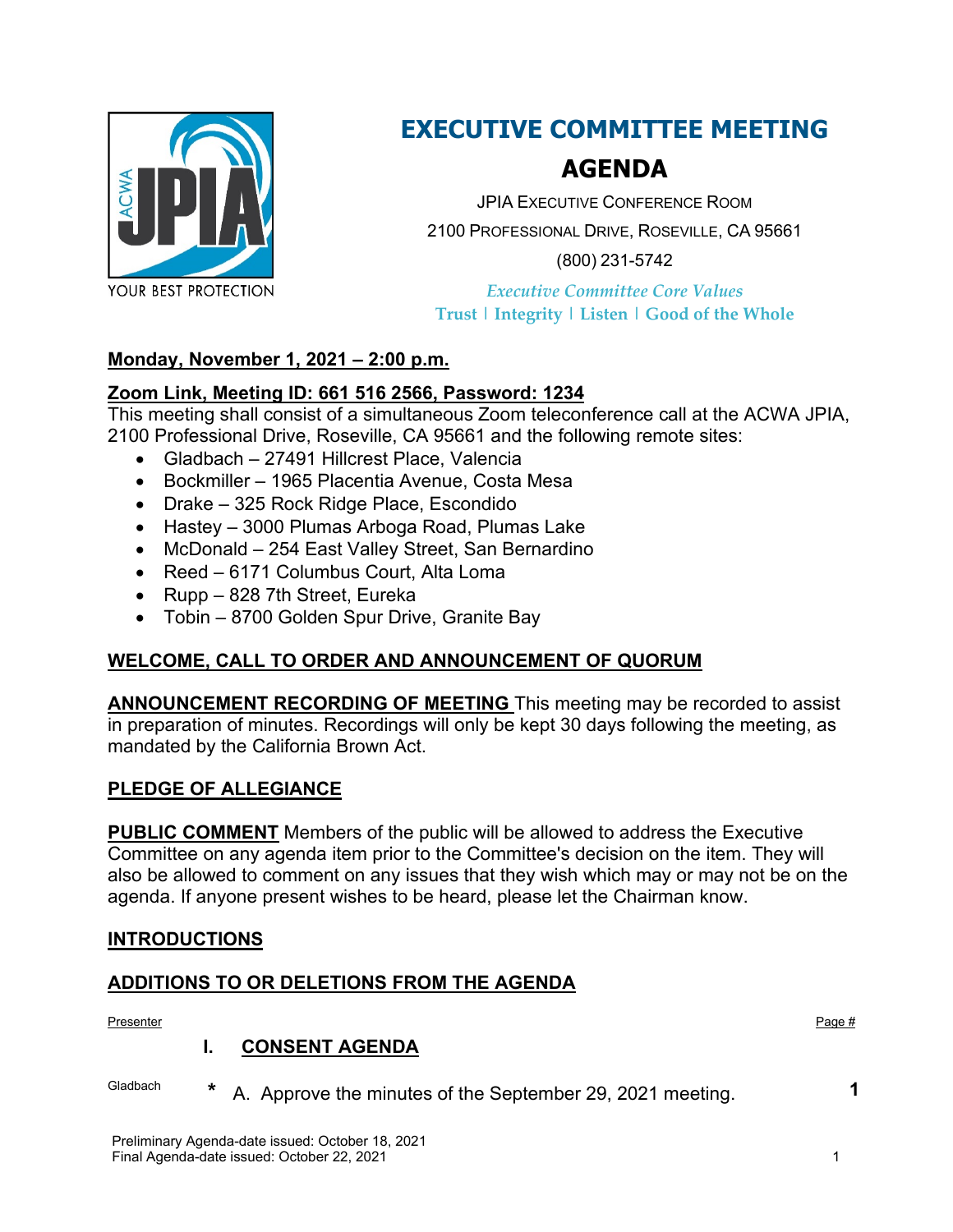# EXECUTIVE COMMITTEE MEETING

## AGENDA

JPIA EXECUTIVE CONFERENCE ROOM

2100 PROFESSIONAL DRIVE, ROSEVILLE, CA 95661

(800) 231-5742

*Executive Committee Core Values*

**Trust | Integrity | Listen | Good of the Whole**

**Monday, November 1, 2021 – 2:00 p.m.**

**Zoom Link, Meeting ID: 661 516 2566, Password: 1234**

This meeting shall consist of a simultaneous Zoom teleconference call at the ACWA JPIA, 2100 Professional Drive, Roseville, CA 95661 and the following remote sites:

- Gladbach – 27491 Hillcrest Place, Valencia
- Bockmiller – 1965 Placentia Avenue, Costa Mesa
- Drake – 325 Rock Ridge Place, Escondido
- Hastey – 3000 Plumas Arboga Road, Plumas Lake
- McDonald – 254 East Valley Street, San Bernardino
- Reed – 6171 Columbus Court, Alta Loma
- Rupp – 828 7th Street, Eureka
- Tobin – 8700 Golden Spur Drive, Granite Bay

**WELCOME, CALL TO ORDER AND ANNOUNCEMENT OF QUORUM**

**ANNOUNCEMENT RECORDING OF MEETING** This meeting may be recorded to assist in preparation of minutes. Recordings will only be kept 30 days following the meeting, as mandated by the California Brown Act.

**PLEDGE OF ALLEGIANCE**

**PUBLIC COMMENT** Members of the public will be allowed to address the Executive Committee on any agenda item prior to the Committee's decision on the item. They will also be allowed to comment on any issues that they wish which may or may not be on the agenda. If anyone present wishes to be heard, please let the Chairman know.

**INTRODUCTIONS**

**ADDITIONS TO OR DELETIONS FROM THE AGENDA**

| Presenter | | Page # |
|---|---|---|
| | **I. CONSENT AGENDA** | |
| Gladbach | * A. Approve the minutes of the September 29, 2021 meeting. | **1** |

Preliminary Agenda-date issued: October 18, 2021
Final Agenda-date issued: October 22, 2021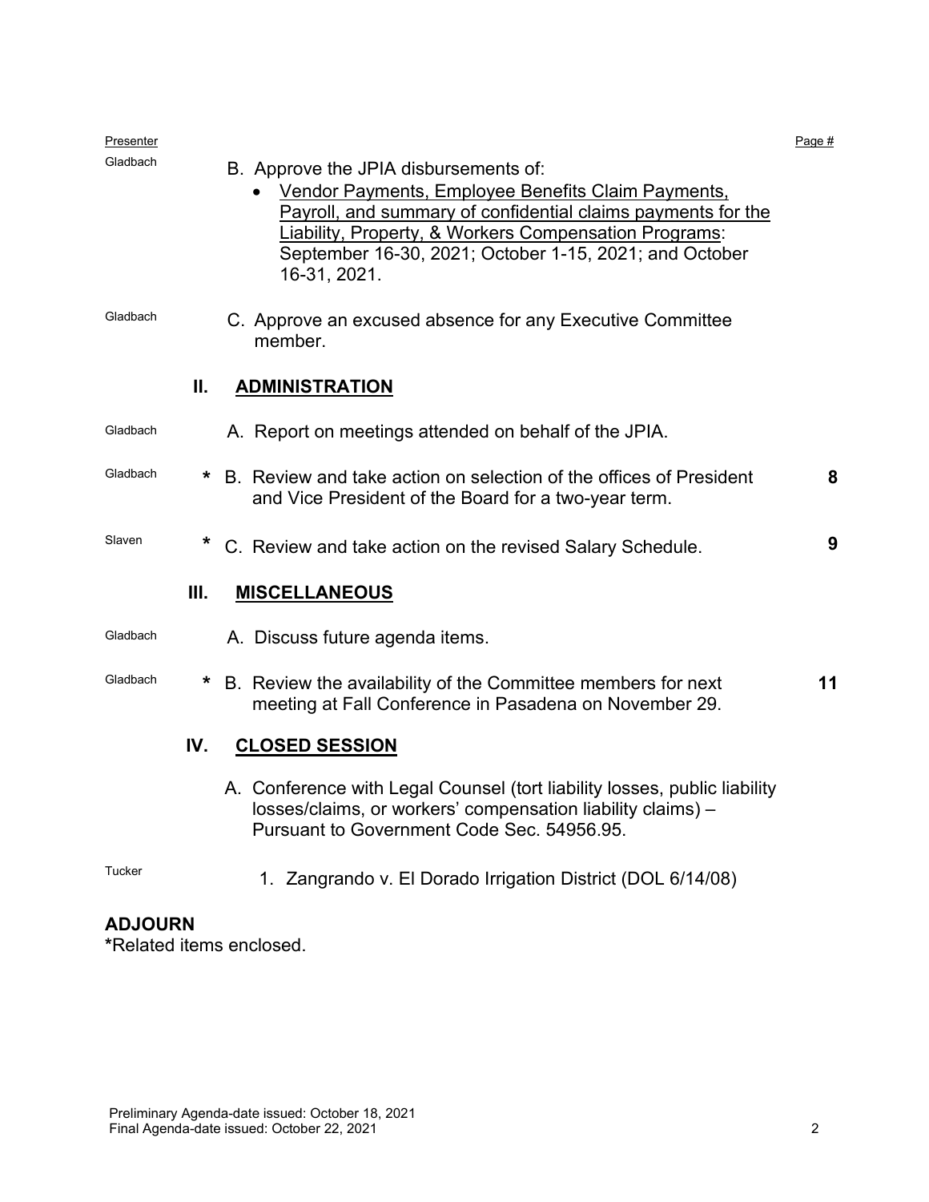| Presenter | | | Page # |
|---|---|---|---|
| Gladbach | | B. Approve the JPIA disbursements of:<br>• Vendor Payments, Employee Benefits Claim Payments, Payroll, and summary of confidential claims payments for the Liability, Property, & Workers Compensation Programs: September 16-30, 2021; October 1-15, 2021; and October 16-31, 2021. | |
| Gladbach | | C. Approve an excused absence for any Executive Committee member. | |
| | **II.** | **ADMINISTRATION** | |
| Gladbach | | A. Report on meetings attended on behalf of the JPIA. | |
| Gladbach | * | B. Review and take action on selection of the offices of President and Vice President of the Board for a two-year term. | **8** |
| Slaven | * | C. Review and take action on the revised Salary Schedule. | **9** |
| | **III.** | **MISCELLANEOUS** | |
| Gladbach | | A. Discuss future agenda items. | |
| Gladbach | * | B. Review the availability of the Committee members for next meeting at Fall Conference in Pasadena on November 29. | **11** |
| | **IV.** | **CLOSED SESSION** | |
| | | A. Conference with Legal Counsel (tort liability losses, public liability losses/claims, or workers' compensation liability claims) – Pursuant to Government Code Sec. 54956.95. | |
| Tucker | | 1. Zangrando v. El Dorado Irrigation District (DOL 6/14/08) | |

**ADJOURN**

**\***Related items enclosed.

Preliminary Agenda-date issued: October 18, 2021
Final Agenda-date issued: October 22, 2021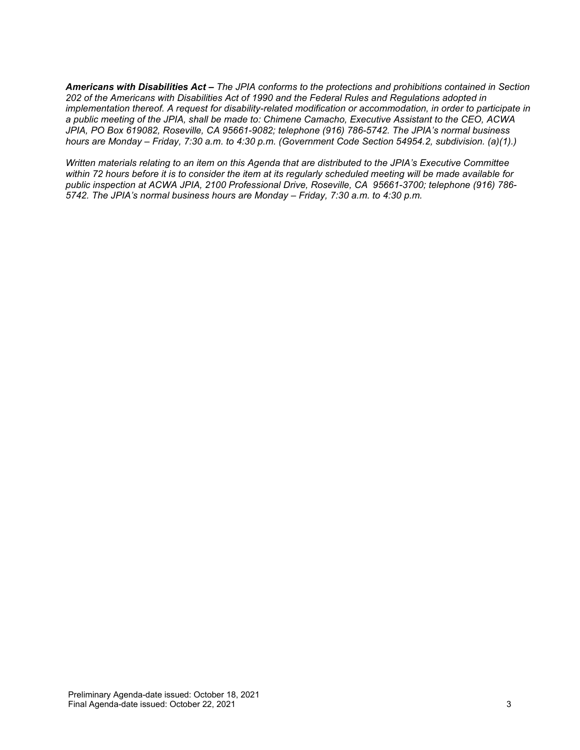***Americans with Disabilities Act –** The JPIA conforms to the protections and prohibitions contained in Section 202 of the Americans with Disabilities Act of 1990 and the Federal Rules and Regulations adopted in implementation thereof. A request for disability-related modification or accommodation, in order to participate in a public meeting of the JPIA, shall be made to: Chimene Camacho, Executive Assistant to the CEO, ACWA JPIA, PO Box 619082, Roseville, CA 95661-9082; telephone (916) 786-5742. The JPIA's normal business hours are Monday – Friday, 7:30 a.m. to 4:30 p.m. (Government Code Section 54954.2, subdivision. (a)(1).)*

*Written materials relating to an item on this Agenda that are distributed to the JPIA's Executive Committee within 72 hours before it is to consider the item at its regularly scheduled meeting will be made available for public inspection at ACWA JPIA, 2100 Professional Drive, Roseville, CA 95661-3700; telephone (916) 786-5742. The JPIA's normal business hours are Monday – Friday, 7:30 a.m. to 4:30 p.m.*

Preliminary Agenda-date issued: October 18, 2021
Final Agenda-date issued: October 22, 2021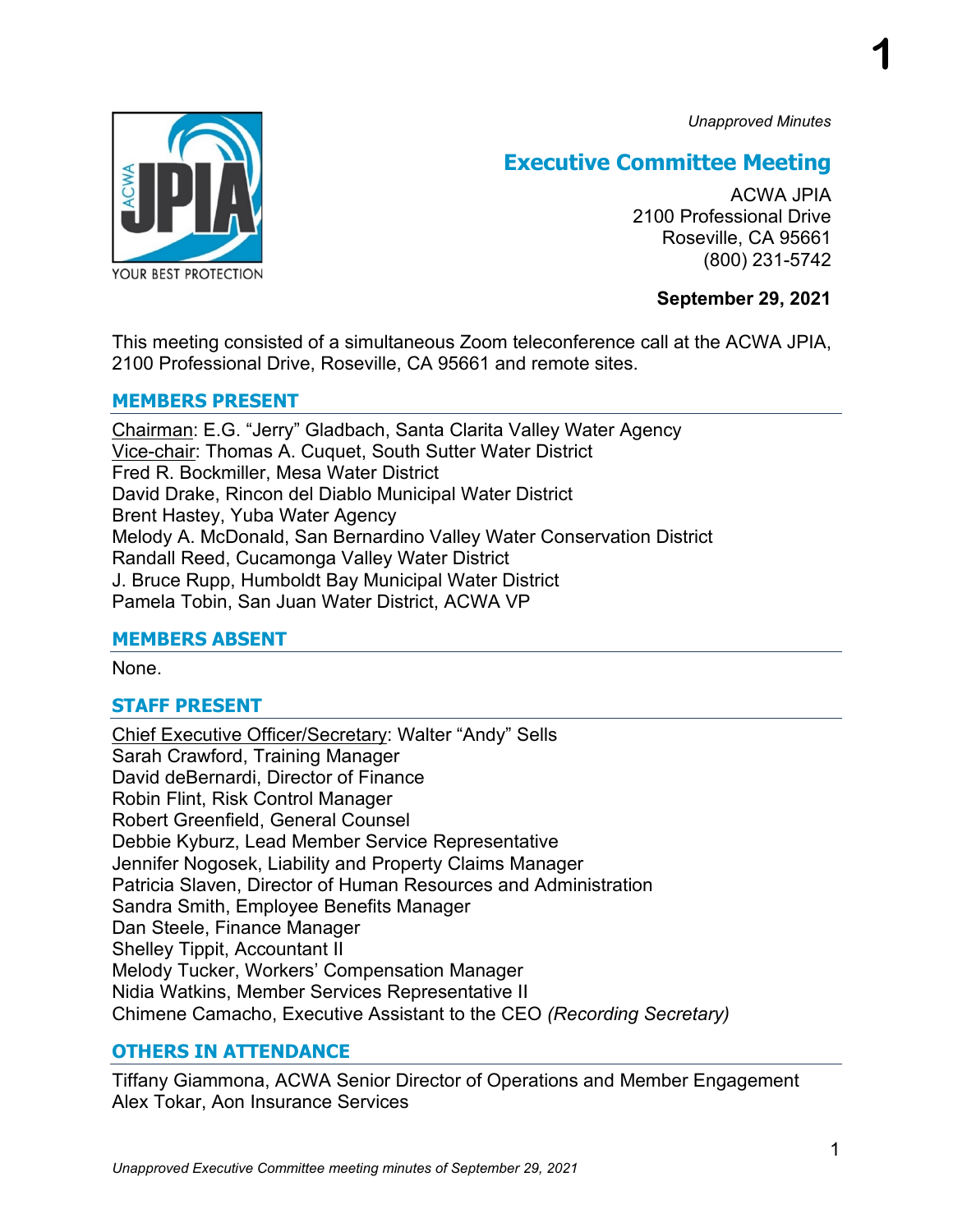*Unapproved Minutes*

# Executive Committee Meeting

ACWA JPIA
2100 Professional Drive
Roseville, CA 95661
(800) 231-5742

**September 29, 2021**

This meeting consisted of a simultaneous Zoom teleconference call at the ACWA JPIA, 2100 Professional Drive, Roseville, CA 95661 and remote sites.

## MEMBERS PRESENT

Chairman: E.G. "Jerry" Gladbach, Santa Clarita Valley Water Agency
Vice-chair: Thomas A. Cuquet, South Sutter Water District
Fred R. Bockmiller, Mesa Water District
David Drake, Rincon del Diablo Municipal Water District
Brent Hastey, Yuba Water Agency
Melody A. McDonald, San Bernardino Valley Water Conservation District
Randall Reed, Cucamonga Valley Water District
J. Bruce Rupp, Humboldt Bay Municipal Water District
Pamela Tobin, San Juan Water District, ACWA VP

## MEMBERS ABSENT

None.

## STAFF PRESENT

Chief Executive Officer/Secretary: Walter "Andy" Sells
Sarah Crawford, Training Manager
David deBernardi, Director of Finance
Robin Flint, Risk Control Manager
Robert Greenfield, General Counsel
Debbie Kyburz, Lead Member Service Representative
Jennifer Nogosek, Liability and Property Claims Manager
Patricia Slaven, Director of Human Resources and Administration
Sandra Smith, Employee Benefits Manager
Dan Steele, Finance Manager
Shelley Tippit, Accountant II
Melody Tucker, Workers' Compensation Manager
Nidia Watkins, Member Services Representative II
Chimene Camacho, Executive Assistant to the CEO *(Recording Secretary)*

## OTHERS IN ATTENDANCE

Tiffany Giammona, ACWA Senior Director of Operations and Member Engagement
Alex Tokar, Aon Insurance Services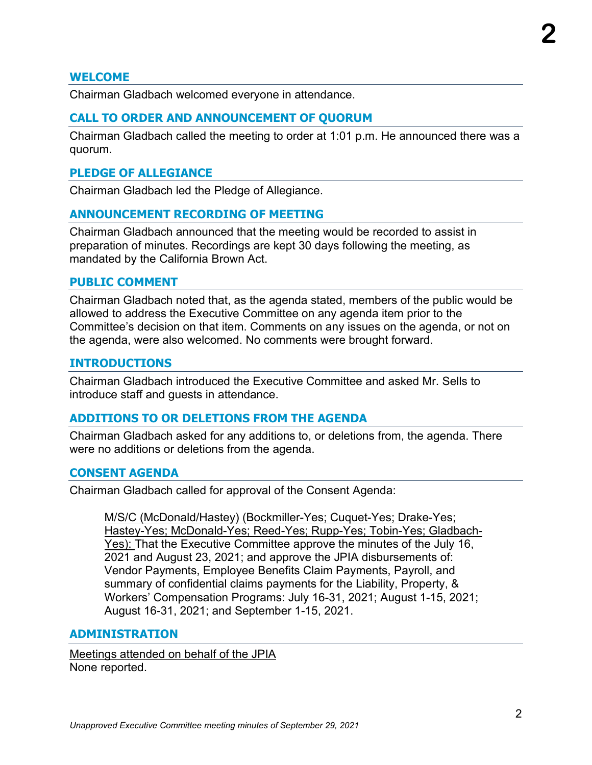## WELCOME

Chairman Gladbach welcomed everyone in attendance.

## CALL TO ORDER AND ANNOUNCEMENT OF QUORUM

Chairman Gladbach called the meeting to order at 1:01 p.m. He announced there was a quorum.

## PLEDGE OF ALLEGIANCE

Chairman Gladbach led the Pledge of Allegiance.

## ANNOUNCEMENT RECORDING OF MEETING

Chairman Gladbach announced that the meeting would be recorded to assist in preparation of minutes. Recordings are kept 30 days following the meeting, as mandated by the California Brown Act.

## PUBLIC COMMENT

Chairman Gladbach noted that, as the agenda stated, members of the public would be allowed to address the Executive Committee on any agenda item prior to the Committee's decision on that item. Comments on any issues on the agenda, or not on the agenda, were also welcomed. No comments were brought forward.

## INTRODUCTIONS

Chairman Gladbach introduced the Executive Committee and asked Mr. Sells to introduce staff and guests in attendance.

## ADDITIONS TO OR DELETIONS FROM THE AGENDA

Chairman Gladbach asked for any additions to, or deletions from, the agenda. There were no additions or deletions from the agenda.

## CONSENT AGENDA

Chairman Gladbach called for approval of the Consent Agenda:

> M/S/C (McDonald/Hastey) (Bockmiller-Yes; Cuquet-Yes; Drake-Yes; Hastey-Yes; McDonald-Yes; Reed-Yes; Rupp-Yes; Tobin-Yes; Gladbach-Yes): That the Executive Committee approve the minutes of the July 16, 2021 and August 23, 2021; and approve the JPIA disbursements of: Vendor Payments, Employee Benefits Claim Payments, Payroll, and summary of confidential claims payments for the Liability, Property, & Workers' Compensation Programs: July 16-31, 2021; August 1-15, 2021; August 16-31, 2021; and September 1-15, 2021.

## ADMINISTRATION

Meetings attended on behalf of the JPIA

None reported.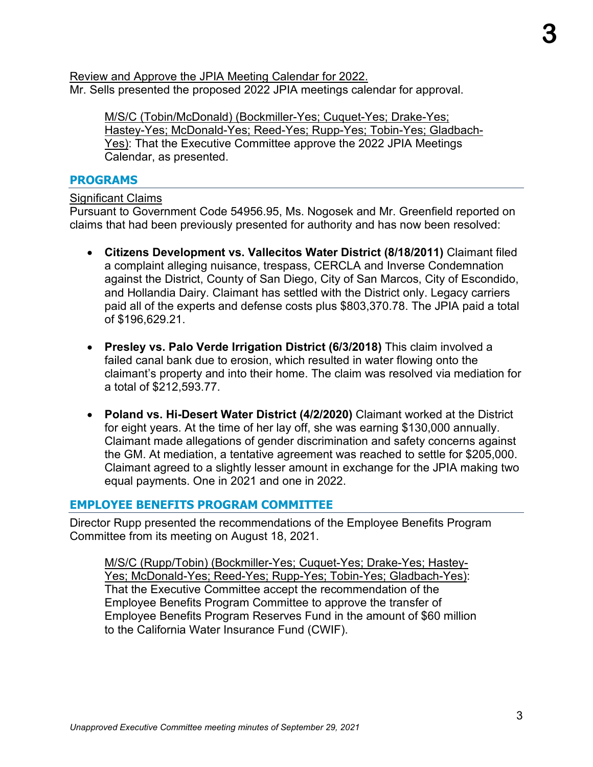Review and Approve the JPIA Meeting Calendar for 2022.
Mr. Sells presented the proposed 2022 JPIA meetings calendar for approval.

> M/S/C (Tobin/McDonald) (Bockmiller-Yes; Cuquet-Yes; Drake-Yes; Hastey-Yes; McDonald-Yes; Reed-Yes; Rupp-Yes; Tobin-Yes; Gladbach-Yes): That the Executive Committee approve the 2022 JPIA Meetings Calendar, as presented.

## PROGRAMS

Significant Claims
Pursuant to Government Code 54956.95, Ms. Nogosek and Mr. Greenfield reported on claims that had been previously presented for authority and has now been resolved:

- **Citizens Development vs. Vallecitos Water District (8/18/2011)** Claimant filed a complaint alleging nuisance, trespass, CERCLA and Inverse Condemnation against the District, County of San Diego, City of San Marcos, City of Escondido, and Hollandia Dairy. Claimant has settled with the District only. Legacy carriers paid all of the experts and defense costs plus $803,370.78. The JPIA paid a total of $196,629.21.

- **Presley vs. Palo Verde Irrigation District (6/3/2018)** This claim involved a failed canal bank due to erosion, which resulted in water flowing onto the claimant's property and into their home. The claim was resolved via mediation for a total of $212,593.77.

- **Poland vs. Hi-Desert Water District (4/2/2020)** Claimant worked at the District for eight years. At the time of her lay off, she was earning $130,000 annually. Claimant made allegations of gender discrimination and safety concerns against the GM. At mediation, a tentative agreement was reached to settle for $205,000. Claimant agreed to a slightly lesser amount in exchange for the JPIA making two equal payments. One in 2021 and one in 2022.

## EMPLOYEE BENEFITS PROGRAM COMMITTEE

Director Rupp presented the recommendations of the Employee Benefits Program Committee from its meeting on August 18, 2021.

> M/S/C (Rupp/Tobin) (Bockmiller-Yes; Cuquet-Yes; Drake-Yes; Hastey-Yes; McDonald-Yes; Reed-Yes; Rupp-Yes; Tobin-Yes; Gladbach-Yes): That the Executive Committee accept the recommendation of the Employee Benefits Program Committee to approve the transfer of Employee Benefits Program Reserves Fund in the amount of $60 million to the California Water Insurance Fund (CWIF).

*Unapproved Executive Committee meeting minutes of September 29, 2021*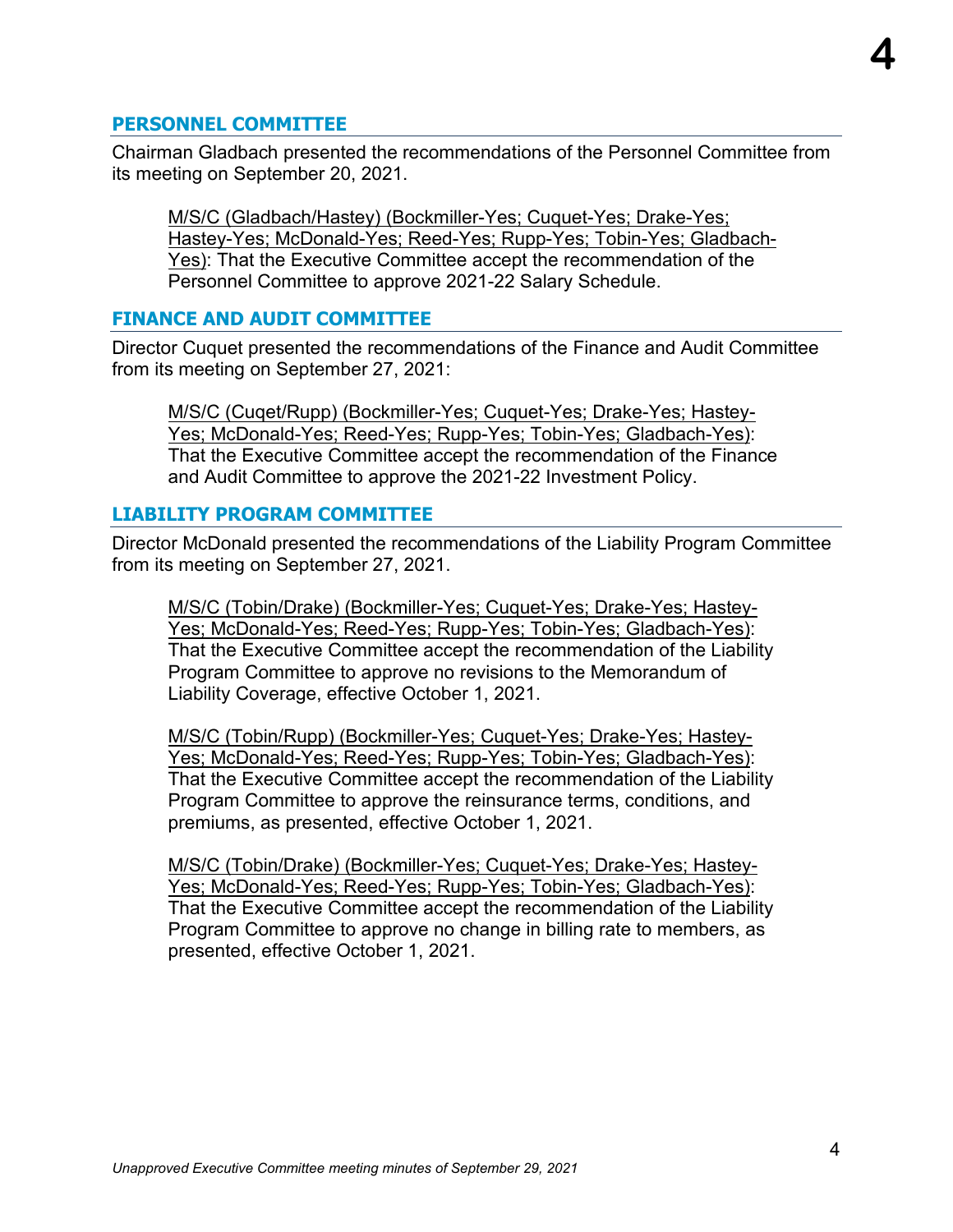## PERSONNEL COMMITTEE

Chairman Gladbach presented the recommendations of the Personnel Committee from its meeting on September 20, 2021.

> <u>M/S/C (Gladbach/Hastey) (Bockmiller-Yes; Cuquet-Yes; Drake-Yes; Hastey-Yes; McDonald-Yes; Reed-Yes; Rupp-Yes; Tobin-Yes; Gladbach-Yes)</u>: That the Executive Committee accept the recommendation of the Personnel Committee to approve 2021-22 Salary Schedule.

## FINANCE AND AUDIT COMMITTEE

Director Cuquet presented the recommendations of the Finance and Audit Committee from its meeting on September 27, 2021:

> <u>M/S/C (Cuqet/Rupp) (Bockmiller-Yes; Cuquet-Yes; Drake-Yes; Hastey-Yes; McDonald-Yes; Reed-Yes; Rupp-Yes; Tobin-Yes; Gladbach-Yes)</u>: That the Executive Committee accept the recommendation of the Finance and Audit Committee to approve the 2021-22 Investment Policy.

## LIABILITY PROGRAM COMMITTEE

Director McDonald presented the recommendations of the Liability Program Committee from its meeting on September 27, 2021.

> <u>M/S/C (Tobin/Drake) (Bockmiller-Yes; Cuquet-Yes; Drake-Yes; Hastey-Yes; McDonald-Yes; Reed-Yes; Rupp-Yes; Tobin-Yes; Gladbach-Yes)</u>: That the Executive Committee accept the recommendation of the Liability Program Committee to approve no revisions to the Memorandum of Liability Coverage, effective October 1, 2021.

> <u>M/S/C (Tobin/Rupp) (Bockmiller-Yes; Cuquet-Yes; Drake-Yes; Hastey-Yes; McDonald-Yes; Reed-Yes; Rupp-Yes; Tobin-Yes; Gladbach-Yes)</u>: That the Executive Committee accept the recommendation of the Liability Program Committee to approve the reinsurance terms, conditions, and premiums, as presented, effective October 1, 2021.

> <u>M/S/C (Tobin/Drake) (Bockmiller-Yes; Cuquet-Yes; Drake-Yes; Hastey-Yes; McDonald-Yes; Reed-Yes; Rupp-Yes; Tobin-Yes; Gladbach-Yes)</u>: That the Executive Committee accept the recommendation of the Liability Program Committee to approve no change in billing rate to members, as presented, effective October 1, 2021.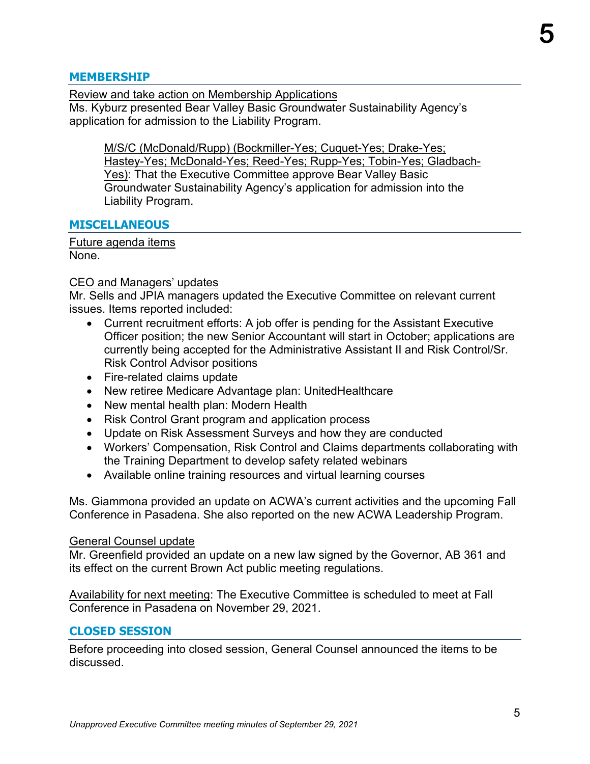## MEMBERSHIP

Review and take action on Membership Applications
Ms. Kyburz presented Bear Valley Basic Groundwater Sustainability Agency's application for admission to the Liability Program.

> M/S/C (McDonald/Rupp) (Bockmiller-Yes; Cuquet-Yes; Drake-Yes; Hastey-Yes; McDonald-Yes; Reed-Yes; Rupp-Yes; Tobin-Yes; Gladbach-Yes): That the Executive Committee approve Bear Valley Basic Groundwater Sustainability Agency's application for admission into the Liability Program.

## MISCELLANEOUS

Future agenda items
None.

CEO and Managers' updates
Mr. Sells and JPIA managers updated the Executive Committee on relevant current issues. Items reported included:

- Current recruitment efforts: A job offer is pending for the Assistant Executive Officer position; the new Senior Accountant will start in October; applications are currently being accepted for the Administrative Assistant II and Risk Control/Sr. Risk Control Advisor positions
- Fire-related claims update
- New retiree Medicare Advantage plan: UnitedHealthcare
- New mental health plan: Modern Health
- Risk Control Grant program and application process
- Update on Risk Assessment Surveys and how they are conducted
- Workers' Compensation, Risk Control and Claims departments collaborating with the Training Department to develop safety related webinars
- Available online training resources and virtual learning courses

Ms. Giammona provided an update on ACWA's current activities and the upcoming Fall Conference in Pasadena. She also reported on the new ACWA Leadership Program.

General Counsel update
Mr. Greenfield provided an update on a new law signed by the Governor, AB 361 and its effect on the current Brown Act public meeting regulations.

Availability for next meeting: The Executive Committee is scheduled to meet at Fall Conference in Pasadena on November 29, 2021.

## CLOSED SESSION

Before proceeding into closed session, General Counsel announced the items to be discussed.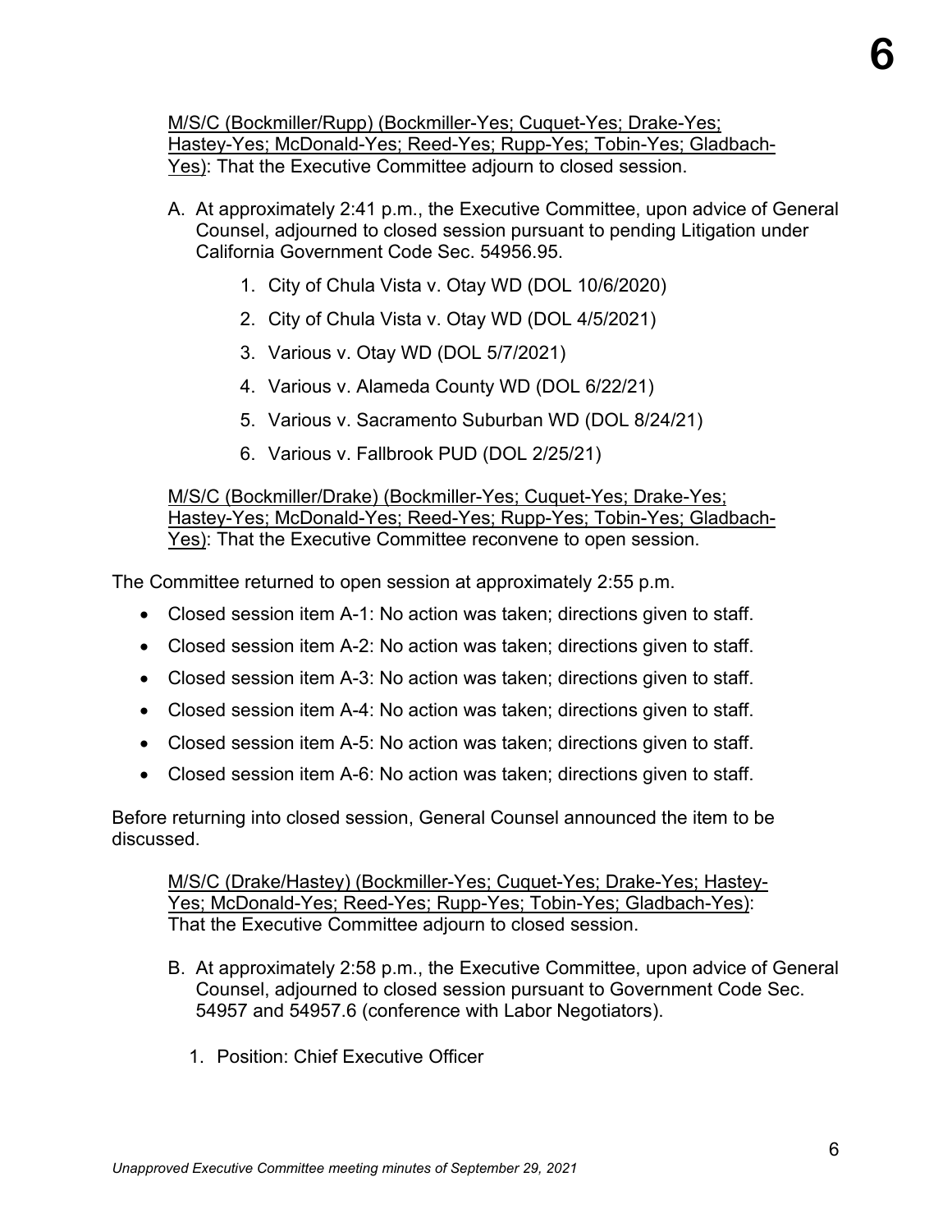M/S/C (Bockmiller/Rupp) (Bockmiller-Yes; Cuquet-Yes; Drake-Yes; Hastey-Yes; McDonald-Yes; Reed-Yes; Rupp-Yes; Tobin-Yes; Gladbach-Yes): That the Executive Committee adjourn to closed session.

A. At approximately 2:41 p.m., the Executive Committee, upon advice of General Counsel, adjourned to closed session pursuant to pending Litigation under California Government Code Sec. 54956.95.

   1. City of Chula Vista v. Otay WD (DOL 10/6/2020)
   2. City of Chula Vista v. Otay WD (DOL 4/5/2021)
   3. Various v. Otay WD (DOL 5/7/2021)
   4. Various v. Alameda County WD (DOL 6/22/21)
   5. Various v. Sacramento Suburban WD (DOL 8/24/21)
   6. Various v. Fallbrook PUD (DOL 2/25/21)

M/S/C (Bockmiller/Drake) (Bockmiller-Yes; Cuquet-Yes; Drake-Yes; Hastey-Yes; McDonald-Yes; Reed-Yes; Rupp-Yes; Tobin-Yes; Gladbach-Yes): That the Executive Committee reconvene to open session.

The Committee returned to open session at approximately 2:55 p.m.

- Closed session item A-1: No action was taken; directions given to staff.
- Closed session item A-2: No action was taken; directions given to staff.
- Closed session item A-3: No action was taken; directions given to staff.
- Closed session item A-4: No action was taken; directions given to staff.
- Closed session item A-5: No action was taken; directions given to staff.
- Closed session item A-6: No action was taken; directions given to staff.

Before returning into closed session, General Counsel announced the item to be discussed.

M/S/C (Drake/Hastey) (Bockmiller-Yes; Cuquet-Yes; Drake-Yes; Hastey-Yes; McDonald-Yes; Reed-Yes; Rupp-Yes; Tobin-Yes; Gladbach-Yes): That the Executive Committee adjourn to closed session.

B. At approximately 2:58 p.m., the Executive Committee, upon advice of General Counsel, adjourned to closed session pursuant to Government Code Sec. 54957 and 54957.6 (conference with Labor Negotiators).

   1. Position: Chief Executive Officer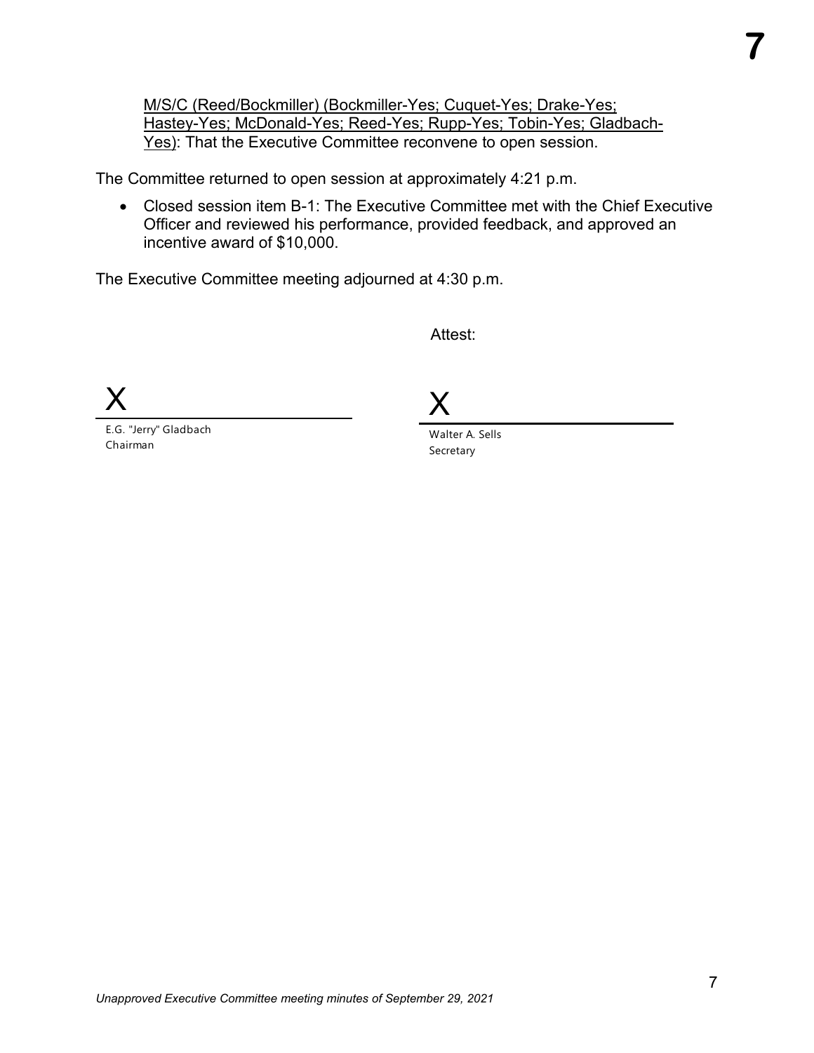M/S/C (Reed/Bockmiller) (Bockmiller-Yes; Cuquet-Yes; Drake-Yes; Hastey-Yes; McDonald-Yes; Reed-Yes; Rupp-Yes; Tobin-Yes; Gladbach-Yes): That the Executive Committee reconvene to open session.

The Committee returned to open session at approximately 4:21 p.m.

- Closed session item B-1: The Executive Committee met with the Chief Executive Officer and reviewed his performance, provided feedback, and approved an incentive award of $10,000.

The Executive Committee meeting adjourned at 4:30 p.m.

Attest:

X

E.G. "Jerry" Gladbach
Chairman

X

Walter A. Sells
Secretary

*Unapproved Executive Committee meeting minutes of September 29, 2021*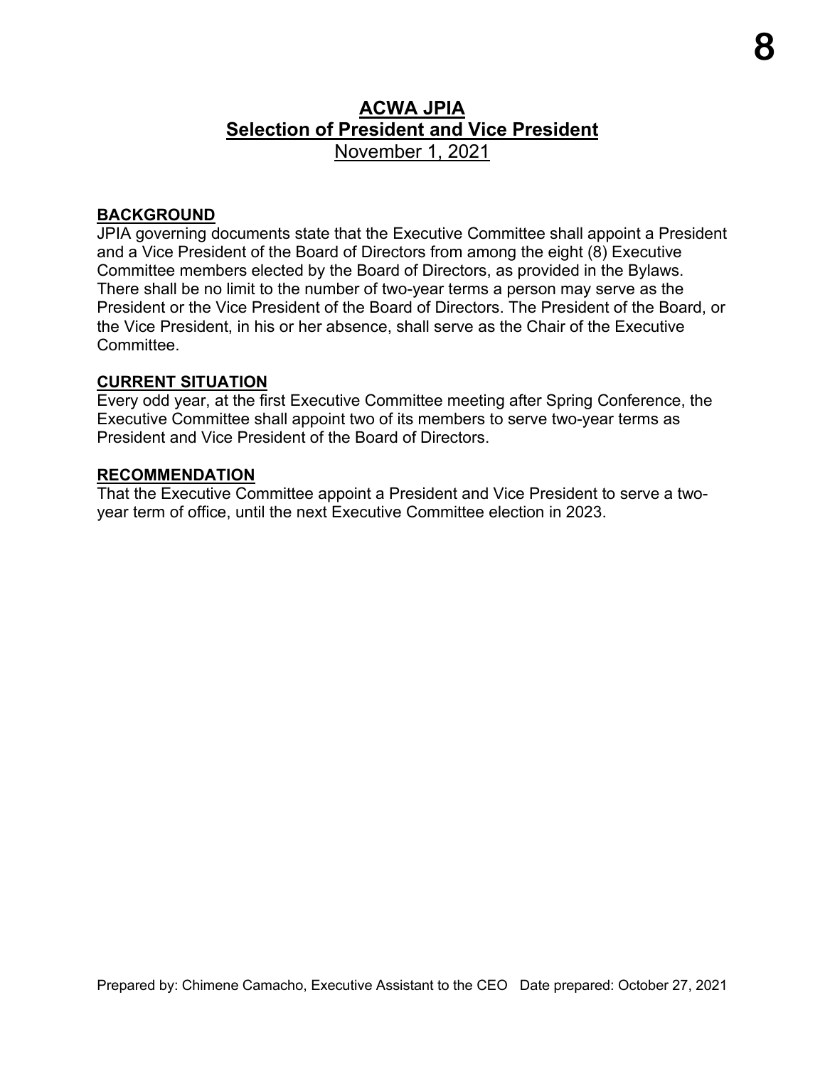# ACWA JPIA
## Selection of President and Vice President
November 1, 2021

**BACKGROUND**

JPIA governing documents state that the Executive Committee shall appoint a President and a Vice President of the Board of Directors from among the eight (8) Executive Committee members elected by the Board of Directors, as provided in the Bylaws. There shall be no limit to the number of two-year terms a person may serve as the President or the Vice President of the Board of Directors. The President of the Board, or the Vice President, in his or her absence, shall serve as the Chair of the Executive Committee.

**CURRENT SITUATION**

Every odd year, at the first Executive Committee meeting after Spring Conference, the Executive Committee shall appoint two of its members to serve two-year terms as President and Vice President of the Board of Directors.

**RECOMMENDATION**

That the Executive Committee appoint a President and Vice President to serve a two-year term of office, until the next Executive Committee election in 2023.

Prepared by: Chimene Camacho, Executive Assistant to the CEO Date prepared: October 27, 2021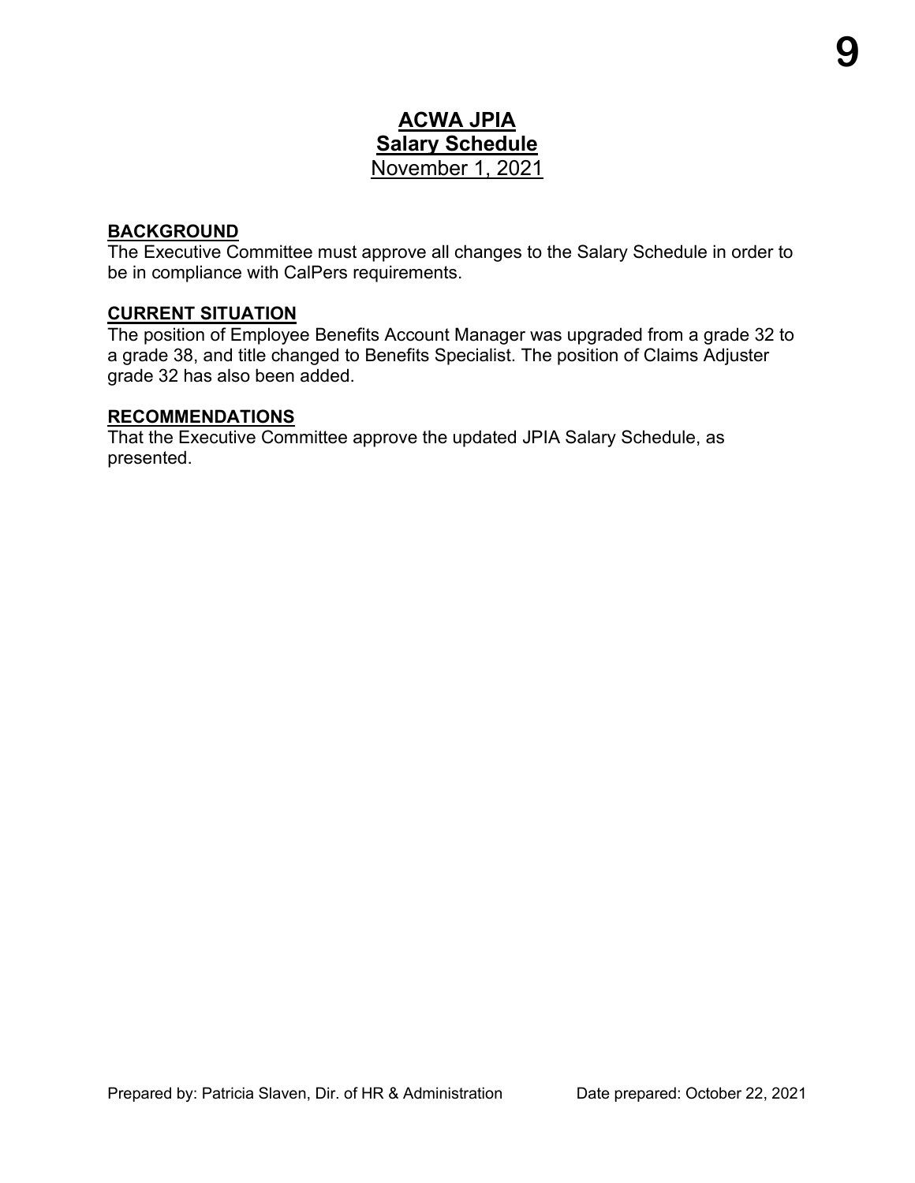# ACWA JPIA

## Salary Schedule

November 1, 2021

### BACKGROUND

The Executive Committee must approve all changes to the Salary Schedule in order to be in compliance with CalPers requirements.

### CURRENT SITUATION

The position of Employee Benefits Account Manager was upgraded from a grade 32 to a grade 38, and title changed to Benefits Specialist. The position of Claims Adjuster grade 32 has also been added.

### RECOMMENDATIONS

That the Executive Committee approve the updated JPIA Salary Schedule, as presented.

Prepared by: Patricia Slaven, Dir. of HR & Administration    Date prepared: October 22, 2021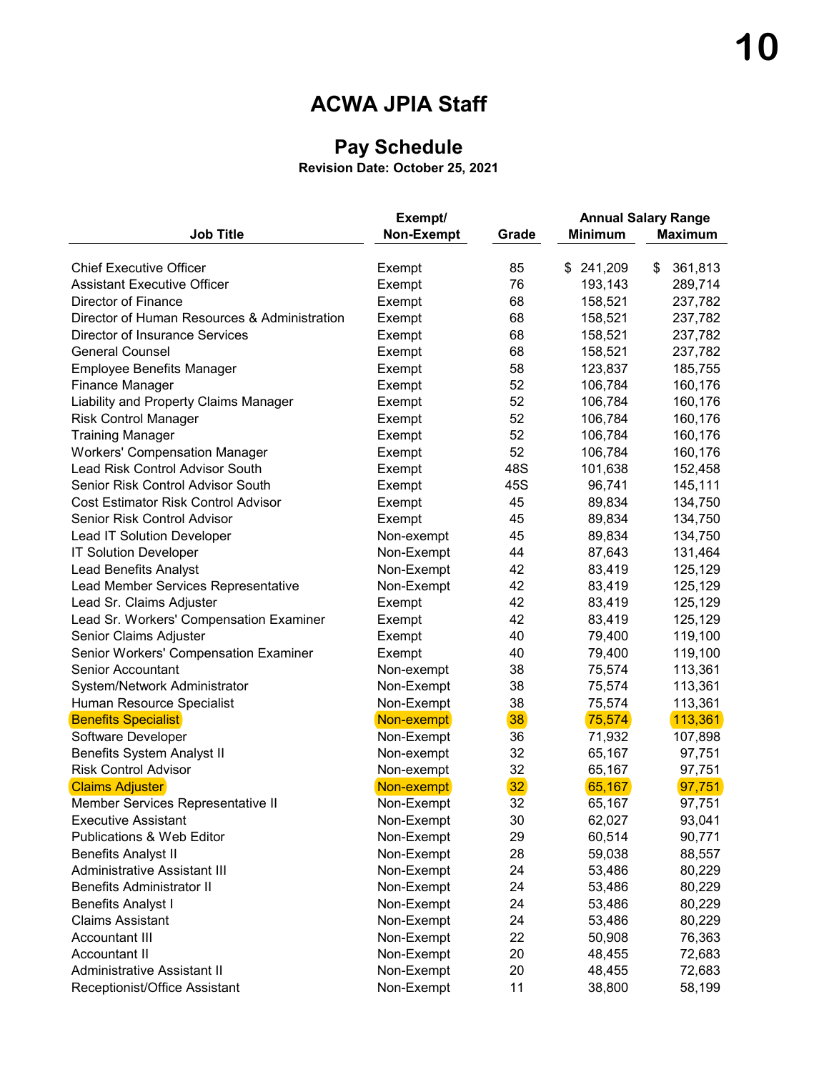# ACWA JPIA Staff

## Pay Schedule

**Revision Date: October 25, 2021**

| Job Title | Exempt/ Non-Exempt | Grade | Annual Salary Range Minimum | Annual Salary Range Maximum |
|---|---|---|---|---|
| Chief Executive Officer | Exempt | 85 | $ 241,209 | $ 361,813 |
| Assistant Executive Officer | Exempt | 76 | 193,143 | 289,714 |
| Director of Finance | Exempt | 68 | 158,521 | 237,782 |
| Director of Human Resources & Administration | Exempt | 68 | 158,521 | 237,782 |
| Director of Insurance Services | Exempt | 68 | 158,521 | 237,782 |
| General Counsel | Exempt | 68 | 158,521 | 237,782 |
| Employee Benefits Manager | Exempt | 58 | 123,837 | 185,755 |
| Finance Manager | Exempt | 52 | 106,784 | 160,176 |
| Liability and Property Claims Manager | Exempt | 52 | 106,784 | 160,176 |
| Risk Control Manager | Exempt | 52 | 106,784 | 160,176 |
| Training Manager | Exempt | 52 | 106,784 | 160,176 |
| Workers' Compensation Manager | Exempt | 52 | 106,784 | 160,176 |
| Lead Risk Control Advisor South | Exempt | 48S | 101,638 | 152,458 |
| Senior Risk Control Advisor South | Exempt | 45S | 96,741 | 145,111 |
| Cost Estimator Risk Control Advisor | Exempt | 45 | 89,834 | 134,750 |
| Senior Risk Control Advisor | Exempt | 45 | 89,834 | 134,750 |
| Lead IT Solution Developer | Non-exempt | 45 | 89,834 | 134,750 |
| IT Solution Developer | Non-Exempt | 44 | 87,643 | 131,464 |
| Lead Benefits Analyst | Non-Exempt | 42 | 83,419 | 125,129 |
| Lead Member Services Representative | Non-Exempt | 42 | 83,419 | 125,129 |
| Lead Sr. Claims Adjuster | Exempt | 42 | 83,419 | 125,129 |
| Lead Sr. Workers' Compensation Examiner | Exempt | 42 | 83,419 | 125,129 |
| Senior Claims Adjuster | Exempt | 40 | 79,400 | 119,100 |
| Senior Workers' Compensation Examiner | Exempt | 40 | 79,400 | 119,100 |
| Senior Accountant | Non-exempt | 38 | 75,574 | 113,361 |
| System/Network Administrator | Non-Exempt | 38 | 75,574 | 113,361 |
| Human Resource Specialist | Non-Exempt | 38 | 75,574 | 113,361 |
| Benefits Specialist | Non-exempt | 38 | 75,574 | 113,361 |
| Software Developer | Non-Exempt | 36 | 71,932 | 107,898 |
| Benefits System Analyst II | Non-exempt | 32 | 65,167 | 97,751 |
| Risk Control Advisor | Non-exempt | 32 | 65,167 | 97,751 |
| Claims Adjuster | Non-exempt | 32 | 65,167 | 97,751 |
| Member Services Representative II | Non-Exempt | 32 | 65,167 | 97,751 |
| Executive Assistant | Non-Exempt | 30 | 62,027 | 93,041 |
| Publications & Web Editor | Non-Exempt | 29 | 60,514 | 90,771 |
| Benefits Analyst II | Non-Exempt | 28 | 59,038 | 88,557 |
| Administrative Assistant III | Non-Exempt | 24 | 53,486 | 80,229 |
| Benefits Administrator II | Non-Exempt | 24 | 53,486 | 80,229 |
| Benefits Analyst I | Non-Exempt | 24 | 53,486 | 80,229 |
| Claims Assistant | Non-Exempt | 24 | 53,486 | 80,229 |
| Accountant III | Non-Exempt | 22 | 50,908 | 76,363 |
| Accountant II | Non-Exempt | 20 | 48,455 | 72,683 |
| Administrative Assistant II | Non-Exempt | 20 | 48,455 | 72,683 |
| Receptionist/Office Assistant | Non-Exempt | 11 | 38,800 | 58,199 |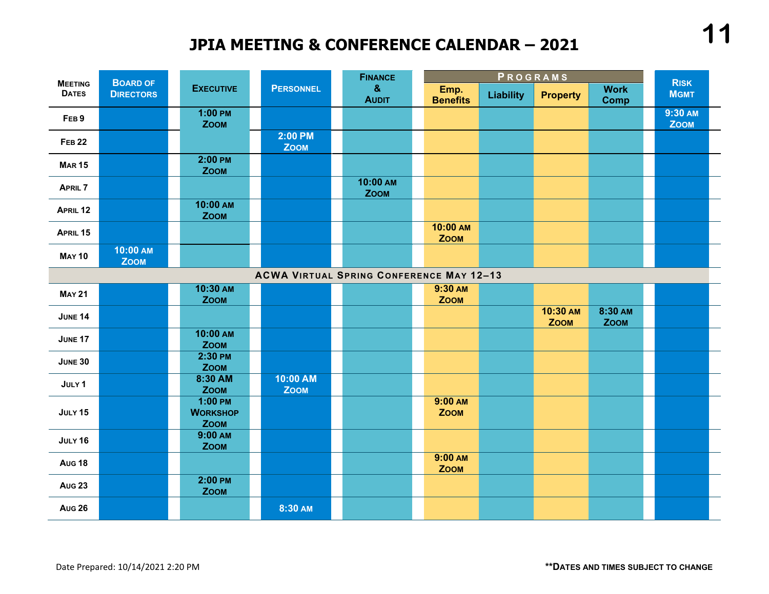# JPIA MEETING & CONFERENCE CALENDAR – 2021

| Meeting Dates | Board of Directors | Executive | Personnel | Finance & Audit | Programs | | | | Risk Mgmt |
|---|---|---|---|---|---|---|---|---|---|
| | | | | | Emp. Benefits | Liability | Property | Work Comp | |
| Feb 9 | | 1:00 PM Zoom | | | | | | | 9:30 AM Zoom |
| Feb 22 | | | 2:00 PM Zoom | | | | | | |
| Mar 15 | | 2:00 PM Zoom | | | | | | | |
| April 7 | | | | 10:00 AM Zoom | | | | | |
| April 12 | | 10:00 AM Zoom | | | | | | | |
| April 15 | | | | | 10:00 AM Zoom | | | | |
| May 10 | 10:00 AM Zoom | | | | | | | | |
| ACWA Virtual Spring Conference May 12–13 | | | | | | | | | |
| May 21 | | 10:30 AM Zoom | | | 9:30 AM Zoom | | | | |
| June 14 | | | | | | | 10:30 AM Zoom | 8:30 AM Zoom | |
| June 17 | | 10:00 AM Zoom | | | | | | | |
| June 30 | | 2:30 PM Zoom | | | | | | | |
| July 1 | | 8:30 AM Zoom | 10:00 AM Zoom | | | | | | |
| July 15 | | 1:00 PM Workshop Zoom | | | 9:00 AM Zoom | | | | |
| July 16 | | 9:00 AM Zoom | | | | | | | |
| Aug 18 | | | | | 9:00 AM Zoom | | | | |
| Aug 23 | | 2:00 PM Zoom | | | | | | | |
| Aug 26 | | | 8:30 AM | | | | | | |

Date Prepared: 10/14/2021 2:20 PM

**Dates and times subject to change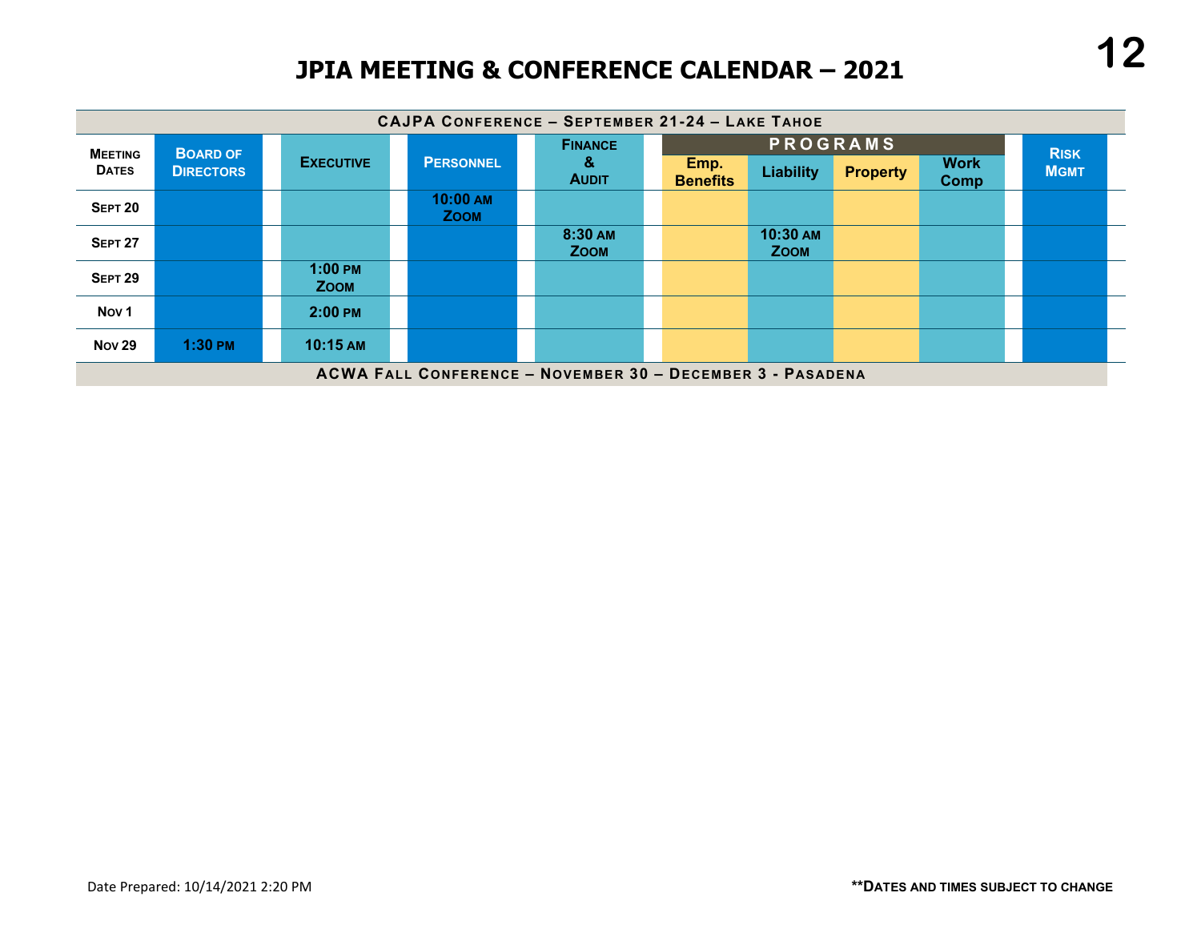# JPIA MEETING & CONFERENCE CALENDAR – 2021

| CAJPA CONFERENCE – SEPTEMBER 21-24 – LAKE TAHOE | | | | | | | | | |
|---|---|---|---|---|---|---|---|---|---|
| MEETING DATES | BOARD OF DIRECTORS | EXECUTIVE | PERSONNEL | FINANCE & AUDIT | PROGRAMS | | | | RISK MGMT |
| | | | | | Emp. Benefits | Liability | Property | Work Comp | |
| SEPT 20 | | | 10:00 AM ZOOM | | | | | | |
| SEPT 27 | | | | 8:30 AM ZOOM | | 10:30 AM ZOOM | | | |
| SEPT 29 | | 1:00 PM ZOOM | | | | | | | |
| NOV 1 | | 2:00 PM | | | | | | | |
| NOV 29 | 1:30 PM | 10:15 AM | | | | | | | |
| ACWA FALL CONFERENCE – NOVEMBER 30 – DECEMBER 3 - PASADENA | | | | | | | | | |

Date Prepared: 10/14/2021 2:20 PM

**DATES AND TIMES SUBJECT TO CHANGE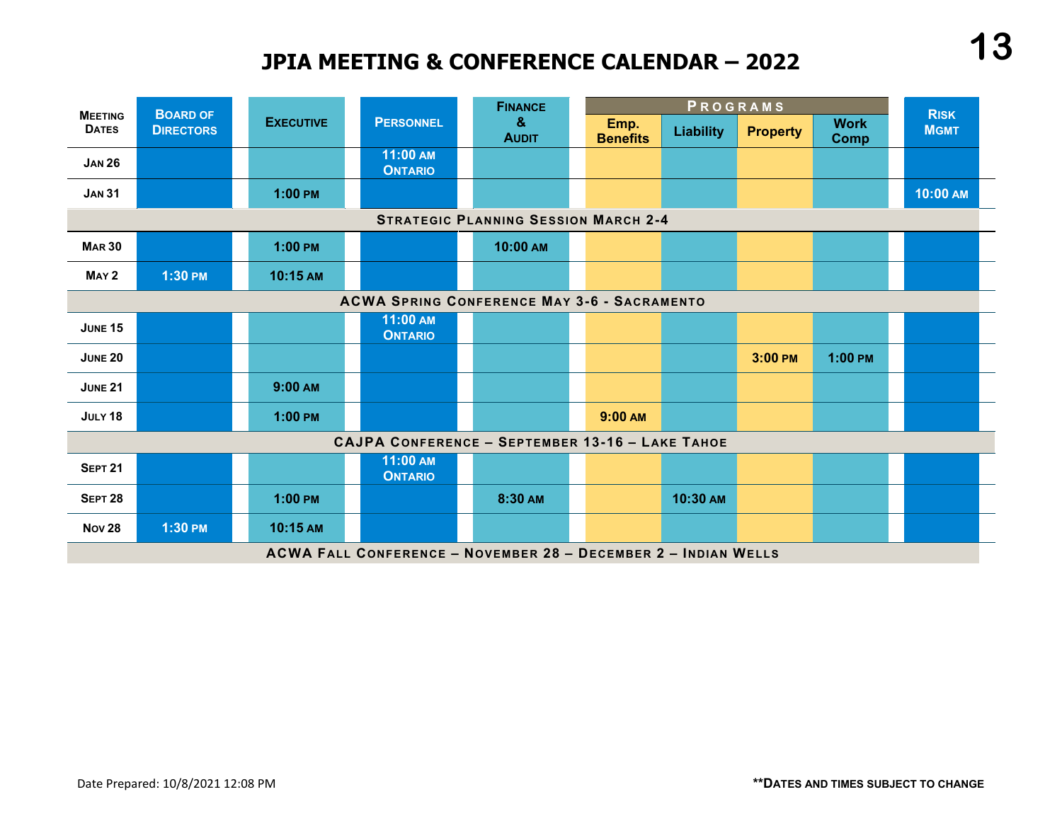# JPIA MEETING & CONFERENCE CALENDAR – 2022

| Meeting Dates | Board of Directors | Executive | Personnel | Finance & Audit | Programs | | | | Risk Mgmt |
|---|---|---|---|---|---|---|---|---|---|
| | | | | | Emp. Benefits | Liability | Property | Work Comp | |
| Jan 26 | | | 11:00 AM Ontario | | | | | | |
| Jan 31 | | 1:00 PM | | | | | | | 10:00 AM |
| **Strategic Planning Session March 2-4** | | | | | | | | | |
| Mar 30 | | 1:00 PM | | 10:00 AM | | | | | |
| May 2 | 1:30 PM | 10:15 AM | | | | | | | |
| **ACWA Spring Conference May 3-6 - Sacramento** | | | | | | | | | |
| June 15 | | | 11:00 AM Ontario | | | | | | |
| June 20 | | | | | | | 3:00 PM | 1:00 PM | |
| June 21 | | 9:00 AM | | | | | | | |
| July 18 | | 1:00 PM | | | 9:00 AM | | | | |
| **CAJPA Conference – September 13-16 – Lake Tahoe** | | | | | | | | | |
| Sept 21 | | | 11:00 AM Ontario | | | | | | |
| Sept 28 | | 1:00 PM | | 8:30 AM | | 10:30 AM | | | |
| Nov 28 | 1:30 PM | 10:15 AM | | | | | | | |
| **ACWA Fall Conference – November 28 – December 2 – Indian Wells** | | | | | | | | | |

Date Prepared: 10/8/2021 12:08 PM

**Dates and times subject to change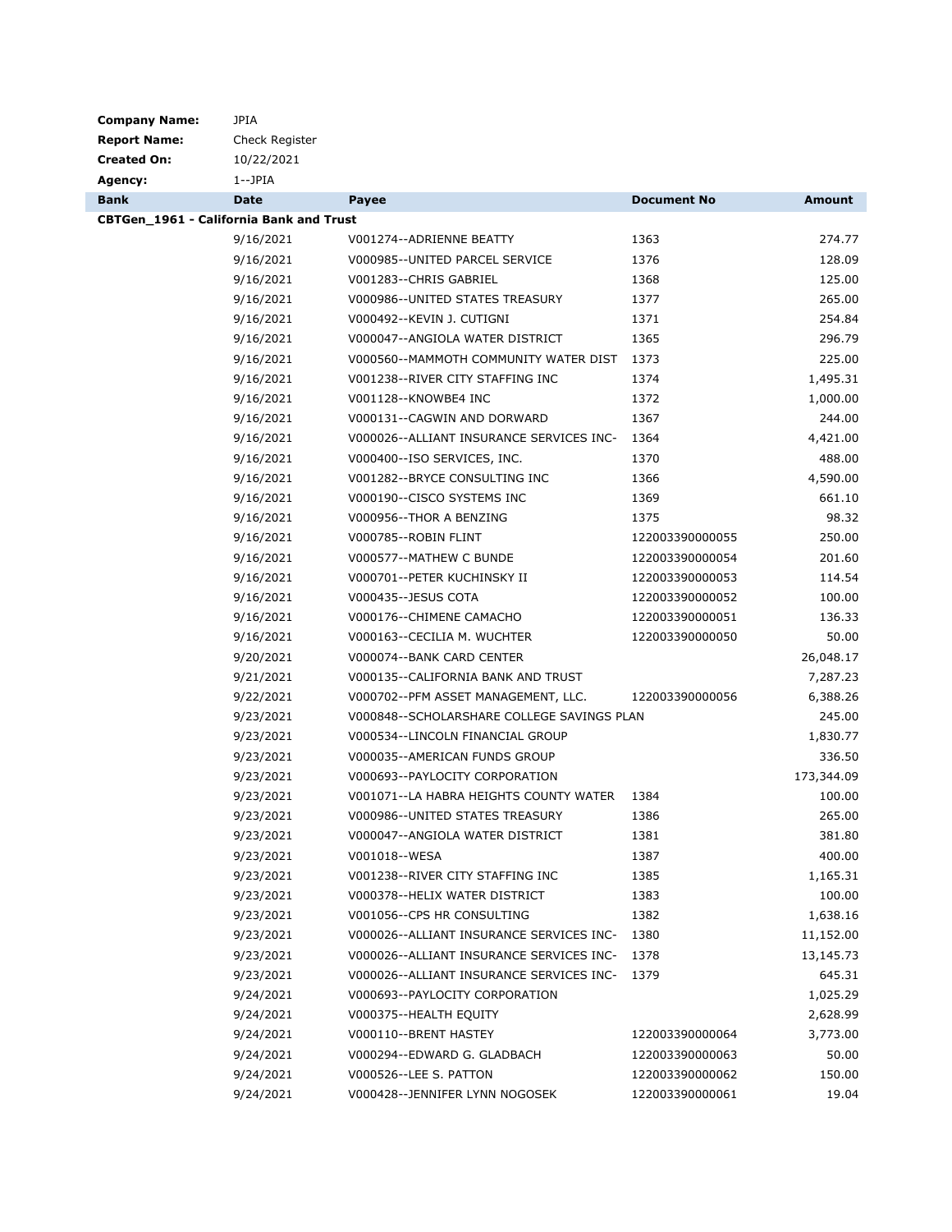**Company Name:** JPIA
**Report Name:** Check Register
**Created On:** 10/22/2021
**Agency:** 1--JPIA

| Bank | Date | Payee | Document No | Amount |
|---|---|---|---|---|
| **CBTGen_1961 - California Bank and Trust** | | | | |
| | 9/16/2021 | V001274--ADRIENNE BEATTY | 1363 | 274.77 |
| | 9/16/2021 | V000985--UNITED PARCEL SERVICE | 1376 | 128.09 |
| | 9/16/2021 | V001283--CHRIS GABRIEL | 1368 | 125.00 |
| | 9/16/2021 | V000986--UNITED STATES TREASURY | 1377 | 265.00 |
| | 9/16/2021 | V000492--KEVIN J. CUTIGNI | 1371 | 254.84 |
| | 9/16/2021 | V000047--ANGIOLA WATER DISTRICT | 1365 | 296.79 |
| | 9/16/2021 | V000560--MAMMOTH COMMUNITY WATER DIST | 1373 | 225.00 |
| | 9/16/2021 | V001238--RIVER CITY STAFFING INC | 1374 | 1,495.31 |
| | 9/16/2021 | V001128--KNOWBE4 INC | 1372 | 1,000.00 |
| | 9/16/2021 | V000131--CAGWIN AND DORWARD | 1367 | 244.00 |
| | 9/16/2021 | V000026--ALLIANT INSURANCE SERVICES INC- | 1364 | 4,421.00 |
| | 9/16/2021 | V000400--ISO SERVICES, INC. | 1370 | 488.00 |
| | 9/16/2021 | V001282--BRYCE CONSULTING INC | 1366 | 4,590.00 |
| | 9/16/2021 | V000190--CISCO SYSTEMS INC | 1369 | 661.10 |
| | 9/16/2021 | V000956--THOR A BENZING | 1375 | 98.32 |
| | 9/16/2021 | V000785--ROBIN FLINT | 122003390000055 | 250.00 |
| | 9/16/2021 | V000577--MATHEW C BUNDE | 122003390000054 | 201.60 |
| | 9/16/2021 | V000701--PETER KUCHINSKY II | 122003390000053 | 114.54 |
| | 9/16/2021 | V000435--JESUS COTA | 122003390000052 | 100.00 |
| | 9/16/2021 | V000176--CHIMENE CAMACHO | 122003390000051 | 136.33 |
| | 9/16/2021 | V000163--CECILIA M. WUCHTER | 122003390000050 | 50.00 |
| | 9/20/2021 | V000074--BANK CARD CENTER | | 26,048.17 |
| | 9/21/2021 | V000135--CALIFORNIA BANK AND TRUST | | 7,287.23 |
| | 9/22/2021 | V000702--PFM ASSET MANAGEMENT, LLC. | 122003390000056 | 6,388.26 |
| | 9/23/2021 | V000848--SCHOLARSHARE COLLEGE SAVINGS PLAN | | 245.00 |
| | 9/23/2021 | V000534--LINCOLN FINANCIAL GROUP | | 1,830.77 |
| | 9/23/2021 | V000035--AMERICAN FUNDS GROUP | | 336.50 |
| | 9/23/2021 | V000693--PAYLOCITY CORPORATION | | 173,344.09 |
| | 9/23/2021 | V001071--LA HABRA HEIGHTS COUNTY WATER | 1384 | 100.00 |
| | 9/23/2021 | V000986--UNITED STATES TREASURY | 1386 | 265.00 |
| | 9/23/2021 | V000047--ANGIOLA WATER DISTRICT | 1381 | 381.80 |
| | 9/23/2021 | V001018--WESA | 1387 | 400.00 |
| | 9/23/2021 | V001238--RIVER CITY STAFFING INC | 1385 | 1,165.31 |
| | 9/23/2021 | V000378--HELIX WATER DISTRICT | 1383 | 100.00 |
| | 9/23/2021 | V001056--CPS HR CONSULTING | 1382 | 1,638.16 |
| | 9/23/2021 | V000026--ALLIANT INSURANCE SERVICES INC- | 1380 | 11,152.00 |
| | 9/23/2021 | V000026--ALLIANT INSURANCE SERVICES INC- | 1378 | 13,145.73 |
| | 9/23/2021 | V000026--ALLIANT INSURANCE SERVICES INC- | 1379 | 645.31 |
| | 9/24/2021 | V000693--PAYLOCITY CORPORATION | | 1,025.29 |
| | 9/24/2021 | V000375--HEALTH EQUITY | | 2,628.99 |
| | 9/24/2021 | V000110--BRENT HASTEY | 122003390000064 | 3,773.00 |
| | 9/24/2021 | V000294--EDWARD G. GLADBACH | 122003390000063 | 50.00 |
| | 9/24/2021 | V000526--LEE S. PATTON | 122003390000062 | 150.00 |
| | 9/24/2021 | V000428--JENNIFER LYNN NOGOSEK | 122003390000061 | 19.04 |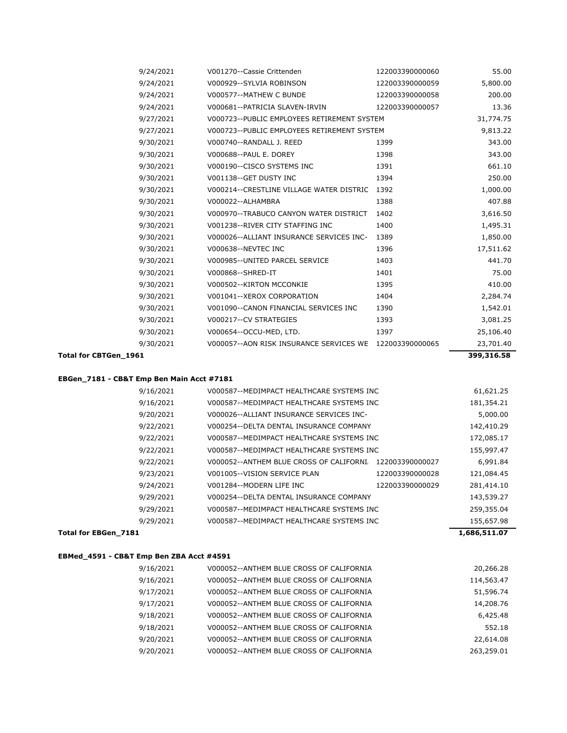| Date | Vendor | Reference | Amount |
|---|---|---|---|
| 9/24/2021 | V001270--Cassie Crittenden | 122003390000060 | 55.00 |
| 9/24/2021 | V000929--SYLVIA ROBINSON | 122003390000059 | 5,800.00 |
| 9/24/2021 | V000577--MATHEW C BUNDE | 122003390000058 | 200.00 |
| 9/24/2021 | V000681--PATRICIA SLAVEN-IRVIN | 122003390000057 | 13.36 |
| 9/27/2021 | V000723--PUBLIC EMPLOYEES RETIREMENT SYSTEM | | 31,774.75 |
| 9/27/2021 | V000723--PUBLIC EMPLOYEES RETIREMENT SYSTEM | | 9,813.22 |
| 9/30/2021 | V000740--RANDALL J. REED | 1399 | 343.00 |
| 9/30/2021 | V000688--PAUL E. DOREY | 1398 | 343.00 |
| 9/30/2021 | V000190--CISCO SYSTEMS INC | 1391 | 661.10 |
| 9/30/2021 | V001138--GET DUSTY INC | 1394 | 250.00 |
| 9/30/2021 | V000214--CRESTLINE VILLAGE WATER DISTRIC | 1392 | 1,000.00 |
| 9/30/2021 | V000022--ALHAMBRA | 1388 | 407.88 |
| 9/30/2021 | V000970--TRABUCO CANYON WATER DISTRICT | 1402 | 3,616.50 |
| 9/30/2021 | V001238--RIVER CITY STAFFING INC | 1400 | 1,495.31 |
| 9/30/2021 | V000026--ALLIANT INSURANCE SERVICES INC- | 1389 | 1,850.00 |
| 9/30/2021 | V000638--NEVTEC INC | 1396 | 17,511.62 |
| 9/30/2021 | V000985--UNITED PARCEL SERVICE | 1403 | 441.70 |
| 9/30/2021 | V000868--SHRED-IT | 1401 | 75.00 |
| 9/30/2021 | V000502--KIRTON MCCONKIE | 1395 | 410.00 |
| 9/30/2021 | V001041--XEROX CORPORATION | 1404 | 2,284.74 |
| 9/30/2021 | V001090--CANON FINANCIAL SERVICES INC | 1390 | 1,542.01 |
| 9/30/2021 | V000217--CV STRATEGIES | 1393 | 3,081.25 |
| 9/30/2021 | V000654--OCCU-MED, LTD. | 1397 | 25,106.40 |
| 9/30/2021 | V000057--AON RISK INSURANCE SERVICES WE | 122003390000065 | 23,701.40 |
| **Total for CBTGen_1961** | | | **399,316.58** |

**EBGen_7181 - CB&T Emp Ben Main Acct #7181**

| Date | Vendor | Reference | Amount |
|---|---|---|---|
| 9/16/2021 | V000587--MEDIMPACT HEALTHCARE SYSTEMS INC | | 61,621.25 |
| 9/16/2021 | V000587--MEDIMPACT HEALTHCARE SYSTEMS INC | | 181,354.21 |
| 9/20/2021 | V000026--ALLIANT INSURANCE SERVICES INC- | | 5,000.00 |
| 9/22/2021 | V000254--DELTA DENTAL INSURANCE COMPANY | | 142,410.29 |
| 9/22/2021 | V000587--MEDIMPACT HEALTHCARE SYSTEMS INC | | 172,085.17 |
| 9/22/2021 | V000587--MEDIMPACT HEALTHCARE SYSTEMS INC | | 155,997.47 |
| 9/22/2021 | V000052--ANTHEM BLUE CROSS OF CALIFORNI. | 122003390000027 | 6,991.84 |
| 9/23/2021 | V001005--VISION SERVICE PLAN | 122003390000028 | 121,084.45 |
| 9/24/2021 | V001284--MODERN LIFE INC | 122003390000029 | 281,414.10 |
| 9/29/2021 | V000254--DELTA DENTAL INSURANCE COMPANY | | 143,539.27 |
| 9/29/2021 | V000587--MEDIMPACT HEALTHCARE SYSTEMS INC | | 259,355.04 |
| 9/29/2021 | V000587--MEDIMPACT HEALTHCARE SYSTEMS INC | | 155,657.98 |
| **Total for EBGen_7181** | | | **1,686,511.07** |

**EBMed_4591 - CB&T Emp Ben ZBA Acct #4591**

| Date | Vendor | Reference | Amount |
|---|---|---|---|
| 9/16/2021 | V000052--ANTHEM BLUE CROSS OF CALIFORNIA | | 20,266.28 |
| 9/16/2021 | V000052--ANTHEM BLUE CROSS OF CALIFORNIA | | 114,563.47 |
| 9/17/2021 | V000052--ANTHEM BLUE CROSS OF CALIFORNIA | | 51,596.74 |
| 9/17/2021 | V000052--ANTHEM BLUE CROSS OF CALIFORNIA | | 14,208.76 |
| 9/18/2021 | V000052--ANTHEM BLUE CROSS OF CALIFORNIA | | 6,425.48 |
| 9/18/2021 | V000052--ANTHEM BLUE CROSS OF CALIFORNIA | | 552.18 |
| 9/20/2021 | V000052--ANTHEM BLUE CROSS OF CALIFORNIA | | 22,614.08 |
| 9/20/2021 | V000052--ANTHEM BLUE CROSS OF CALIFORNIA | | 263,259.01 |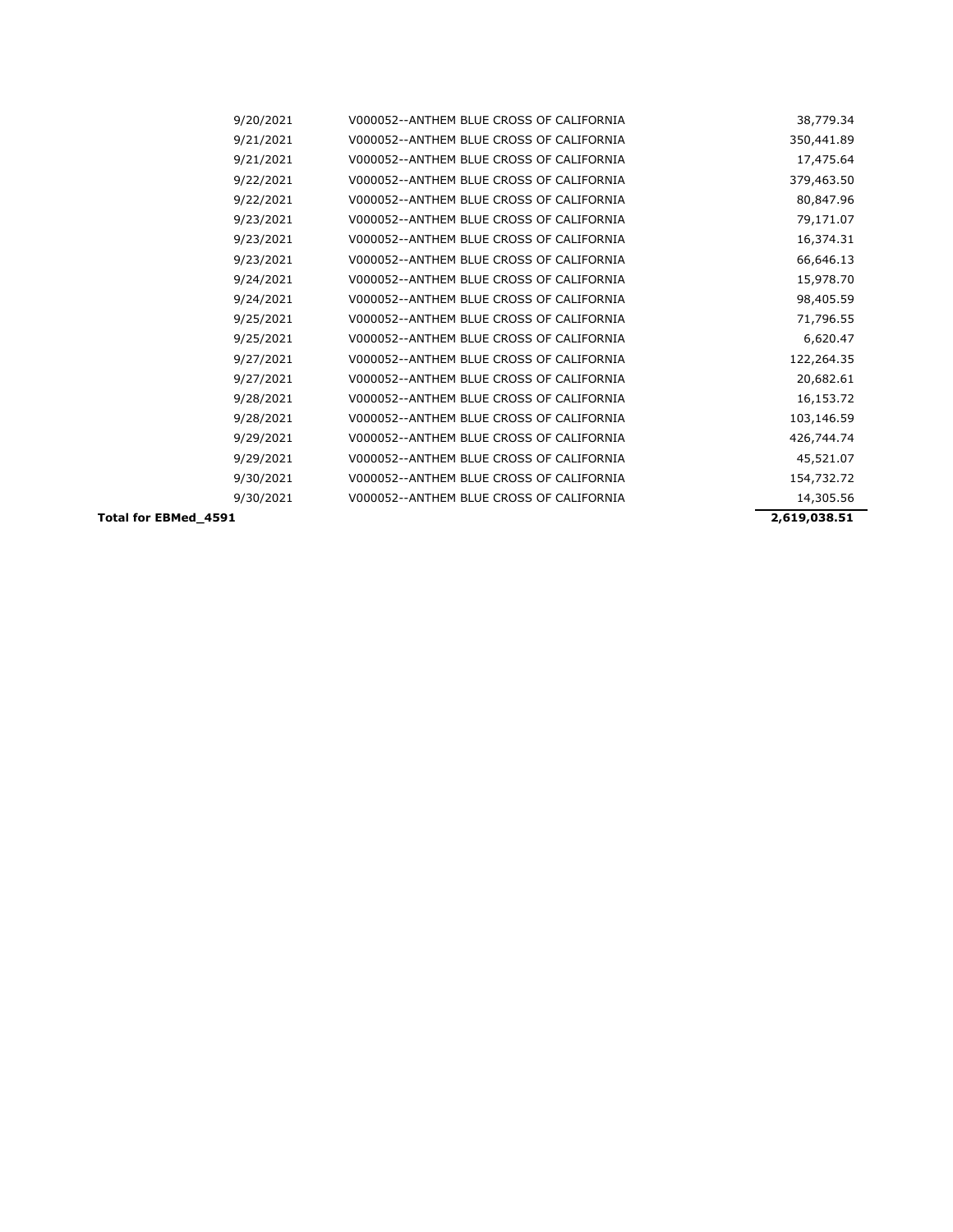| | | | |
|---|---|---|---|
| | 9/20/2021 | V000052--ANTHEM BLUE CROSS OF CALIFORNIA | 38,779.34 |
| | 9/21/2021 | V000052--ANTHEM BLUE CROSS OF CALIFORNIA | 350,441.89 |
| | 9/21/2021 | V000052--ANTHEM BLUE CROSS OF CALIFORNIA | 17,475.64 |
| | 9/22/2021 | V000052--ANTHEM BLUE CROSS OF CALIFORNIA | 379,463.50 |
| | 9/22/2021 | V000052--ANTHEM BLUE CROSS OF CALIFORNIA | 80,847.96 |
| | 9/23/2021 | V000052--ANTHEM BLUE CROSS OF CALIFORNIA | 79,171.07 |
| | 9/23/2021 | V000052--ANTHEM BLUE CROSS OF CALIFORNIA | 16,374.31 |
| | 9/23/2021 | V000052--ANTHEM BLUE CROSS OF CALIFORNIA | 66,646.13 |
| | 9/24/2021 | V000052--ANTHEM BLUE CROSS OF CALIFORNIA | 15,978.70 |
| | 9/24/2021 | V000052--ANTHEM BLUE CROSS OF CALIFORNIA | 98,405.59 |
| | 9/25/2021 | V000052--ANTHEM BLUE CROSS OF CALIFORNIA | 71,796.55 |
| | 9/25/2021 | V000052--ANTHEM BLUE CROSS OF CALIFORNIA | 6,620.47 |
| | 9/27/2021 | V000052--ANTHEM BLUE CROSS OF CALIFORNIA | 122,264.35 |
| | 9/27/2021 | V000052--ANTHEM BLUE CROSS OF CALIFORNIA | 20,682.61 |
| | 9/28/2021 | V000052--ANTHEM BLUE CROSS OF CALIFORNIA | 16,153.72 |
| | 9/28/2021 | V000052--ANTHEM BLUE CROSS OF CALIFORNIA | 103,146.59 |
| | 9/29/2021 | V000052--ANTHEM BLUE CROSS OF CALIFORNIA | 426,744.74 |
| | 9/29/2021 | V000052--ANTHEM BLUE CROSS OF CALIFORNIA | 45,521.07 |
| | 9/30/2021 | V000052--ANTHEM BLUE CROSS OF CALIFORNIA | 154,732.72 |
| | 9/30/2021 | V000052--ANTHEM BLUE CROSS OF CALIFORNIA | 14,305.56 |
| **Total for EBMed_4591** | | | **2,619,038.51** |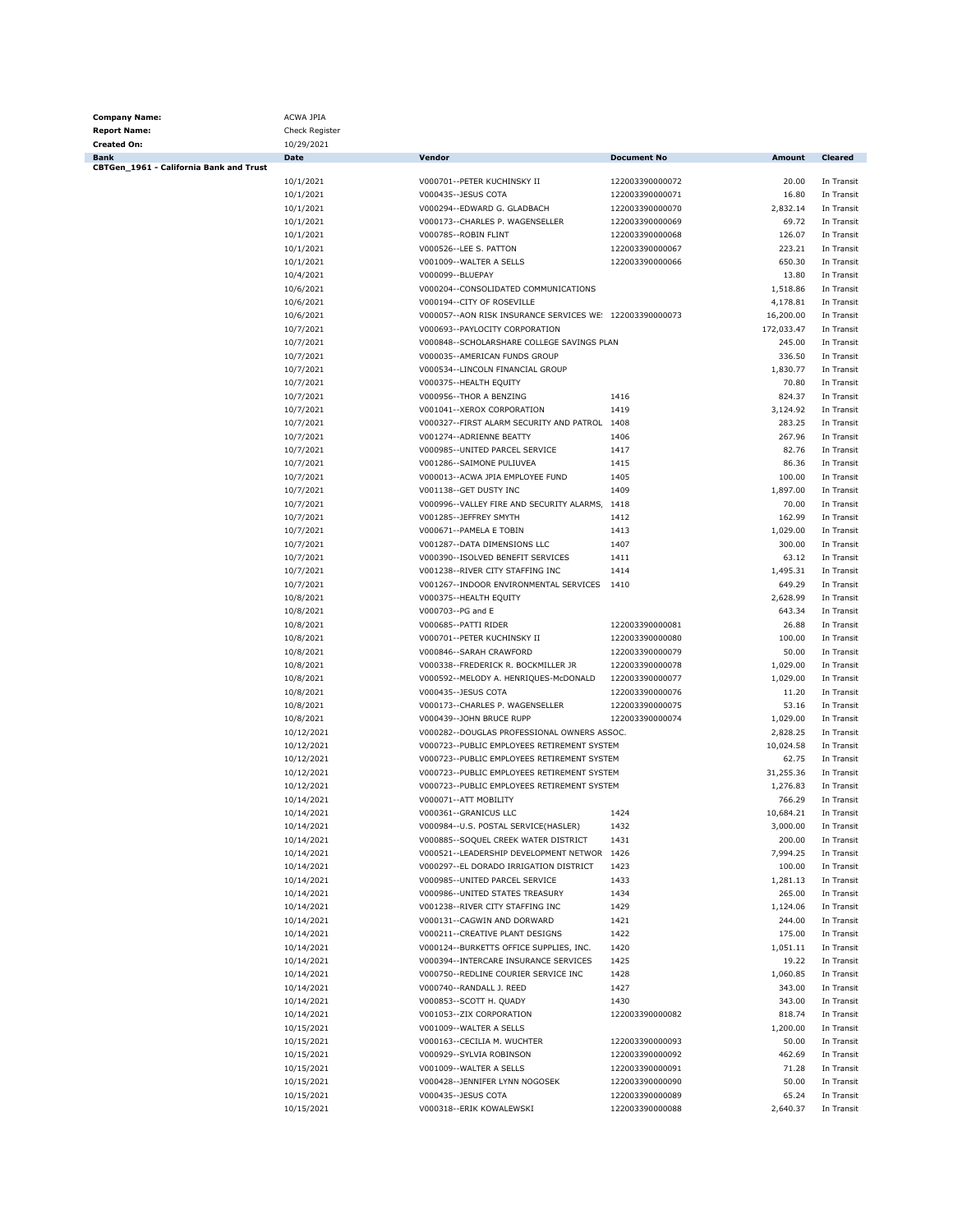| | |
|---|---|
| **Company Name:** | ACWA JPIA |
| **Report Name:** | Check Register |
| **Created On:** | 10/29/2021 |

| Bank | Date | Vendor | Document No | Amount | Cleared |
|---|---|---|---|---|---|
| **CBTGen_1961 - California Bank and Trust** | | | | | |
| | 10/1/2021 | V000701--PETER KUCHINSKY II | 122003390000072 | 20.00 | In Transit |
| | 10/1/2021 | V000435--JESUS COTA | 122003390000071 | 16.80 | In Transit |
| | 10/1/2021 | V000294--EDWARD G. GLADBACH | 122003390000070 | 2,832.14 | In Transit |
| | 10/1/2021 | V000173--CHARLES P. WAGENSELLER | 122003390000069 | 69.72 | In Transit |
| | 10/1/2021 | V000785--ROBIN FLINT | 122003390000068 | 126.07 | In Transit |
| | 10/1/2021 | V000526--LEE S. PATTON | 122003390000067 | 223.21 | In Transit |
| | 10/1/2021 | V001009--WALTER A SELLS | 122003390000066 | 650.30 | In Transit |
| | 10/4/2021 | V000099--BLUEPAY | | 13.80 | In Transit |
| | 10/6/2021 | V000204--CONSOLIDATED COMMUNICATIONS | | 1,518.86 | In Transit |
| | 10/6/2021 | V000194--CITY OF ROSEVILLE | | 4,178.81 | In Transit |
| | 10/6/2021 | V000057--AON RISK INSURANCE SERVICES WE! | 122003390000073 | 16,200.00 | In Transit |
| | 10/7/2021 | V000693--PAYLOCITY CORPORATION | | 172,033.47 | In Transit |
| | 10/7/2021 | V000848--SCHOLARSHARE COLLEGE SAVINGS PLAN | | 245.00 | In Transit |
| | 10/7/2021 | V000035--AMERICAN FUNDS GROUP | | 336.50 | In Transit |
| | 10/7/2021 | V000534--LINCOLN FINANCIAL GROUP | | 1,830.77 | In Transit |
| | 10/7/2021 | V000375--HEALTH EQUITY | | 70.80 | In Transit |
| | 10/7/2021 | V000956--THOR A BENZING | 1416 | 824.37 | In Transit |
| | 10/7/2021 | V001041--XEROX CORPORATION | 1419 | 3,124.92 | In Transit |
| | 10/7/2021 | V000327--FIRST ALARM SECURITY AND PATROL | 1408 | 283.25 | In Transit |
| | 10/7/2021 | V001274--ADRIENNE BEATTY | 1406 | 267.96 | In Transit |
| | 10/7/2021 | V000985--UNITED PARCEL SERVICE | 1417 | 82.76 | In Transit |
| | 10/7/2021 | V001286--SAIMONE PULIUVEA | 1415 | 86.36 | In Transit |
| | 10/7/2021 | V000013--ACWA JPIA EMPLOYEE FUND | 1405 | 100.00 | In Transit |
| | 10/7/2021 | V001138--GET DUSTY INC | 1409 | 1,897.00 | In Transit |
| | 10/7/2021 | V000996--VALLEY FIRE AND SECURITY ALARMS, | 1418 | 70.00 | In Transit |
| | 10/7/2021 | V001285--JEFFREY SMYTH | 1412 | 162.99 | In Transit |
| | 10/7/2021 | V000671--PAMELA E TOBIN | 1413 | 1,029.00 | In Transit |
| | 10/7/2021 | V001287--DATA DIMENSIONS LLC | 1407 | 300.00 | In Transit |
| | 10/7/2021 | V000390--ISOLVED BENEFIT SERVICES | 1411 | 63.12 | In Transit |
| | 10/7/2021 | V001238--RIVER CITY STAFFING INC | 1414 | 1,495.31 | In Transit |
| | 10/7/2021 | V001267--INDOOR ENVIRONMENTAL SERVICES | 1410 | 649.29 | In Transit |
| | 10/8/2021 | V000375--HEALTH EQUITY | | 2,628.99 | In Transit |
| | 10/8/2021 | V000703--PG and E | | 643.34 | In Transit |
| | 10/8/2021 | V000685--PATTI RIDER | 122003390000081 | 26.88 | In Transit |
| | 10/8/2021 | V000701--PETER KUCHINSKY II | 122003390000080 | 100.00 | In Transit |
| | 10/8/2021 | V000846--SARAH CRAWFORD | 122003390000079 | 50.00 | In Transit |
| | 10/8/2021 | V000338--FREDERICK R. BOCKMILLER JR | 122003390000078 | 1,029.00 | In Transit |
| | 10/8/2021 | V000592--MELODY A. HENRIQUES-McDONALD | 122003390000077 | 1,029.00 | In Transit |
| | 10/8/2021 | V000435--JESUS COTA | 122003390000076 | 11.20 | In Transit |
| | 10/8/2021 | V000173--CHARLES P. WAGENSELLER | 122003390000075 | 53.16 | In Transit |
| | 10/8/2021 | V000439--JOHN BRUCE RUPP | 122003390000074 | 1,029.00 | In Transit |
| | 10/12/2021 | V000282--DOUGLAS PROFESSIONAL OWNERS ASSOC. | | 2,828.25 | In Transit |
| | 10/12/2021 | V000723--PUBLIC EMPLOYEES RETIREMENT SYSTEM | | 10,024.58 | In Transit |
| | 10/12/2021 | V000723--PUBLIC EMPLOYEES RETIREMENT SYSTEM | | 62.75 | In Transit |
| | 10/12/2021 | V000723--PUBLIC EMPLOYEES RETIREMENT SYSTEM | | 31,255.36 | In Transit |
| | 10/12/2021 | V000723--PUBLIC EMPLOYEES RETIREMENT SYSTEM | | 1,276.83 | In Transit |
| | 10/14/2021 | V000071--ATT MOBILITY | | 766.29 | In Transit |
| | 10/14/2021 | V000361--GRANICUS LLC | 1424 | 10,684.21 | In Transit |
| | 10/14/2021 | V000984--U.S. POSTAL SERVICE(HASLER) | 1432 | 3,000.00 | In Transit |
| | 10/14/2021 | V000885--SOQUEL CREEK WATER DISTRICT | 1431 | 200.00 | In Transit |
| | 10/14/2021 | V000521--LEADERSHIP DEVELOPMENT NETWOR | 1426 | 7,994.25 | In Transit |
| | 10/14/2021 | V000297--EL DORADO IRRIGATION DISTRICT | 1423 | 100.00 | In Transit |
| | 10/14/2021 | V000985--UNITED PARCEL SERVICE | 1433 | 1,281.13 | In Transit |
| | 10/14/2021 | V000986--UNITED STATES TREASURY | 1434 | 265.00 | In Transit |
| | 10/14/2021 | V001238--RIVER CITY STAFFING INC | 1429 | 1,124.06 | In Transit |
| | 10/14/2021 | V000131--CAGWIN AND DORWARD | 1421 | 244.00 | In Transit |
| | 10/14/2021 | V000211--CREATIVE PLANT DESIGNS | 1422 | 175.00 | In Transit |
| | 10/14/2021 | V000124--BURKETTS OFFICE SUPPLIES, INC. | 1420 | 1,051.11 | In Transit |
| | 10/14/2021 | V000394--INTERCARE INSURANCE SERVICES | 1425 | 19.22 | In Transit |
| | 10/14/2021 | V000750--REDLINE COURIER SERVICE INC | 1428 | 1,060.85 | In Transit |
| | 10/14/2021 | V000740--RANDALL J. REED | 1427 | 343.00 | In Transit |
| | 10/14/2021 | V000853--SCOTT H. QUADY | 1430 | 343.00 | In Transit |
| | 10/14/2021 | V001053--ZIX CORPORATION | 122003390000082 | 818.74 | In Transit |
| | 10/15/2021 | V001009--WALTER A SELLS | | 1,200.00 | In Transit |
| | 10/15/2021 | V000163--CECILIA M. WUCHTER | 122003390000093 | 50.00 | In Transit |
| | 10/15/2021 | V000929--SYLVIA ROBINSON | 122003390000092 | 462.69 | In Transit |
| | 10/15/2021 | V001009--WALTER A SELLS | 122003390000091 | 71.28 | In Transit |
| | 10/15/2021 | V000428--JENNIFER LYNN NOGOSEK | 122003390000090 | 50.00 | In Transit |
| | 10/15/2021 | V000435--JESUS COTA | 122003390000089 | 65.24 | In Transit |
| | 10/15/2021 | V000318--ERIK KOWALEWSKI | 122003390000088 | 2,640.37 | In Transit |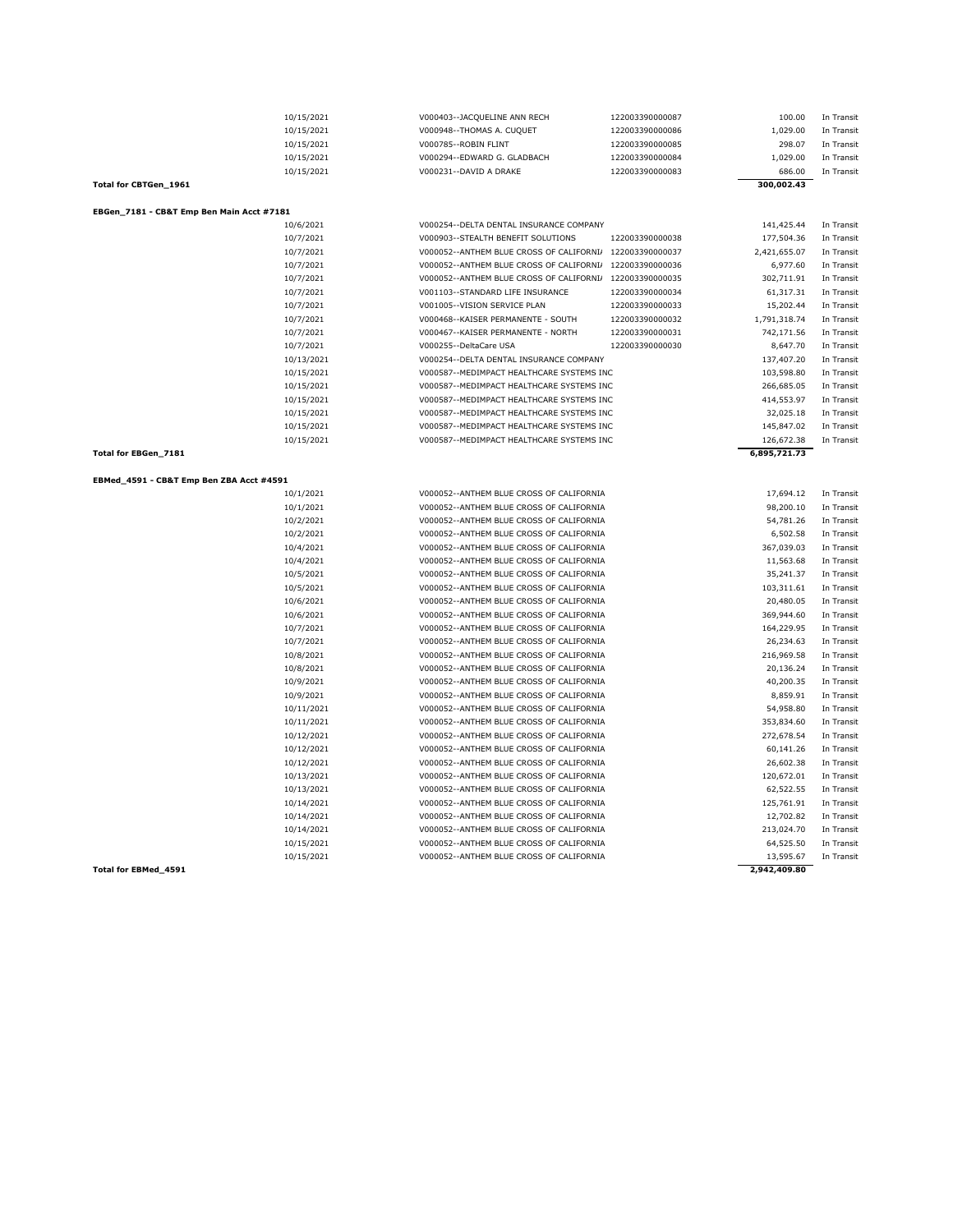| | Date | Vendor | Reference | Amount | Status |
|---|---|---|---|---|---|
| | 10/15/2021 | V000403--JACQUELINE ANN RECH | 122003390000087 | 100.00 | In Transit |
| | 10/15/2021 | V000948--THOMAS A. CUQUET | 122003390000086 | 1,029.00 | In Transit |
| | 10/15/2021 | V000785--ROBIN FLINT | 122003390000085 | 298.07 | In Transit |
| | 10/15/2021 | V000294--EDWARD G. GLADBACH | 122003390000084 | 1,029.00 | In Transit |
| | 10/15/2021 | V000231--DAVID A DRAKE | 122003390000083 | 686.00 | In Transit |
| **Total for CBTGen_1961** | | | | **300,002.43** | |

**EBGen_7181 - CB&T Emp Ben Main Acct #7181**

| | Date | Vendor | Reference | Amount | Status |
|---|---|---|---|---|---|
| | 10/6/2021 | V000254--DELTA DENTAL INSURANCE COMPANY | | 141,425.44 | In Transit |
| | 10/7/2021 | V000903--STEALTH BENEFIT SOLUTIONS | 122003390000038 | 177,504.36 | In Transit |
| | 10/7/2021 | V000052--ANTHEM BLUE CROSS OF CALIFORNI/ | 122003390000037 | 2,421,655.07 | In Transit |
| | 10/7/2021 | V000052--ANTHEM BLUE CROSS OF CALIFORNI/ | 122003390000036 | 6,977.60 | In Transit |
| | 10/7/2021 | V000052--ANTHEM BLUE CROSS OF CALIFORNI/ | 122003390000035 | 302,711.91 | In Transit |
| | 10/7/2021 | V001103--STANDARD LIFE INSURANCE | 122003390000034 | 61,317.31 | In Transit |
| | 10/7/2021 | V001005--VISION SERVICE PLAN | 122003390000033 | 15,202.44 | In Transit |
| | 10/7/2021 | V000468--KAISER PERMANENTE - SOUTH | 122003390000032 | 1,791,318.74 | In Transit |
| | 10/7/2021 | V000467--KAISER PERMANENTE - NORTH | 122003390000031 | 742,171.56 | In Transit |
| | 10/7/2021 | V000255--DeltaCare USA | 122003390000030 | 8,647.70 | In Transit |
| | 10/13/2021 | V000254--DELTA DENTAL INSURANCE COMPANY | | 137,407.20 | In Transit |
| | 10/15/2021 | V000587--MEDIMPACT HEALTHCARE SYSTEMS INC | | 103,598.80 | In Transit |
| | 10/15/2021 | V000587--MEDIMPACT HEALTHCARE SYSTEMS INC | | 266,685.05 | In Transit |
| | 10/15/2021 | V000587--MEDIMPACT HEALTHCARE SYSTEMS INC | | 414,553.97 | In Transit |
| | 10/15/2021 | V000587--MEDIMPACT HEALTHCARE SYSTEMS INC | | 32,025.18 | In Transit |
| | 10/15/2021 | V000587--MEDIMPACT HEALTHCARE SYSTEMS INC | | 145,847.02 | In Transit |
| | 10/15/2021 | V000587--MEDIMPACT HEALTHCARE SYSTEMS INC | | 126,672.38 | In Transit |
| **Total for EBGen_7181** | | | | **6,895,721.73** | |

**EBMed_4591 - CB&T Emp Ben ZBA Acct #4591**

| | Date | Vendor | Reference | Amount | Status |
|---|---|---|---|---|---|
| | 10/1/2021 | V000052--ANTHEM BLUE CROSS OF CALIFORNIA | | 17,694.12 | In Transit |
| | 10/1/2021 | V000052--ANTHEM BLUE CROSS OF CALIFORNIA | | 98,200.10 | In Transit |
| | 10/2/2021 | V000052--ANTHEM BLUE CROSS OF CALIFORNIA | | 54,781.26 | In Transit |
| | 10/2/2021 | V000052--ANTHEM BLUE CROSS OF CALIFORNIA | | 6,502.58 | In Transit |
| | 10/4/2021 | V000052--ANTHEM BLUE CROSS OF CALIFORNIA | | 367,039.03 | In Transit |
| | 10/4/2021 | V000052--ANTHEM BLUE CROSS OF CALIFORNIA | | 11,563.68 | In Transit |
| | 10/5/2021 | V000052--ANTHEM BLUE CROSS OF CALIFORNIA | | 35,241.37 | In Transit |
| | 10/5/2021 | V000052--ANTHEM BLUE CROSS OF CALIFORNIA | | 103,311.61 | In Transit |
| | 10/6/2021 | V000052--ANTHEM BLUE CROSS OF CALIFORNIA | | 20,480.05 | In Transit |
| | 10/6/2021 | V000052--ANTHEM BLUE CROSS OF CALIFORNIA | | 369,944.60 | In Transit |
| | 10/7/2021 | V000052--ANTHEM BLUE CROSS OF CALIFORNIA | | 164,229.95 | In Transit |
| | 10/7/2021 | V000052--ANTHEM BLUE CROSS OF CALIFORNIA | | 26,234.63 | In Transit |
| | 10/8/2021 | V000052--ANTHEM BLUE CROSS OF CALIFORNIA | | 216,969.58 | In Transit |
| | 10/8/2021 | V000052--ANTHEM BLUE CROSS OF CALIFORNIA | | 20,136.24 | In Transit |
| | 10/9/2021 | V000052--ANTHEM BLUE CROSS OF CALIFORNIA | | 40,200.35 | In Transit |
| | 10/9/2021 | V000052--ANTHEM BLUE CROSS OF CALIFORNIA | | 8,859.91 | In Transit |
| | 10/11/2021 | V000052--ANTHEM BLUE CROSS OF CALIFORNIA | | 54,958.80 | In Transit |
| | 10/11/2021 | V000052--ANTHEM BLUE CROSS OF CALIFORNIA | | 353,834.60 | In Transit |
| | 10/12/2021 | V000052--ANTHEM BLUE CROSS OF CALIFORNIA | | 272,678.54 | In Transit |
| | 10/12/2021 | V000052--ANTHEM BLUE CROSS OF CALIFORNIA | | 60,141.26 | In Transit |
| | 10/12/2021 | V000052--ANTHEM BLUE CROSS OF CALIFORNIA | | 26,602.38 | In Transit |
| | 10/13/2021 | V000052--ANTHEM BLUE CROSS OF CALIFORNIA | | 120,672.01 | In Transit |
| | 10/13/2021 | V000052--ANTHEM BLUE CROSS OF CALIFORNIA | | 62,522.55 | In Transit |
| | 10/14/2021 | V000052--ANTHEM BLUE CROSS OF CALIFORNIA | | 125,761.91 | In Transit |
| | 10/14/2021 | V000052--ANTHEM BLUE CROSS OF CALIFORNIA | | 12,702.82 | In Transit |
| | 10/14/2021 | V000052--ANTHEM BLUE CROSS OF CALIFORNIA | | 213,024.70 | In Transit |
| | 10/15/2021 | V000052--ANTHEM BLUE CROSS OF CALIFORNIA | | 64,525.50 | In Transit |
| | 10/15/2021 | V000052--ANTHEM BLUE CROSS OF CALIFORNIA | | 13,595.67 | In Transit |
| **Total for EBMed_4591** | | | | **2,942,409.80** | |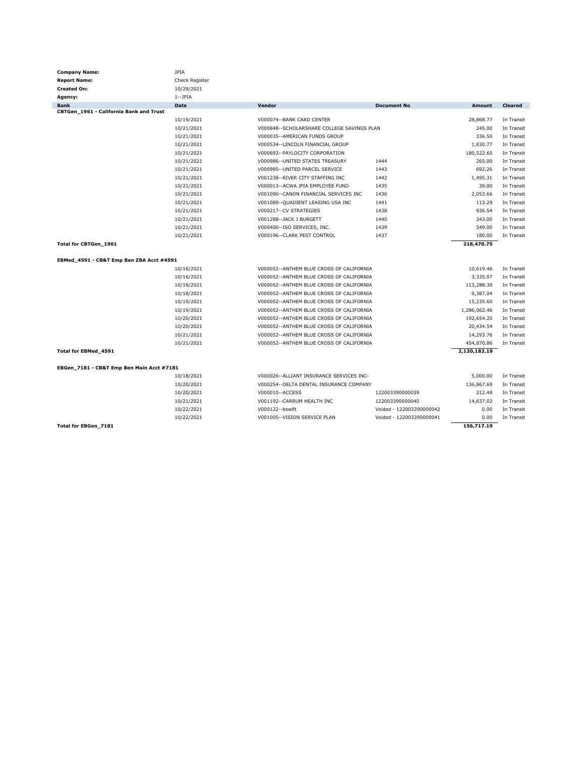| | |
|---|---|
| **Company Name:** | JPIA |
| **Report Name:** | Check Register |
| **Created On:** | 10/29/2021 |
| **Agency:** | 1--JPIA |

| Bank | Date | Vendor | Document No | Amount | Cleared |
|---|---|---|---|---|---|
| **CBTGen_1961 - California Bank and Trust** | | | | | |
| | 10/19/2021 | V000074--BANK CARD CENTER | | 28,868.77 | In Transit |
| | 10/21/2021 | V000848--SCHOLARSHARE COLLEGE SAVINGS PLAN | | 245.00 | In Transit |
| | 10/21/2021 | V000035--AMERICAN FUNDS GROUP | | 336.50 | In Transit |
| | 10/21/2021 | V000534--LINCOLN FINANCIAL GROUP | | 1,830.77 | In Transit |
| | 10/21/2021 | V000693--PAYLOCITY CORPORATION | | 180,522.65 | In Transit |
| | 10/21/2021 | V000986--UNITED STATES TREASURY | 1444 | 265.00 | In Transit |
| | 10/21/2021 | V000985--UNITED PARCEL SERVICE | 1443 | 692.26 | In Transit |
| | 10/21/2021 | V001238--RIVER CITY STAFFING INC | 1442 | 1,495.31 | In Transit |
| | 10/21/2021 | V000013--ACWA JPIA EMPLOYEE FUND | 1435 | 39.00 | In Transit |
| | 10/21/2021 | V001090--CANON FINANCIAL SERVICES INC | 1436 | 2,053.66 | In Transit |
| | 10/21/2021 | V001089--QUADIENT LEASING USA INC | 1441 | 113.29 | In Transit |
| | 10/21/2021 | V000217--CV STRATEGIES | 1438 | 936.54 | In Transit |
| | 10/21/2021 | V001288--JACK J BURGETT | 1440 | 343.00 | In Transit |
| | 10/21/2021 | V000400--ISO SERVICES, INC. | 1439 | 549.00 | In Transit |
| | 10/21/2021 | V000196--CLARK PEST CONTROL | 1437 | 180.00 | In Transit |
| **Total for CBTGen_1961** | | | | **218,470.75** | |
| **EBMed_4591 - CB&T Emp Ben ZBA Acct #4591** | | | | | |
| | 10/16/2021 | V000052--ANTHEM BLUE CROSS OF CALIFORNIA | | 10,619.46 | In Transit |
| | 10/16/2021 | V000052--ANTHEM BLUE CROSS OF CALIFORNIA | | 3,335.97 | In Transit |
| | 10/18/2021 | V000052--ANTHEM BLUE CROSS OF CALIFORNIA | | 113,288.30 | In Transit |
| | 10/18/2021 | V000052--ANTHEM BLUE CROSS OF CALIFORNIA | | 9,387.04 | In Transit |
| | 10/19/2021 | V000052--ANTHEM BLUE CROSS OF CALIFORNIA | | 15,235.60 | In Transit |
| | 10/19/2021 | V000052--ANTHEM BLUE CROSS OF CALIFORNIA | | 1,286,062.46 | In Transit |
| | 10/20/2021 | V000052--ANTHEM BLUE CROSS OF CALIFORNIA | | 192,654.20 | In Transit |
| | 10/20/2021 | V000052--ANTHEM BLUE CROSS OF CALIFORNIA | | 20,434.54 | In Transit |
| | 10/21/2021 | V000052--ANTHEM BLUE CROSS OF CALIFORNIA | | 14,293.76 | In Transit |
| | 10/21/2021 | V000052--ANTHEM BLUE CROSS OF CALIFORNIA | | 454,870.86 | In Transit |
| **Total for EBMed_4591** | | | | **2,120,182.19** | |
| **EBGen_7181 - CB&T Emp Ben Main Acct #7181** | | | | | |
| | 10/18/2021 | V000026--ALLIANT INSURANCE SERVICES INC- | | 5,000.00 | In Transit |
| | 10/20/2021 | V000254--DELTA DENTAL INSURANCE COMPANY | | 136,867.69 | In Transit |
| | 10/20/2021 | V000010--ACCESS | 122003390000039 | 212.48 | In Transit |
| | 10/21/2021 | V001192--CARRUM HEALTH INC | 122003390000040 | 14,637.02 | In Transit |
| | 10/22/2021 | V000122--bswift | Voided - 122003390000042 | 0.00 | In Transit |
| | 10/22/2021 | V001005--VISION SERVICE PLAN | Voided - 122003390000041 | 0.00 | In Transit |
| **Total for EBGen_7181** | | | | **156,717.19** | |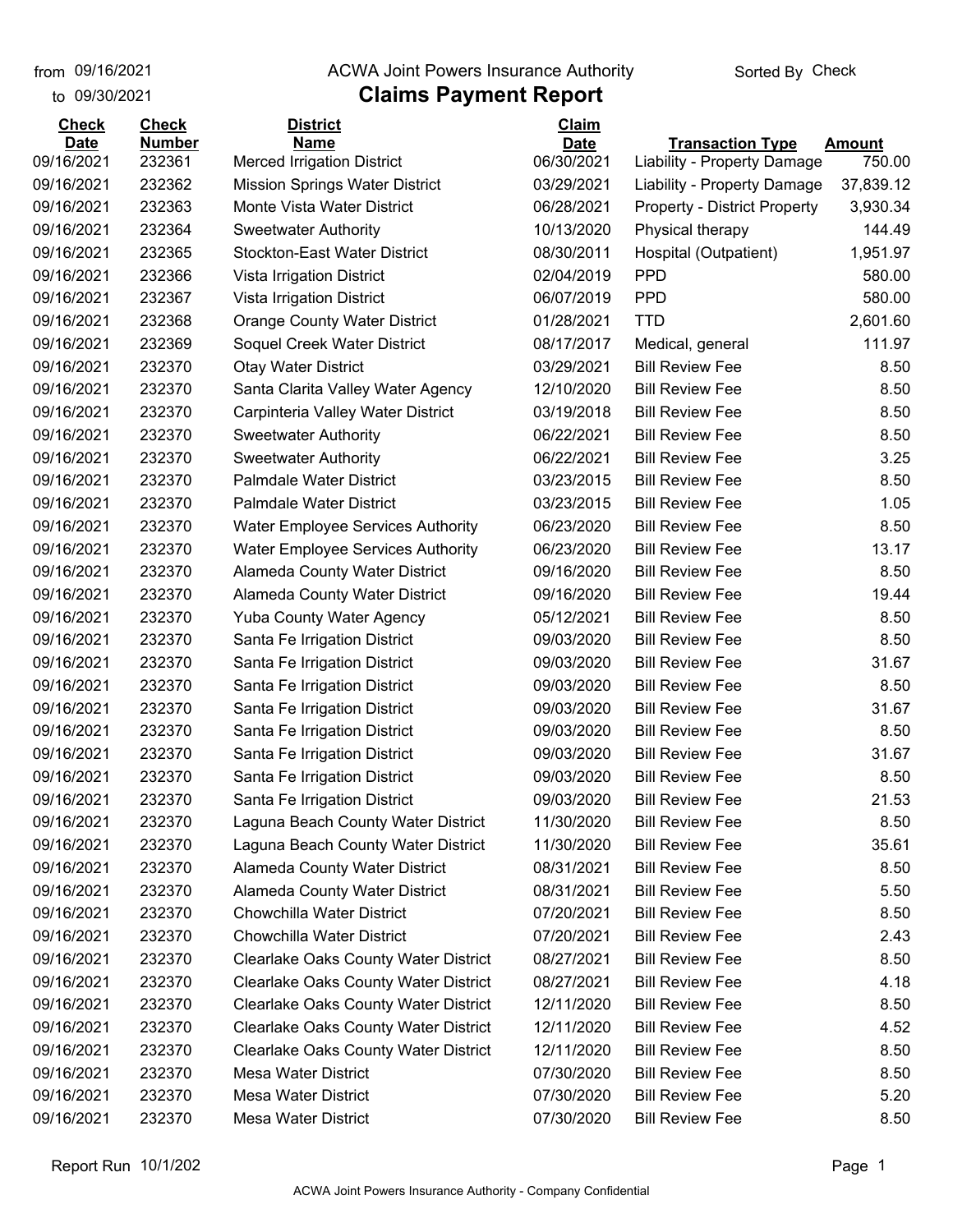from 09/16/2021
to 09/30/2021

# ACWA Joint Powers Insurance Authority

## Claims Payment Report

Sorted By Check

| Check Date | Check Number | District Name | Claim Date | Transaction Type | Amount |
|---|---|---|---|---|---|
| 09/16/2021 | 232361 | Merced Irrigation District | 06/30/2021 | Liability - Property Damage | 750.00 |
| 09/16/2021 | 232362 | Mission Springs Water District | 03/29/2021 | Liability - Property Damage | 37,839.12 |
| 09/16/2021 | 232363 | Monte Vista Water District | 06/28/2021 | Property - District Property | 3,930.34 |
| 09/16/2021 | 232364 | Sweetwater Authority | 10/13/2020 | Physical therapy | 144.49 |
| 09/16/2021 | 232365 | Stockton-East Water District | 08/30/2011 | Hospital (Outpatient) | 1,951.97 |
| 09/16/2021 | 232366 | Vista Irrigation District | 02/04/2019 | PPD | 580.00 |
| 09/16/2021 | 232367 | Vista Irrigation District | 06/07/2019 | PPD | 580.00 |
| 09/16/2021 | 232368 | Orange County Water District | 01/28/2021 | TTD | 2,601.60 |
| 09/16/2021 | 232369 | Soquel Creek Water District | 08/17/2017 | Medical, general | 111.97 |
| 09/16/2021 | 232370 | Otay Water District | 03/29/2021 | Bill Review Fee | 8.50 |
| 09/16/2021 | 232370 | Santa Clarita Valley Water Agency | 12/10/2020 | Bill Review Fee | 8.50 |
| 09/16/2021 | 232370 | Carpinteria Valley Water District | 03/19/2018 | Bill Review Fee | 8.50 |
| 09/16/2021 | 232370 | Sweetwater Authority | 06/22/2021 | Bill Review Fee | 8.50 |
| 09/16/2021 | 232370 | Sweetwater Authority | 06/22/2021 | Bill Review Fee | 3.25 |
| 09/16/2021 | 232370 | Palmdale Water District | 03/23/2015 | Bill Review Fee | 8.50 |
| 09/16/2021 | 232370 | Palmdale Water District | 03/23/2015 | Bill Review Fee | 1.05 |
| 09/16/2021 | 232370 | Water Employee Services Authority | 06/23/2020 | Bill Review Fee | 8.50 |
| 09/16/2021 | 232370 | Water Employee Services Authority | 06/23/2020 | Bill Review Fee | 13.17 |
| 09/16/2021 | 232370 | Alameda County Water District | 09/16/2020 | Bill Review Fee | 8.50 |
| 09/16/2021 | 232370 | Alameda County Water District | 09/16/2020 | Bill Review Fee | 19.44 |
| 09/16/2021 | 232370 | Yuba County Water Agency | 05/12/2021 | Bill Review Fee | 8.50 |
| 09/16/2021 | 232370 | Santa Fe Irrigation District | 09/03/2020 | Bill Review Fee | 8.50 |
| 09/16/2021 | 232370 | Santa Fe Irrigation District | 09/03/2020 | Bill Review Fee | 31.67 |
| 09/16/2021 | 232370 | Santa Fe Irrigation District | 09/03/2020 | Bill Review Fee | 8.50 |
| 09/16/2021 | 232370 | Santa Fe Irrigation District | 09/03/2020 | Bill Review Fee | 31.67 |
| 09/16/2021 | 232370 | Santa Fe Irrigation District | 09/03/2020 | Bill Review Fee | 8.50 |
| 09/16/2021 | 232370 | Santa Fe Irrigation District | 09/03/2020 | Bill Review Fee | 31.67 |
| 09/16/2021 | 232370 | Santa Fe Irrigation District | 09/03/2020 | Bill Review Fee | 8.50 |
| 09/16/2021 | 232370 | Santa Fe Irrigation District | 09/03/2020 | Bill Review Fee | 21.53 |
| 09/16/2021 | 232370 | Laguna Beach County Water District | 11/30/2020 | Bill Review Fee | 8.50 |
| 09/16/2021 | 232370 | Laguna Beach County Water District | 11/30/2020 | Bill Review Fee | 35.61 |
| 09/16/2021 | 232370 | Alameda County Water District | 08/31/2021 | Bill Review Fee | 8.50 |
| 09/16/2021 | 232370 | Alameda County Water District | 08/31/2021 | Bill Review Fee | 5.50 |
| 09/16/2021 | 232370 | Chowchilla Water District | 07/20/2021 | Bill Review Fee | 8.50 |
| 09/16/2021 | 232370 | Chowchilla Water District | 07/20/2021 | Bill Review Fee | 2.43 |
| 09/16/2021 | 232370 | Clearlake Oaks County Water District | 08/27/2021 | Bill Review Fee | 8.50 |
| 09/16/2021 | 232370 | Clearlake Oaks County Water District | 08/27/2021 | Bill Review Fee | 4.18 |
| 09/16/2021 | 232370 | Clearlake Oaks County Water District | 12/11/2020 | Bill Review Fee | 8.50 |
| 09/16/2021 | 232370 | Clearlake Oaks County Water District | 12/11/2020 | Bill Review Fee | 4.52 |
| 09/16/2021 | 232370 | Clearlake Oaks County Water District | 12/11/2020 | Bill Review Fee | 8.50 |
| 09/16/2021 | 232370 | Mesa Water District | 07/30/2020 | Bill Review Fee | 8.50 |
| 09/16/2021 | 232370 | Mesa Water District | 07/30/2020 | Bill Review Fee | 5.20 |
| 09/16/2021 | 232370 | Mesa Water District | 07/30/2020 | Bill Review Fee | 8.50 |

Report Run 10/1/202

ACWA Joint Powers Insurance Authority - Company Confidential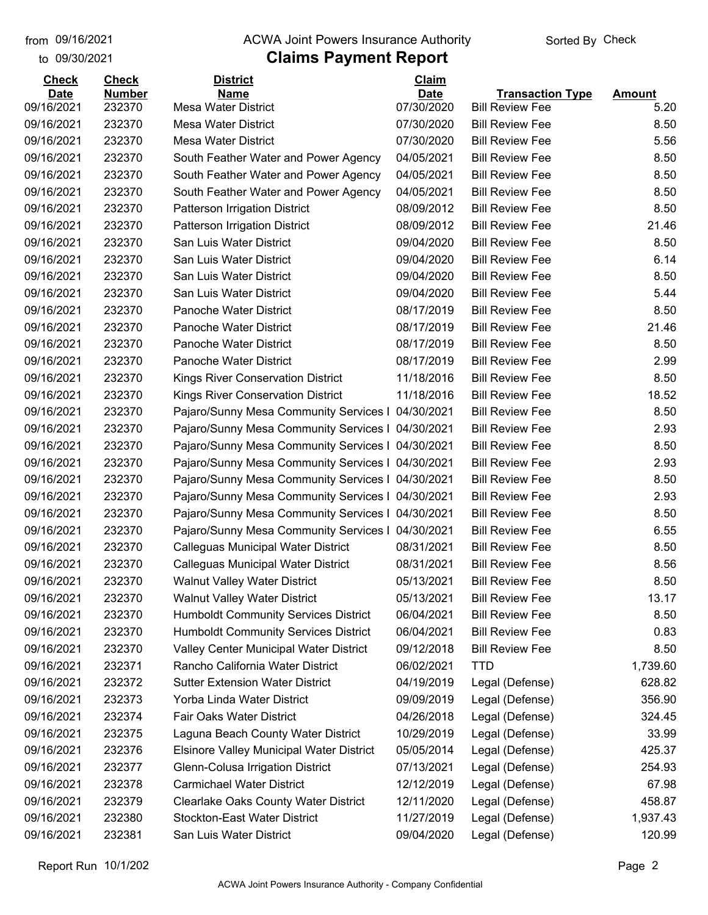# ACWA Joint Powers Insurance Authority

## Claims Payment Report

from 09/16/2021 to 09/30/2021 — Sorted By Check

| Check Date | Check Number | District Name | Claim Date | Transaction Type | Amount |
|---|---|---|---|---|---|
| 09/16/2021 | 232370 | Mesa Water District | 07/30/2020 | Bill Review Fee | 5.20 |
| 09/16/2021 | 232370 | Mesa Water District | 07/30/2020 | Bill Review Fee | 8.50 |
| 09/16/2021 | 232370 | Mesa Water District | 07/30/2020 | Bill Review Fee | 5.56 |
| 09/16/2021 | 232370 | South Feather Water and Power Agency | 04/05/2021 | Bill Review Fee | 8.50 |
| 09/16/2021 | 232370 | South Feather Water and Power Agency | 04/05/2021 | Bill Review Fee | 8.50 |
| 09/16/2021 | 232370 | South Feather Water and Power Agency | 04/05/2021 | Bill Review Fee | 8.50 |
| 09/16/2021 | 232370 | Patterson Irrigation District | 08/09/2012 | Bill Review Fee | 8.50 |
| 09/16/2021 | 232370 | Patterson Irrigation District | 08/09/2012 | Bill Review Fee | 21.46 |
| 09/16/2021 | 232370 | San Luis Water District | 09/04/2020 | Bill Review Fee | 8.50 |
| 09/16/2021 | 232370 | San Luis Water District | 09/04/2020 | Bill Review Fee | 6.14 |
| 09/16/2021 | 232370 | San Luis Water District | 09/04/2020 | Bill Review Fee | 8.50 |
| 09/16/2021 | 232370 | San Luis Water District | 09/04/2020 | Bill Review Fee | 5.44 |
| 09/16/2021 | 232370 | Panoche Water District | 08/17/2019 | Bill Review Fee | 8.50 |
| 09/16/2021 | 232370 | Panoche Water District | 08/17/2019 | Bill Review Fee | 21.46 |
| 09/16/2021 | 232370 | Panoche Water District | 08/17/2019 | Bill Review Fee | 8.50 |
| 09/16/2021 | 232370 | Panoche Water District | 08/17/2019 | Bill Review Fee | 2.99 |
| 09/16/2021 | 232370 | Kings River Conservation District | 11/18/2016 | Bill Review Fee | 8.50 |
| 09/16/2021 | 232370 | Kings River Conservation District | 11/18/2016 | Bill Review Fee | 18.52 |
| 09/16/2021 | 232370 | Pajaro/Sunny Mesa Community Services I | 04/30/2021 | Bill Review Fee | 8.50 |
| 09/16/2021 | 232370 | Pajaro/Sunny Mesa Community Services I | 04/30/2021 | Bill Review Fee | 2.93 |
| 09/16/2021 | 232370 | Pajaro/Sunny Mesa Community Services I | 04/30/2021 | Bill Review Fee | 8.50 |
| 09/16/2021 | 232370 | Pajaro/Sunny Mesa Community Services I | 04/30/2021 | Bill Review Fee | 2.93 |
| 09/16/2021 | 232370 | Pajaro/Sunny Mesa Community Services I | 04/30/2021 | Bill Review Fee | 8.50 |
| 09/16/2021 | 232370 | Pajaro/Sunny Mesa Community Services I | 04/30/2021 | Bill Review Fee | 2.93 |
| 09/16/2021 | 232370 | Pajaro/Sunny Mesa Community Services I | 04/30/2021 | Bill Review Fee | 8.50 |
| 09/16/2021 | 232370 | Pajaro/Sunny Mesa Community Services I | 04/30/2021 | Bill Review Fee | 6.55 |
| 09/16/2021 | 232370 | Calleguas Municipal Water District | 08/31/2021 | Bill Review Fee | 8.50 |
| 09/16/2021 | 232370 | Calleguas Municipal Water District | 08/31/2021 | Bill Review Fee | 8.56 |
| 09/16/2021 | 232370 | Walnut Valley Water District | 05/13/2021 | Bill Review Fee | 8.50 |
| 09/16/2021 | 232370 | Walnut Valley Water District | 05/13/2021 | Bill Review Fee | 13.17 |
| 09/16/2021 | 232370 | Humboldt Community Services District | 06/04/2021 | Bill Review Fee | 8.50 |
| 09/16/2021 | 232370 | Humboldt Community Services District | 06/04/2021 | Bill Review Fee | 0.83 |
| 09/16/2021 | 232370 | Valley Center Municipal Water District | 09/12/2018 | Bill Review Fee | 8.50 |
| 09/16/2021 | 232371 | Rancho California Water District | 06/02/2021 | TTD | 1,739.60 |
| 09/16/2021 | 232372 | Sutter Extension Water District | 04/19/2019 | Legal (Defense) | 628.82 |
| 09/16/2021 | 232373 | Yorba Linda Water District | 09/09/2019 | Legal (Defense) | 356.90 |
| 09/16/2021 | 232374 | Fair Oaks Water District | 04/26/2018 | Legal (Defense) | 324.45 |
| 09/16/2021 | 232375 | Laguna Beach County Water District | 10/29/2019 | Legal (Defense) | 33.99 |
| 09/16/2021 | 232376 | Elsinore Valley Municipal Water District | 05/05/2014 | Legal (Defense) | 425.37 |
| 09/16/2021 | 232377 | Glenn-Colusa Irrigation District | 07/13/2021 | Legal (Defense) | 254.93 |
| 09/16/2021 | 232378 | Carmichael Water District | 12/12/2019 | Legal (Defense) | 67.98 |
| 09/16/2021 | 232379 | Clearlake Oaks County Water District | 12/11/2020 | Legal (Defense) | 458.87 |
| 09/16/2021 | 232380 | Stockton-East Water District | 11/27/2019 | Legal (Defense) | 1,937.43 |
| 09/16/2021 | 232381 | San Luis Water District | 09/04/2020 | Legal (Defense) | 120.99 |

Report Run 10/1/202

ACWA Joint Powers Insurance Authority - Company Confidential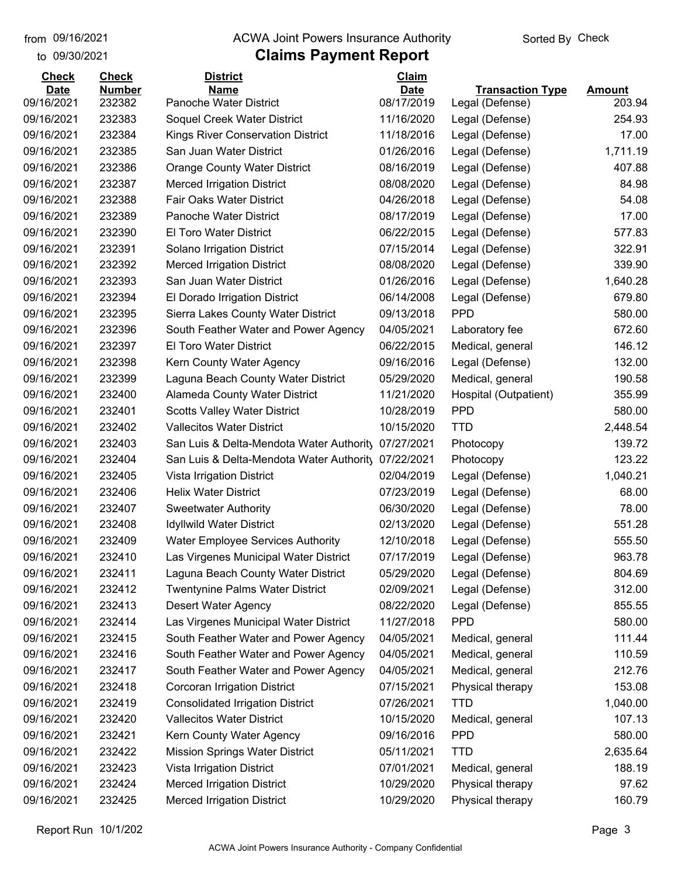from 09/16/2021 ACWA Joint Powers Insurance Authority Sorted By Check

to 09/30/2021

# Claims Payment Report

| Check Date | Check Number | District Name | Claim Date | Transaction Type | Amount |
|---|---|---|---|---|---|
| 09/16/2021 | 232382 | Panoche Water District | 08/17/2019 | Legal (Defense) | 203.94 |
| 09/16/2021 | 232383 | Soquel Creek Water District | 11/16/2020 | Legal (Defense) | 254.93 |
| 09/16/2021 | 232384 | Kings River Conservation District | 11/18/2016 | Legal (Defense) | 17.00 |
| 09/16/2021 | 232385 | San Juan Water District | 01/26/2016 | Legal (Defense) | 1,711.19 |
| 09/16/2021 | 232386 | Orange County Water District | 08/16/2019 | Legal (Defense) | 407.88 |
| 09/16/2021 | 232387 | Merced Irrigation District | 08/08/2020 | Legal (Defense) | 84.98 |
| 09/16/2021 | 232388 | Fair Oaks Water District | 04/26/2018 | Legal (Defense) | 54.08 |
| 09/16/2021 | 232389 | Panoche Water District | 08/17/2019 | Legal (Defense) | 17.00 |
| 09/16/2021 | 232390 | El Toro Water District | 06/22/2015 | Legal (Defense) | 577.83 |
| 09/16/2021 | 232391 | Solano Irrigation District | 07/15/2014 | Legal (Defense) | 322.91 |
| 09/16/2021 | 232392 | Merced Irrigation District | 08/08/2020 | Legal (Defense) | 339.90 |
| 09/16/2021 | 232393 | San Juan Water District | 01/26/2016 | Legal (Defense) | 1,640.28 |
| 09/16/2021 | 232394 | El Dorado Irrigation District | 06/14/2008 | Legal (Defense) | 679.80 |
| 09/16/2021 | 232395 | Sierra Lakes County Water District | 09/13/2018 | PPD | 580.00 |
| 09/16/2021 | 232396 | South Feather Water and Power Agency | 04/05/2021 | Laboratory fee | 672.60 |
| 09/16/2021 | 232397 | El Toro Water District | 06/22/2015 | Medical, general | 146.12 |
| 09/16/2021 | 232398 | Kern County Water Agency | 09/16/2016 | Legal (Defense) | 132.00 |
| 09/16/2021 | 232399 | Laguna Beach County Water District | 05/29/2020 | Medical, general | 190.58 |
| 09/16/2021 | 232400 | Alameda County Water District | 11/21/2020 | Hospital (Outpatient) | 355.99 |
| 09/16/2021 | 232401 | Scotts Valley Water District | 10/28/2019 | PPD | 580.00 |
| 09/16/2021 | 232402 | Vallecitos Water District | 10/15/2020 | TTD | 2,448.54 |
| 09/16/2021 | 232403 | San Luis & Delta-Mendota Water Authority | 07/27/2021 | Photocopy | 139.72 |
| 09/16/2021 | 232404 | San Luis & Delta-Mendota Water Authority | 07/22/2021 | Photocopy | 123.22 |
| 09/16/2021 | 232405 | Vista Irrigation District | 02/04/2019 | Legal (Defense) | 1,040.21 |
| 09/16/2021 | 232406 | Helix Water District | 07/23/2019 | Legal (Defense) | 68.00 |
| 09/16/2021 | 232407 | Sweetwater Authority | 06/30/2020 | Legal (Defense) | 78.00 |
| 09/16/2021 | 232408 | Idyllwild Water District | 02/13/2020 | Legal (Defense) | 551.28 |
| 09/16/2021 | 232409 | Water Employee Services Authority | 12/10/2018 | Legal (Defense) | 555.50 |
| 09/16/2021 | 232410 | Las Virgenes Municipal Water District | 07/17/2019 | Legal (Defense) | 963.78 |
| 09/16/2021 | 232411 | Laguna Beach County Water District | 05/29/2020 | Legal (Defense) | 804.69 |
| 09/16/2021 | 232412 | Twentynine Palms Water District | 02/09/2021 | Legal (Defense) | 312.00 |
| 09/16/2021 | 232413 | Desert Water Agency | 08/22/2020 | Legal (Defense) | 855.55 |
| 09/16/2021 | 232414 | Las Virgenes Municipal Water District | 11/27/2018 | PPD | 580.00 |
| 09/16/2021 | 232415 | South Feather Water and Power Agency | 04/05/2021 | Medical, general | 111.44 |
| 09/16/2021 | 232416 | South Feather Water and Power Agency | 04/05/2021 | Medical, general | 110.59 |
| 09/16/2021 | 232417 | South Feather Water and Power Agency | 04/05/2021 | Medical, general | 212.76 |
| 09/16/2021 | 232418 | Corcoran Irrigation District | 07/15/2021 | Physical therapy | 153.08 |
| 09/16/2021 | 232419 | Consolidated Irrigation District | 07/26/2021 | TTD | 1,040.00 |
| 09/16/2021 | 232420 | Vallecitos Water District | 10/15/2020 | Medical, general | 107.13 |
| 09/16/2021 | 232421 | Kern County Water Agency | 09/16/2016 | PPD | 580.00 |
| 09/16/2021 | 232422 | Mission Springs Water District | 05/11/2021 | TTD | 2,635.64 |
| 09/16/2021 | 232423 | Vista Irrigation District | 07/01/2021 | Medical, general | 188.19 |
| 09/16/2021 | 232424 | Merced Irrigation District | 10/29/2020 | Physical therapy | 97.62 |
| 09/16/2021 | 232425 | Merced Irrigation District | 10/29/2020 | Physical therapy | 160.79 |

Report Run 10/1/202

ACWA Joint Powers Insurance Authority - Company Confidential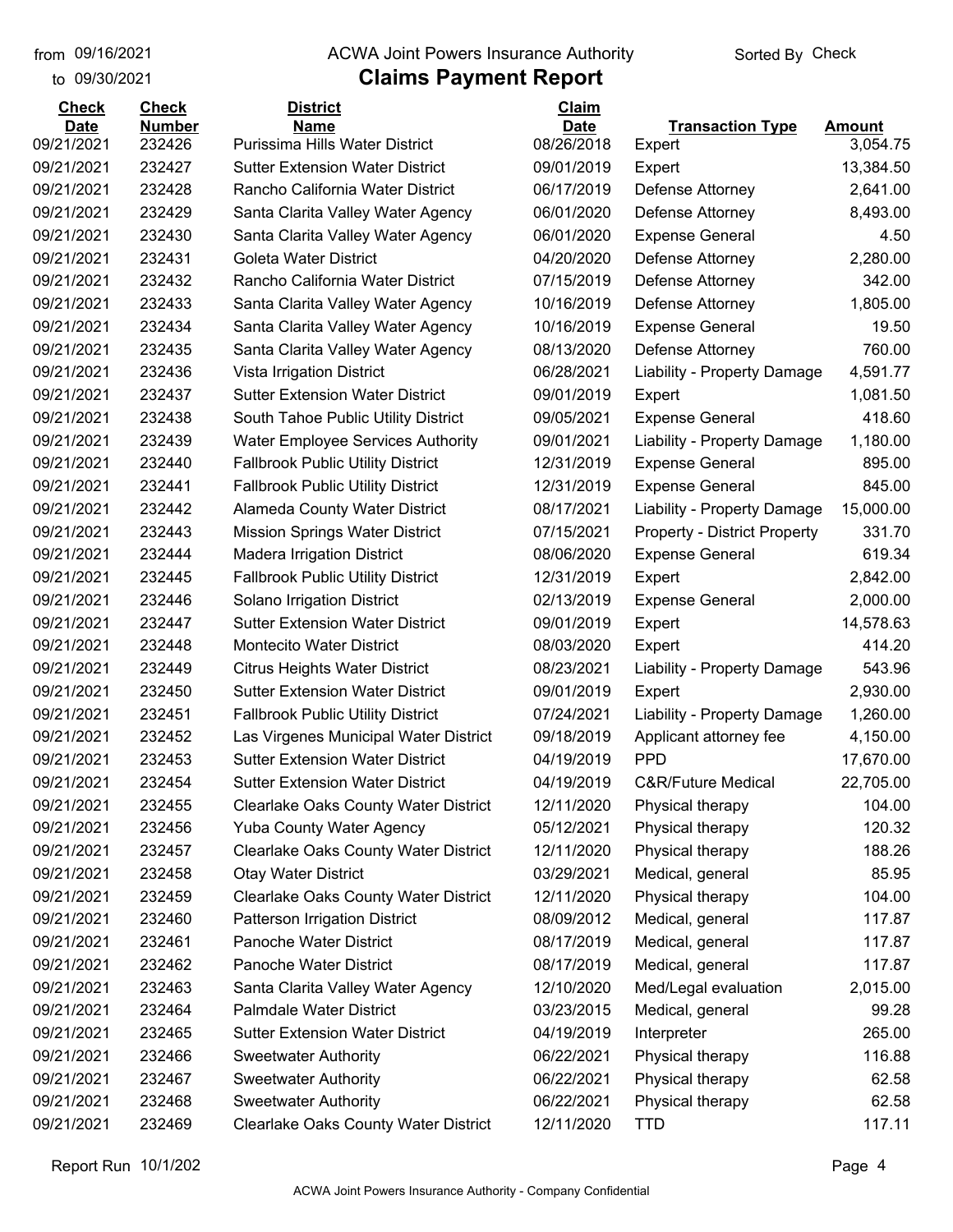from 09/16/2021
to 09/30/2021

ACWA Joint Powers Insurance Authority

# Claims Payment Report

Sorted By Check

| Check Date | Check Number | District Name | Claim Date | Transaction Type | Amount |
|---|---|---|---|---|---|
| 09/21/2021 | 232426 | Purissima Hills Water District | 08/26/2018 | Expert | 3,054.75 |
| 09/21/2021 | 232427 | Sutter Extension Water District | 09/01/2019 | Expert | 13,384.50 |
| 09/21/2021 | 232428 | Rancho California Water District | 06/17/2019 | Defense Attorney | 2,641.00 |
| 09/21/2021 | 232429 | Santa Clarita Valley Water Agency | 06/01/2020 | Defense Attorney | 8,493.00 |
| 09/21/2021 | 232430 | Santa Clarita Valley Water Agency | 06/01/2020 | Expense General | 4.50 |
| 09/21/2021 | 232431 | Goleta Water District | 04/20/2020 | Defense Attorney | 2,280.00 |
| 09/21/2021 | 232432 | Rancho California Water District | 07/15/2019 | Defense Attorney | 342.00 |
| 09/21/2021 | 232433 | Santa Clarita Valley Water Agency | 10/16/2019 | Defense Attorney | 1,805.00 |
| 09/21/2021 | 232434 | Santa Clarita Valley Water Agency | 10/16/2019 | Expense General | 19.50 |
| 09/21/2021 | 232435 | Santa Clarita Valley Water Agency | 08/13/2020 | Defense Attorney | 760.00 |
| 09/21/2021 | 232436 | Vista Irrigation District | 06/28/2021 | Liability - Property Damage | 4,591.77 |
| 09/21/2021 | 232437 | Sutter Extension Water District | 09/01/2019 | Expert | 1,081.50 |
| 09/21/2021 | 232438 | South Tahoe Public Utility District | 09/05/2021 | Expense General | 418.60 |
| 09/21/2021 | 232439 | Water Employee Services Authority | 09/01/2021 | Liability - Property Damage | 1,180.00 |
| 09/21/2021 | 232440 | Fallbrook Public Utility District | 12/31/2019 | Expense General | 895.00 |
| 09/21/2021 | 232441 | Fallbrook Public Utility District | 12/31/2019 | Expense General | 845.00 |
| 09/21/2021 | 232442 | Alameda County Water District | 08/17/2021 | Liability - Property Damage | 15,000.00 |
| 09/21/2021 | 232443 | Mission Springs Water District | 07/15/2021 | Property - District Property | 331.70 |
| 09/21/2021 | 232444 | Madera Irrigation District | 08/06/2020 | Expense General | 619.34 |
| 09/21/2021 | 232445 | Fallbrook Public Utility District | 12/31/2019 | Expert | 2,842.00 |
| 09/21/2021 | 232446 | Solano Irrigation District | 02/13/2019 | Expense General | 2,000.00 |
| 09/21/2021 | 232447 | Sutter Extension Water District | 09/01/2019 | Expert | 14,578.63 |
| 09/21/2021 | 232448 | Montecito Water District | 08/03/2020 | Expert | 414.20 |
| 09/21/2021 | 232449 | Citrus Heights Water District | 08/23/2021 | Liability - Property Damage | 543.96 |
| 09/21/2021 | 232450 | Sutter Extension Water District | 09/01/2019 | Expert | 2,930.00 |
| 09/21/2021 | 232451 | Fallbrook Public Utility District | 07/24/2021 | Liability - Property Damage | 1,260.00 |
| 09/21/2021 | 232452 | Las Virgenes Municipal Water District | 09/18/2019 | Applicant attorney fee | 4,150.00 |
| 09/21/2021 | 232453 | Sutter Extension Water District | 04/19/2019 | PPD | 17,670.00 |
| 09/21/2021 | 232454 | Sutter Extension Water District | 04/19/2019 | C&R/Future Medical | 22,705.00 |
| 09/21/2021 | 232455 | Clearlake Oaks County Water District | 12/11/2020 | Physical therapy | 104.00 |
| 09/21/2021 | 232456 | Yuba County Water Agency | 05/12/2021 | Physical therapy | 120.32 |
| 09/21/2021 | 232457 | Clearlake Oaks County Water District | 12/11/2020 | Physical therapy | 188.26 |
| 09/21/2021 | 232458 | Otay Water District | 03/29/2021 | Medical, general | 85.95 |
| 09/21/2021 | 232459 | Clearlake Oaks County Water District | 12/11/2020 | Physical therapy | 104.00 |
| 09/21/2021 | 232460 | Patterson Irrigation District | 08/09/2012 | Medical, general | 117.87 |
| 09/21/2021 | 232461 | Panoche Water District | 08/17/2019 | Medical, general | 117.87 |
| 09/21/2021 | 232462 | Panoche Water District | 08/17/2019 | Medical, general | 117.87 |
| 09/21/2021 | 232463 | Santa Clarita Valley Water Agency | 12/10/2020 | Med/Legal evaluation | 2,015.00 |
| 09/21/2021 | 232464 | Palmdale Water District | 03/23/2015 | Medical, general | 99.28 |
| 09/21/2021 | 232465 | Sutter Extension Water District | 04/19/2019 | Interpreter | 265.00 |
| 09/21/2021 | 232466 | Sweetwater Authority | 06/22/2021 | Physical therapy | 116.88 |
| 09/21/2021 | 232467 | Sweetwater Authority | 06/22/2021 | Physical therapy | 62.58 |
| 09/21/2021 | 232468 | Sweetwater Authority | 06/22/2021 | Physical therapy | 62.58 |
| 09/21/2021 | 232469 | Clearlake Oaks County Water District | 12/11/2020 | TTD | 117.11 |

Report Run 10/1/202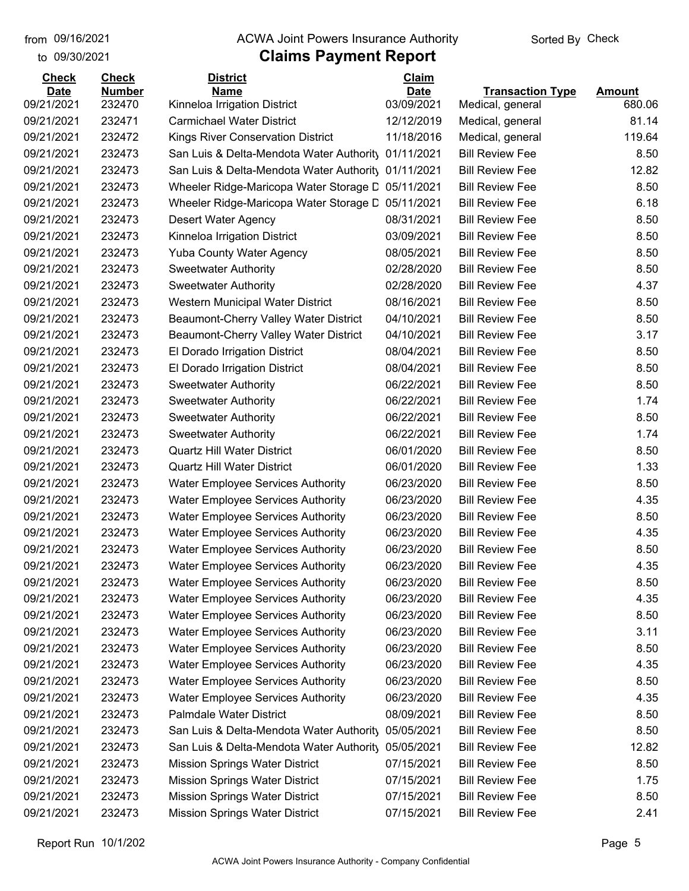from 09/16/2021
to 09/30/2021

# ACWA Joint Powers Insurance Authority

## Claims Payment Report

Sorted By Check

| Check Date | Check Number | District Name | Claim Date | Transaction Type | Amount |
|---|---|---|---|---|---|
| 09/21/2021 | 232470 | Kinneloa Irrigation District | 03/09/2021 | Medical, general | 680.06 |
| 09/21/2021 | 232471 | Carmichael Water District | 12/12/2019 | Medical, general | 81.14 |
| 09/21/2021 | 232472 | Kings River Conservation District | 11/18/2016 | Medical, general | 119.64 |
| 09/21/2021 | 232473 | San Luis & Delta-Mendota Water Authority | 01/11/2021 | Bill Review Fee | 8.50 |
| 09/21/2021 | 232473 | San Luis & Delta-Mendota Water Authority | 01/11/2021 | Bill Review Fee | 12.82 |
| 09/21/2021 | 232473 | Wheeler Ridge-Maricopa Water Storage D | 05/11/2021 | Bill Review Fee | 8.50 |
| 09/21/2021 | 232473 | Wheeler Ridge-Maricopa Water Storage D | 05/11/2021 | Bill Review Fee | 6.18 |
| 09/21/2021 | 232473 | Desert Water Agency | 08/31/2021 | Bill Review Fee | 8.50 |
| 09/21/2021 | 232473 | Kinneloa Irrigation District | 03/09/2021 | Bill Review Fee | 8.50 |
| 09/21/2021 | 232473 | Yuba County Water Agency | 08/05/2021 | Bill Review Fee | 8.50 |
| 09/21/2021 | 232473 | Sweetwater Authority | 02/28/2020 | Bill Review Fee | 8.50 |
| 09/21/2021 | 232473 | Sweetwater Authority | 02/28/2020 | Bill Review Fee | 4.37 |
| 09/21/2021 | 232473 | Western Municipal Water District | 08/16/2021 | Bill Review Fee | 8.50 |
| 09/21/2021 | 232473 | Beaumont-Cherry Valley Water District | 04/10/2021 | Bill Review Fee | 8.50 |
| 09/21/2021 | 232473 | Beaumont-Cherry Valley Water District | 04/10/2021 | Bill Review Fee | 3.17 |
| 09/21/2021 | 232473 | El Dorado Irrigation District | 08/04/2021 | Bill Review Fee | 8.50 |
| 09/21/2021 | 232473 | El Dorado Irrigation District | 08/04/2021 | Bill Review Fee | 8.50 |
| 09/21/2021 | 232473 | Sweetwater Authority | 06/22/2021 | Bill Review Fee | 8.50 |
| 09/21/2021 | 232473 | Sweetwater Authority | 06/22/2021 | Bill Review Fee | 1.74 |
| 09/21/2021 | 232473 | Sweetwater Authority | 06/22/2021 | Bill Review Fee | 8.50 |
| 09/21/2021 | 232473 | Sweetwater Authority | 06/22/2021 | Bill Review Fee | 1.74 |
| 09/21/2021 | 232473 | Quartz Hill Water District | 06/01/2020 | Bill Review Fee | 8.50 |
| 09/21/2021 | 232473 | Quartz Hill Water District | 06/01/2020 | Bill Review Fee | 1.33 |
| 09/21/2021 | 232473 | Water Employee Services Authority | 06/23/2020 | Bill Review Fee | 8.50 |
| 09/21/2021 | 232473 | Water Employee Services Authority | 06/23/2020 | Bill Review Fee | 4.35 |
| 09/21/2021 | 232473 | Water Employee Services Authority | 06/23/2020 | Bill Review Fee | 8.50 |
| 09/21/2021 | 232473 | Water Employee Services Authority | 06/23/2020 | Bill Review Fee | 4.35 |
| 09/21/2021 | 232473 | Water Employee Services Authority | 06/23/2020 | Bill Review Fee | 8.50 |
| 09/21/2021 | 232473 | Water Employee Services Authority | 06/23/2020 | Bill Review Fee | 4.35 |
| 09/21/2021 | 232473 | Water Employee Services Authority | 06/23/2020 | Bill Review Fee | 8.50 |
| 09/21/2021 | 232473 | Water Employee Services Authority | 06/23/2020 | Bill Review Fee | 4.35 |
| 09/21/2021 | 232473 | Water Employee Services Authority | 06/23/2020 | Bill Review Fee | 8.50 |
| 09/21/2021 | 232473 | Water Employee Services Authority | 06/23/2020 | Bill Review Fee | 3.11 |
| 09/21/2021 | 232473 | Water Employee Services Authority | 06/23/2020 | Bill Review Fee | 8.50 |
| 09/21/2021 | 232473 | Water Employee Services Authority | 06/23/2020 | Bill Review Fee | 4.35 |
| 09/21/2021 | 232473 | Water Employee Services Authority | 06/23/2020 | Bill Review Fee | 8.50 |
| 09/21/2021 | 232473 | Water Employee Services Authority | 06/23/2020 | Bill Review Fee | 4.35 |
| 09/21/2021 | 232473 | Palmdale Water District | 08/09/2021 | Bill Review Fee | 8.50 |
| 09/21/2021 | 232473 | San Luis & Delta-Mendota Water Authority | 05/05/2021 | Bill Review Fee | 8.50 |
| 09/21/2021 | 232473 | San Luis & Delta-Mendota Water Authority | 05/05/2021 | Bill Review Fee | 12.82 |
| 09/21/2021 | 232473 | Mission Springs Water District | 07/15/2021 | Bill Review Fee | 8.50 |
| 09/21/2021 | 232473 | Mission Springs Water District | 07/15/2021 | Bill Review Fee | 1.75 |
| 09/21/2021 | 232473 | Mission Springs Water District | 07/15/2021 | Bill Review Fee | 8.50 |
| 09/21/2021 | 232473 | Mission Springs Water District | 07/15/2021 | Bill Review Fee | 2.41 |

Report Run 10/1/202

ACWA Joint Powers Insurance Authority - Company Confidential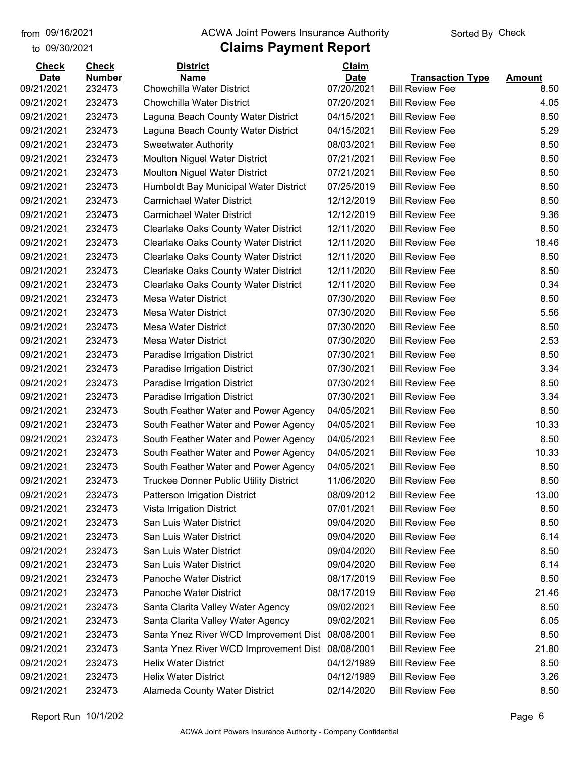# ACWA Joint Powers Insurance Authority

## Claims Payment Report

from 09/16/2021 to 09/30/2021 — Sorted By Check

| Check Date | Check Number | District Name | Claim Date | Transaction Type | Amount |
|---|---|---|---|---|---|
| 09/21/2021 | 232473 | Chowchilla Water District | 07/20/2021 | Bill Review Fee | 8.50 |
| 09/21/2021 | 232473 | Chowchilla Water District | 07/20/2021 | Bill Review Fee | 4.05 |
| 09/21/2021 | 232473 | Laguna Beach County Water District | 04/15/2021 | Bill Review Fee | 8.50 |
| 09/21/2021 | 232473 | Laguna Beach County Water District | 04/15/2021 | Bill Review Fee | 5.29 |
| 09/21/2021 | 232473 | Sweetwater Authority | 08/03/2021 | Bill Review Fee | 8.50 |
| 09/21/2021 | 232473 | Moulton Niguel Water District | 07/21/2021 | Bill Review Fee | 8.50 |
| 09/21/2021 | 232473 | Moulton Niguel Water District | 07/21/2021 | Bill Review Fee | 8.50 |
| 09/21/2021 | 232473 | Humboldt Bay Municipal Water District | 07/25/2019 | Bill Review Fee | 8.50 |
| 09/21/2021 | 232473 | Carmichael Water District | 12/12/2019 | Bill Review Fee | 8.50 |
| 09/21/2021 | 232473 | Carmichael Water District | 12/12/2019 | Bill Review Fee | 9.36 |
| 09/21/2021 | 232473 | Clearlake Oaks County Water District | 12/11/2020 | Bill Review Fee | 8.50 |
| 09/21/2021 | 232473 | Clearlake Oaks County Water District | 12/11/2020 | Bill Review Fee | 18.46 |
| 09/21/2021 | 232473 | Clearlake Oaks County Water District | 12/11/2020 | Bill Review Fee | 8.50 |
| 09/21/2021 | 232473 | Clearlake Oaks County Water District | 12/11/2020 | Bill Review Fee | 8.50 |
| 09/21/2021 | 232473 | Clearlake Oaks County Water District | 12/11/2020 | Bill Review Fee | 0.34 |
| 09/21/2021 | 232473 | Mesa Water District | 07/30/2020 | Bill Review Fee | 8.50 |
| 09/21/2021 | 232473 | Mesa Water District | 07/30/2020 | Bill Review Fee | 5.56 |
| 09/21/2021 | 232473 | Mesa Water District | 07/30/2020 | Bill Review Fee | 8.50 |
| 09/21/2021 | 232473 | Mesa Water District | 07/30/2020 | Bill Review Fee | 2.53 |
| 09/21/2021 | 232473 | Paradise Irrigation District | 07/30/2021 | Bill Review Fee | 8.50 |
| 09/21/2021 | 232473 | Paradise Irrigation District | 07/30/2021 | Bill Review Fee | 3.34 |
| 09/21/2021 | 232473 | Paradise Irrigation District | 07/30/2021 | Bill Review Fee | 8.50 |
| 09/21/2021 | 232473 | Paradise Irrigation District | 07/30/2021 | Bill Review Fee | 3.34 |
| 09/21/2021 | 232473 | South Feather Water and Power Agency | 04/05/2021 | Bill Review Fee | 8.50 |
| 09/21/2021 | 232473 | South Feather Water and Power Agency | 04/05/2021 | Bill Review Fee | 10.33 |
| 09/21/2021 | 232473 | South Feather Water and Power Agency | 04/05/2021 | Bill Review Fee | 8.50 |
| 09/21/2021 | 232473 | South Feather Water and Power Agency | 04/05/2021 | Bill Review Fee | 10.33 |
| 09/21/2021 | 232473 | South Feather Water and Power Agency | 04/05/2021 | Bill Review Fee | 8.50 |
| 09/21/2021 | 232473 | Truckee Donner Public Utility District | 11/06/2020 | Bill Review Fee | 8.50 |
| 09/21/2021 | 232473 | Patterson Irrigation District | 08/09/2012 | Bill Review Fee | 13.00 |
| 09/21/2021 | 232473 | Vista Irrigation District | 07/01/2021 | Bill Review Fee | 8.50 |
| 09/21/2021 | 232473 | San Luis Water District | 09/04/2020 | Bill Review Fee | 8.50 |
| 09/21/2021 | 232473 | San Luis Water District | 09/04/2020 | Bill Review Fee | 6.14 |
| 09/21/2021 | 232473 | San Luis Water District | 09/04/2020 | Bill Review Fee | 8.50 |
| 09/21/2021 | 232473 | San Luis Water District | 09/04/2020 | Bill Review Fee | 6.14 |
| 09/21/2021 | 232473 | Panoche Water District | 08/17/2019 | Bill Review Fee | 8.50 |
| 09/21/2021 | 232473 | Panoche Water District | 08/17/2019 | Bill Review Fee | 21.46 |
| 09/21/2021 | 232473 | Santa Clarita Valley Water Agency | 09/02/2021 | Bill Review Fee | 8.50 |
| 09/21/2021 | 232473 | Santa Clarita Valley Water Agency | 09/02/2021 | Bill Review Fee | 6.05 |
| 09/21/2021 | 232473 | Santa Ynez River WCD Improvement Dist | 08/08/2001 | Bill Review Fee | 8.50 |
| 09/21/2021 | 232473 | Santa Ynez River WCD Improvement Dist | 08/08/2001 | Bill Review Fee | 21.80 |
| 09/21/2021 | 232473 | Helix Water District | 04/12/1989 | Bill Review Fee | 8.50 |
| 09/21/2021 | 232473 | Helix Water District | 04/12/1989 | Bill Review Fee | 3.26 |
| 09/21/2021 | 232473 | Alameda County Water District | 02/14/2020 | Bill Review Fee | 8.50 |

Report Run 10/1/202

ACWA Joint Powers Insurance Authority - Company Confidential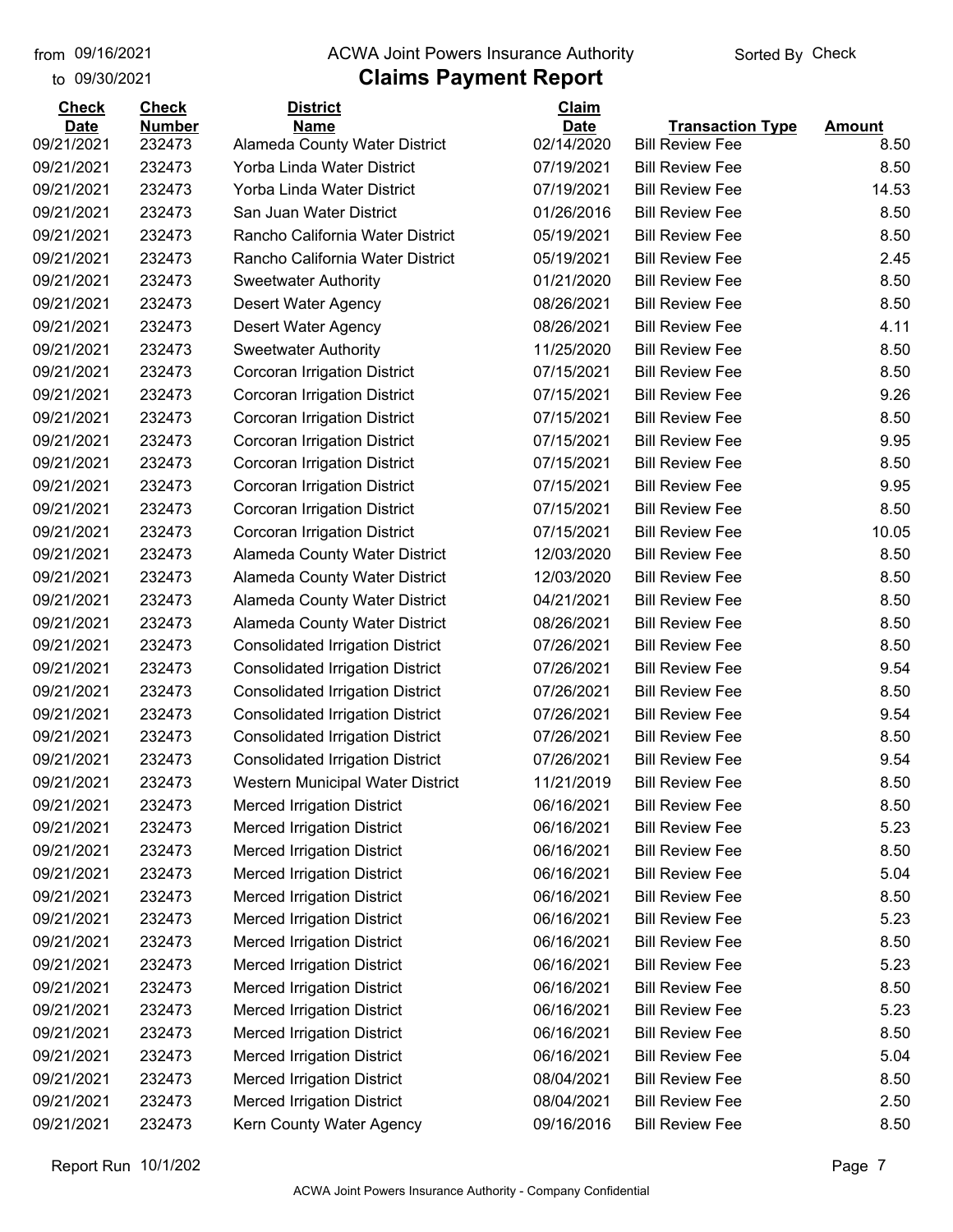from 09/16/2021
to 09/30/2021

ACWA Joint Powers Insurance Authority

# Claims Payment Report

Sorted By Check

| Check Date | Check Number | District Name | Claim Date | Transaction Type | Amount |
|---|---|---|---|---|---|
| 09/21/2021 | 232473 | Alameda County Water District | 02/14/2020 | Bill Review Fee | 8.50 |
| 09/21/2021 | 232473 | Yorba Linda Water District | 07/19/2021 | Bill Review Fee | 8.50 |
| 09/21/2021 | 232473 | Yorba Linda Water District | 07/19/2021 | Bill Review Fee | 14.53 |
| 09/21/2021 | 232473 | San Juan Water District | 01/26/2016 | Bill Review Fee | 8.50 |
| 09/21/2021 | 232473 | Rancho California Water District | 05/19/2021 | Bill Review Fee | 8.50 |
| 09/21/2021 | 232473 | Rancho California Water District | 05/19/2021 | Bill Review Fee | 2.45 |
| 09/21/2021 | 232473 | Sweetwater Authority | 01/21/2020 | Bill Review Fee | 8.50 |
| 09/21/2021 | 232473 | Desert Water Agency | 08/26/2021 | Bill Review Fee | 8.50 |
| 09/21/2021 | 232473 | Desert Water Agency | 08/26/2021 | Bill Review Fee | 4.11 |
| 09/21/2021 | 232473 | Sweetwater Authority | 11/25/2020 | Bill Review Fee | 8.50 |
| 09/21/2021 | 232473 | Corcoran Irrigation District | 07/15/2021 | Bill Review Fee | 8.50 |
| 09/21/2021 | 232473 | Corcoran Irrigation District | 07/15/2021 | Bill Review Fee | 9.26 |
| 09/21/2021 | 232473 | Corcoran Irrigation District | 07/15/2021 | Bill Review Fee | 8.50 |
| 09/21/2021 | 232473 | Corcoran Irrigation District | 07/15/2021 | Bill Review Fee | 9.95 |
| 09/21/2021 | 232473 | Corcoran Irrigation District | 07/15/2021 | Bill Review Fee | 8.50 |
| 09/21/2021 | 232473 | Corcoran Irrigation District | 07/15/2021 | Bill Review Fee | 9.95 |
| 09/21/2021 | 232473 | Corcoran Irrigation District | 07/15/2021 | Bill Review Fee | 8.50 |
| 09/21/2021 | 232473 | Corcoran Irrigation District | 07/15/2021 | Bill Review Fee | 10.05 |
| 09/21/2021 | 232473 | Alameda County Water District | 12/03/2020 | Bill Review Fee | 8.50 |
| 09/21/2021 | 232473 | Alameda County Water District | 12/03/2020 | Bill Review Fee | 8.50 |
| 09/21/2021 | 232473 | Alameda County Water District | 04/21/2021 | Bill Review Fee | 8.50 |
| 09/21/2021 | 232473 | Alameda County Water District | 08/26/2021 | Bill Review Fee | 8.50 |
| 09/21/2021 | 232473 | Consolidated Irrigation District | 07/26/2021 | Bill Review Fee | 8.50 |
| 09/21/2021 | 232473 | Consolidated Irrigation District | 07/26/2021 | Bill Review Fee | 9.54 |
| 09/21/2021 | 232473 | Consolidated Irrigation District | 07/26/2021 | Bill Review Fee | 8.50 |
| 09/21/2021 | 232473 | Consolidated Irrigation District | 07/26/2021 | Bill Review Fee | 9.54 |
| 09/21/2021 | 232473 | Consolidated Irrigation District | 07/26/2021 | Bill Review Fee | 8.50 |
| 09/21/2021 | 232473 | Consolidated Irrigation District | 07/26/2021 | Bill Review Fee | 9.54 |
| 09/21/2021 | 232473 | Western Municipal Water District | 11/21/2019 | Bill Review Fee | 8.50 |
| 09/21/2021 | 232473 | Merced Irrigation District | 06/16/2021 | Bill Review Fee | 8.50 |
| 09/21/2021 | 232473 | Merced Irrigation District | 06/16/2021 | Bill Review Fee | 5.23 |
| 09/21/2021 | 232473 | Merced Irrigation District | 06/16/2021 | Bill Review Fee | 8.50 |
| 09/21/2021 | 232473 | Merced Irrigation District | 06/16/2021 | Bill Review Fee | 5.04 |
| 09/21/2021 | 232473 | Merced Irrigation District | 06/16/2021 | Bill Review Fee | 8.50 |
| 09/21/2021 | 232473 | Merced Irrigation District | 06/16/2021 | Bill Review Fee | 5.23 |
| 09/21/2021 | 232473 | Merced Irrigation District | 06/16/2021 | Bill Review Fee | 8.50 |
| 09/21/2021 | 232473 | Merced Irrigation District | 06/16/2021 | Bill Review Fee | 5.23 |
| 09/21/2021 | 232473 | Merced Irrigation District | 06/16/2021 | Bill Review Fee | 8.50 |
| 09/21/2021 | 232473 | Merced Irrigation District | 06/16/2021 | Bill Review Fee | 5.23 |
| 09/21/2021 | 232473 | Merced Irrigation District | 06/16/2021 | Bill Review Fee | 8.50 |
| 09/21/2021 | 232473 | Merced Irrigation District | 06/16/2021 | Bill Review Fee | 5.04 |
| 09/21/2021 | 232473 | Merced Irrigation District | 08/04/2021 | Bill Review Fee | 8.50 |
| 09/21/2021 | 232473 | Merced Irrigation District | 08/04/2021 | Bill Review Fee | 2.50 |
| 09/21/2021 | 232473 | Kern County Water Agency | 09/16/2016 | Bill Review Fee | 8.50 |

Report Run 10/1/202

ACWA Joint Powers Insurance Authority - Company Confidential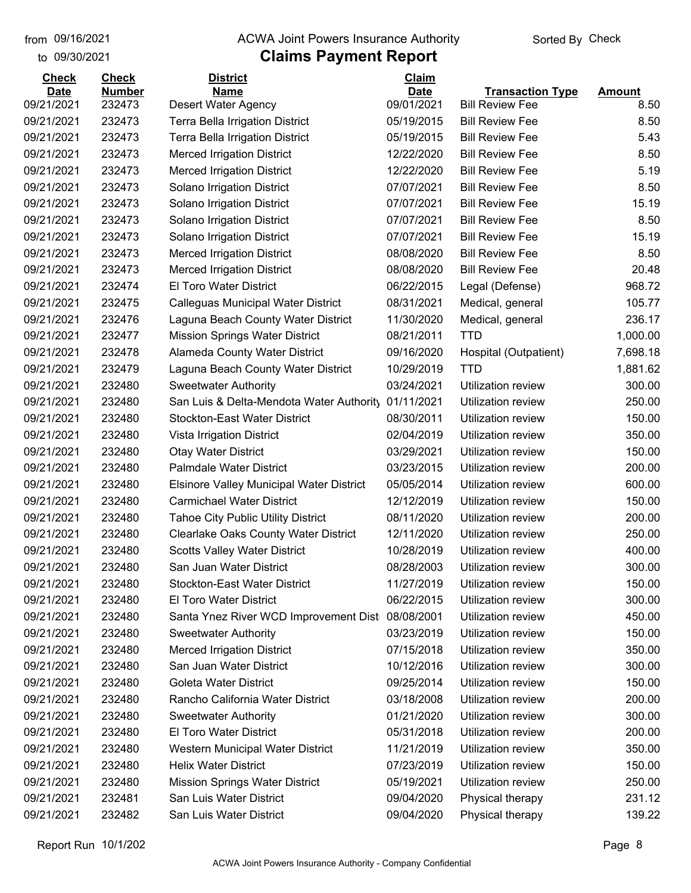from 09/16/2021
to 09/30/2021

ACWA Joint Powers Insurance Authority

# Claims Payment Report

Sorted By Check

| Check Date | Check Number | District Name | Claim Date | Transaction Type | Amount |
|---|---|---|---|---|---|
| 09/21/2021 | 232473 | Desert Water Agency | 09/01/2021 | Bill Review Fee | 8.50 |
| 09/21/2021 | 232473 | Terra Bella Irrigation District | 05/19/2015 | Bill Review Fee | 8.50 |
| 09/21/2021 | 232473 | Terra Bella Irrigation District | 05/19/2015 | Bill Review Fee | 5.43 |
| 09/21/2021 | 232473 | Merced Irrigation District | 12/22/2020 | Bill Review Fee | 8.50 |
| 09/21/2021 | 232473 | Merced Irrigation District | 12/22/2020 | Bill Review Fee | 5.19 |
| 09/21/2021 | 232473 | Solano Irrigation District | 07/07/2021 | Bill Review Fee | 8.50 |
| 09/21/2021 | 232473 | Solano Irrigation District | 07/07/2021 | Bill Review Fee | 15.19 |
| 09/21/2021 | 232473 | Solano Irrigation District | 07/07/2021 | Bill Review Fee | 8.50 |
| 09/21/2021 | 232473 | Solano Irrigation District | 07/07/2021 | Bill Review Fee | 15.19 |
| 09/21/2021 | 232473 | Merced Irrigation District | 08/08/2020 | Bill Review Fee | 8.50 |
| 09/21/2021 | 232473 | Merced Irrigation District | 08/08/2020 | Bill Review Fee | 20.48 |
| 09/21/2021 | 232474 | El Toro Water District | 06/22/2015 | Legal (Defense) | 968.72 |
| 09/21/2021 | 232475 | Calleguas Municipal Water District | 08/31/2021 | Medical, general | 105.77 |
| 09/21/2021 | 232476 | Laguna Beach County Water District | 11/30/2020 | Medical, general | 236.17 |
| 09/21/2021 | 232477 | Mission Springs Water District | 08/21/2011 | TTD | 1,000.00 |
| 09/21/2021 | 232478 | Alameda County Water District | 09/16/2020 | Hospital (Outpatient) | 7,698.18 |
| 09/21/2021 | 232479 | Laguna Beach County Water District | 10/29/2019 | TTD | 1,881.62 |
| 09/21/2021 | 232480 | Sweetwater Authority | 03/24/2021 | Utilization review | 300.00 |
| 09/21/2021 | 232480 | San Luis & Delta-Mendota Water Authority | 01/11/2021 | Utilization review | 250.00 |
| 09/21/2021 | 232480 | Stockton-East Water District | 08/30/2011 | Utilization review | 150.00 |
| 09/21/2021 | 232480 | Vista Irrigation District | 02/04/2019 | Utilization review | 350.00 |
| 09/21/2021 | 232480 | Otay Water District | 03/29/2021 | Utilization review | 150.00 |
| 09/21/2021 | 232480 | Palmdale Water District | 03/23/2015 | Utilization review | 200.00 |
| 09/21/2021 | 232480 | Elsinore Valley Municipal Water District | 05/05/2014 | Utilization review | 600.00 |
| 09/21/2021 | 232480 | Carmichael Water District | 12/12/2019 | Utilization review | 150.00 |
| 09/21/2021 | 232480 | Tahoe City Public Utility District | 08/11/2020 | Utilization review | 200.00 |
| 09/21/2021 | 232480 | Clearlake Oaks County Water District | 12/11/2020 | Utilization review | 250.00 |
| 09/21/2021 | 232480 | Scotts Valley Water District | 10/28/2019 | Utilization review | 400.00 |
| 09/21/2021 | 232480 | San Juan Water District | 08/28/2003 | Utilization review | 300.00 |
| 09/21/2021 | 232480 | Stockton-East Water District | 11/27/2019 | Utilization review | 150.00 |
| 09/21/2021 | 232480 | El Toro Water District | 06/22/2015 | Utilization review | 300.00 |
| 09/21/2021 | 232480 | Santa Ynez River WCD Improvement Dist | 08/08/2001 | Utilization review | 450.00 |
| 09/21/2021 | 232480 | Sweetwater Authority | 03/23/2019 | Utilization review | 150.00 |
| 09/21/2021 | 232480 | Merced Irrigation District | 07/15/2018 | Utilization review | 350.00 |
| 09/21/2021 | 232480 | San Juan Water District | 10/12/2016 | Utilization review | 300.00 |
| 09/21/2021 | 232480 | Goleta Water District | 09/25/2014 | Utilization review | 150.00 |
| 09/21/2021 | 232480 | Rancho California Water District | 03/18/2008 | Utilization review | 200.00 |
| 09/21/2021 | 232480 | Sweetwater Authority | 01/21/2020 | Utilization review | 300.00 |
| 09/21/2021 | 232480 | El Toro Water District | 05/31/2018 | Utilization review | 200.00 |
| 09/21/2021 | 232480 | Western Municipal Water District | 11/21/2019 | Utilization review | 350.00 |
| 09/21/2021 | 232480 | Helix Water District | 07/23/2019 | Utilization review | 150.00 |
| 09/21/2021 | 232480 | Mission Springs Water District | 05/19/2021 | Utilization review | 250.00 |
| 09/21/2021 | 232481 | San Luis Water District | 09/04/2020 | Physical therapy | 231.12 |
| 09/21/2021 | 232482 | San Luis Water District | 09/04/2020 | Physical therapy | 139.22 |

Report Run 10/1/202

ACWA Joint Powers Insurance Authority - Company Confidential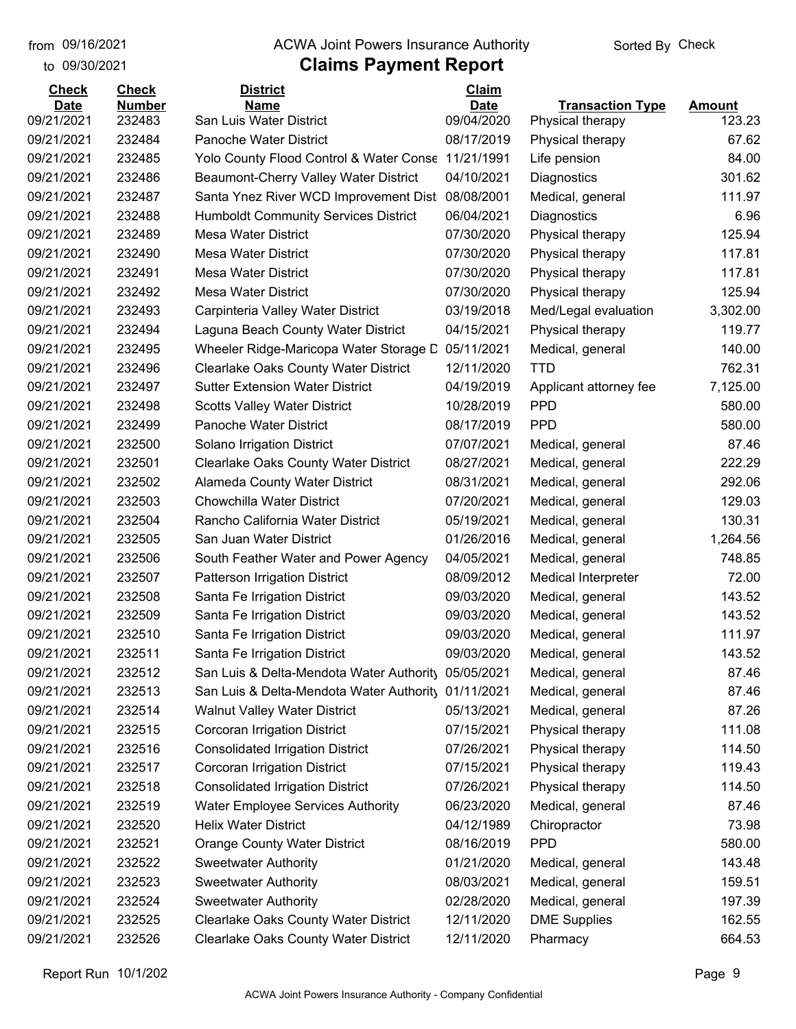from 09/16/2021 ACWA Joint Powers Insurance Authority Sorted By Check

to 09/30/2021

# Claims Payment Report

| Check Date | Check Number | District Name | Claim Date | Transaction Type | Amount |
|---|---|---|---|---|---|
| 09/21/2021 | 232483 | San Luis Water District | 09/04/2020 | Physical therapy | 123.23 |
| 09/21/2021 | 232484 | Panoche Water District | 08/17/2019 | Physical therapy | 67.62 |
| 09/21/2021 | 232485 | Yolo County Flood Control & Water Conse | 11/21/1991 | Life pension | 84.00 |
| 09/21/2021 | 232486 | Beaumont-Cherry Valley Water District | 04/10/2021 | Diagnostics | 301.62 |
| 09/21/2021 | 232487 | Santa Ynez River WCD Improvement Dist | 08/08/2001 | Medical, general | 111.97 |
| 09/21/2021 | 232488 | Humboldt Community Services District | 06/04/2021 | Diagnostics | 6.96 |
| 09/21/2021 | 232489 | Mesa Water District | 07/30/2020 | Physical therapy | 125.94 |
| 09/21/2021 | 232490 | Mesa Water District | 07/30/2020 | Physical therapy | 117.81 |
| 09/21/2021 | 232491 | Mesa Water District | 07/30/2020 | Physical therapy | 117.81 |
| 09/21/2021 | 232492 | Mesa Water District | 07/30/2020 | Physical therapy | 125.94 |
| 09/21/2021 | 232493 | Carpinteria Valley Water District | 03/19/2018 | Med/Legal evaluation | 3,302.00 |
| 09/21/2021 | 232494 | Laguna Beach County Water District | 04/15/2021 | Physical therapy | 119.77 |
| 09/21/2021 | 232495 | Wheeler Ridge-Maricopa Water Storage D | 05/11/2021 | Medical, general | 140.00 |
| 09/21/2021 | 232496 | Clearlake Oaks County Water District | 12/11/2020 | TTD | 762.31 |
| 09/21/2021 | 232497 | Sutter Extension Water District | 04/19/2019 | Applicant attorney fee | 7,125.00 |
| 09/21/2021 | 232498 | Scotts Valley Water District | 10/28/2019 | PPD | 580.00 |
| 09/21/2021 | 232499 | Panoche Water District | 08/17/2019 | PPD | 580.00 |
| 09/21/2021 | 232500 | Solano Irrigation District | 07/07/2021 | Medical, general | 87.46 |
| 09/21/2021 | 232501 | Clearlake Oaks County Water District | 08/27/2021 | Medical, general | 222.29 |
| 09/21/2021 | 232502 | Alameda County Water District | 08/31/2021 | Medical, general | 292.06 |
| 09/21/2021 | 232503 | Chowchilla Water District | 07/20/2021 | Medical, general | 129.03 |
| 09/21/2021 | 232504 | Rancho California Water District | 05/19/2021 | Medical, general | 130.31 |
| 09/21/2021 | 232505 | San Juan Water District | 01/26/2016 | Medical, general | 1,264.56 |
| 09/21/2021 | 232506 | South Feather Water and Power Agency | 04/05/2021 | Medical, general | 748.85 |
| 09/21/2021 | 232507 | Patterson Irrigation District | 08/09/2012 | Medical Interpreter | 72.00 |
| 09/21/2021 | 232508 | Santa Fe Irrigation District | 09/03/2020 | Medical, general | 143.52 |
| 09/21/2021 | 232509 | Santa Fe Irrigation District | 09/03/2020 | Medical, general | 143.52 |
| 09/21/2021 | 232510 | Santa Fe Irrigation District | 09/03/2020 | Medical, general | 111.97 |
| 09/21/2021 | 232511 | Santa Fe Irrigation District | 09/03/2020 | Medical, general | 143.52 |
| 09/21/2021 | 232512 | San Luis & Delta-Mendota Water Authority | 05/05/2021 | Medical, general | 87.46 |
| 09/21/2021 | 232513 | San Luis & Delta-Mendota Water Authority | 01/11/2021 | Medical, general | 87.46 |
| 09/21/2021 | 232514 | Walnut Valley Water District | 05/13/2021 | Medical, general | 87.26 |
| 09/21/2021 | 232515 | Corcoran Irrigation District | 07/15/2021 | Physical therapy | 111.08 |
| 09/21/2021 | 232516 | Consolidated Irrigation District | 07/26/2021 | Physical therapy | 114.50 |
| 09/21/2021 | 232517 | Corcoran Irrigation District | 07/15/2021 | Physical therapy | 119.43 |
| 09/21/2021 | 232518 | Consolidated Irrigation District | 07/26/2021 | Physical therapy | 114.50 |
| 09/21/2021 | 232519 | Water Employee Services Authority | 06/23/2020 | Medical, general | 87.46 |
| 09/21/2021 | 232520 | Helix Water District | 04/12/1989 | Chiropractor | 73.98 |
| 09/21/2021 | 232521 | Orange County Water District | 08/16/2019 | PPD | 580.00 |
| 09/21/2021 | 232522 | Sweetwater Authority | 01/21/2020 | Medical, general | 143.48 |
| 09/21/2021 | 232523 | Sweetwater Authority | 08/03/2021 | Medical, general | 159.51 |
| 09/21/2021 | 232524 | Sweetwater Authority | 02/28/2020 | Medical, general | 197.39 |
| 09/21/2021 | 232525 | Clearlake Oaks County Water District | 12/11/2020 | DME Supplies | 162.55 |
| 09/21/2021 | 232526 | Clearlake Oaks County Water District | 12/11/2020 | Pharmacy | 664.53 |

Report Run 10/1/202

ACWA Joint Powers Insurance Authority - Company Confidential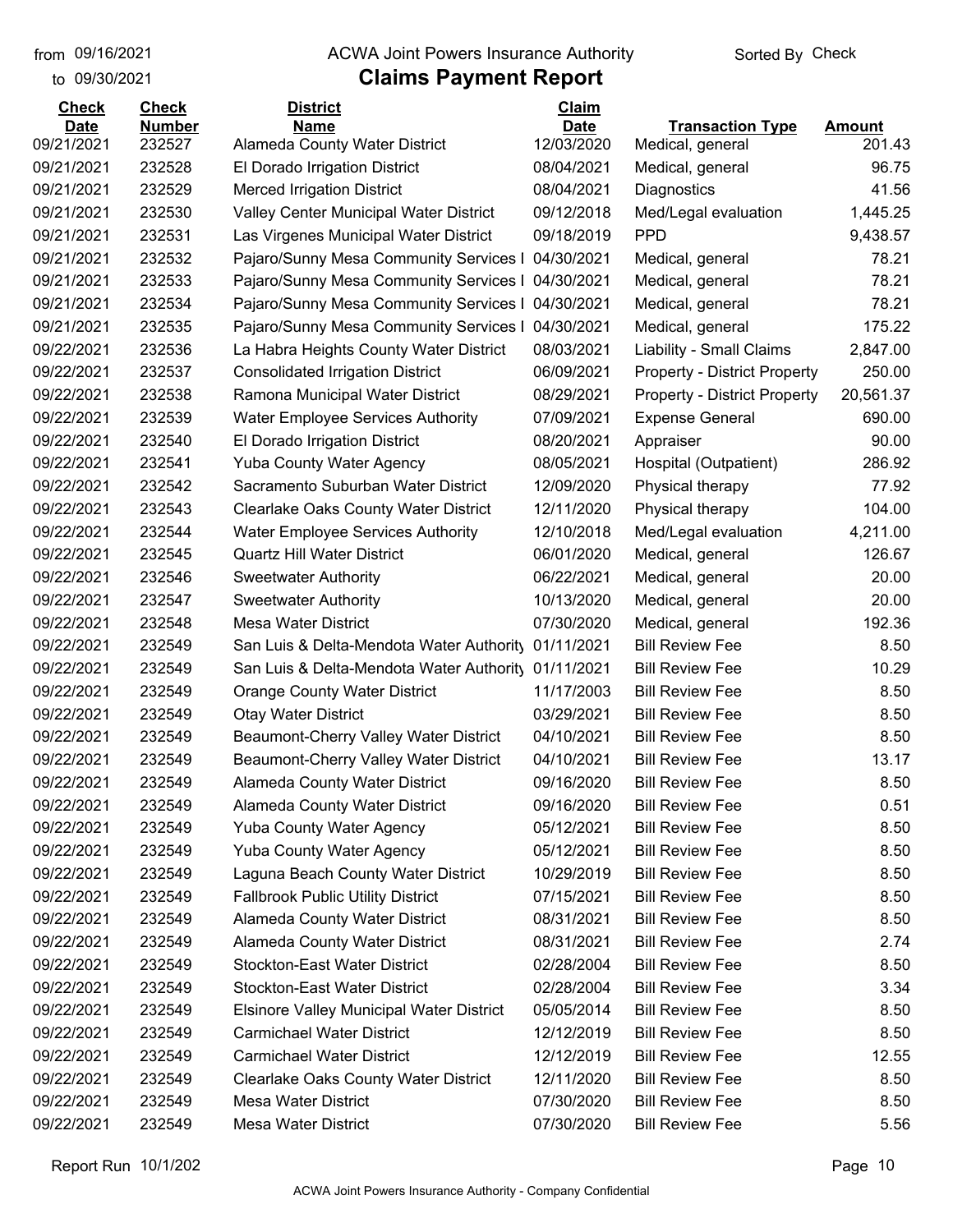from 09/16/2021 ACWA Joint Powers Insurance Authority Sorted By Check

to 09/30/2021

# Claims Payment Report

| Check Date | Check Number | District Name | Claim Date | Transaction Type | Amount |
|---|---|---|---|---|---|
| 09/21/2021 | 232527 | Alameda County Water District | 12/03/2020 | Medical, general | 201.43 |
| 09/21/2021 | 232528 | El Dorado Irrigation District | 08/04/2021 | Medical, general | 96.75 |
| 09/21/2021 | 232529 | Merced Irrigation District | 08/04/2021 | Diagnostics | 41.56 |
| 09/21/2021 | 232530 | Valley Center Municipal Water District | 09/12/2018 | Med/Legal evaluation | 1,445.25 |
| 09/21/2021 | 232531 | Las Virgenes Municipal Water District | 09/18/2019 | PPD | 9,438.57 |
| 09/21/2021 | 232532 | Pajaro/Sunny Mesa Community Services I | 04/30/2021 | Medical, general | 78.21 |
| 09/21/2021 | 232533 | Pajaro/Sunny Mesa Community Services I | 04/30/2021 | Medical, general | 78.21 |
| 09/21/2021 | 232534 | Pajaro/Sunny Mesa Community Services I | 04/30/2021 | Medical, general | 78.21 |
| 09/21/2021 | 232535 | Pajaro/Sunny Mesa Community Services I | 04/30/2021 | Medical, general | 175.22 |
| 09/22/2021 | 232536 | La Habra Heights County Water District | 08/03/2021 | Liability - Small Claims | 2,847.00 |
| 09/22/2021 | 232537 | Consolidated Irrigation District | 06/09/2021 | Property - District Property | 250.00 |
| 09/22/2021 | 232538 | Ramona Municipal Water District | 08/29/2021 | Property - District Property | 20,561.37 |
| 09/22/2021 | 232539 | Water Employee Services Authority | 07/09/2021 | Expense General | 690.00 |
| 09/22/2021 | 232540 | El Dorado Irrigation District | 08/20/2021 | Appraiser | 90.00 |
| 09/22/2021 | 232541 | Yuba County Water Agency | 08/05/2021 | Hospital (Outpatient) | 286.92 |
| 09/22/2021 | 232542 | Sacramento Suburban Water District | 12/09/2020 | Physical therapy | 77.92 |
| 09/22/2021 | 232543 | Clearlake Oaks County Water District | 12/11/2020 | Physical therapy | 104.00 |
| 09/22/2021 | 232544 | Water Employee Services Authority | 12/10/2018 | Med/Legal evaluation | 4,211.00 |
| 09/22/2021 | 232545 | Quartz Hill Water District | 06/01/2020 | Medical, general | 126.67 |
| 09/22/2021 | 232546 | Sweetwater Authority | 06/22/2021 | Medical, general | 20.00 |
| 09/22/2021 | 232547 | Sweetwater Authority | 10/13/2020 | Medical, general | 20.00 |
| 09/22/2021 | 232548 | Mesa Water District | 07/30/2020 | Medical, general | 192.36 |
| 09/22/2021 | 232549 | San Luis & Delta-Mendota Water Authority | 01/11/2021 | Bill Review Fee | 8.50 |
| 09/22/2021 | 232549 | San Luis & Delta-Mendota Water Authority | 01/11/2021 | Bill Review Fee | 10.29 |
| 09/22/2021 | 232549 | Orange County Water District | 11/17/2003 | Bill Review Fee | 8.50 |
| 09/22/2021 | 232549 | Otay Water District | 03/29/2021 | Bill Review Fee | 8.50 |
| 09/22/2021 | 232549 | Beaumont-Cherry Valley Water District | 04/10/2021 | Bill Review Fee | 8.50 |
| 09/22/2021 | 232549 | Beaumont-Cherry Valley Water District | 04/10/2021 | Bill Review Fee | 13.17 |
| 09/22/2021 | 232549 | Alameda County Water District | 09/16/2020 | Bill Review Fee | 8.50 |
| 09/22/2021 | 232549 | Alameda County Water District | 09/16/2020 | Bill Review Fee | 0.51 |
| 09/22/2021 | 232549 | Yuba County Water Agency | 05/12/2021 | Bill Review Fee | 8.50 |
| 09/22/2021 | 232549 | Yuba County Water Agency | 05/12/2021 | Bill Review Fee | 8.50 |
| 09/22/2021 | 232549 | Laguna Beach County Water District | 10/29/2019 | Bill Review Fee | 8.50 |
| 09/22/2021 | 232549 | Fallbrook Public Utility District | 07/15/2021 | Bill Review Fee | 8.50 |
| 09/22/2021 | 232549 | Alameda County Water District | 08/31/2021 | Bill Review Fee | 8.50 |
| 09/22/2021 | 232549 | Alameda County Water District | 08/31/2021 | Bill Review Fee | 2.74 |
| 09/22/2021 | 232549 | Stockton-East Water District | 02/28/2004 | Bill Review Fee | 8.50 |
| 09/22/2021 | 232549 | Stockton-East Water District | 02/28/2004 | Bill Review Fee | 3.34 |
| 09/22/2021 | 232549 | Elsinore Valley Municipal Water District | 05/05/2014 | Bill Review Fee | 8.50 |
| 09/22/2021 | 232549 | Carmichael Water District | 12/12/2019 | Bill Review Fee | 8.50 |
| 09/22/2021 | 232549 | Carmichael Water District | 12/12/2019 | Bill Review Fee | 12.55 |
| 09/22/2021 | 232549 | Clearlake Oaks County Water District | 12/11/2020 | Bill Review Fee | 8.50 |
| 09/22/2021 | 232549 | Mesa Water District | 07/30/2020 | Bill Review Fee | 8.50 |
| 09/22/2021 | 232549 | Mesa Water District | 07/30/2020 | Bill Review Fee | 5.56 |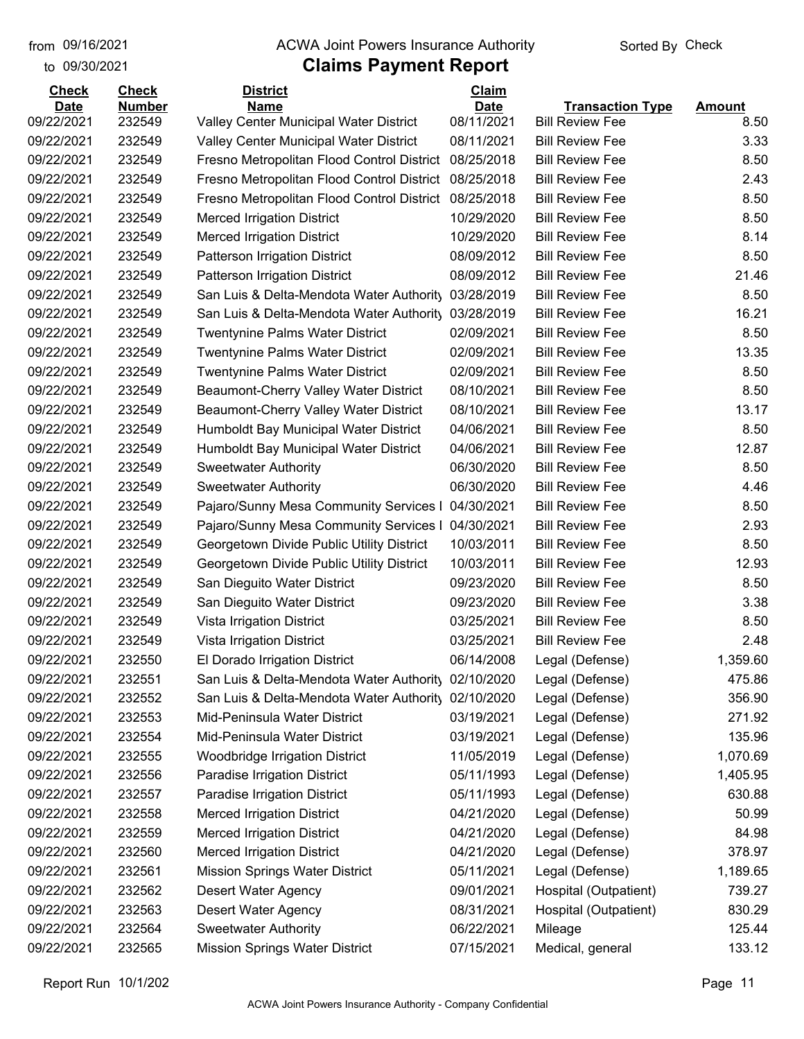from 09/16/2021
to 09/30/2021

# ACWA Joint Powers Insurance Authority

## Claims Payment Report

Sorted By Check

| Check Date | Check Number | District Name | Claim Date | Transaction Type | Amount |
|---|---|---|---|---|---|
| 09/22/2021 | 232549 | Valley Center Municipal Water District | 08/11/2021 | Bill Review Fee | 8.50 |
| 09/22/2021 | 232549 | Valley Center Municipal Water District | 08/11/2021 | Bill Review Fee | 3.33 |
| 09/22/2021 | 232549 | Fresno Metropolitan Flood Control District | 08/25/2018 | Bill Review Fee | 8.50 |
| 09/22/2021 | 232549 | Fresno Metropolitan Flood Control District | 08/25/2018 | Bill Review Fee | 2.43 |
| 09/22/2021 | 232549 | Fresno Metropolitan Flood Control District | 08/25/2018 | Bill Review Fee | 8.50 |
| 09/22/2021 | 232549 | Merced Irrigation District | 10/29/2020 | Bill Review Fee | 8.50 |
| 09/22/2021 | 232549 | Merced Irrigation District | 10/29/2020 | Bill Review Fee | 8.14 |
| 09/22/2021 | 232549 | Patterson Irrigation District | 08/09/2012 | Bill Review Fee | 8.50 |
| 09/22/2021 | 232549 | Patterson Irrigation District | 08/09/2012 | Bill Review Fee | 21.46 |
| 09/22/2021 | 232549 | San Luis & Delta-Mendota Water Authority | 03/28/2019 | Bill Review Fee | 8.50 |
| 09/22/2021 | 232549 | San Luis & Delta-Mendota Water Authority | 03/28/2019 | Bill Review Fee | 16.21 |
| 09/22/2021 | 232549 | Twentynine Palms Water District | 02/09/2021 | Bill Review Fee | 8.50 |
| 09/22/2021 | 232549 | Twentynine Palms Water District | 02/09/2021 | Bill Review Fee | 13.35 |
| 09/22/2021 | 232549 | Twentynine Palms Water District | 02/09/2021 | Bill Review Fee | 8.50 |
| 09/22/2021 | 232549 | Beaumont-Cherry Valley Water District | 08/10/2021 | Bill Review Fee | 8.50 |
| 09/22/2021 | 232549 | Beaumont-Cherry Valley Water District | 08/10/2021 | Bill Review Fee | 13.17 |
| 09/22/2021 | 232549 | Humboldt Bay Municipal Water District | 04/06/2021 | Bill Review Fee | 8.50 |
| 09/22/2021 | 232549 | Humboldt Bay Municipal Water District | 04/06/2021 | Bill Review Fee | 12.87 |
| 09/22/2021 | 232549 | Sweetwater Authority | 06/30/2020 | Bill Review Fee | 8.50 |
| 09/22/2021 | 232549 | Sweetwater Authority | 06/30/2020 | Bill Review Fee | 4.46 |
| 09/22/2021 | 232549 | Pajaro/Sunny Mesa Community Services I | 04/30/2021 | Bill Review Fee | 8.50 |
| 09/22/2021 | 232549 | Pajaro/Sunny Mesa Community Services I | 04/30/2021 | Bill Review Fee | 2.93 |
| 09/22/2021 | 232549 | Georgetown Divide Public Utility District | 10/03/2011 | Bill Review Fee | 8.50 |
| 09/22/2021 | 232549 | Georgetown Divide Public Utility District | 10/03/2011 | Bill Review Fee | 12.93 |
| 09/22/2021 | 232549 | San Dieguito Water District | 09/23/2020 | Bill Review Fee | 8.50 |
| 09/22/2021 | 232549 | San Dieguito Water District | 09/23/2020 | Bill Review Fee | 3.38 |
| 09/22/2021 | 232549 | Vista Irrigation District | 03/25/2021 | Bill Review Fee | 8.50 |
| 09/22/2021 | 232549 | Vista Irrigation District | 03/25/2021 | Bill Review Fee | 2.48 |
| 09/22/2021 | 232550 | El Dorado Irrigation District | 06/14/2008 | Legal (Defense) | 1,359.60 |
| 09/22/2021 | 232551 | San Luis & Delta-Mendota Water Authority | 02/10/2020 | Legal (Defense) | 475.86 |
| 09/22/2021 | 232552 | San Luis & Delta-Mendota Water Authority | 02/10/2020 | Legal (Defense) | 356.90 |
| 09/22/2021 | 232553 | Mid-Peninsula Water District | 03/19/2021 | Legal (Defense) | 271.92 |
| 09/22/2021 | 232554 | Mid-Peninsula Water District | 03/19/2021 | Legal (Defense) | 135.96 |
| 09/22/2021 | 232555 | Woodbridge Irrigation District | 11/05/2019 | Legal (Defense) | 1,070.69 |
| 09/22/2021 | 232556 | Paradise Irrigation District | 05/11/1993 | Legal (Defense) | 1,405.95 |
| 09/22/2021 | 232557 | Paradise Irrigation District | 05/11/1993 | Legal (Defense) | 630.88 |
| 09/22/2021 | 232558 | Merced Irrigation District | 04/21/2020 | Legal (Defense) | 50.99 |
| 09/22/2021 | 232559 | Merced Irrigation District | 04/21/2020 | Legal (Defense) | 84.98 |
| 09/22/2021 | 232560 | Merced Irrigation District | 04/21/2020 | Legal (Defense) | 378.97 |
| 09/22/2021 | 232561 | Mission Springs Water District | 05/11/2021 | Legal (Defense) | 1,189.65 |
| 09/22/2021 | 232562 | Desert Water Agency | 09/01/2021 | Hospital (Outpatient) | 739.27 |
| 09/22/2021 | 232563 | Desert Water Agency | 08/31/2021 | Hospital (Outpatient) | 830.29 |
| 09/22/2021 | 232564 | Sweetwater Authority | 06/22/2021 | Mileage | 125.44 |
| 09/22/2021 | 232565 | Mission Springs Water District | 07/15/2021 | Medical, general | 133.12 |

Report Run 10/1/202

ACWA Joint Powers Insurance Authority - Company Confidential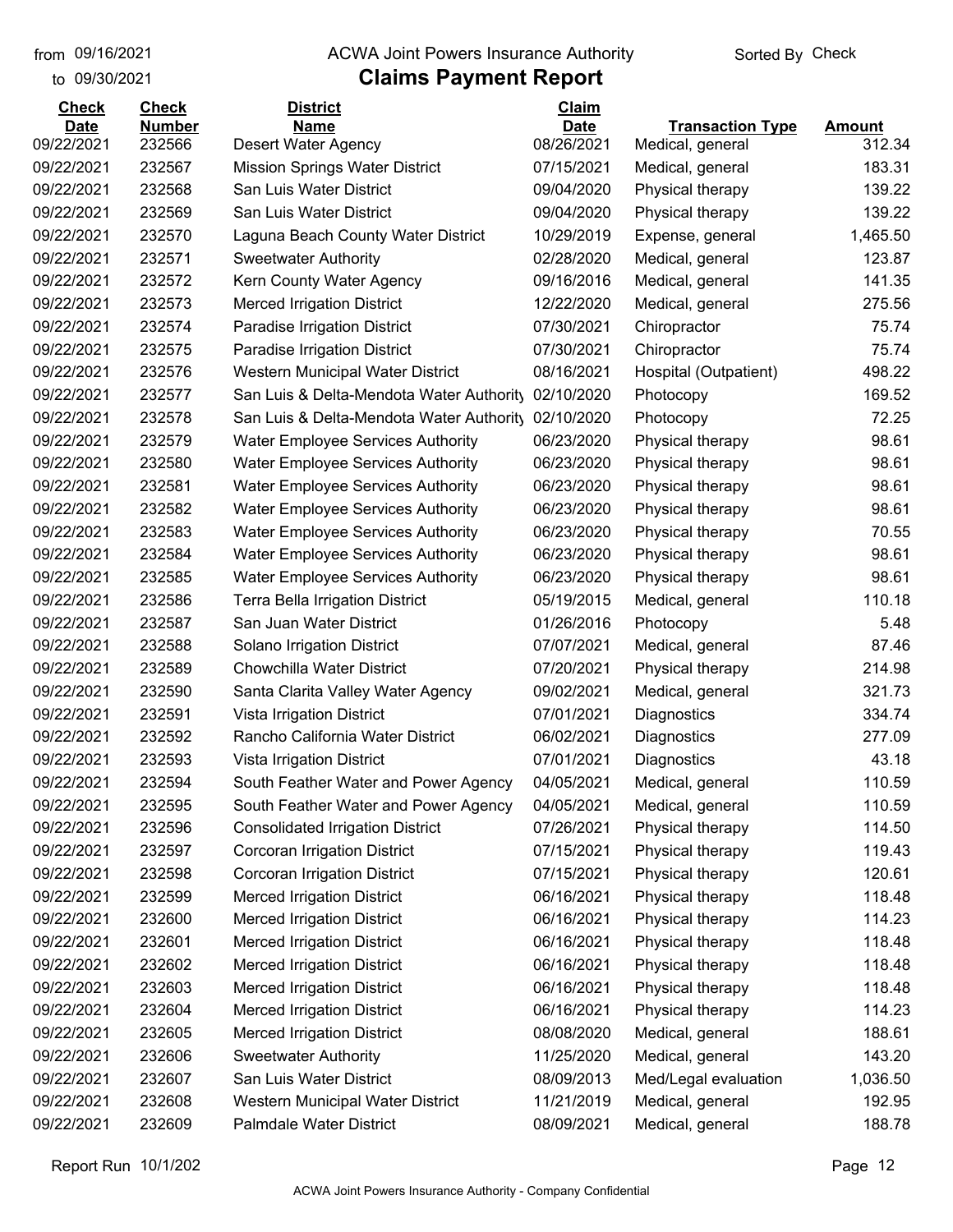from 09/16/2021
to 09/30/2021

# ACWA Joint Powers Insurance Authority

## Claims Payment Report

Sorted By Check

| Check Date | Check Number | District Name | Claim Date | Transaction Type | Amount |
|---|---|---|---|---|---|
| 09/22/2021 | 232566 | Desert Water Agency | 08/26/2021 | Medical, general | 312.34 |
| 09/22/2021 | 232567 | Mission Springs Water District | 07/15/2021 | Medical, general | 183.31 |
| 09/22/2021 | 232568 | San Luis Water District | 09/04/2020 | Physical therapy | 139.22 |
| 09/22/2021 | 232569 | San Luis Water District | 09/04/2020 | Physical therapy | 139.22 |
| 09/22/2021 | 232570 | Laguna Beach County Water District | 10/29/2019 | Expense, general | 1,465.50 |
| 09/22/2021 | 232571 | Sweetwater Authority | 02/28/2020 | Medical, general | 123.87 |
| 09/22/2021 | 232572 | Kern County Water Agency | 09/16/2016 | Medical, general | 141.35 |
| 09/22/2021 | 232573 | Merced Irrigation District | 12/22/2020 | Medical, general | 275.56 |
| 09/22/2021 | 232574 | Paradise Irrigation District | 07/30/2021 | Chiropractor | 75.74 |
| 09/22/2021 | 232575 | Paradise Irrigation District | 07/30/2021 | Chiropractor | 75.74 |
| 09/22/2021 | 232576 | Western Municipal Water District | 08/16/2021 | Hospital (Outpatient) | 498.22 |
| 09/22/2021 | 232577 | San Luis & Delta-Mendota Water Authority | 02/10/2020 | Photocopy | 169.52 |
| 09/22/2021 | 232578 | San Luis & Delta-Mendota Water Authority | 02/10/2020 | Photocopy | 72.25 |
| 09/22/2021 | 232579 | Water Employee Services Authority | 06/23/2020 | Physical therapy | 98.61 |
| 09/22/2021 | 232580 | Water Employee Services Authority | 06/23/2020 | Physical therapy | 98.61 |
| 09/22/2021 | 232581 | Water Employee Services Authority | 06/23/2020 | Physical therapy | 98.61 |
| 09/22/2021 | 232582 | Water Employee Services Authority | 06/23/2020 | Physical therapy | 98.61 |
| 09/22/2021 | 232583 | Water Employee Services Authority | 06/23/2020 | Physical therapy | 70.55 |
| 09/22/2021 | 232584 | Water Employee Services Authority | 06/23/2020 | Physical therapy | 98.61 |
| 09/22/2021 | 232585 | Water Employee Services Authority | 06/23/2020 | Physical therapy | 98.61 |
| 09/22/2021 | 232586 | Terra Bella Irrigation District | 05/19/2015 | Medical, general | 110.18 |
| 09/22/2021 | 232587 | San Juan Water District | 01/26/2016 | Photocopy | 5.48 |
| 09/22/2021 | 232588 | Solano Irrigation District | 07/07/2021 | Medical, general | 87.46 |
| 09/22/2021 | 232589 | Chowchilla Water District | 07/20/2021 | Physical therapy | 214.98 |
| 09/22/2021 | 232590 | Santa Clarita Valley Water Agency | 09/02/2021 | Medical, general | 321.73 |
| 09/22/2021 | 232591 | Vista Irrigation District | 07/01/2021 | Diagnostics | 334.74 |
| 09/22/2021 | 232592 | Rancho California Water District | 06/02/2021 | Diagnostics | 277.09 |
| 09/22/2021 | 232593 | Vista Irrigation District | 07/01/2021 | Diagnostics | 43.18 |
| 09/22/2021 | 232594 | South Feather Water and Power Agency | 04/05/2021 | Medical, general | 110.59 |
| 09/22/2021 | 232595 | South Feather Water and Power Agency | 04/05/2021 | Medical, general | 110.59 |
| 09/22/2021 | 232596 | Consolidated Irrigation District | 07/26/2021 | Physical therapy | 114.50 |
| 09/22/2021 | 232597 | Corcoran Irrigation District | 07/15/2021 | Physical therapy | 119.43 |
| 09/22/2021 | 232598 | Corcoran Irrigation District | 07/15/2021 | Physical therapy | 120.61 |
| 09/22/2021 | 232599 | Merced Irrigation District | 06/16/2021 | Physical therapy | 118.48 |
| 09/22/2021 | 232600 | Merced Irrigation District | 06/16/2021 | Physical therapy | 114.23 |
| 09/22/2021 | 232601 | Merced Irrigation District | 06/16/2021 | Physical therapy | 118.48 |
| 09/22/2021 | 232602 | Merced Irrigation District | 06/16/2021 | Physical therapy | 118.48 |
| 09/22/2021 | 232603 | Merced Irrigation District | 06/16/2021 | Physical therapy | 118.48 |
| 09/22/2021 | 232604 | Merced Irrigation District | 06/16/2021 | Physical therapy | 114.23 |
| 09/22/2021 | 232605 | Merced Irrigation District | 08/08/2020 | Medical, general | 188.61 |
| 09/22/2021 | 232606 | Sweetwater Authority | 11/25/2020 | Medical, general | 143.20 |
| 09/22/2021 | 232607 | San Luis Water District | 08/09/2013 | Med/Legal evaluation | 1,036.50 |
| 09/22/2021 | 232608 | Western Municipal Water District | 11/21/2019 | Medical, general | 192.95 |
| 09/22/2021 | 232609 | Palmdale Water District | 08/09/2021 | Medical, general | 188.78 |

Report Run 10/1/202

ACWA Joint Powers Insurance Authority - Company Confidential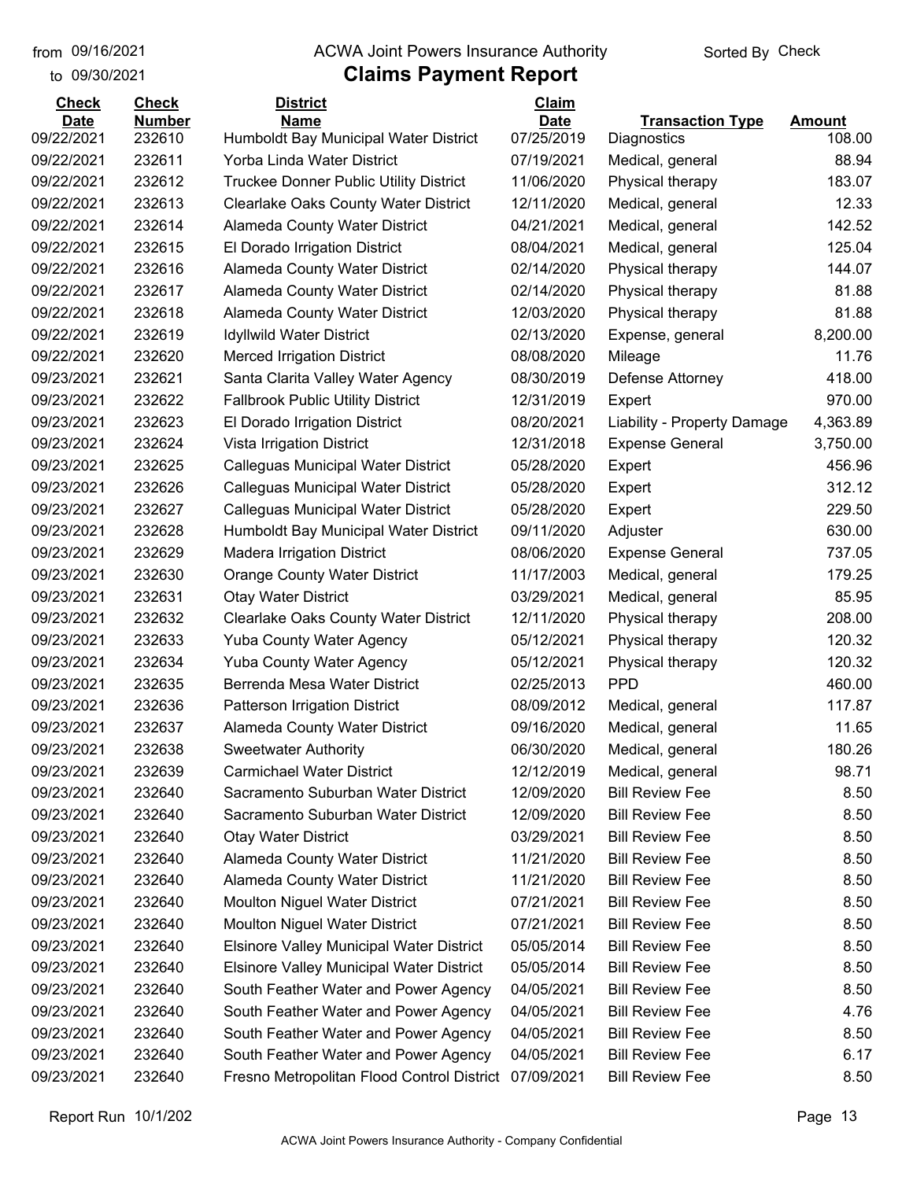from 09/16/2021
to 09/30/2021

# ACWA Joint Powers Insurance Authority

## Claims Payment Report

Sorted By Check

| Check Date | Check Number | District Name | Claim Date | Transaction Type | Amount |
|---|---|---|---|---|---|
| 09/22/2021 | 232610 | Humboldt Bay Municipal Water District | 07/25/2019 | Diagnostics | 108.00 |
| 09/22/2021 | 232611 | Yorba Linda Water District | 07/19/2021 | Medical, general | 88.94 |
| 09/22/2021 | 232612 | Truckee Donner Public Utility District | 11/06/2020 | Physical therapy | 183.07 |
| 09/22/2021 | 232613 | Clearlake Oaks County Water District | 12/11/2020 | Medical, general | 12.33 |
| 09/22/2021 | 232614 | Alameda County Water District | 04/21/2021 | Medical, general | 142.52 |
| 09/22/2021 | 232615 | El Dorado Irrigation District | 08/04/2021 | Medical, general | 125.04 |
| 09/22/2021 | 232616 | Alameda County Water District | 02/14/2020 | Physical therapy | 144.07 |
| 09/22/2021 | 232617 | Alameda County Water District | 02/14/2020 | Physical therapy | 81.88 |
| 09/22/2021 | 232618 | Alameda County Water District | 12/03/2020 | Physical therapy | 81.88 |
| 09/22/2021 | 232619 | Idyllwild Water District | 02/13/2020 | Expense, general | 8,200.00 |
| 09/22/2021 | 232620 | Merced Irrigation District | 08/08/2020 | Mileage | 11.76 |
| 09/23/2021 | 232621 | Santa Clarita Valley Water Agency | 08/30/2019 | Defense Attorney | 418.00 |
| 09/23/2021 | 232622 | Fallbrook Public Utility District | 12/31/2019 | Expert | 970.00 |
| 09/23/2021 | 232623 | El Dorado Irrigation District | 08/20/2021 | Liability - Property Damage | 4,363.89 |
| 09/23/2021 | 232624 | Vista Irrigation District | 12/31/2018 | Expense General | 3,750.00 |
| 09/23/2021 | 232625 | Calleguas Municipal Water District | 05/28/2020 | Expert | 456.96 |
| 09/23/2021 | 232626 | Calleguas Municipal Water District | 05/28/2020 | Expert | 312.12 |
| 09/23/2021 | 232627 | Calleguas Municipal Water District | 05/28/2020 | Expert | 229.50 |
| 09/23/2021 | 232628 | Humboldt Bay Municipal Water District | 09/11/2020 | Adjuster | 630.00 |
| 09/23/2021 | 232629 | Madera Irrigation District | 08/06/2020 | Expense General | 737.05 |
| 09/23/2021 | 232630 | Orange County Water District | 11/17/2003 | Medical, general | 179.25 |
| 09/23/2021 | 232631 | Otay Water District | 03/29/2021 | Medical, general | 85.95 |
| 09/23/2021 | 232632 | Clearlake Oaks County Water District | 12/11/2020 | Physical therapy | 208.00 |
| 09/23/2021 | 232633 | Yuba County Water Agency | 05/12/2021 | Physical therapy | 120.32 |
| 09/23/2021 | 232634 | Yuba County Water Agency | 05/12/2021 | Physical therapy | 120.32 |
| 09/23/2021 | 232635 | Berrenda Mesa Water District | 02/25/2013 | PPD | 460.00 |
| 09/23/2021 | 232636 | Patterson Irrigation District | 08/09/2012 | Medical, general | 117.87 |
| 09/23/2021 | 232637 | Alameda County Water District | 09/16/2020 | Medical, general | 11.65 |
| 09/23/2021 | 232638 | Sweetwater Authority | 06/30/2020 | Medical, general | 180.26 |
| 09/23/2021 | 232639 | Carmichael Water District | 12/12/2019 | Medical, general | 98.71 |
| 09/23/2021 | 232640 | Sacramento Suburban Water District | 12/09/2020 | Bill Review Fee | 8.50 |
| 09/23/2021 | 232640 | Sacramento Suburban Water District | 12/09/2020 | Bill Review Fee | 8.50 |
| 09/23/2021 | 232640 | Otay Water District | 03/29/2021 | Bill Review Fee | 8.50 |
| 09/23/2021 | 232640 | Alameda County Water District | 11/21/2020 | Bill Review Fee | 8.50 |
| 09/23/2021 | 232640 | Alameda County Water District | 11/21/2020 | Bill Review Fee | 8.50 |
| 09/23/2021 | 232640 | Moulton Niguel Water District | 07/21/2021 | Bill Review Fee | 8.50 |
| 09/23/2021 | 232640 | Moulton Niguel Water District | 07/21/2021 | Bill Review Fee | 8.50 |
| 09/23/2021 | 232640 | Elsinore Valley Municipal Water District | 05/05/2014 | Bill Review Fee | 8.50 |
| 09/23/2021 | 232640 | Elsinore Valley Municipal Water District | 05/05/2014 | Bill Review Fee | 8.50 |
| 09/23/2021 | 232640 | South Feather Water and Power Agency | 04/05/2021 | Bill Review Fee | 8.50 |
| 09/23/2021 | 232640 | South Feather Water and Power Agency | 04/05/2021 | Bill Review Fee | 4.76 |
| 09/23/2021 | 232640 | South Feather Water and Power Agency | 04/05/2021 | Bill Review Fee | 8.50 |
| 09/23/2021 | 232640 | South Feather Water and Power Agency | 04/05/2021 | Bill Review Fee | 6.17 |
| 09/23/2021 | 232640 | Fresno Metropolitan Flood Control District | 07/09/2021 | Bill Review Fee | 8.50 |

Report Run 10/1/202

ACWA Joint Powers Insurance Authority - Company Confidential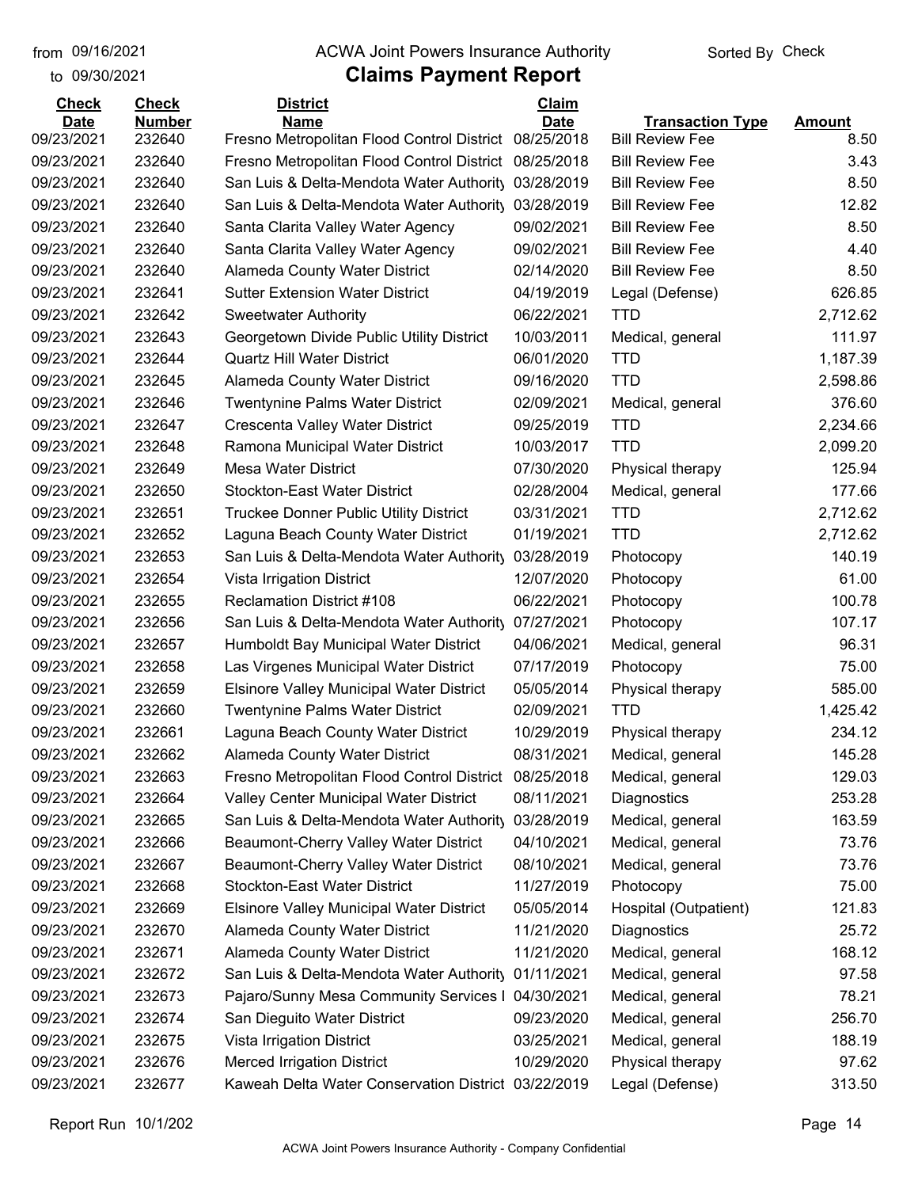from 09/16/2021 ACWA Joint Powers Insurance Authority Sorted By Check

to 09/30/2021

# Claims Payment Report

| Check Date | Check Number | District Name | Claim Date | Transaction Type | Amount |
|---|---|---|---|---|---|
| 09/23/2021 | 232640 | Fresno Metropolitan Flood Control District | 08/25/2018 | Bill Review Fee | 8.50 |
| 09/23/2021 | 232640 | Fresno Metropolitan Flood Control District | 08/25/2018 | Bill Review Fee | 3.43 |
| 09/23/2021 | 232640 | San Luis & Delta-Mendota Water Authority | 03/28/2019 | Bill Review Fee | 8.50 |
| 09/23/2021 | 232640 | San Luis & Delta-Mendota Water Authority | 03/28/2019 | Bill Review Fee | 12.82 |
| 09/23/2021 | 232640 | Santa Clarita Valley Water Agency | 09/02/2021 | Bill Review Fee | 8.50 |
| 09/23/2021 | 232640 | Santa Clarita Valley Water Agency | 09/02/2021 | Bill Review Fee | 4.40 |
| 09/23/2021 | 232640 | Alameda County Water District | 02/14/2020 | Bill Review Fee | 8.50 |
| 09/23/2021 | 232641 | Sutter Extension Water District | 04/19/2019 | Legal (Defense) | 626.85 |
| 09/23/2021 | 232642 | Sweetwater Authority | 06/22/2021 | TTD | 2,712.62 |
| 09/23/2021 | 232643 | Georgetown Divide Public Utility District | 10/03/2011 | Medical, general | 111.97 |
| 09/23/2021 | 232644 | Quartz Hill Water District | 06/01/2020 | TTD | 1,187.39 |
| 09/23/2021 | 232645 | Alameda County Water District | 09/16/2020 | TTD | 2,598.86 |
| 09/23/2021 | 232646 | Twentynine Palms Water District | 02/09/2021 | Medical, general | 376.60 |
| 09/23/2021 | 232647 | Crescenta Valley Water District | 09/25/2019 | TTD | 2,234.66 |
| 09/23/2021 | 232648 | Ramona Municipal Water District | 10/03/2017 | TTD | 2,099.20 |
| 09/23/2021 | 232649 | Mesa Water District | 07/30/2020 | Physical therapy | 125.94 |
| 09/23/2021 | 232650 | Stockton-East Water District | 02/28/2004 | Medical, general | 177.66 |
| 09/23/2021 | 232651 | Truckee Donner Public Utility District | 03/31/2021 | TTD | 2,712.62 |
| 09/23/2021 | 232652 | Laguna Beach County Water District | 01/19/2021 | TTD | 2,712.62 |
| 09/23/2021 | 232653 | San Luis & Delta-Mendota Water Authority | 03/28/2019 | Photocopy | 140.19 |
| 09/23/2021 | 232654 | Vista Irrigation District | 12/07/2020 | Photocopy | 61.00 |
| 09/23/2021 | 232655 | Reclamation District #108 | 06/22/2021 | Photocopy | 100.78 |
| 09/23/2021 | 232656 | San Luis & Delta-Mendota Water Authority | 07/27/2021 | Photocopy | 107.17 |
| 09/23/2021 | 232657 | Humboldt Bay Municipal Water District | 04/06/2021 | Medical, general | 96.31 |
| 09/23/2021 | 232658 | Las Virgenes Municipal Water District | 07/17/2019 | Photocopy | 75.00 |
| 09/23/2021 | 232659 | Elsinore Valley Municipal Water District | 05/05/2014 | Physical therapy | 585.00 |
| 09/23/2021 | 232660 | Twentynine Palms Water District | 02/09/2021 | TTD | 1,425.42 |
| 09/23/2021 | 232661 | Laguna Beach County Water District | 10/29/2019 | Physical therapy | 234.12 |
| 09/23/2021 | 232662 | Alameda County Water District | 08/31/2021 | Medical, general | 145.28 |
| 09/23/2021 | 232663 | Fresno Metropolitan Flood Control District | 08/25/2018 | Medical, general | 129.03 |
| 09/23/2021 | 232664 | Valley Center Municipal Water District | 08/11/2021 | Diagnostics | 253.28 |
| 09/23/2021 | 232665 | San Luis & Delta-Mendota Water Authority | 03/28/2019 | Medical, general | 163.59 |
| 09/23/2021 | 232666 | Beaumont-Cherry Valley Water District | 04/10/2021 | Medical, general | 73.76 |
| 09/23/2021 | 232667 | Beaumont-Cherry Valley Water District | 08/10/2021 | Medical, general | 73.76 |
| 09/23/2021 | 232668 | Stockton-East Water District | 11/27/2019 | Photocopy | 75.00 |
| 09/23/2021 | 232669 | Elsinore Valley Municipal Water District | 05/05/2014 | Hospital (Outpatient) | 121.83 |
| 09/23/2021 | 232670 | Alameda County Water District | 11/21/2020 | Diagnostics | 25.72 |
| 09/23/2021 | 232671 | Alameda County Water District | 11/21/2020 | Medical, general | 168.12 |
| 09/23/2021 | 232672 | San Luis & Delta-Mendota Water Authority | 01/11/2021 | Medical, general | 97.58 |
| 09/23/2021 | 232673 | Pajaro/Sunny Mesa Community Services I | 04/30/2021 | Medical, general | 78.21 |
| 09/23/2021 | 232674 | San Dieguito Water District | 09/23/2020 | Medical, general | 256.70 |
| 09/23/2021 | 232675 | Vista Irrigation District | 03/25/2021 | Medical, general | 188.19 |
| 09/23/2021 | 232676 | Merced Irrigation District | 10/29/2020 | Physical therapy | 97.62 |
| 09/23/2021 | 232677 | Kaweah Delta Water Conservation District | 03/22/2019 | Legal (Defense) | 313.50 |

Report Run 10/1/202

ACWA Joint Powers Insurance Authority - Company Confidential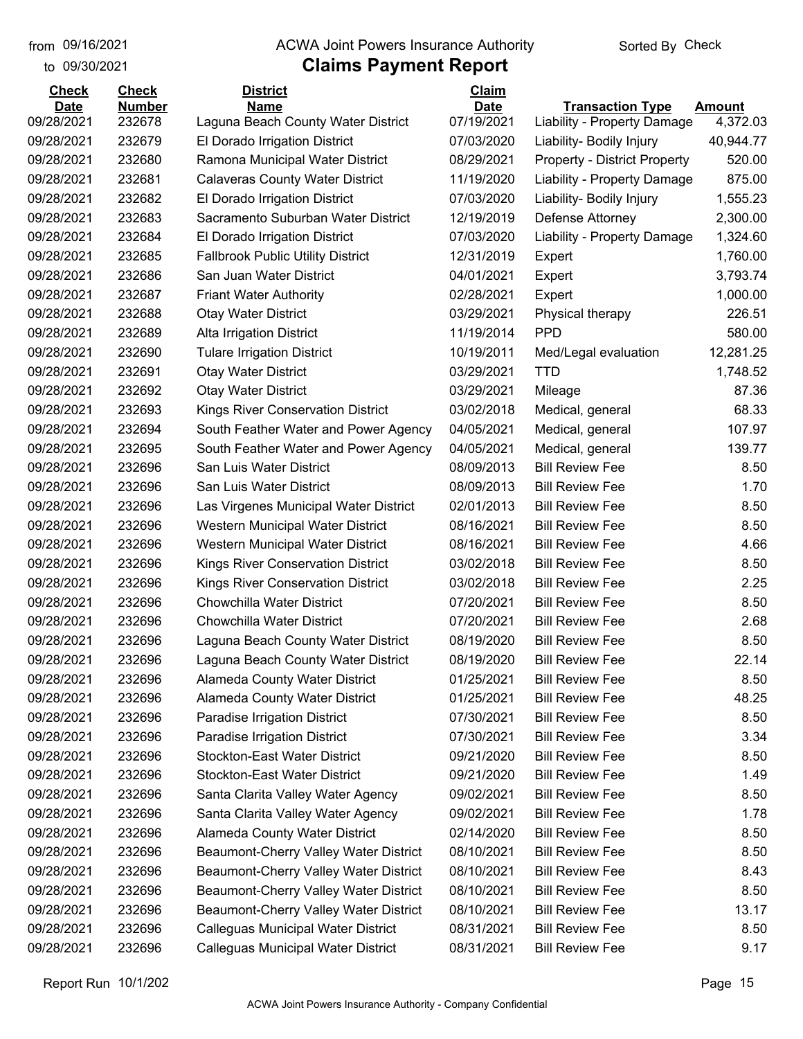from 09/16/2021 to 09/30/2021

# ACWA Joint Powers Insurance Authority

## Claims Payment Report

Sorted By Check

| Check Date | Check Number | District Name | Claim Date | Transaction Type | Amount |
|---|---|---|---|---|---|
| 09/28/2021 | 232678 | Laguna Beach County Water District | 07/19/2021 | Liability - Property Damage | 4,372.03 |
| 09/28/2021 | 232679 | El Dorado Irrigation District | 07/03/2020 | Liability- Bodily Injury | 40,944.77 |
| 09/28/2021 | 232680 | Ramona Municipal Water District | 08/29/2021 | Property - District Property | 520.00 |
| 09/28/2021 | 232681 | Calaveras County Water District | 11/19/2020 | Liability - Property Damage | 875.00 |
| 09/28/2021 | 232682 | El Dorado Irrigation District | 07/03/2020 | Liability- Bodily Injury | 1,555.23 |
| 09/28/2021 | 232683 | Sacramento Suburban Water District | 12/19/2019 | Defense Attorney | 2,300.00 |
| 09/28/2021 | 232684 | El Dorado Irrigation District | 07/03/2020 | Liability - Property Damage | 1,324.60 |
| 09/28/2021 | 232685 | Fallbrook Public Utility District | 12/31/2019 | Expert | 1,760.00 |
| 09/28/2021 | 232686 | San Juan Water District | 04/01/2021 | Expert | 3,793.74 |
| 09/28/2021 | 232687 | Friant Water Authority | 02/28/2021 | Expert | 1,000.00 |
| 09/28/2021 | 232688 | Otay Water District | 03/29/2021 | Physical therapy | 226.51 |
| 09/28/2021 | 232689 | Alta Irrigation District | 11/19/2014 | PPD | 580.00 |
| 09/28/2021 | 232690 | Tulare Irrigation District | 10/19/2011 | Med/Legal evaluation | 12,281.25 |
| 09/28/2021 | 232691 | Otay Water District | 03/29/2021 | TTD | 1,748.52 |
| 09/28/2021 | 232692 | Otay Water District | 03/29/2021 | Mileage | 87.36 |
| 09/28/2021 | 232693 | Kings River Conservation District | 03/02/2018 | Medical, general | 68.33 |
| 09/28/2021 | 232694 | South Feather Water and Power Agency | 04/05/2021 | Medical, general | 107.97 |
| 09/28/2021 | 232695 | South Feather Water and Power Agency | 04/05/2021 | Medical, general | 139.77 |
| 09/28/2021 | 232696 | San Luis Water District | 08/09/2013 | Bill Review Fee | 8.50 |
| 09/28/2021 | 232696 | San Luis Water District | 08/09/2013 | Bill Review Fee | 1.70 |
| 09/28/2021 | 232696 | Las Virgenes Municipal Water District | 02/01/2013 | Bill Review Fee | 8.50 |
| 09/28/2021 | 232696 | Western Municipal Water District | 08/16/2021 | Bill Review Fee | 8.50 |
| 09/28/2021 | 232696 | Western Municipal Water District | 08/16/2021 | Bill Review Fee | 4.66 |
| 09/28/2021 | 232696 | Kings River Conservation District | 03/02/2018 | Bill Review Fee | 8.50 |
| 09/28/2021 | 232696 | Kings River Conservation District | 03/02/2018 | Bill Review Fee | 2.25 |
| 09/28/2021 | 232696 | Chowchilla Water District | 07/20/2021 | Bill Review Fee | 8.50 |
| 09/28/2021 | 232696 | Chowchilla Water District | 07/20/2021 | Bill Review Fee | 2.68 |
| 09/28/2021 | 232696 | Laguna Beach County Water District | 08/19/2020 | Bill Review Fee | 8.50 |
| 09/28/2021 | 232696 | Laguna Beach County Water District | 08/19/2020 | Bill Review Fee | 22.14 |
| 09/28/2021 | 232696 | Alameda County Water District | 01/25/2021 | Bill Review Fee | 8.50 |
| 09/28/2021 | 232696 | Alameda County Water District | 01/25/2021 | Bill Review Fee | 48.25 |
| 09/28/2021 | 232696 | Paradise Irrigation District | 07/30/2021 | Bill Review Fee | 8.50 |
| 09/28/2021 | 232696 | Paradise Irrigation District | 07/30/2021 | Bill Review Fee | 3.34 |
| 09/28/2021 | 232696 | Stockton-East Water District | 09/21/2020 | Bill Review Fee | 8.50 |
| 09/28/2021 | 232696 | Stockton-East Water District | 09/21/2020 | Bill Review Fee | 1.49 |
| 09/28/2021 | 232696 | Santa Clarita Valley Water Agency | 09/02/2021 | Bill Review Fee | 8.50 |
| 09/28/2021 | 232696 | Santa Clarita Valley Water Agency | 09/02/2021 | Bill Review Fee | 1.78 |
| 09/28/2021 | 232696 | Alameda County Water District | 02/14/2020 | Bill Review Fee | 8.50 |
| 09/28/2021 | 232696 | Beaumont-Cherry Valley Water District | 08/10/2021 | Bill Review Fee | 8.50 |
| 09/28/2021 | 232696 | Beaumont-Cherry Valley Water District | 08/10/2021 | Bill Review Fee | 8.43 |
| 09/28/2021 | 232696 | Beaumont-Cherry Valley Water District | 08/10/2021 | Bill Review Fee | 8.50 |
| 09/28/2021 | 232696 | Beaumont-Cherry Valley Water District | 08/10/2021 | Bill Review Fee | 13.17 |
| 09/28/2021 | 232696 | Calleguas Municipal Water District | 08/31/2021 | Bill Review Fee | 8.50 |
| 09/28/2021 | 232696 | Calleguas Municipal Water District | 08/31/2021 | Bill Review Fee | 9.17 |

Report Run 10/1/202

ACWA Joint Powers Insurance Authority - Company Confidential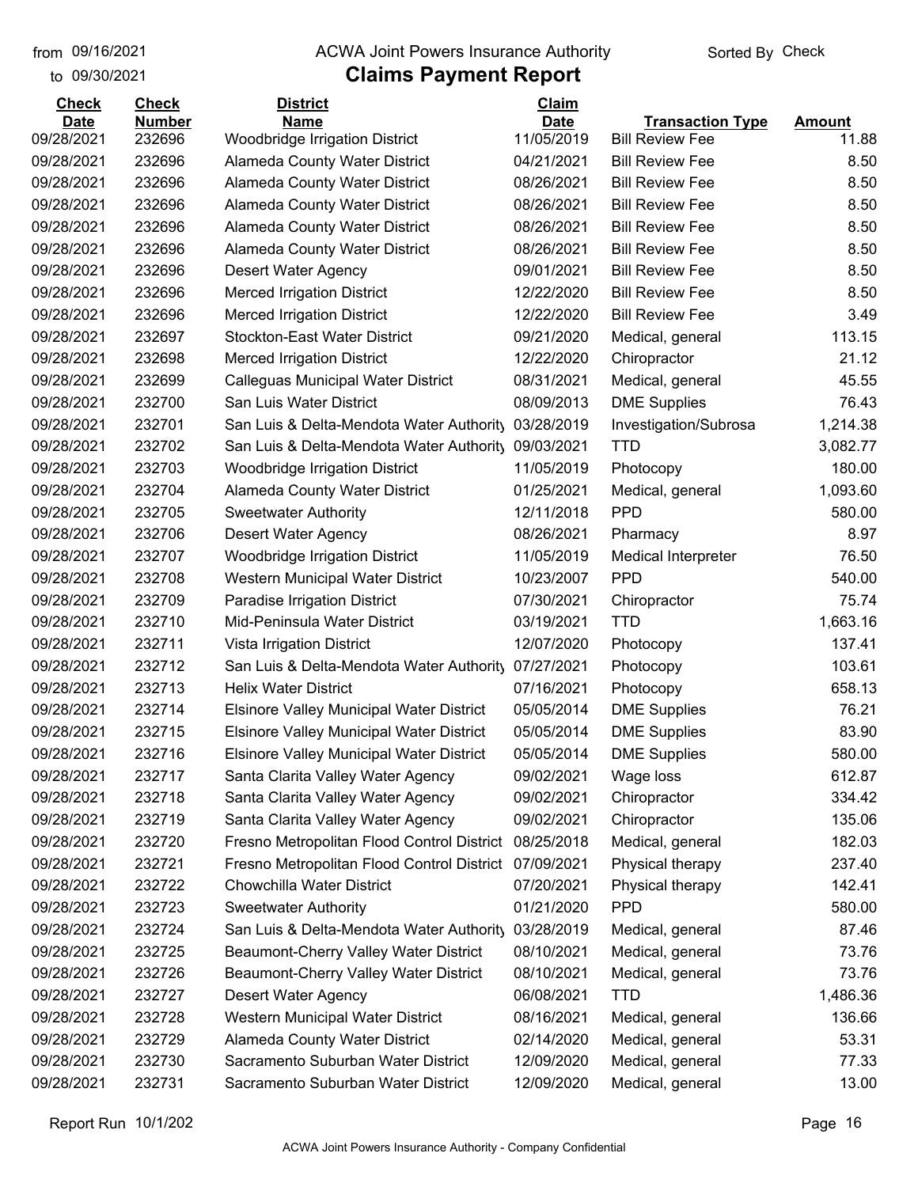from 09/16/2021
to 09/30/2021

ACWA Joint Powers Insurance Authority

# Claims Payment Report

Sorted By Check

| Check Date | Check Number | District Name | Claim Date | Transaction Type | Amount |
|---|---|---|---|---|---|
| 09/28/2021 | 232696 | Woodbridge Irrigation District | 11/05/2019 | Bill Review Fee | 11.88 |
| 09/28/2021 | 232696 | Alameda County Water District | 04/21/2021 | Bill Review Fee | 8.50 |
| 09/28/2021 | 232696 | Alameda County Water District | 08/26/2021 | Bill Review Fee | 8.50 |
| 09/28/2021 | 232696 | Alameda County Water District | 08/26/2021 | Bill Review Fee | 8.50 |
| 09/28/2021 | 232696 | Alameda County Water District | 08/26/2021 | Bill Review Fee | 8.50 |
| 09/28/2021 | 232696 | Alameda County Water District | 08/26/2021 | Bill Review Fee | 8.50 |
| 09/28/2021 | 232696 | Desert Water Agency | 09/01/2021 | Bill Review Fee | 8.50 |
| 09/28/2021 | 232696 | Merced Irrigation District | 12/22/2020 | Bill Review Fee | 8.50 |
| 09/28/2021 | 232696 | Merced Irrigation District | 12/22/2020 | Bill Review Fee | 3.49 |
| 09/28/2021 | 232697 | Stockton-East Water District | 09/21/2020 | Medical, general | 113.15 |
| 09/28/2021 | 232698 | Merced Irrigation District | 12/22/2020 | Chiropractor | 21.12 |
| 09/28/2021 | 232699 | Calleguas Municipal Water District | 08/31/2021 | Medical, general | 45.55 |
| 09/28/2021 | 232700 | San Luis Water District | 08/09/2013 | DME Supplies | 76.43 |
| 09/28/2021 | 232701 | San Luis & Delta-Mendota Water Authority | 03/28/2019 | Investigation/Subrosa | 1,214.38 |
| 09/28/2021 | 232702 | San Luis & Delta-Mendota Water Authority | 09/03/2021 | TTD | 3,082.77 |
| 09/28/2021 | 232703 | Woodbridge Irrigation District | 11/05/2019 | Photocopy | 180.00 |
| 09/28/2021 | 232704 | Alameda County Water District | 01/25/2021 | Medical, general | 1,093.60 |
| 09/28/2021 | 232705 | Sweetwater Authority | 12/11/2018 | PPD | 580.00 |
| 09/28/2021 | 232706 | Desert Water Agency | 08/26/2021 | Pharmacy | 8.97 |
| 09/28/2021 | 232707 | Woodbridge Irrigation District | 11/05/2019 | Medical Interpreter | 76.50 |
| 09/28/2021 | 232708 | Western Municipal Water District | 10/23/2007 | PPD | 540.00 |
| 09/28/2021 | 232709 | Paradise Irrigation District | 07/30/2021 | Chiropractor | 75.74 |
| 09/28/2021 | 232710 | Mid-Peninsula Water District | 03/19/2021 | TTD | 1,663.16 |
| 09/28/2021 | 232711 | Vista Irrigation District | 12/07/2020 | Photocopy | 137.41 |
| 09/28/2021 | 232712 | San Luis & Delta-Mendota Water Authority | 07/27/2021 | Photocopy | 103.61 |
| 09/28/2021 | 232713 | Helix Water District | 07/16/2021 | Photocopy | 658.13 |
| 09/28/2021 | 232714 | Elsinore Valley Municipal Water District | 05/05/2014 | DME Supplies | 76.21 |
| 09/28/2021 | 232715 | Elsinore Valley Municipal Water District | 05/05/2014 | DME Supplies | 83.90 |
| 09/28/2021 | 232716 | Elsinore Valley Municipal Water District | 05/05/2014 | DME Supplies | 580.00 |
| 09/28/2021 | 232717 | Santa Clarita Valley Water Agency | 09/02/2021 | Wage loss | 612.87 |
| 09/28/2021 | 232718 | Santa Clarita Valley Water Agency | 09/02/2021 | Chiropractor | 334.42 |
| 09/28/2021 | 232719 | Santa Clarita Valley Water Agency | 09/02/2021 | Chiropractor | 135.06 |
| 09/28/2021 | 232720 | Fresno Metropolitan Flood Control District | 08/25/2018 | Medical, general | 182.03 |
| 09/28/2021 | 232721 | Fresno Metropolitan Flood Control District | 07/09/2021 | Physical therapy | 237.40 |
| 09/28/2021 | 232722 | Chowchilla Water District | 07/20/2021 | Physical therapy | 142.41 |
| 09/28/2021 | 232723 | Sweetwater Authority | 01/21/2020 | PPD | 580.00 |
| 09/28/2021 | 232724 | San Luis & Delta-Mendota Water Authority | 03/28/2019 | Medical, general | 87.46 |
| 09/28/2021 | 232725 | Beaumont-Cherry Valley Water District | 08/10/2021 | Medical, general | 73.76 |
| 09/28/2021 | 232726 | Beaumont-Cherry Valley Water District | 08/10/2021 | Medical, general | 73.76 |
| 09/28/2021 | 232727 | Desert Water Agency | 06/08/2021 | TTD | 1,486.36 |
| 09/28/2021 | 232728 | Western Municipal Water District | 08/16/2021 | Medical, general | 136.66 |
| 09/28/2021 | 232729 | Alameda County Water District | 02/14/2020 | Medical, general | 53.31 |
| 09/28/2021 | 232730 | Sacramento Suburban Water District | 12/09/2020 | Medical, general | 77.33 |
| 09/28/2021 | 232731 | Sacramento Suburban Water District | 12/09/2020 | Medical, general | 13.00 |

Report Run 10/1/202

ACWA Joint Powers Insurance Authority - Company Confidential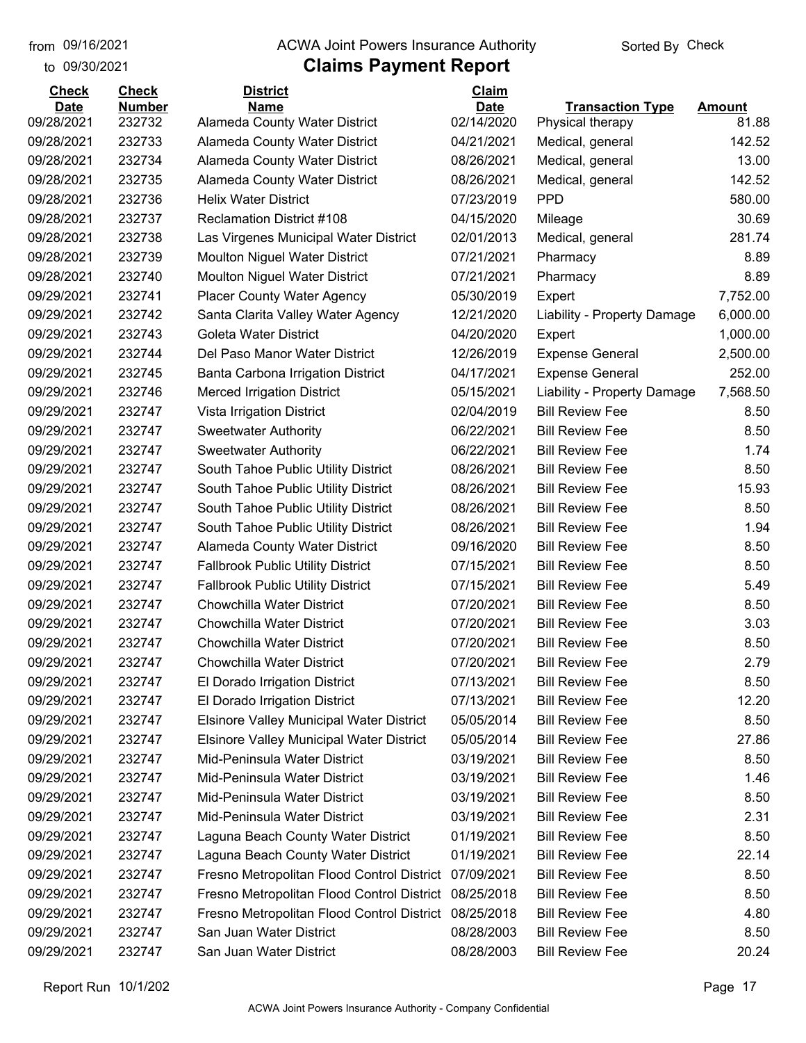from 09/16/2021 to 09/30/2021

# ACWA Joint Powers Insurance Authority

## Claims Payment Report

Sorted By Check

| Check Date | Check Number | District Name | Claim Date | Transaction Type | Amount |
|---|---|---|---|---|---|
| 09/28/2021 | 232732 | Alameda County Water District | 02/14/2020 | Physical therapy | 81.88 |
| 09/28/2021 | 232733 | Alameda County Water District | 04/21/2021 | Medical, general | 142.52 |
| 09/28/2021 | 232734 | Alameda County Water District | 08/26/2021 | Medical, general | 13.00 |
| 09/28/2021 | 232735 | Alameda County Water District | 08/26/2021 | Medical, general | 142.52 |
| 09/28/2021 | 232736 | Helix Water District | 07/23/2019 | PPD | 580.00 |
| 09/28/2021 | 232737 | Reclamation District #108 | 04/15/2020 | Mileage | 30.69 |
| 09/28/2021 | 232738 | Las Virgenes Municipal Water District | 02/01/2013 | Medical, general | 281.74 |
| 09/28/2021 | 232739 | Moulton Niguel Water District | 07/21/2021 | Pharmacy | 8.89 |
| 09/28/2021 | 232740 | Moulton Niguel Water District | 07/21/2021 | Pharmacy | 8.89 |
| 09/29/2021 | 232741 | Placer County Water Agency | 05/30/2019 | Expert | 7,752.00 |
| 09/29/2021 | 232742 | Santa Clarita Valley Water Agency | 12/21/2020 | Liability - Property Damage | 6,000.00 |
| 09/29/2021 | 232743 | Goleta Water District | 04/20/2020 | Expert | 1,000.00 |
| 09/29/2021 | 232744 | Del Paso Manor Water District | 12/26/2019 | Expense General | 2,500.00 |
| 09/29/2021 | 232745 | Banta Carbona Irrigation District | 04/17/2021 | Expense General | 252.00 |
| 09/29/2021 | 232746 | Merced Irrigation District | 05/15/2021 | Liability - Property Damage | 7,568.50 |
| 09/29/2021 | 232747 | Vista Irrigation District | 02/04/2019 | Bill Review Fee | 8.50 |
| 09/29/2021 | 232747 | Sweetwater Authority | 06/22/2021 | Bill Review Fee | 8.50 |
| 09/29/2021 | 232747 | Sweetwater Authority | 06/22/2021 | Bill Review Fee | 1.74 |
| 09/29/2021 | 232747 | South Tahoe Public Utility District | 08/26/2021 | Bill Review Fee | 8.50 |
| 09/29/2021 | 232747 | South Tahoe Public Utility District | 08/26/2021 | Bill Review Fee | 15.93 |
| 09/29/2021 | 232747 | South Tahoe Public Utility District | 08/26/2021 | Bill Review Fee | 8.50 |
| 09/29/2021 | 232747 | South Tahoe Public Utility District | 08/26/2021 | Bill Review Fee | 1.94 |
| 09/29/2021 | 232747 | Alameda County Water District | 09/16/2020 | Bill Review Fee | 8.50 |
| 09/29/2021 | 232747 | Fallbrook Public Utility District | 07/15/2021 | Bill Review Fee | 8.50 |
| 09/29/2021 | 232747 | Fallbrook Public Utility District | 07/15/2021 | Bill Review Fee | 5.49 |
| 09/29/2021 | 232747 | Chowchilla Water District | 07/20/2021 | Bill Review Fee | 8.50 |
| 09/29/2021 | 232747 | Chowchilla Water District | 07/20/2021 | Bill Review Fee | 3.03 |
| 09/29/2021 | 232747 | Chowchilla Water District | 07/20/2021 | Bill Review Fee | 8.50 |
| 09/29/2021 | 232747 | Chowchilla Water District | 07/20/2021 | Bill Review Fee | 2.79 |
| 09/29/2021 | 232747 | El Dorado Irrigation District | 07/13/2021 | Bill Review Fee | 8.50 |
| 09/29/2021 | 232747 | El Dorado Irrigation District | 07/13/2021 | Bill Review Fee | 12.20 |
| 09/29/2021 | 232747 | Elsinore Valley Municipal Water District | 05/05/2014 | Bill Review Fee | 8.50 |
| 09/29/2021 | 232747 | Elsinore Valley Municipal Water District | 05/05/2014 | Bill Review Fee | 27.86 |
| 09/29/2021 | 232747 | Mid-Peninsula Water District | 03/19/2021 | Bill Review Fee | 8.50 |
| 09/29/2021 | 232747 | Mid-Peninsula Water District | 03/19/2021 | Bill Review Fee | 1.46 |
| 09/29/2021 | 232747 | Mid-Peninsula Water District | 03/19/2021 | Bill Review Fee | 8.50 |
| 09/29/2021 | 232747 | Mid-Peninsula Water District | 03/19/2021 | Bill Review Fee | 2.31 |
| 09/29/2021 | 232747 | Laguna Beach County Water District | 01/19/2021 | Bill Review Fee | 8.50 |
| 09/29/2021 | 232747 | Laguna Beach County Water District | 01/19/2021 | Bill Review Fee | 22.14 |
| 09/29/2021 | 232747 | Fresno Metropolitan Flood Control District | 07/09/2021 | Bill Review Fee | 8.50 |
| 09/29/2021 | 232747 | Fresno Metropolitan Flood Control District | 08/25/2018 | Bill Review Fee | 8.50 |
| 09/29/2021 | 232747 | Fresno Metropolitan Flood Control District | 08/25/2018 | Bill Review Fee | 4.80 |
| 09/29/2021 | 232747 | San Juan Water District | 08/28/2003 | Bill Review Fee | 8.50 |
| 09/29/2021 | 232747 | San Juan Water District | 08/28/2003 | Bill Review Fee | 20.24 |

Report Run 10/1/202

ACWA Joint Powers Insurance Authority - Company Confidential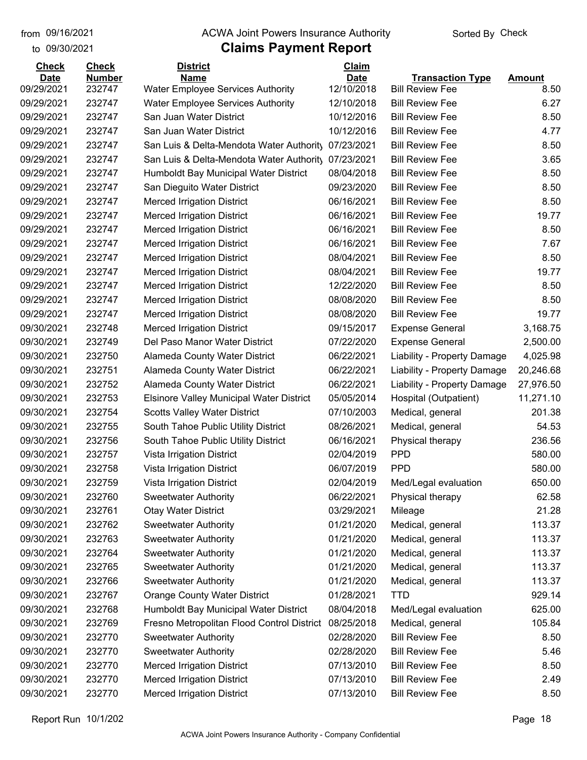from 09/16/2021 ACWA Joint Powers Insurance Authority Sorted By Check
to 09/30/2021

# Claims Payment Report

| Check Date | Check Number | District Name | Claim Date | Transaction Type | Amount |
|---|---|---|---|---|---|
| 09/29/2021 | 232747 | Water Employee Services Authority | 12/10/2018 | Bill Review Fee | 8.50 |
| 09/29/2021 | 232747 | Water Employee Services Authority | 12/10/2018 | Bill Review Fee | 6.27 |
| 09/29/2021 | 232747 | San Juan Water District | 10/12/2016 | Bill Review Fee | 8.50 |
| 09/29/2021 | 232747 | San Juan Water District | 10/12/2016 | Bill Review Fee | 4.77 |
| 09/29/2021 | 232747 | San Luis & Delta-Mendota Water Authority | 07/23/2021 | Bill Review Fee | 8.50 |
| 09/29/2021 | 232747 | San Luis & Delta-Mendota Water Authority | 07/23/2021 | Bill Review Fee | 3.65 |
| 09/29/2021 | 232747 | Humboldt Bay Municipal Water District | 08/04/2018 | Bill Review Fee | 8.50 |
| 09/29/2021 | 232747 | San Dieguito Water District | 09/23/2020 | Bill Review Fee | 8.50 |
| 09/29/2021 | 232747 | Merced Irrigation District | 06/16/2021 | Bill Review Fee | 8.50 |
| 09/29/2021 | 232747 | Merced Irrigation District | 06/16/2021 | Bill Review Fee | 19.77 |
| 09/29/2021 | 232747 | Merced Irrigation District | 06/16/2021 | Bill Review Fee | 8.50 |
| 09/29/2021 | 232747 | Merced Irrigation District | 06/16/2021 | Bill Review Fee | 7.67 |
| 09/29/2021 | 232747 | Merced Irrigation District | 08/04/2021 | Bill Review Fee | 8.50 |
| 09/29/2021 | 232747 | Merced Irrigation District | 08/04/2021 | Bill Review Fee | 19.77 |
| 09/29/2021 | 232747 | Merced Irrigation District | 12/22/2020 | Bill Review Fee | 8.50 |
| 09/29/2021 | 232747 | Merced Irrigation District | 08/08/2020 | Bill Review Fee | 8.50 |
| 09/29/2021 | 232747 | Merced Irrigation District | 08/08/2020 | Bill Review Fee | 19.77 |
| 09/30/2021 | 232748 | Merced Irrigation District | 09/15/2017 | Expense General | 3,168.75 |
| 09/30/2021 | 232749 | Del Paso Manor Water District | 07/22/2020 | Expense General | 2,500.00 |
| 09/30/2021 | 232750 | Alameda County Water District | 06/22/2021 | Liability - Property Damage | 4,025.98 |
| 09/30/2021 | 232751 | Alameda County Water District | 06/22/2021 | Liability - Property Damage | 20,246.68 |
| 09/30/2021 | 232752 | Alameda County Water District | 06/22/2021 | Liability - Property Damage | 27,976.50 |
| 09/30/2021 | 232753 | Elsinore Valley Municipal Water District | 05/05/2014 | Hospital (Outpatient) | 11,271.10 |
| 09/30/2021 | 232754 | Scotts Valley Water District | 07/10/2003 | Medical, general | 201.38 |
| 09/30/2021 | 232755 | South Tahoe Public Utility District | 08/26/2021 | Medical, general | 54.53 |
| 09/30/2021 | 232756 | South Tahoe Public Utility District | 06/16/2021 | Physical therapy | 236.56 |
| 09/30/2021 | 232757 | Vista Irrigation District | 02/04/2019 | PPD | 580.00 |
| 09/30/2021 | 232758 | Vista Irrigation District | 06/07/2019 | PPD | 580.00 |
| 09/30/2021 | 232759 | Vista Irrigation District | 02/04/2019 | Med/Legal evaluation | 650.00 |
| 09/30/2021 | 232760 | Sweetwater Authority | 06/22/2021 | Physical therapy | 62.58 |
| 09/30/2021 | 232761 | Otay Water District | 03/29/2021 | Mileage | 21.28 |
| 09/30/2021 | 232762 | Sweetwater Authority | 01/21/2020 | Medical, general | 113.37 |
| 09/30/2021 | 232763 | Sweetwater Authority | 01/21/2020 | Medical, general | 113.37 |
| 09/30/2021 | 232764 | Sweetwater Authority | 01/21/2020 | Medical, general | 113.37 |
| 09/30/2021 | 232765 | Sweetwater Authority | 01/21/2020 | Medical, general | 113.37 |
| 09/30/2021 | 232766 | Sweetwater Authority | 01/21/2020 | Medical, general | 113.37 |
| 09/30/2021 | 232767 | Orange County Water District | 01/28/2021 | TTD | 929.14 |
| 09/30/2021 | 232768 | Humboldt Bay Municipal Water District | 08/04/2018 | Med/Legal evaluation | 625.00 |
| 09/30/2021 | 232769 | Fresno Metropolitan Flood Control District | 08/25/2018 | Medical, general | 105.84 |
| 09/30/2021 | 232770 | Sweetwater Authority | 02/28/2020 | Bill Review Fee | 8.50 |
| 09/30/2021 | 232770 | Sweetwater Authority | 02/28/2020 | Bill Review Fee | 5.46 |
| 09/30/2021 | 232770 | Merced Irrigation District | 07/13/2010 | Bill Review Fee | 8.50 |
| 09/30/2021 | 232770 | Merced Irrigation District | 07/13/2010 | Bill Review Fee | 2.49 |
| 09/30/2021 | 232770 | Merced Irrigation District | 07/13/2010 | Bill Review Fee | 8.50 |

Report Run 10/1/202

ACWA Joint Powers Insurance Authority - Company Confidential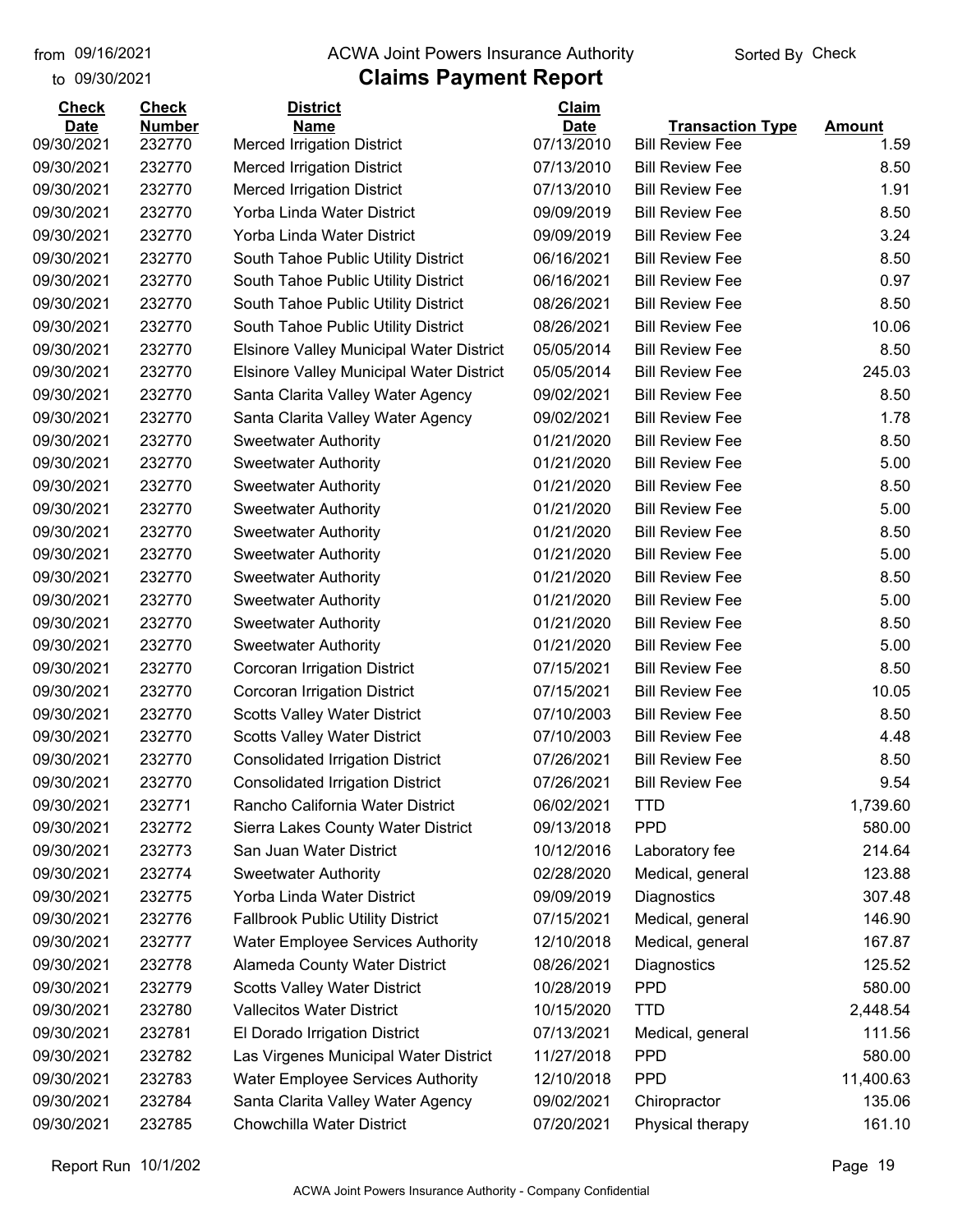# ACWA Joint Powers Insurance Authority

## Claims Payment Report

from 09/16/2021 to 09/30/2021 — Sorted By Check

| Check Date | Check Number | District Name | Claim Date | Transaction Type | Amount |
|---|---|---|---|---|---|
| 09/30/2021 | 232770 | Merced Irrigation District | 07/13/2010 | Bill Review Fee | 1.59 |
| 09/30/2021 | 232770 | Merced Irrigation District | 07/13/2010 | Bill Review Fee | 8.50 |
| 09/30/2021 | 232770 | Merced Irrigation District | 07/13/2010 | Bill Review Fee | 1.91 |
| 09/30/2021 | 232770 | Yorba Linda Water District | 09/09/2019 | Bill Review Fee | 8.50 |
| 09/30/2021 | 232770 | Yorba Linda Water District | 09/09/2019 | Bill Review Fee | 3.24 |
| 09/30/2021 | 232770 | South Tahoe Public Utility District | 06/16/2021 | Bill Review Fee | 8.50 |
| 09/30/2021 | 232770 | South Tahoe Public Utility District | 06/16/2021 | Bill Review Fee | 0.97 |
| 09/30/2021 | 232770 | South Tahoe Public Utility District | 08/26/2021 | Bill Review Fee | 8.50 |
| 09/30/2021 | 232770 | South Tahoe Public Utility District | 08/26/2021 | Bill Review Fee | 10.06 |
| 09/30/2021 | 232770 | Elsinore Valley Municipal Water District | 05/05/2014 | Bill Review Fee | 8.50 |
| 09/30/2021 | 232770 | Elsinore Valley Municipal Water District | 05/05/2014 | Bill Review Fee | 245.03 |
| 09/30/2021 | 232770 | Santa Clarita Valley Water Agency | 09/02/2021 | Bill Review Fee | 8.50 |
| 09/30/2021 | 232770 | Santa Clarita Valley Water Agency | 09/02/2021 | Bill Review Fee | 1.78 |
| 09/30/2021 | 232770 | Sweetwater Authority | 01/21/2020 | Bill Review Fee | 8.50 |
| 09/30/2021 | 232770 | Sweetwater Authority | 01/21/2020 | Bill Review Fee | 5.00 |
| 09/30/2021 | 232770 | Sweetwater Authority | 01/21/2020 | Bill Review Fee | 8.50 |
| 09/30/2021 | 232770 | Sweetwater Authority | 01/21/2020 | Bill Review Fee | 5.00 |
| 09/30/2021 | 232770 | Sweetwater Authority | 01/21/2020 | Bill Review Fee | 8.50 |
| 09/30/2021 | 232770 | Sweetwater Authority | 01/21/2020 | Bill Review Fee | 5.00 |
| 09/30/2021 | 232770 | Sweetwater Authority | 01/21/2020 | Bill Review Fee | 8.50 |
| 09/30/2021 | 232770 | Sweetwater Authority | 01/21/2020 | Bill Review Fee | 5.00 |
| 09/30/2021 | 232770 | Sweetwater Authority | 01/21/2020 | Bill Review Fee | 8.50 |
| 09/30/2021 | 232770 | Sweetwater Authority | 01/21/2020 | Bill Review Fee | 5.00 |
| 09/30/2021 | 232770 | Corcoran Irrigation District | 07/15/2021 | Bill Review Fee | 8.50 |
| 09/30/2021 | 232770 | Corcoran Irrigation District | 07/15/2021 | Bill Review Fee | 10.05 |
| 09/30/2021 | 232770 | Scotts Valley Water District | 07/10/2003 | Bill Review Fee | 8.50 |
| 09/30/2021 | 232770 | Scotts Valley Water District | 07/10/2003 | Bill Review Fee | 4.48 |
| 09/30/2021 | 232770 | Consolidated Irrigation District | 07/26/2021 | Bill Review Fee | 8.50 |
| 09/30/2021 | 232770 | Consolidated Irrigation District | 07/26/2021 | Bill Review Fee | 9.54 |
| 09/30/2021 | 232771 | Rancho California Water District | 06/02/2021 | TTD | 1,739.60 |
| 09/30/2021 | 232772 | Sierra Lakes County Water District | 09/13/2018 | PPD | 580.00 |
| 09/30/2021 | 232773 | San Juan Water District | 10/12/2016 | Laboratory fee | 214.64 |
| 09/30/2021 | 232774 | Sweetwater Authority | 02/28/2020 | Medical, general | 123.88 |
| 09/30/2021 | 232775 | Yorba Linda Water District | 09/09/2019 | Diagnostics | 307.48 |
| 09/30/2021 | 232776 | Fallbrook Public Utility District | 07/15/2021 | Medical, general | 146.90 |
| 09/30/2021 | 232777 | Water Employee Services Authority | 12/10/2018 | Medical, general | 167.87 |
| 09/30/2021 | 232778 | Alameda County Water District | 08/26/2021 | Diagnostics | 125.52 |
| 09/30/2021 | 232779 | Scotts Valley Water District | 10/28/2019 | PPD | 580.00 |
| 09/30/2021 | 232780 | Vallecitos Water District | 10/15/2020 | TTD | 2,448.54 |
| 09/30/2021 | 232781 | El Dorado Irrigation District | 07/13/2021 | Medical, general | 111.56 |
| 09/30/2021 | 232782 | Las Virgenes Municipal Water District | 11/27/2018 | PPD | 580.00 |
| 09/30/2021 | 232783 | Water Employee Services Authority | 12/10/2018 | PPD | 11,400.63 |
| 09/30/2021 | 232784 | Santa Clarita Valley Water Agency | 09/02/2021 | Chiropractor | 135.06 |
| 09/30/2021 | 232785 | Chowchilla Water District | 07/20/2021 | Physical therapy | 161.10 |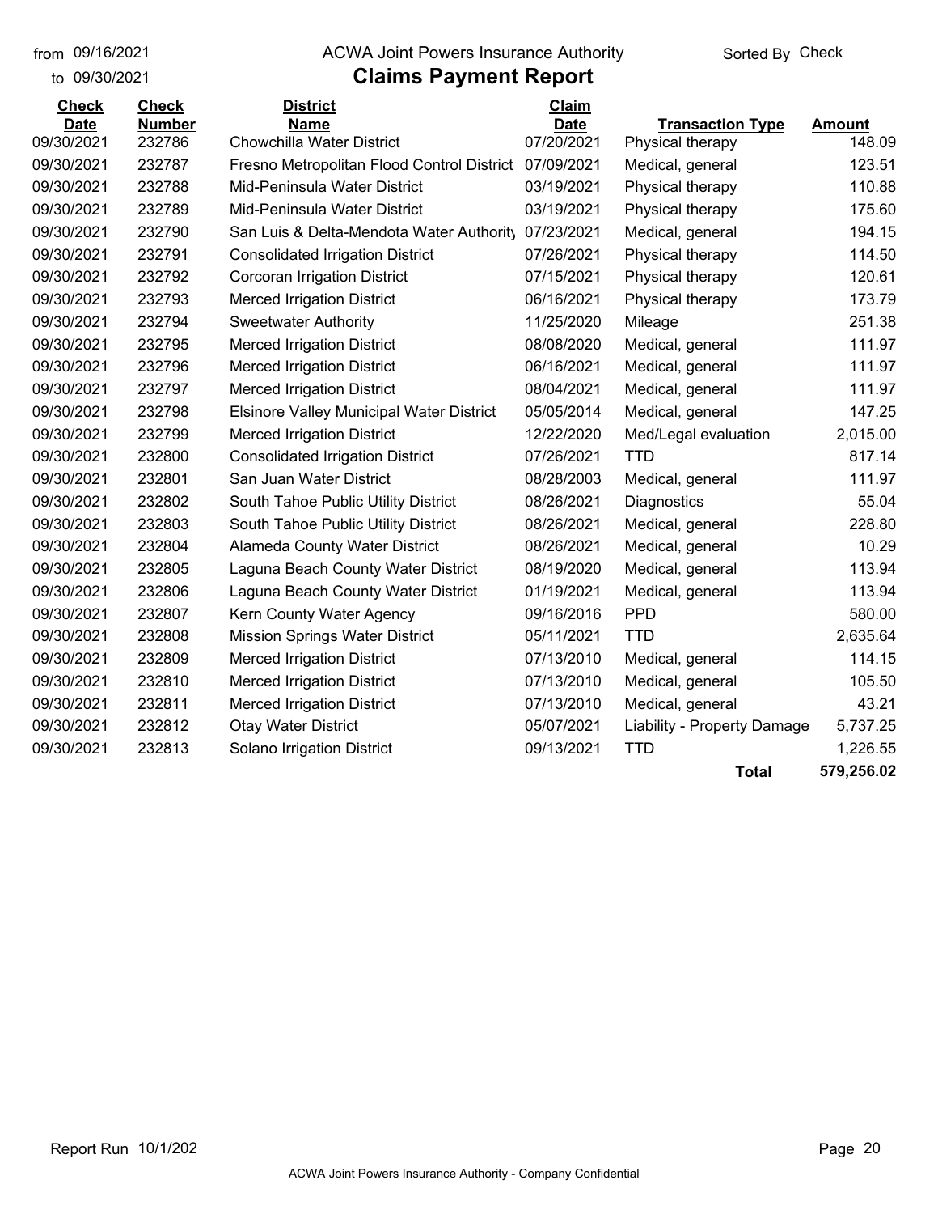from 09/16/2021
to 09/30/2021

ACWA Joint Powers Insurance Authority

# Claims Payment Report

Sorted By Check

| Check Date | Check Number | District Name | Claim Date | Transaction Type | Amount |
|---|---|---|---|---|---|
| 09/30/2021 | 232786 | Chowchilla Water District | 07/20/2021 | Physical therapy | 148.09 |
| 09/30/2021 | 232787 | Fresno Metropolitan Flood Control District | 07/09/2021 | Medical, general | 123.51 |
| 09/30/2021 | 232788 | Mid-Peninsula Water District | 03/19/2021 | Physical therapy | 110.88 |
| 09/30/2021 | 232789 | Mid-Peninsula Water District | 03/19/2021 | Physical therapy | 175.60 |
| 09/30/2021 | 232790 | San Luis & Delta-Mendota Water Authority | 07/23/2021 | Medical, general | 194.15 |
| 09/30/2021 | 232791 | Consolidated Irrigation District | 07/26/2021 | Physical therapy | 114.50 |
| 09/30/2021 | 232792 | Corcoran Irrigation District | 07/15/2021 | Physical therapy | 120.61 |
| 09/30/2021 | 232793 | Merced Irrigation District | 06/16/2021 | Physical therapy | 173.79 |
| 09/30/2021 | 232794 | Sweetwater Authority | 11/25/2020 | Mileage | 251.38 |
| 09/30/2021 | 232795 | Merced Irrigation District | 08/08/2020 | Medical, general | 111.97 |
| 09/30/2021 | 232796 | Merced Irrigation District | 06/16/2021 | Medical, general | 111.97 |
| 09/30/2021 | 232797 | Merced Irrigation District | 08/04/2021 | Medical, general | 111.97 |
| 09/30/2021 | 232798 | Elsinore Valley Municipal Water District | 05/05/2014 | Medical, general | 147.25 |
| 09/30/2021 | 232799 | Merced Irrigation District | 12/22/2020 | Med/Legal evaluation | 2,015.00 |
| 09/30/2021 | 232800 | Consolidated Irrigation District | 07/26/2021 | TTD | 817.14 |
| 09/30/2021 | 232801 | San Juan Water District | 08/28/2003 | Medical, general | 111.97 |
| 09/30/2021 | 232802 | South Tahoe Public Utility District | 08/26/2021 | Diagnostics | 55.04 |
| 09/30/2021 | 232803 | South Tahoe Public Utility District | 08/26/2021 | Medical, general | 228.80 |
| 09/30/2021 | 232804 | Alameda County Water District | 08/26/2021 | Medical, general | 10.29 |
| 09/30/2021 | 232805 | Laguna Beach County Water District | 08/19/2020 | Medical, general | 113.94 |
| 09/30/2021 | 232806 | Laguna Beach County Water District | 01/19/2021 | Medical, general | 113.94 |
| 09/30/2021 | 232807 | Kern County Water Agency | 09/16/2016 | PPD | 580.00 |
| 09/30/2021 | 232808 | Mission Springs Water District | 05/11/2021 | TTD | 2,635.64 |
| 09/30/2021 | 232809 | Merced Irrigation District | 07/13/2010 | Medical, general | 114.15 |
| 09/30/2021 | 232810 | Merced Irrigation District | 07/13/2010 | Medical, general | 105.50 |
| 09/30/2021 | 232811 | Merced Irrigation District | 07/13/2010 | Medical, general | 43.21 |
| 09/30/2021 | 232812 | Otay Water District | 05/07/2021 | Liability - Property Damage | 5,737.25 |
| 09/30/2021 | 232813 | Solano Irrigation District | 09/13/2021 | TTD | 1,226.55 |
| | | | | **Total** | **579,256.02** |

Report Run 10/1/202

ACWA Joint Powers Insurance Authority - Company Confidential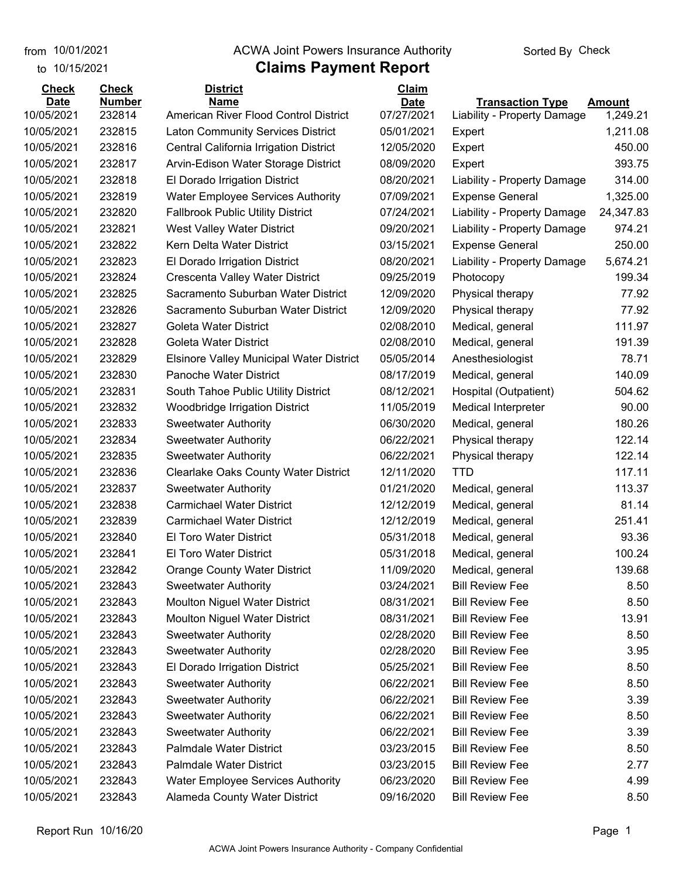from 10/01/2021 to 10/15/2021

ACWA Joint Powers Insurance Authority

# Claims Payment Report

Sorted By Check

| Check Date | Check Number | District Name | Claim Date | Transaction Type | Amount |
|---|---|---|---|---|---|
| 10/05/2021 | 232814 | American River Flood Control District | 07/27/2021 | Liability - Property Damage | 1,249.21 |
| 10/05/2021 | 232815 | Laton Community Services District | 05/01/2021 | Expert | 1,211.08 |
| 10/05/2021 | 232816 | Central California Irrigation District | 12/05/2020 | Expert | 450.00 |
| 10/05/2021 | 232817 | Arvin-Edison Water Storage District | 08/09/2020 | Expert | 393.75 |
| 10/05/2021 | 232818 | El Dorado Irrigation District | 08/20/2021 | Liability - Property Damage | 314.00 |
| 10/05/2021 | 232819 | Water Employee Services Authority | 07/09/2021 | Expense General | 1,325.00 |
| 10/05/2021 | 232820 | Fallbrook Public Utility District | 07/24/2021 | Liability - Property Damage | 24,347.83 |
| 10/05/2021 | 232821 | West Valley Water District | 09/20/2021 | Liability - Property Damage | 974.21 |
| 10/05/2021 | 232822 | Kern Delta Water District | 03/15/2021 | Expense General | 250.00 |
| 10/05/2021 | 232823 | El Dorado Irrigation District | 08/20/2021 | Liability - Property Damage | 5,674.21 |
| 10/05/2021 | 232824 | Crescenta Valley Water District | 09/25/2019 | Photocopy | 199.34 |
| 10/05/2021 | 232825 | Sacramento Suburban Water District | 12/09/2020 | Physical therapy | 77.92 |
| 10/05/2021 | 232826 | Sacramento Suburban Water District | 12/09/2020 | Physical therapy | 77.92 |
| 10/05/2021 | 232827 | Goleta Water District | 02/08/2010 | Medical, general | 111.97 |
| 10/05/2021 | 232828 | Goleta Water District | 02/08/2010 | Medical, general | 191.39 |
| 10/05/2021 | 232829 | Elsinore Valley Municipal Water District | 05/05/2014 | Anesthesiologist | 78.71 |
| 10/05/2021 | 232830 | Panoche Water District | 08/17/2019 | Medical, general | 140.09 |
| 10/05/2021 | 232831 | South Tahoe Public Utility District | 08/12/2021 | Hospital (Outpatient) | 504.62 |
| 10/05/2021 | 232832 | Woodbridge Irrigation District | 11/05/2019 | Medical Interpreter | 90.00 |
| 10/05/2021 | 232833 | Sweetwater Authority | 06/30/2020 | Medical, general | 180.26 |
| 10/05/2021 | 232834 | Sweetwater Authority | 06/22/2021 | Physical therapy | 122.14 |
| 10/05/2021 | 232835 | Sweetwater Authority | 06/22/2021 | Physical therapy | 122.14 |
| 10/05/2021 | 232836 | Clearlake Oaks County Water District | 12/11/2020 | TTD | 117.11 |
| 10/05/2021 | 232837 | Sweetwater Authority | 01/21/2020 | Medical, general | 113.37 |
| 10/05/2021 | 232838 | Carmichael Water District | 12/12/2019 | Medical, general | 81.14 |
| 10/05/2021 | 232839 | Carmichael Water District | 12/12/2019 | Medical, general | 251.41 |
| 10/05/2021 | 232840 | El Toro Water District | 05/31/2018 | Medical, general | 93.36 |
| 10/05/2021 | 232841 | El Toro Water District | 05/31/2018 | Medical, general | 100.24 |
| 10/05/2021 | 232842 | Orange County Water District | 11/09/2020 | Medical, general | 139.68 |
| 10/05/2021 | 232843 | Sweetwater Authority | 03/24/2021 | Bill Review Fee | 8.50 |
| 10/05/2021 | 232843 | Moulton Niguel Water District | 08/31/2021 | Bill Review Fee | 8.50 |
| 10/05/2021 | 232843 | Moulton Niguel Water District | 08/31/2021 | Bill Review Fee | 13.91 |
| 10/05/2021 | 232843 | Sweetwater Authority | 02/28/2020 | Bill Review Fee | 8.50 |
| 10/05/2021 | 232843 | Sweetwater Authority | 02/28/2020 | Bill Review Fee | 3.95 |
| 10/05/2021 | 232843 | El Dorado Irrigation District | 05/25/2021 | Bill Review Fee | 8.50 |
| 10/05/2021 | 232843 | Sweetwater Authority | 06/22/2021 | Bill Review Fee | 8.50 |
| 10/05/2021 | 232843 | Sweetwater Authority | 06/22/2021 | Bill Review Fee | 3.39 |
| 10/05/2021 | 232843 | Sweetwater Authority | 06/22/2021 | Bill Review Fee | 8.50 |
| 10/05/2021 | 232843 | Sweetwater Authority | 06/22/2021 | Bill Review Fee | 3.39 |
| 10/05/2021 | 232843 | Palmdale Water District | 03/23/2015 | Bill Review Fee | 8.50 |
| 10/05/2021 | 232843 | Palmdale Water District | 03/23/2015 | Bill Review Fee | 2.77 |
| 10/05/2021 | 232843 | Water Employee Services Authority | 06/23/2020 | Bill Review Fee | 4.99 |
| 10/05/2021 | 232843 | Alameda County Water District | 09/16/2020 | Bill Review Fee | 8.50 |

Report Run 10/16/20

ACWA Joint Powers Insurance Authority - Company Confidential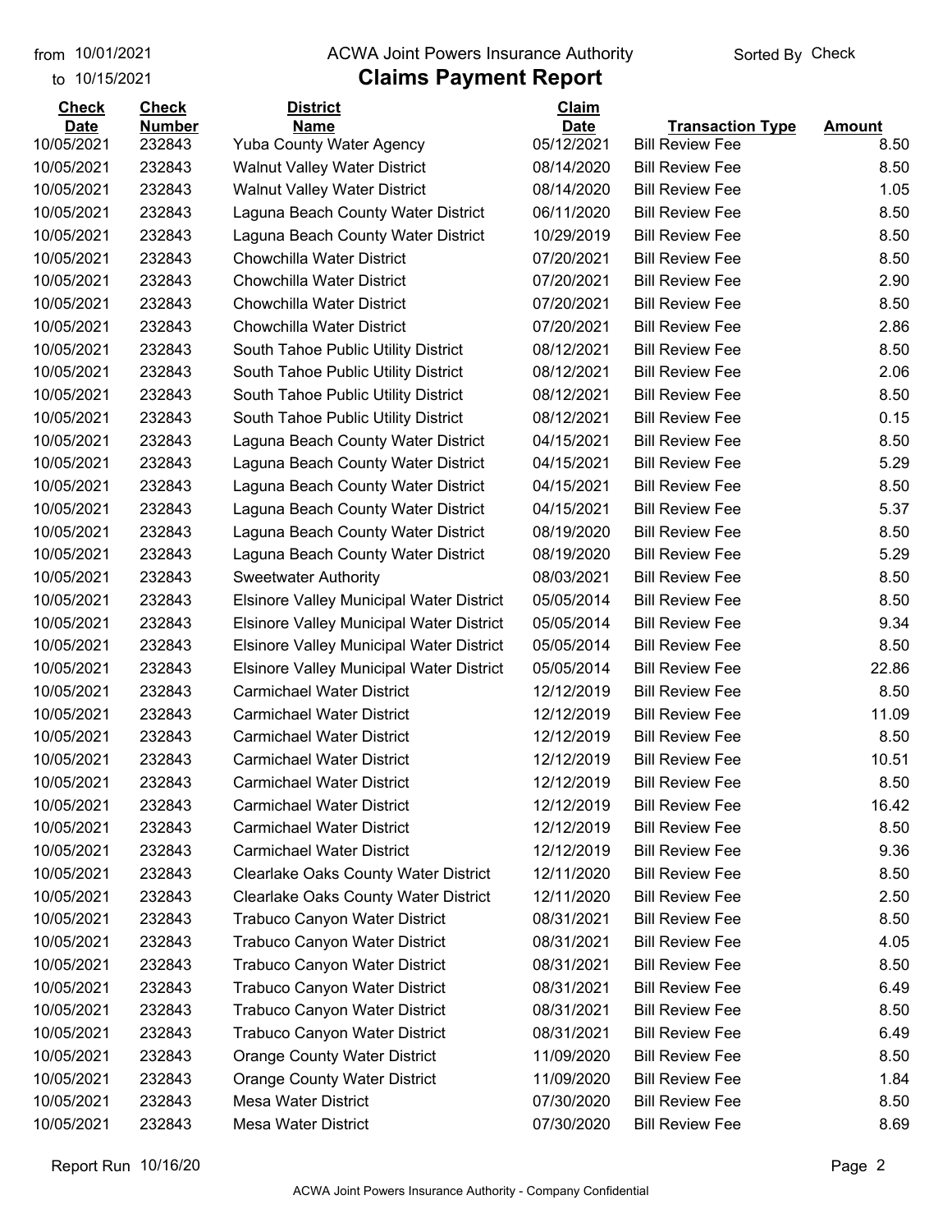from 10/01/2021
to 10/15/2021

ACWA Joint Powers Insurance Authority

# Claims Payment Report

Sorted By Check

| Check Date | Check Number | District Name | Claim Date | Transaction Type | Amount |
|---|---|---|---|---|---|
| 10/05/2021 | 232843 | Yuba County Water Agency | 05/12/2021 | Bill Review Fee | 8.50 |
| 10/05/2021 | 232843 | Walnut Valley Water District | 08/14/2020 | Bill Review Fee | 8.50 |
| 10/05/2021 | 232843 | Walnut Valley Water District | 08/14/2020 | Bill Review Fee | 1.05 |
| 10/05/2021 | 232843 | Laguna Beach County Water District | 06/11/2020 | Bill Review Fee | 8.50 |
| 10/05/2021 | 232843 | Laguna Beach County Water District | 10/29/2019 | Bill Review Fee | 8.50 |
| 10/05/2021 | 232843 | Chowchilla Water District | 07/20/2021 | Bill Review Fee | 8.50 |
| 10/05/2021 | 232843 | Chowchilla Water District | 07/20/2021 | Bill Review Fee | 2.90 |
| 10/05/2021 | 232843 | Chowchilla Water District | 07/20/2021 | Bill Review Fee | 8.50 |
| 10/05/2021 | 232843 | Chowchilla Water District | 07/20/2021 | Bill Review Fee | 2.86 |
| 10/05/2021 | 232843 | South Tahoe Public Utility District | 08/12/2021 | Bill Review Fee | 8.50 |
| 10/05/2021 | 232843 | South Tahoe Public Utility District | 08/12/2021 | Bill Review Fee | 2.06 |
| 10/05/2021 | 232843 | South Tahoe Public Utility District | 08/12/2021 | Bill Review Fee | 8.50 |
| 10/05/2021 | 232843 | South Tahoe Public Utility District | 08/12/2021 | Bill Review Fee | 0.15 |
| 10/05/2021 | 232843 | Laguna Beach County Water District | 04/15/2021 | Bill Review Fee | 8.50 |
| 10/05/2021 | 232843 | Laguna Beach County Water District | 04/15/2021 | Bill Review Fee | 5.29 |
| 10/05/2021 | 232843 | Laguna Beach County Water District | 04/15/2021 | Bill Review Fee | 8.50 |
| 10/05/2021 | 232843 | Laguna Beach County Water District | 04/15/2021 | Bill Review Fee | 5.37 |
| 10/05/2021 | 232843 | Laguna Beach County Water District | 08/19/2020 | Bill Review Fee | 8.50 |
| 10/05/2021 | 232843 | Laguna Beach County Water District | 08/19/2020 | Bill Review Fee | 5.29 |
| 10/05/2021 | 232843 | Sweetwater Authority | 08/03/2021 | Bill Review Fee | 8.50 |
| 10/05/2021 | 232843 | Elsinore Valley Municipal Water District | 05/05/2014 | Bill Review Fee | 8.50 |
| 10/05/2021 | 232843 | Elsinore Valley Municipal Water District | 05/05/2014 | Bill Review Fee | 9.34 |
| 10/05/2021 | 232843 | Elsinore Valley Municipal Water District | 05/05/2014 | Bill Review Fee | 8.50 |
| 10/05/2021 | 232843 | Elsinore Valley Municipal Water District | 05/05/2014 | Bill Review Fee | 22.86 |
| 10/05/2021 | 232843 | Carmichael Water District | 12/12/2019 | Bill Review Fee | 8.50 |
| 10/05/2021 | 232843 | Carmichael Water District | 12/12/2019 | Bill Review Fee | 11.09 |
| 10/05/2021 | 232843 | Carmichael Water District | 12/12/2019 | Bill Review Fee | 8.50 |
| 10/05/2021 | 232843 | Carmichael Water District | 12/12/2019 | Bill Review Fee | 10.51 |
| 10/05/2021 | 232843 | Carmichael Water District | 12/12/2019 | Bill Review Fee | 8.50 |
| 10/05/2021 | 232843 | Carmichael Water District | 12/12/2019 | Bill Review Fee | 16.42 |
| 10/05/2021 | 232843 | Carmichael Water District | 12/12/2019 | Bill Review Fee | 8.50 |
| 10/05/2021 | 232843 | Carmichael Water District | 12/12/2019 | Bill Review Fee | 9.36 |
| 10/05/2021 | 232843 | Clearlake Oaks County Water District | 12/11/2020 | Bill Review Fee | 8.50 |
| 10/05/2021 | 232843 | Clearlake Oaks County Water District | 12/11/2020 | Bill Review Fee | 2.50 |
| 10/05/2021 | 232843 | Trabuco Canyon Water District | 08/31/2021 | Bill Review Fee | 8.50 |
| 10/05/2021 | 232843 | Trabuco Canyon Water District | 08/31/2021 | Bill Review Fee | 4.05 |
| 10/05/2021 | 232843 | Trabuco Canyon Water District | 08/31/2021 | Bill Review Fee | 8.50 |
| 10/05/2021 | 232843 | Trabuco Canyon Water District | 08/31/2021 | Bill Review Fee | 6.49 |
| 10/05/2021 | 232843 | Trabuco Canyon Water District | 08/31/2021 | Bill Review Fee | 8.50 |
| 10/05/2021 | 232843 | Trabuco Canyon Water District | 08/31/2021 | Bill Review Fee | 6.49 |
| 10/05/2021 | 232843 | Orange County Water District | 11/09/2020 | Bill Review Fee | 8.50 |
| 10/05/2021 | 232843 | Orange County Water District | 11/09/2020 | Bill Review Fee | 1.84 |
| 10/05/2021 | 232843 | Mesa Water District | 07/30/2020 | Bill Review Fee | 8.50 |
| 10/05/2021 | 232843 | Mesa Water District | 07/30/2020 | Bill Review Fee | 8.69 |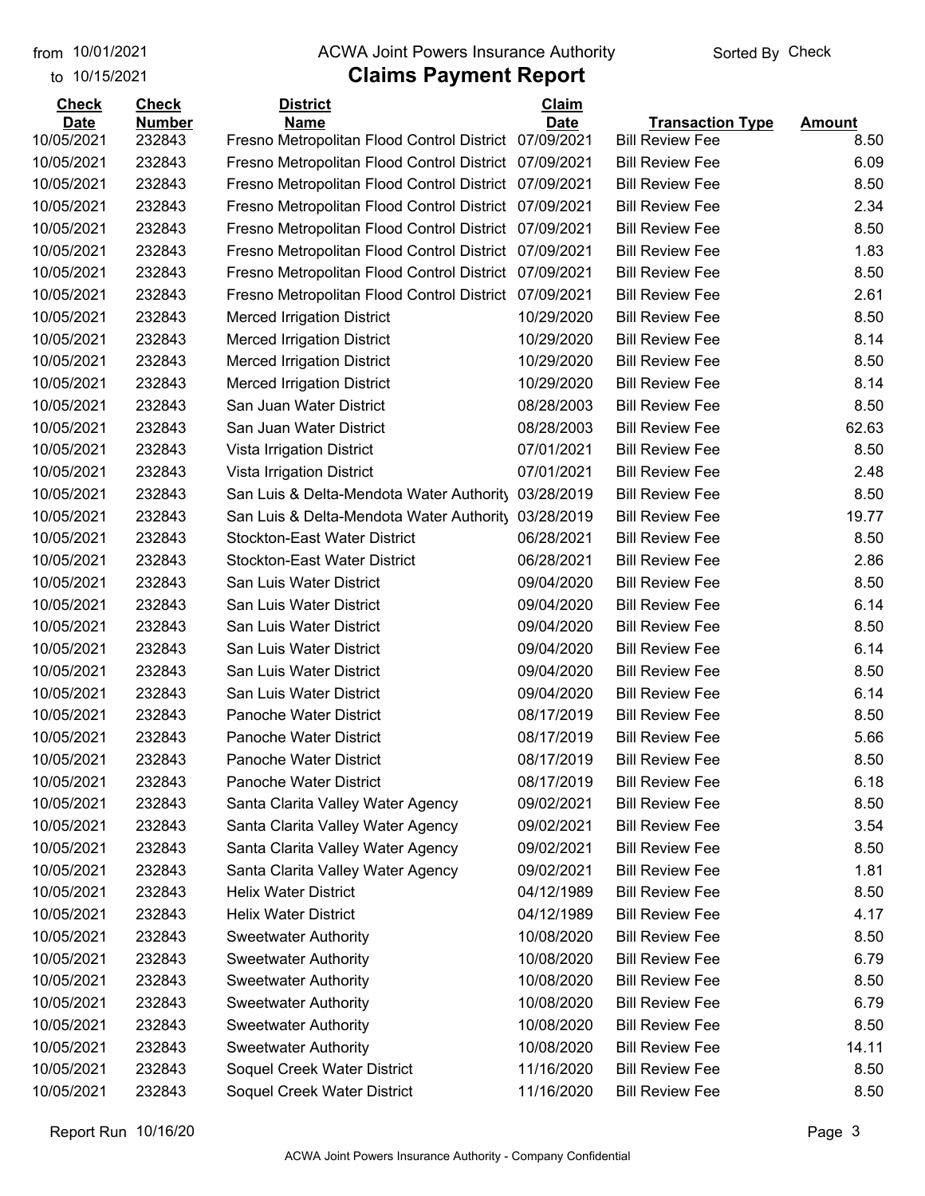from 10/01/2021 ACWA Joint Powers Insurance Authority Sorted By Check

to 10/15/2021

# Claims Payment Report

| Check Date | Check Number | District Name | Claim Date | Transaction Type | Amount |
|---|---|---|---|---|---|
| 10/05/2021 | 232843 | Fresno Metropolitan Flood Control District | 07/09/2021 | Bill Review Fee | 8.50 |
| 10/05/2021 | 232843 | Fresno Metropolitan Flood Control District | 07/09/2021 | Bill Review Fee | 6.09 |
| 10/05/2021 | 232843 | Fresno Metropolitan Flood Control District | 07/09/2021 | Bill Review Fee | 8.50 |
| 10/05/2021 | 232843 | Fresno Metropolitan Flood Control District | 07/09/2021 | Bill Review Fee | 2.34 |
| 10/05/2021 | 232843 | Fresno Metropolitan Flood Control District | 07/09/2021 | Bill Review Fee | 8.50 |
| 10/05/2021 | 232843 | Fresno Metropolitan Flood Control District | 07/09/2021 | Bill Review Fee | 1.83 |
| 10/05/2021 | 232843 | Fresno Metropolitan Flood Control District | 07/09/2021 | Bill Review Fee | 8.50 |
| 10/05/2021 | 232843 | Fresno Metropolitan Flood Control District | 07/09/2021 | Bill Review Fee | 2.61 |
| 10/05/2021 | 232843 | Merced Irrigation District | 10/29/2020 | Bill Review Fee | 8.50 |
| 10/05/2021 | 232843 | Merced Irrigation District | 10/29/2020 | Bill Review Fee | 8.14 |
| 10/05/2021 | 232843 | Merced Irrigation District | 10/29/2020 | Bill Review Fee | 8.50 |
| 10/05/2021 | 232843 | Merced Irrigation District | 10/29/2020 | Bill Review Fee | 8.14 |
| 10/05/2021 | 232843 | San Juan Water District | 08/28/2003 | Bill Review Fee | 8.50 |
| 10/05/2021 | 232843 | San Juan Water District | 08/28/2003 | Bill Review Fee | 62.63 |
| 10/05/2021 | 232843 | Vista Irrigation District | 07/01/2021 | Bill Review Fee | 8.50 |
| 10/05/2021 | 232843 | Vista Irrigation District | 07/01/2021 | Bill Review Fee | 2.48 |
| 10/05/2021 | 232843 | San Luis & Delta-Mendota Water Authority | 03/28/2019 | Bill Review Fee | 8.50 |
| 10/05/2021 | 232843 | San Luis & Delta-Mendota Water Authority | 03/28/2019 | Bill Review Fee | 19.77 |
| 10/05/2021 | 232843 | Stockton-East Water District | 06/28/2021 | Bill Review Fee | 8.50 |
| 10/05/2021 | 232843 | Stockton-East Water District | 06/28/2021 | Bill Review Fee | 2.86 |
| 10/05/2021 | 232843 | San Luis Water District | 09/04/2020 | Bill Review Fee | 8.50 |
| 10/05/2021 | 232843 | San Luis Water District | 09/04/2020 | Bill Review Fee | 6.14 |
| 10/05/2021 | 232843 | San Luis Water District | 09/04/2020 | Bill Review Fee | 8.50 |
| 10/05/2021 | 232843 | San Luis Water District | 09/04/2020 | Bill Review Fee | 6.14 |
| 10/05/2021 | 232843 | San Luis Water District | 09/04/2020 | Bill Review Fee | 8.50 |
| 10/05/2021 | 232843 | San Luis Water District | 09/04/2020 | Bill Review Fee | 6.14 |
| 10/05/2021 | 232843 | Panoche Water District | 08/17/2019 | Bill Review Fee | 8.50 |
| 10/05/2021 | 232843 | Panoche Water District | 08/17/2019 | Bill Review Fee | 5.66 |
| 10/05/2021 | 232843 | Panoche Water District | 08/17/2019 | Bill Review Fee | 8.50 |
| 10/05/2021 | 232843 | Panoche Water District | 08/17/2019 | Bill Review Fee | 6.18 |
| 10/05/2021 | 232843 | Santa Clarita Valley Water Agency | 09/02/2021 | Bill Review Fee | 8.50 |
| 10/05/2021 | 232843 | Santa Clarita Valley Water Agency | 09/02/2021 | Bill Review Fee | 3.54 |
| 10/05/2021 | 232843 | Santa Clarita Valley Water Agency | 09/02/2021 | Bill Review Fee | 8.50 |
| 10/05/2021 | 232843 | Santa Clarita Valley Water Agency | 09/02/2021 | Bill Review Fee | 1.81 |
| 10/05/2021 | 232843 | Helix Water District | 04/12/1989 | Bill Review Fee | 8.50 |
| 10/05/2021 | 232843 | Helix Water District | 04/12/1989 | Bill Review Fee | 4.17 |
| 10/05/2021 | 232843 | Sweetwater Authority | 10/08/2020 | Bill Review Fee | 8.50 |
| 10/05/2021 | 232843 | Sweetwater Authority | 10/08/2020 | Bill Review Fee | 6.79 |
| 10/05/2021 | 232843 | Sweetwater Authority | 10/08/2020 | Bill Review Fee | 8.50 |
| 10/05/2021 | 232843 | Sweetwater Authority | 10/08/2020 | Bill Review Fee | 6.79 |
| 10/05/2021 | 232843 | Sweetwater Authority | 10/08/2020 | Bill Review Fee | 8.50 |
| 10/05/2021 | 232843 | Sweetwater Authority | 10/08/2020 | Bill Review Fee | 14.11 |
| 10/05/2021 | 232843 | Soquel Creek Water District | 11/16/2020 | Bill Review Fee | 8.50 |
| 10/05/2021 | 232843 | Soquel Creek Water District | 11/16/2020 | Bill Review Fee | 8.50 |

Report Run 10/16/20

ACWA Joint Powers Insurance Authority - Company Confidential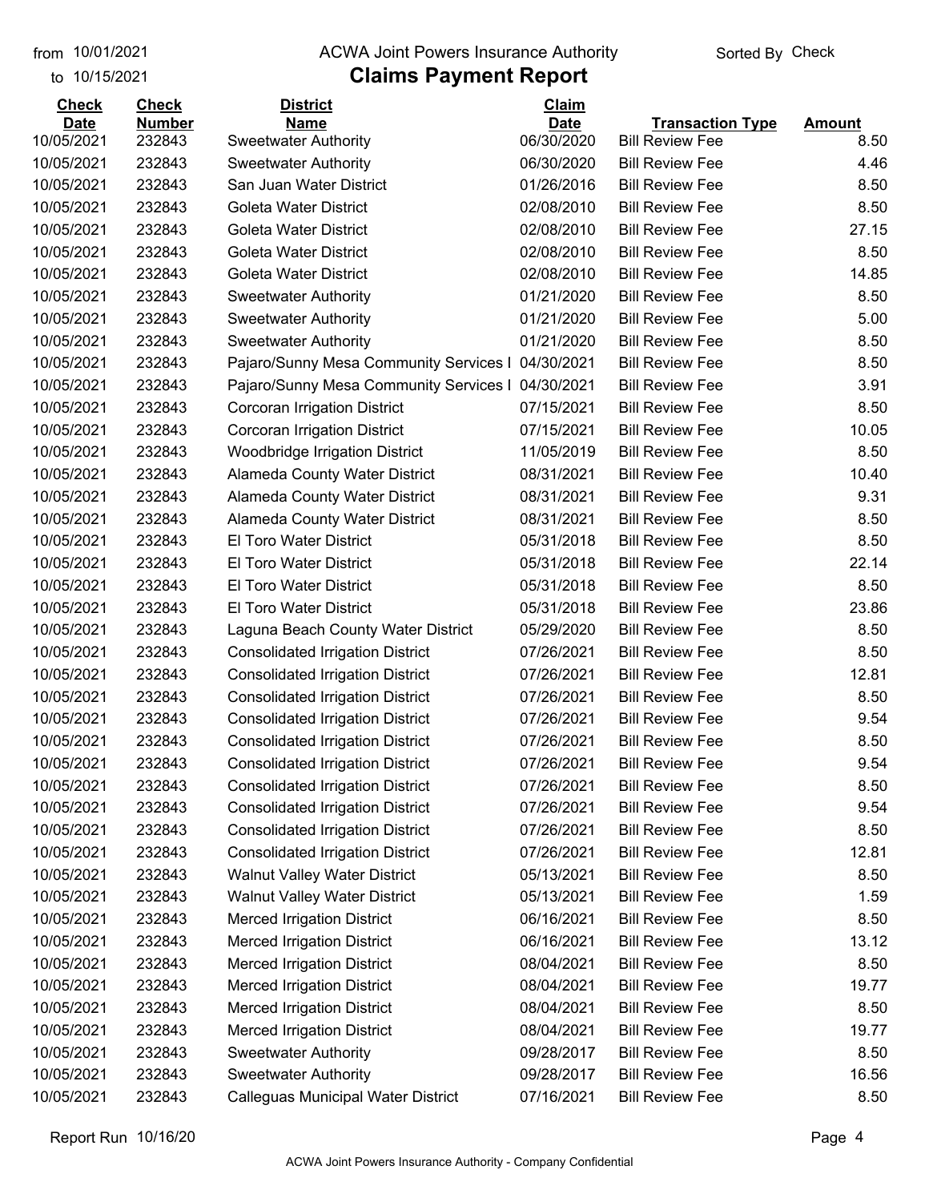from 10/01/2021
to 10/15/2021

# ACWA Joint Powers Insurance Authority

## Claims Payment Report

Sorted By Check

| Check Date | Check Number | District Name | Claim Date | Transaction Type | Amount |
|---|---|---|---|---|---|
| 10/05/2021 | 232843 | Sweetwater Authority | 06/30/2020 | Bill Review Fee | 8.50 |
| 10/05/2021 | 232843 | Sweetwater Authority | 06/30/2020 | Bill Review Fee | 4.46 |
| 10/05/2021 | 232843 | San Juan Water District | 01/26/2016 | Bill Review Fee | 8.50 |
| 10/05/2021 | 232843 | Goleta Water District | 02/08/2010 | Bill Review Fee | 8.50 |
| 10/05/2021 | 232843 | Goleta Water District | 02/08/2010 | Bill Review Fee | 27.15 |
| 10/05/2021 | 232843 | Goleta Water District | 02/08/2010 | Bill Review Fee | 8.50 |
| 10/05/2021 | 232843 | Goleta Water District | 02/08/2010 | Bill Review Fee | 14.85 |
| 10/05/2021 | 232843 | Sweetwater Authority | 01/21/2020 | Bill Review Fee | 8.50 |
| 10/05/2021 | 232843 | Sweetwater Authority | 01/21/2020 | Bill Review Fee | 5.00 |
| 10/05/2021 | 232843 | Sweetwater Authority | 01/21/2020 | Bill Review Fee | 8.50 |
| 10/05/2021 | 232843 | Pajaro/Sunny Mesa Community Services I | 04/30/2021 | Bill Review Fee | 8.50 |
| 10/05/2021 | 232843 | Pajaro/Sunny Mesa Community Services I | 04/30/2021 | Bill Review Fee | 3.91 |
| 10/05/2021 | 232843 | Corcoran Irrigation District | 07/15/2021 | Bill Review Fee | 8.50 |
| 10/05/2021 | 232843 | Corcoran Irrigation District | 07/15/2021 | Bill Review Fee | 10.05 |
| 10/05/2021 | 232843 | Woodbridge Irrigation District | 11/05/2019 | Bill Review Fee | 8.50 |
| 10/05/2021 | 232843 | Alameda County Water District | 08/31/2021 | Bill Review Fee | 10.40 |
| 10/05/2021 | 232843 | Alameda County Water District | 08/31/2021 | Bill Review Fee | 9.31 |
| 10/05/2021 | 232843 | Alameda County Water District | 08/31/2021 | Bill Review Fee | 8.50 |
| 10/05/2021 | 232843 | El Toro Water District | 05/31/2018 | Bill Review Fee | 8.50 |
| 10/05/2021 | 232843 | El Toro Water District | 05/31/2018 | Bill Review Fee | 22.14 |
| 10/05/2021 | 232843 | El Toro Water District | 05/31/2018 | Bill Review Fee | 8.50 |
| 10/05/2021 | 232843 | El Toro Water District | 05/31/2018 | Bill Review Fee | 23.86 |
| 10/05/2021 | 232843 | Laguna Beach County Water District | 05/29/2020 | Bill Review Fee | 8.50 |
| 10/05/2021 | 232843 | Consolidated Irrigation District | 07/26/2021 | Bill Review Fee | 8.50 |
| 10/05/2021 | 232843 | Consolidated Irrigation District | 07/26/2021 | Bill Review Fee | 12.81 |
| 10/05/2021 | 232843 | Consolidated Irrigation District | 07/26/2021 | Bill Review Fee | 8.50 |
| 10/05/2021 | 232843 | Consolidated Irrigation District | 07/26/2021 | Bill Review Fee | 9.54 |
| 10/05/2021 | 232843 | Consolidated Irrigation District | 07/26/2021 | Bill Review Fee | 8.50 |
| 10/05/2021 | 232843 | Consolidated Irrigation District | 07/26/2021 | Bill Review Fee | 9.54 |
| 10/05/2021 | 232843 | Consolidated Irrigation District | 07/26/2021 | Bill Review Fee | 8.50 |
| 10/05/2021 | 232843 | Consolidated Irrigation District | 07/26/2021 | Bill Review Fee | 9.54 |
| 10/05/2021 | 232843 | Consolidated Irrigation District | 07/26/2021 | Bill Review Fee | 8.50 |
| 10/05/2021 | 232843 | Consolidated Irrigation District | 07/26/2021 | Bill Review Fee | 12.81 |
| 10/05/2021 | 232843 | Walnut Valley Water District | 05/13/2021 | Bill Review Fee | 8.50 |
| 10/05/2021 | 232843 | Walnut Valley Water District | 05/13/2021 | Bill Review Fee | 1.59 |
| 10/05/2021 | 232843 | Merced Irrigation District | 06/16/2021 | Bill Review Fee | 8.50 |
| 10/05/2021 | 232843 | Merced Irrigation District | 06/16/2021 | Bill Review Fee | 13.12 |
| 10/05/2021 | 232843 | Merced Irrigation District | 08/04/2021 | Bill Review Fee | 8.50 |
| 10/05/2021 | 232843 | Merced Irrigation District | 08/04/2021 | Bill Review Fee | 19.77 |
| 10/05/2021 | 232843 | Merced Irrigation District | 08/04/2021 | Bill Review Fee | 8.50 |
| 10/05/2021 | 232843 | Merced Irrigation District | 08/04/2021 | Bill Review Fee | 19.77 |
| 10/05/2021 | 232843 | Sweetwater Authority | 09/28/2017 | Bill Review Fee | 8.50 |
| 10/05/2021 | 232843 | Sweetwater Authority | 09/28/2017 | Bill Review Fee | 16.56 |
| 10/05/2021 | 232843 | Calleguas Municipal Water District | 07/16/2021 | Bill Review Fee | 8.50 |

Report Run 10/16/20

ACWA Joint Powers Insurance Authority - Company Confidential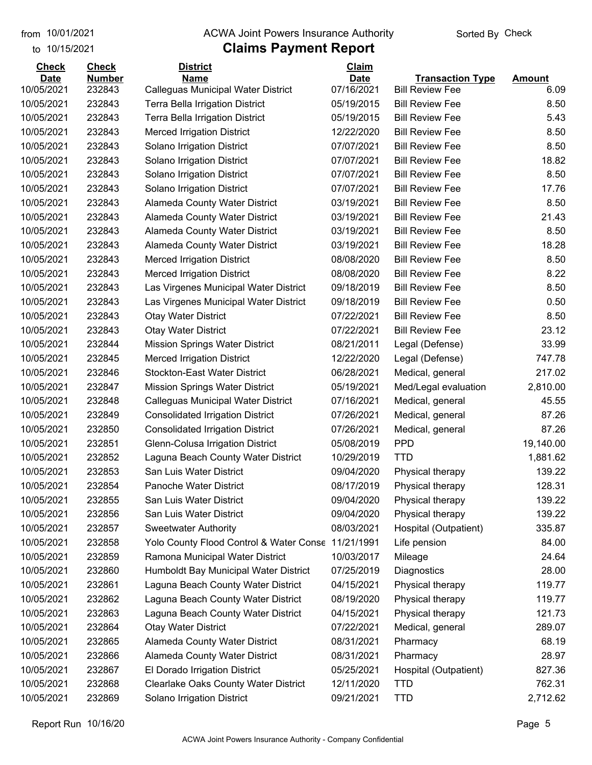from 10/01/2021
to 10/15/2021

ACWA Joint Powers Insurance Authority

# Claims Payment Report

Sorted By Check

| Check Date | Check Number | District Name | Claim Date | Transaction Type | Amount |
|---|---|---|---|---|---|
| 10/05/2021 | 232843 | Calleguas Municipal Water District | 07/16/2021 | Bill Review Fee | 6.09 |
| 10/05/2021 | 232843 | Terra Bella Irrigation District | 05/19/2015 | Bill Review Fee | 8.50 |
| 10/05/2021 | 232843 | Terra Bella Irrigation District | 05/19/2015 | Bill Review Fee | 5.43 |
| 10/05/2021 | 232843 | Merced Irrigation District | 12/22/2020 | Bill Review Fee | 8.50 |
| 10/05/2021 | 232843 | Solano Irrigation District | 07/07/2021 | Bill Review Fee | 8.50 |
| 10/05/2021 | 232843 | Solano Irrigation District | 07/07/2021 | Bill Review Fee | 18.82 |
| 10/05/2021 | 232843 | Solano Irrigation District | 07/07/2021 | Bill Review Fee | 8.50 |
| 10/05/2021 | 232843 | Solano Irrigation District | 07/07/2021 | Bill Review Fee | 17.76 |
| 10/05/2021 | 232843 | Alameda County Water District | 03/19/2021 | Bill Review Fee | 8.50 |
| 10/05/2021 | 232843 | Alameda County Water District | 03/19/2021 | Bill Review Fee | 21.43 |
| 10/05/2021 | 232843 | Alameda County Water District | 03/19/2021 | Bill Review Fee | 8.50 |
| 10/05/2021 | 232843 | Alameda County Water District | 03/19/2021 | Bill Review Fee | 18.28 |
| 10/05/2021 | 232843 | Merced Irrigation District | 08/08/2020 | Bill Review Fee | 8.50 |
| 10/05/2021 | 232843 | Merced Irrigation District | 08/08/2020 | Bill Review Fee | 8.22 |
| 10/05/2021 | 232843 | Las Virgenes Municipal Water District | 09/18/2019 | Bill Review Fee | 8.50 |
| 10/05/2021 | 232843 | Las Virgenes Municipal Water District | 09/18/2019 | Bill Review Fee | 0.50 |
| 10/05/2021 | 232843 | Otay Water District | 07/22/2021 | Bill Review Fee | 8.50 |
| 10/05/2021 | 232843 | Otay Water District | 07/22/2021 | Bill Review Fee | 23.12 |
| 10/05/2021 | 232844 | Mission Springs Water District | 08/21/2011 | Legal (Defense) | 33.99 |
| 10/05/2021 | 232845 | Merced Irrigation District | 12/22/2020 | Legal (Defense) | 747.78 |
| 10/05/2021 | 232846 | Stockton-East Water District | 06/28/2021 | Medical, general | 217.02 |
| 10/05/2021 | 232847 | Mission Springs Water District | 05/19/2021 | Med/Legal evaluation | 2,810.00 |
| 10/05/2021 | 232848 | Calleguas Municipal Water District | 07/16/2021 | Medical, general | 45.55 |
| 10/05/2021 | 232849 | Consolidated Irrigation District | 07/26/2021 | Medical, general | 87.26 |
| 10/05/2021 | 232850 | Consolidated Irrigation District | 07/26/2021 | Medical, general | 87.26 |
| 10/05/2021 | 232851 | Glenn-Colusa Irrigation District | 05/08/2019 | PPD | 19,140.00 |
| 10/05/2021 | 232852 | Laguna Beach County Water District | 10/29/2019 | TTD | 1,881.62 |
| 10/05/2021 | 232853 | San Luis Water District | 09/04/2020 | Physical therapy | 139.22 |
| 10/05/2021 | 232854 | Panoche Water District | 08/17/2019 | Physical therapy | 128.31 |
| 10/05/2021 | 232855 | San Luis Water District | 09/04/2020 | Physical therapy | 139.22 |
| 10/05/2021 | 232856 | San Luis Water District | 09/04/2020 | Physical therapy | 139.22 |
| 10/05/2021 | 232857 | Sweetwater Authority | 08/03/2021 | Hospital (Outpatient) | 335.87 |
| 10/05/2021 | 232858 | Yolo County Flood Control & Water Conse | 11/21/1991 | Life pension | 84.00 |
| 10/05/2021 | 232859 | Ramona Municipal Water District | 10/03/2017 | Mileage | 24.64 |
| 10/05/2021 | 232860 | Humboldt Bay Municipal Water District | 07/25/2019 | Diagnostics | 28.00 |
| 10/05/2021 | 232861 | Laguna Beach County Water District | 04/15/2021 | Physical therapy | 119.77 |
| 10/05/2021 | 232862 | Laguna Beach County Water District | 08/19/2020 | Physical therapy | 119.77 |
| 10/05/2021 | 232863 | Laguna Beach County Water District | 04/15/2021 | Physical therapy | 121.73 |
| 10/05/2021 | 232864 | Otay Water District | 07/22/2021 | Medical, general | 289.07 |
| 10/05/2021 | 232865 | Alameda County Water District | 08/31/2021 | Pharmacy | 68.19 |
| 10/05/2021 | 232866 | Alameda County Water District | 08/31/2021 | Pharmacy | 28.97 |
| 10/05/2021 | 232867 | El Dorado Irrigation District | 05/25/2021 | Hospital (Outpatient) | 827.36 |
| 10/05/2021 | 232868 | Clearlake Oaks County Water District | 12/11/2020 | TTD | 762.31 |
| 10/05/2021 | 232869 | Solano Irrigation District | 09/21/2021 | TTD | 2,712.62 |

Report Run 10/16/20

ACWA Joint Powers Insurance Authority - Company Confidential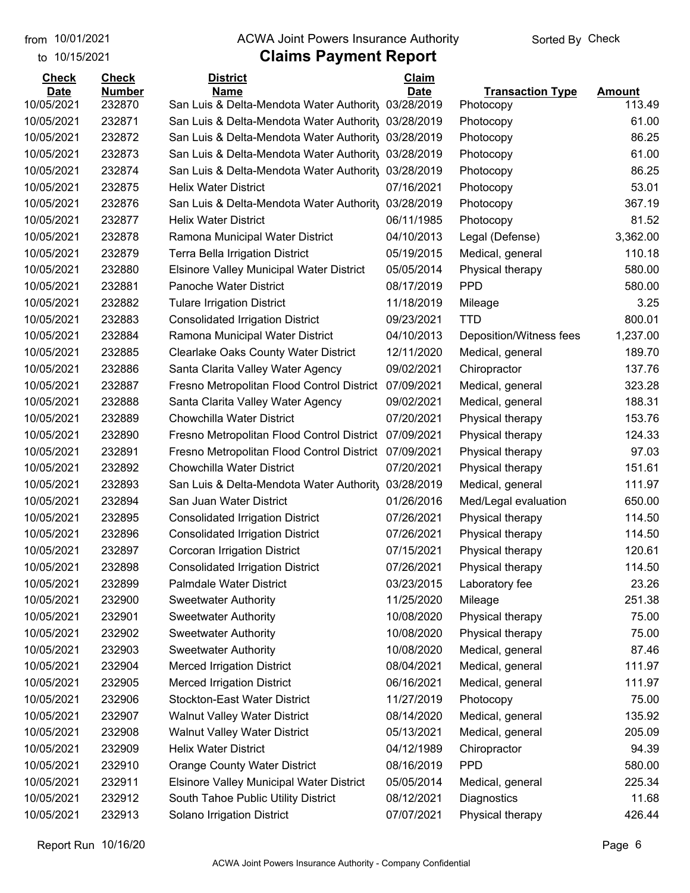from 10/01/2021
to 10/15/2021

# ACWA Joint Powers Insurance Authority

## Claims Payment Report

Sorted By Check

| Check Date | Check Number | District Name | Claim Date | Transaction Type | Amount |
|---|---|---|---|---|---|
| 10/05/2021 | 232870 | San Luis & Delta-Mendota Water Authority | 03/28/2019 | Photocopy | 113.49 |
| 10/05/2021 | 232871 | San Luis & Delta-Mendota Water Authority | 03/28/2019 | Photocopy | 61.00 |
| 10/05/2021 | 232872 | San Luis & Delta-Mendota Water Authority | 03/28/2019 | Photocopy | 86.25 |
| 10/05/2021 | 232873 | San Luis & Delta-Mendota Water Authority | 03/28/2019 | Photocopy | 61.00 |
| 10/05/2021 | 232874 | San Luis & Delta-Mendota Water Authority | 03/28/2019 | Photocopy | 86.25 |
| 10/05/2021 | 232875 | Helix Water District | 07/16/2021 | Photocopy | 53.01 |
| 10/05/2021 | 232876 | San Luis & Delta-Mendota Water Authority | 03/28/2019 | Photocopy | 367.19 |
| 10/05/2021 | 232877 | Helix Water District | 06/11/1985 | Photocopy | 81.52 |
| 10/05/2021 | 232878 | Ramona Municipal Water District | 04/10/2013 | Legal (Defense) | 3,362.00 |
| 10/05/2021 | 232879 | Terra Bella Irrigation District | 05/19/2015 | Medical, general | 110.18 |
| 10/05/2021 | 232880 | Elsinore Valley Municipal Water District | 05/05/2014 | Physical therapy | 580.00 |
| 10/05/2021 | 232881 | Panoche Water District | 08/17/2019 | PPD | 580.00 |
| 10/05/2021 | 232882 | Tulare Irrigation District | 11/18/2019 | Mileage | 3.25 |
| 10/05/2021 | 232883 | Consolidated Irrigation District | 09/23/2021 | TTD | 800.01 |
| 10/05/2021 | 232884 | Ramona Municipal Water District | 04/10/2013 | Deposition/Witness fees | 1,237.00 |
| 10/05/2021 | 232885 | Clearlake Oaks County Water District | 12/11/2020 | Medical, general | 189.70 |
| 10/05/2021 | 232886 | Santa Clarita Valley Water Agency | 09/02/2021 | Chiropractor | 137.76 |
| 10/05/2021 | 232887 | Fresno Metropolitan Flood Control District | 07/09/2021 | Medical, general | 323.28 |
| 10/05/2021 | 232888 | Santa Clarita Valley Water Agency | 09/02/2021 | Medical, general | 188.31 |
| 10/05/2021 | 232889 | Chowchilla Water District | 07/20/2021 | Physical therapy | 153.76 |
| 10/05/2021 | 232890 | Fresno Metropolitan Flood Control District | 07/09/2021 | Physical therapy | 124.33 |
| 10/05/2021 | 232891 | Fresno Metropolitan Flood Control District | 07/09/2021 | Physical therapy | 97.03 |
| 10/05/2021 | 232892 | Chowchilla Water District | 07/20/2021 | Physical therapy | 151.61 |
| 10/05/2021 | 232893 | San Luis & Delta-Mendota Water Authority | 03/28/2019 | Medical, general | 111.97 |
| 10/05/2021 | 232894 | San Juan Water District | 01/26/2016 | Med/Legal evaluation | 650.00 |
| 10/05/2021 | 232895 | Consolidated Irrigation District | 07/26/2021 | Physical therapy | 114.50 |
| 10/05/2021 | 232896 | Consolidated Irrigation District | 07/26/2021 | Physical therapy | 114.50 |
| 10/05/2021 | 232897 | Corcoran Irrigation District | 07/15/2021 | Physical therapy | 120.61 |
| 10/05/2021 | 232898 | Consolidated Irrigation District | 07/26/2021 | Physical therapy | 114.50 |
| 10/05/2021 | 232899 | Palmdale Water District | 03/23/2015 | Laboratory fee | 23.26 |
| 10/05/2021 | 232900 | Sweetwater Authority | 11/25/2020 | Mileage | 251.38 |
| 10/05/2021 | 232901 | Sweetwater Authority | 10/08/2020 | Physical therapy | 75.00 |
| 10/05/2021 | 232902 | Sweetwater Authority | 10/08/2020 | Physical therapy | 75.00 |
| 10/05/2021 | 232903 | Sweetwater Authority | 10/08/2020 | Medical, general | 87.46 |
| 10/05/2021 | 232904 | Merced Irrigation District | 08/04/2021 | Medical, general | 111.97 |
| 10/05/2021 | 232905 | Merced Irrigation District | 06/16/2021 | Medical, general | 111.97 |
| 10/05/2021 | 232906 | Stockton-East Water District | 11/27/2019 | Photocopy | 75.00 |
| 10/05/2021 | 232907 | Walnut Valley Water District | 08/14/2020 | Medical, general | 135.92 |
| 10/05/2021 | 232908 | Walnut Valley Water District | 05/13/2021 | Medical, general | 205.09 |
| 10/05/2021 | 232909 | Helix Water District | 04/12/1989 | Chiropractor | 94.39 |
| 10/05/2021 | 232910 | Orange County Water District | 08/16/2019 | PPD | 580.00 |
| 10/05/2021 | 232911 | Elsinore Valley Municipal Water District | 05/05/2014 | Medical, general | 225.34 |
| 10/05/2021 | 232912 | South Tahoe Public Utility District | 08/12/2021 | Diagnostics | 11.68 |
| 10/05/2021 | 232913 | Solano Irrigation District | 07/07/2021 | Physical therapy | 426.44 |

Report Run 10/16/20

ACWA Joint Powers Insurance Authority - Company Confidential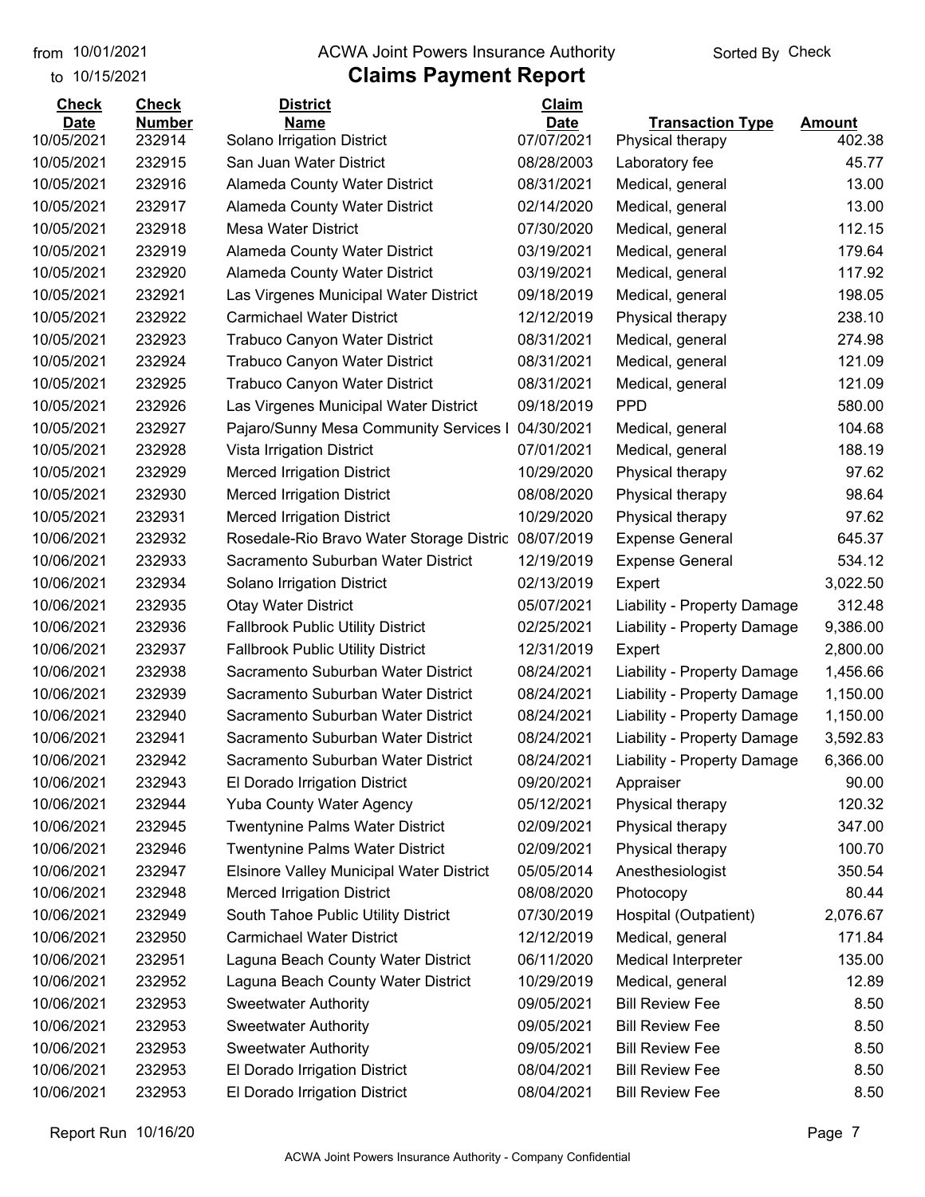from 10/01/2021 ACWA Joint Powers Insurance Authority Sorted By Check

to 10/15/2021

# Claims Payment Report

| Check Date | Check Number | District Name | Claim Date | Transaction Type | Amount |
|---|---|---|---|---|---|
| 10/05/2021 | 232914 | Solano Irrigation District | 07/07/2021 | Physical therapy | 402.38 |
| 10/05/2021 | 232915 | San Juan Water District | 08/28/2003 | Laboratory fee | 45.77 |
| 10/05/2021 | 232916 | Alameda County Water District | 08/31/2021 | Medical, general | 13.00 |
| 10/05/2021 | 232917 | Alameda County Water District | 02/14/2020 | Medical, general | 13.00 |
| 10/05/2021 | 232918 | Mesa Water District | 07/30/2020 | Medical, general | 112.15 |
| 10/05/2021 | 232919 | Alameda County Water District | 03/19/2021 | Medical, general | 179.64 |
| 10/05/2021 | 232920 | Alameda County Water District | 03/19/2021 | Medical, general | 117.92 |
| 10/05/2021 | 232921 | Las Virgenes Municipal Water District | 09/18/2019 | Medical, general | 198.05 |
| 10/05/2021 | 232922 | Carmichael Water District | 12/12/2019 | Physical therapy | 238.10 |
| 10/05/2021 | 232923 | Trabuco Canyon Water District | 08/31/2021 | Medical, general | 274.98 |
| 10/05/2021 | 232924 | Trabuco Canyon Water District | 08/31/2021 | Medical, general | 121.09 |
| 10/05/2021 | 232925 | Trabuco Canyon Water District | 08/31/2021 | Medical, general | 121.09 |
| 10/05/2021 | 232926 | Las Virgenes Municipal Water District | 09/18/2019 | PPD | 580.00 |
| 10/05/2021 | 232927 | Pajaro/Sunny Mesa Community Services I | 04/30/2021 | Medical, general | 104.68 |
| 10/05/2021 | 232928 | Vista Irrigation District | 07/01/2021 | Medical, general | 188.19 |
| 10/05/2021 | 232929 | Merced Irrigation District | 10/29/2020 | Physical therapy | 97.62 |
| 10/05/2021 | 232930 | Merced Irrigation District | 08/08/2020 | Physical therapy | 98.64 |
| 10/05/2021 | 232931 | Merced Irrigation District | 10/29/2020 | Physical therapy | 97.62 |
| 10/06/2021 | 232932 | Rosedale-Rio Bravo Water Storage Distric | 08/07/2019 | Expense General | 645.37 |
| 10/06/2021 | 232933 | Sacramento Suburban Water District | 12/19/2019 | Expense General | 534.12 |
| 10/06/2021 | 232934 | Solano Irrigation District | 02/13/2019 | Expert | 3,022.50 |
| 10/06/2021 | 232935 | Otay Water District | 05/07/2021 | Liability - Property Damage | 312.48 |
| 10/06/2021 | 232936 | Fallbrook Public Utility District | 02/25/2021 | Liability - Property Damage | 9,386.00 |
| 10/06/2021 | 232937 | Fallbrook Public Utility District | 12/31/2019 | Expert | 2,800.00 |
| 10/06/2021 | 232938 | Sacramento Suburban Water District | 08/24/2021 | Liability - Property Damage | 1,456.66 |
| 10/06/2021 | 232939 | Sacramento Suburban Water District | 08/24/2021 | Liability - Property Damage | 1,150.00 |
| 10/06/2021 | 232940 | Sacramento Suburban Water District | 08/24/2021 | Liability - Property Damage | 1,150.00 |
| 10/06/2021 | 232941 | Sacramento Suburban Water District | 08/24/2021 | Liability - Property Damage | 3,592.83 |
| 10/06/2021 | 232942 | Sacramento Suburban Water District | 08/24/2021 | Liability - Property Damage | 6,366.00 |
| 10/06/2021 | 232943 | El Dorado Irrigation District | 09/20/2021 | Appraiser | 90.00 |
| 10/06/2021 | 232944 | Yuba County Water Agency | 05/12/2021 | Physical therapy | 120.32 |
| 10/06/2021 | 232945 | Twentynine Palms Water District | 02/09/2021 | Physical therapy | 347.00 |
| 10/06/2021 | 232946 | Twentynine Palms Water District | 02/09/2021 | Physical therapy | 100.70 |
| 10/06/2021 | 232947 | Elsinore Valley Municipal Water District | 05/05/2014 | Anesthesiologist | 350.54 |
| 10/06/2021 | 232948 | Merced Irrigation District | 08/08/2020 | Photocopy | 80.44 |
| 10/06/2021 | 232949 | South Tahoe Public Utility District | 07/30/2019 | Hospital (Outpatient) | 2,076.67 |
| 10/06/2021 | 232950 | Carmichael Water District | 12/12/2019 | Medical, general | 171.84 |
| 10/06/2021 | 232951 | Laguna Beach County Water District | 06/11/2020 | Medical Interpreter | 135.00 |
| 10/06/2021 | 232952 | Laguna Beach County Water District | 10/29/2019 | Medical, general | 12.89 |
| 10/06/2021 | 232953 | Sweetwater Authority | 09/05/2021 | Bill Review Fee | 8.50 |
| 10/06/2021 | 232953 | Sweetwater Authority | 09/05/2021 | Bill Review Fee | 8.50 |
| 10/06/2021 | 232953 | Sweetwater Authority | 09/05/2021 | Bill Review Fee | 8.50 |
| 10/06/2021 | 232953 | El Dorado Irrigation District | 08/04/2021 | Bill Review Fee | 8.50 |
| 10/06/2021 | 232953 | El Dorado Irrigation District | 08/04/2021 | Bill Review Fee | 8.50 |

Report Run 10/16/20

ACWA Joint Powers Insurance Authority - Company Confidential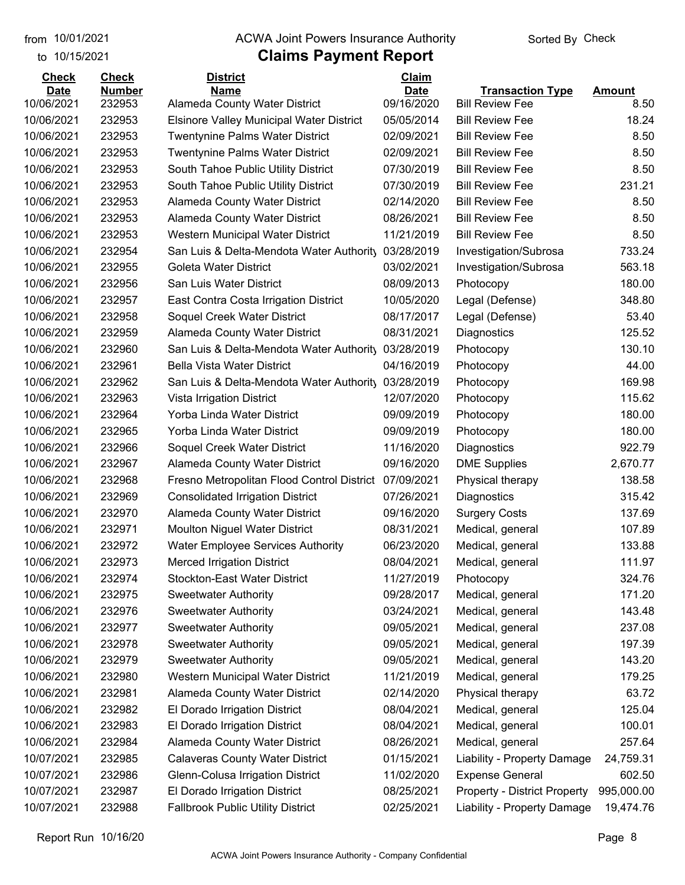# ACWA Joint Powers Insurance Authority

## Claims Payment Report

from 10/01/2021 to 10/15/2021 — Sorted By Check

| Check Date | Check Number | District Name | Claim Date | Transaction Type | Amount |
|---|---|---|---|---|---|
| 10/06/2021 | 232953 | Alameda County Water District | 09/16/2020 | Bill Review Fee | 8.50 |
| 10/06/2021 | 232953 | Elsinore Valley Municipal Water District | 05/05/2014 | Bill Review Fee | 18.24 |
| 10/06/2021 | 232953 | Twentynine Palms Water District | 02/09/2021 | Bill Review Fee | 8.50 |
| 10/06/2021 | 232953 | Twentynine Palms Water District | 02/09/2021 | Bill Review Fee | 8.50 |
| 10/06/2021 | 232953 | South Tahoe Public Utility District | 07/30/2019 | Bill Review Fee | 8.50 |
| 10/06/2021 | 232953 | South Tahoe Public Utility District | 07/30/2019 | Bill Review Fee | 231.21 |
| 10/06/2021 | 232953 | Alameda County Water District | 02/14/2020 | Bill Review Fee | 8.50 |
| 10/06/2021 | 232953 | Alameda County Water District | 08/26/2021 | Bill Review Fee | 8.50 |
| 10/06/2021 | 232953 | Western Municipal Water District | 11/21/2019 | Bill Review Fee | 8.50 |
| 10/06/2021 | 232954 | San Luis & Delta-Mendota Water Authority | 03/28/2019 | Investigation/Subrosa | 733.24 |
| 10/06/2021 | 232955 | Goleta Water District | 03/02/2021 | Investigation/Subrosa | 563.18 |
| 10/06/2021 | 232956 | San Luis Water District | 08/09/2013 | Photocopy | 180.00 |
| 10/06/2021 | 232957 | East Contra Costa Irrigation District | 10/05/2020 | Legal (Defense) | 348.80 |
| 10/06/2021 | 232958 | Soquel Creek Water District | 08/17/2017 | Legal (Defense) | 53.40 |
| 10/06/2021 | 232959 | Alameda County Water District | 08/31/2021 | Diagnostics | 125.52 |
| 10/06/2021 | 232960 | San Luis & Delta-Mendota Water Authority | 03/28/2019 | Photocopy | 130.10 |
| 10/06/2021 | 232961 | Bella Vista Water District | 04/16/2019 | Photocopy | 44.00 |
| 10/06/2021 | 232962 | San Luis & Delta-Mendota Water Authority | 03/28/2019 | Photocopy | 169.98 |
| 10/06/2021 | 232963 | Vista Irrigation District | 12/07/2020 | Photocopy | 115.62 |
| 10/06/2021 | 232964 | Yorba Linda Water District | 09/09/2019 | Photocopy | 180.00 |
| 10/06/2021 | 232965 | Yorba Linda Water District | 09/09/2019 | Photocopy | 180.00 |
| 10/06/2021 | 232966 | Soquel Creek Water District | 11/16/2020 | Diagnostics | 922.79 |
| 10/06/2021 | 232967 | Alameda County Water District | 09/16/2020 | DME Supplies | 2,670.77 |
| 10/06/2021 | 232968 | Fresno Metropolitan Flood Control District | 07/09/2021 | Physical therapy | 138.58 |
| 10/06/2021 | 232969 | Consolidated Irrigation District | 07/26/2021 | Diagnostics | 315.42 |
| 10/06/2021 | 232970 | Alameda County Water District | 09/16/2020 | Surgery Costs | 137.69 |
| 10/06/2021 | 232971 | Moulton Niguel Water District | 08/31/2021 | Medical, general | 107.89 |
| 10/06/2021 | 232972 | Water Employee Services Authority | 06/23/2020 | Medical, general | 133.88 |
| 10/06/2021 | 232973 | Merced Irrigation District | 08/04/2021 | Medical, general | 111.97 |
| 10/06/2021 | 232974 | Stockton-East Water District | 11/27/2019 | Photocopy | 324.76 |
| 10/06/2021 | 232975 | Sweetwater Authority | 09/28/2017 | Medical, general | 171.20 |
| 10/06/2021 | 232976 | Sweetwater Authority | 03/24/2021 | Medical, general | 143.48 |
| 10/06/2021 | 232977 | Sweetwater Authority | 09/05/2021 | Medical, general | 237.08 |
| 10/06/2021 | 232978 | Sweetwater Authority | 09/05/2021 | Medical, general | 197.39 |
| 10/06/2021 | 232979 | Sweetwater Authority | 09/05/2021 | Medical, general | 143.20 |
| 10/06/2021 | 232980 | Western Municipal Water District | 11/21/2019 | Medical, general | 179.25 |
| 10/06/2021 | 232981 | Alameda County Water District | 02/14/2020 | Physical therapy | 63.72 |
| 10/06/2021 | 232982 | El Dorado Irrigation District | 08/04/2021 | Medical, general | 125.04 |
| 10/06/2021 | 232983 | El Dorado Irrigation District | 08/04/2021 | Medical, general | 100.01 |
| 10/06/2021 | 232984 | Alameda County Water District | 08/26/2021 | Medical, general | 257.64 |
| 10/07/2021 | 232985 | Calaveras County Water District | 01/15/2021 | Liability - Property Damage | 24,759.31 |
| 10/07/2021 | 232986 | Glenn-Colusa Irrigation District | 11/02/2020 | Expense General | 602.50 |
| 10/07/2021 | 232987 | El Dorado Irrigation District | 08/25/2021 | Property - District Property | 995,000.00 |
| 10/07/2021 | 232988 | Fallbrook Public Utility District | 02/25/2021 | Liability - Property Damage | 19,474.76 |

Report Run 10/16/20

ACWA Joint Powers Insurance Authority - Company Confidential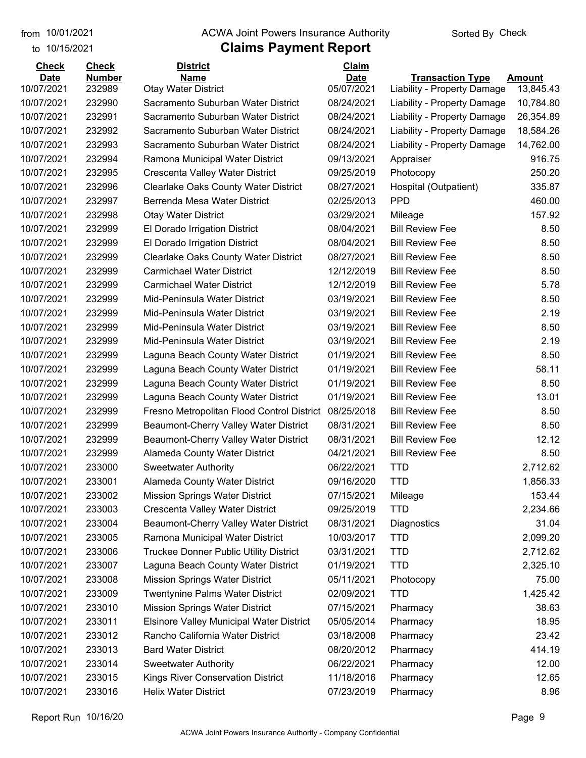from 10/01/2021 ACWA Joint Powers Insurance Authority Sorted By Check

to 10/15/2021

# Claims Payment Report

| Check Date | Check Number | District Name | Claim Date | Transaction Type | Amount |
|---|---|---|---|---|---|
| 10/07/2021 | 232989 | Otay Water District | 05/07/2021 | Liability - Property Damage | 13,845.43 |
| 10/07/2021 | 232990 | Sacramento Suburban Water District | 08/24/2021 | Liability - Property Damage | 10,784.80 |
| 10/07/2021 | 232991 | Sacramento Suburban Water District | 08/24/2021 | Liability - Property Damage | 26,354.89 |
| 10/07/2021 | 232992 | Sacramento Suburban Water District | 08/24/2021 | Liability - Property Damage | 18,584.26 |
| 10/07/2021 | 232993 | Sacramento Suburban Water District | 08/24/2021 | Liability - Property Damage | 14,762.00 |
| 10/07/2021 | 232994 | Ramona Municipal Water District | 09/13/2021 | Appraiser | 916.75 |
| 10/07/2021 | 232995 | Crescenta Valley Water District | 09/25/2019 | Photocopy | 250.20 |
| 10/07/2021 | 232996 | Clearlake Oaks County Water District | 08/27/2021 | Hospital (Outpatient) | 335.87 |
| 10/07/2021 | 232997 | Berrenda Mesa Water District | 02/25/2013 | PPD | 460.00 |
| 10/07/2021 | 232998 | Otay Water District | 03/29/2021 | Mileage | 157.92 |
| 10/07/2021 | 232999 | El Dorado Irrigation District | 08/04/2021 | Bill Review Fee | 8.50 |
| 10/07/2021 | 232999 | El Dorado Irrigation District | 08/04/2021 | Bill Review Fee | 8.50 |
| 10/07/2021 | 232999 | Clearlake Oaks County Water District | 08/27/2021 | Bill Review Fee | 8.50 |
| 10/07/2021 | 232999 | Carmichael Water District | 12/12/2019 | Bill Review Fee | 8.50 |
| 10/07/2021 | 232999 | Carmichael Water District | 12/12/2019 | Bill Review Fee | 5.78 |
| 10/07/2021 | 232999 | Mid-Peninsula Water District | 03/19/2021 | Bill Review Fee | 8.50 |
| 10/07/2021 | 232999 | Mid-Peninsula Water District | 03/19/2021 | Bill Review Fee | 2.19 |
| 10/07/2021 | 232999 | Mid-Peninsula Water District | 03/19/2021 | Bill Review Fee | 8.50 |
| 10/07/2021 | 232999 | Mid-Peninsula Water District | 03/19/2021 | Bill Review Fee | 2.19 |
| 10/07/2021 | 232999 | Laguna Beach County Water District | 01/19/2021 | Bill Review Fee | 8.50 |
| 10/07/2021 | 232999 | Laguna Beach County Water District | 01/19/2021 | Bill Review Fee | 58.11 |
| 10/07/2021 | 232999 | Laguna Beach County Water District | 01/19/2021 | Bill Review Fee | 8.50 |
| 10/07/2021 | 232999 | Laguna Beach County Water District | 01/19/2021 | Bill Review Fee | 13.01 |
| 10/07/2021 | 232999 | Fresno Metropolitan Flood Control District | 08/25/2018 | Bill Review Fee | 8.50 |
| 10/07/2021 | 232999 | Beaumont-Cherry Valley Water District | 08/31/2021 | Bill Review Fee | 8.50 |
| 10/07/2021 | 232999 | Beaumont-Cherry Valley Water District | 08/31/2021 | Bill Review Fee | 12.12 |
| 10/07/2021 | 232999 | Alameda County Water District | 04/21/2021 | Bill Review Fee | 8.50 |
| 10/07/2021 | 233000 | Sweetwater Authority | 06/22/2021 | TTD | 2,712.62 |
| 10/07/2021 | 233001 | Alameda County Water District | 09/16/2020 | TTD | 1,856.33 |
| 10/07/2021 | 233002 | Mission Springs Water District | 07/15/2021 | Mileage | 153.44 |
| 10/07/2021 | 233003 | Crescenta Valley Water District | 09/25/2019 | TTD | 2,234.66 |
| 10/07/2021 | 233004 | Beaumont-Cherry Valley Water District | 08/31/2021 | Diagnostics | 31.04 |
| 10/07/2021 | 233005 | Ramona Municipal Water District | 10/03/2017 | TTD | 2,099.20 |
| 10/07/2021 | 233006 | Truckee Donner Public Utility District | 03/31/2021 | TTD | 2,712.62 |
| 10/07/2021 | 233007 | Laguna Beach County Water District | 01/19/2021 | TTD | 2,325.10 |
| 10/07/2021 | 233008 | Mission Springs Water District | 05/11/2021 | Photocopy | 75.00 |
| 10/07/2021 | 233009 | Twentynine Palms Water District | 02/09/2021 | TTD | 1,425.42 |
| 10/07/2021 | 233010 | Mission Springs Water District | 07/15/2021 | Pharmacy | 38.63 |
| 10/07/2021 | 233011 | Elsinore Valley Municipal Water District | 05/05/2014 | Pharmacy | 18.95 |
| 10/07/2021 | 233012 | Rancho California Water District | 03/18/2008 | Pharmacy | 23.42 |
| 10/07/2021 | 233013 | Bard Water District | 08/20/2012 | Pharmacy | 414.19 |
| 10/07/2021 | 233014 | Sweetwater Authority | 06/22/2021 | Pharmacy | 12.00 |
| 10/07/2021 | 233015 | Kings River Conservation District | 11/18/2016 | Pharmacy | 12.65 |
| 10/07/2021 | 233016 | Helix Water District | 07/23/2019 | Pharmacy | 8.96 |

Report Run 10/16/20

ACWA Joint Powers Insurance Authority - Company Confidential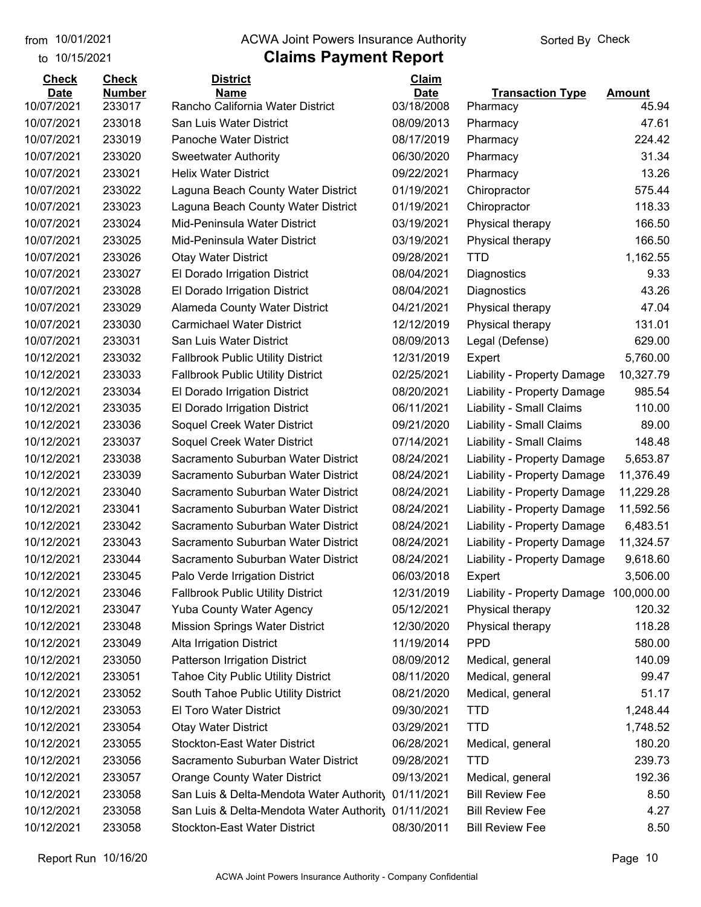from 10/01/2021 to 10/15/2021

# ACWA Joint Powers Insurance Authority

## Claims Payment Report

Sorted By Check

| Check Date | Check Number | District Name | Claim Date | Transaction Type | Amount |
|---|---|---|---|---|---|
| 10/07/2021 | 233017 | Rancho California Water District | 03/18/2008 | Pharmacy | 45.94 |
| 10/07/2021 | 233018 | San Luis Water District | 08/09/2013 | Pharmacy | 47.61 |
| 10/07/2021 | 233019 | Panoche Water District | 08/17/2019 | Pharmacy | 224.42 |
| 10/07/2021 | 233020 | Sweetwater Authority | 06/30/2020 | Pharmacy | 31.34 |
| 10/07/2021 | 233021 | Helix Water District | 09/22/2021 | Pharmacy | 13.26 |
| 10/07/2021 | 233022 | Laguna Beach County Water District | 01/19/2021 | Chiropractor | 575.44 |
| 10/07/2021 | 233023 | Laguna Beach County Water District | 01/19/2021 | Chiropractor | 118.33 |
| 10/07/2021 | 233024 | Mid-Peninsula Water District | 03/19/2021 | Physical therapy | 166.50 |
| 10/07/2021 | 233025 | Mid-Peninsula Water District | 03/19/2021 | Physical therapy | 166.50 |
| 10/07/2021 | 233026 | Otay Water District | 09/28/2021 | TTD | 1,162.55 |
| 10/07/2021 | 233027 | El Dorado Irrigation District | 08/04/2021 | Diagnostics | 9.33 |
| 10/07/2021 | 233028 | El Dorado Irrigation District | 08/04/2021 | Diagnostics | 43.26 |
| 10/07/2021 | 233029 | Alameda County Water District | 04/21/2021 | Physical therapy | 47.04 |
| 10/07/2021 | 233030 | Carmichael Water District | 12/12/2019 | Physical therapy | 131.01 |
| 10/07/2021 | 233031 | San Luis Water District | 08/09/2013 | Legal (Defense) | 629.00 |
| 10/12/2021 | 233032 | Fallbrook Public Utility District | 12/31/2019 | Expert | 5,760.00 |
| 10/12/2021 | 233033 | Fallbrook Public Utility District | 02/25/2021 | Liability - Property Damage | 10,327.79 |
| 10/12/2021 | 233034 | El Dorado Irrigation District | 08/20/2021 | Liability - Property Damage | 985.54 |
| 10/12/2021 | 233035 | El Dorado Irrigation District | 06/11/2021 | Liability - Small Claims | 110.00 |
| 10/12/2021 | 233036 | Soquel Creek Water District | 09/21/2020 | Liability - Small Claims | 89.00 |
| 10/12/2021 | 233037 | Soquel Creek Water District | 07/14/2021 | Liability - Small Claims | 148.48 |
| 10/12/2021 | 233038 | Sacramento Suburban Water District | 08/24/2021 | Liability - Property Damage | 5,653.87 |
| 10/12/2021 | 233039 | Sacramento Suburban Water District | 08/24/2021 | Liability - Property Damage | 11,376.49 |
| 10/12/2021 | 233040 | Sacramento Suburban Water District | 08/24/2021 | Liability - Property Damage | 11,229.28 |
| 10/12/2021 | 233041 | Sacramento Suburban Water District | 08/24/2021 | Liability - Property Damage | 11,592.56 |
| 10/12/2021 | 233042 | Sacramento Suburban Water District | 08/24/2021 | Liability - Property Damage | 6,483.51 |
| 10/12/2021 | 233043 | Sacramento Suburban Water District | 08/24/2021 | Liability - Property Damage | 11,324.57 |
| 10/12/2021 | 233044 | Sacramento Suburban Water District | 08/24/2021 | Liability - Property Damage | 9,618.60 |
| 10/12/2021 | 233045 | Palo Verde Irrigation District | 06/03/2018 | Expert | 3,506.00 |
| 10/12/2021 | 233046 | Fallbrook Public Utility District | 12/31/2019 | Liability - Property Damage | 100,000.00 |
| 10/12/2021 | 233047 | Yuba County Water Agency | 05/12/2021 | Physical therapy | 120.32 |
| 10/12/2021 | 233048 | Mission Springs Water District | 12/30/2020 | Physical therapy | 118.28 |
| 10/12/2021 | 233049 | Alta Irrigation District | 11/19/2014 | PPD | 580.00 |
| 10/12/2021 | 233050 | Patterson Irrigation District | 08/09/2012 | Medical, general | 140.09 |
| 10/12/2021 | 233051 | Tahoe City Public Utility District | 08/11/2020 | Medical, general | 99.47 |
| 10/12/2021 | 233052 | South Tahoe Public Utility District | 08/21/2020 | Medical, general | 51.17 |
| 10/12/2021 | 233053 | El Toro Water District | 09/30/2021 | TTD | 1,248.44 |
| 10/12/2021 | 233054 | Otay Water District | 03/29/2021 | TTD | 1,748.52 |
| 10/12/2021 | 233055 | Stockton-East Water District | 06/28/2021 | Medical, general | 180.20 |
| 10/12/2021 | 233056 | Sacramento Suburban Water District | 09/28/2021 | TTD | 239.73 |
| 10/12/2021 | 233057 | Orange County Water District | 09/13/2021 | Medical, general | 192.36 |
| 10/12/2021 | 233058 | San Luis & Delta-Mendota Water Authority | 01/11/2021 | Bill Review Fee | 8.50 |
| 10/12/2021 | 233058 | San Luis & Delta-Mendota Water Authority | 01/11/2021 | Bill Review Fee | 4.27 |
| 10/12/2021 | 233058 | Stockton-East Water District | 08/30/2011 | Bill Review Fee | 8.50 |

Report Run 10/16/20

ACWA Joint Powers Insurance Authority - Company Confidential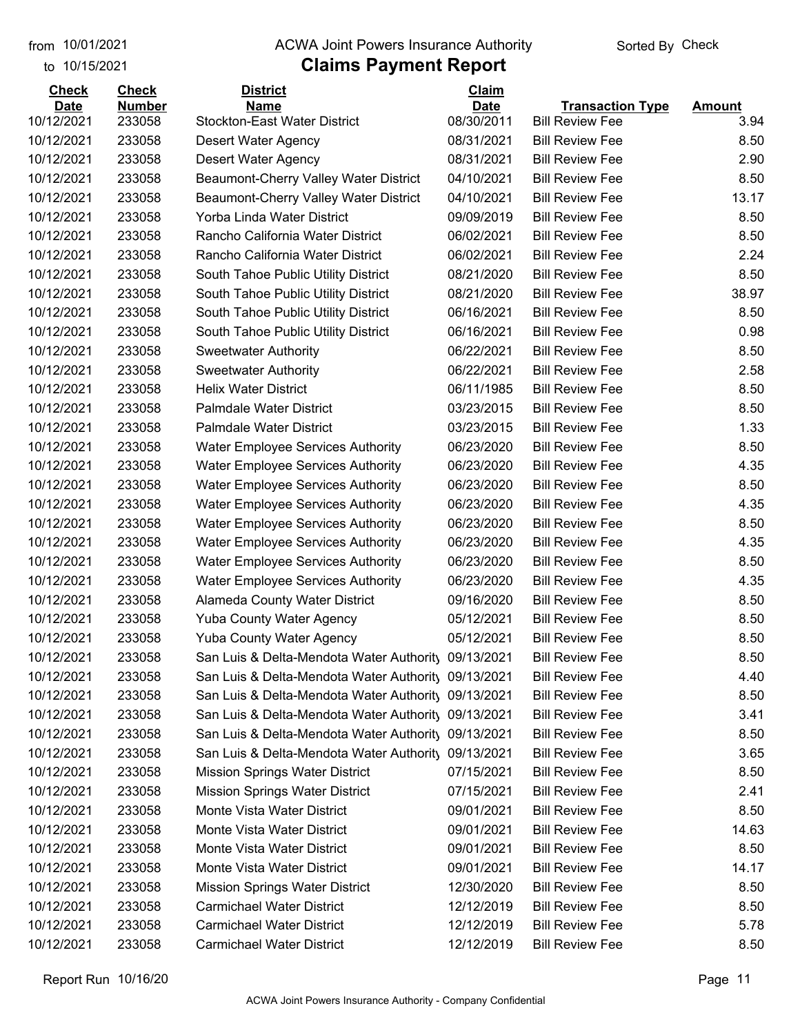from 10/01/2021 to 10/15/2021

# ACWA Joint Powers Insurance Authority

## Claims Payment Report

Sorted By Check

| Check Date | Check Number | District Name | Claim Date | Transaction Type | Amount |
|---|---|---|---|---|---|
| 10/12/2021 | 233058 | Stockton-East Water District | 08/30/2011 | Bill Review Fee | 3.94 |
| 10/12/2021 | 233058 | Desert Water Agency | 08/31/2021 | Bill Review Fee | 8.50 |
| 10/12/2021 | 233058 | Desert Water Agency | 08/31/2021 | Bill Review Fee | 2.90 |
| 10/12/2021 | 233058 | Beaumont-Cherry Valley Water District | 04/10/2021 | Bill Review Fee | 8.50 |
| 10/12/2021 | 233058 | Beaumont-Cherry Valley Water District | 04/10/2021 | Bill Review Fee | 13.17 |
| 10/12/2021 | 233058 | Yorba Linda Water District | 09/09/2019 | Bill Review Fee | 8.50 |
| 10/12/2021 | 233058 | Rancho California Water District | 06/02/2021 | Bill Review Fee | 8.50 |
| 10/12/2021 | 233058 | Rancho California Water District | 06/02/2021 | Bill Review Fee | 2.24 |
| 10/12/2021 | 233058 | South Tahoe Public Utility District | 08/21/2020 | Bill Review Fee | 8.50 |
| 10/12/2021 | 233058 | South Tahoe Public Utility District | 08/21/2020 | Bill Review Fee | 38.97 |
| 10/12/2021 | 233058 | South Tahoe Public Utility District | 06/16/2021 | Bill Review Fee | 8.50 |
| 10/12/2021 | 233058 | South Tahoe Public Utility District | 06/16/2021 | Bill Review Fee | 0.98 |
| 10/12/2021 | 233058 | Sweetwater Authority | 06/22/2021 | Bill Review Fee | 8.50 |
| 10/12/2021 | 233058 | Sweetwater Authority | 06/22/2021 | Bill Review Fee | 2.58 |
| 10/12/2021 | 233058 | Helix Water District | 06/11/1985 | Bill Review Fee | 8.50 |
| 10/12/2021 | 233058 | Palmdale Water District | 03/23/2015 | Bill Review Fee | 8.50 |
| 10/12/2021 | 233058 | Palmdale Water District | 03/23/2015 | Bill Review Fee | 1.33 |
| 10/12/2021 | 233058 | Water Employee Services Authority | 06/23/2020 | Bill Review Fee | 8.50 |
| 10/12/2021 | 233058 | Water Employee Services Authority | 06/23/2020 | Bill Review Fee | 4.35 |
| 10/12/2021 | 233058 | Water Employee Services Authority | 06/23/2020 | Bill Review Fee | 8.50 |
| 10/12/2021 | 233058 | Water Employee Services Authority | 06/23/2020 | Bill Review Fee | 4.35 |
| 10/12/2021 | 233058 | Water Employee Services Authority | 06/23/2020 | Bill Review Fee | 8.50 |
| 10/12/2021 | 233058 | Water Employee Services Authority | 06/23/2020 | Bill Review Fee | 4.35 |
| 10/12/2021 | 233058 | Water Employee Services Authority | 06/23/2020 | Bill Review Fee | 8.50 |
| 10/12/2021 | 233058 | Water Employee Services Authority | 06/23/2020 | Bill Review Fee | 4.35 |
| 10/12/2021 | 233058 | Alameda County Water District | 09/16/2020 | Bill Review Fee | 8.50 |
| 10/12/2021 | 233058 | Yuba County Water Agency | 05/12/2021 | Bill Review Fee | 8.50 |
| 10/12/2021 | 233058 | Yuba County Water Agency | 05/12/2021 | Bill Review Fee | 8.50 |
| 10/12/2021 | 233058 | San Luis & Delta-Mendota Water Authority | 09/13/2021 | Bill Review Fee | 8.50 |
| 10/12/2021 | 233058 | San Luis & Delta-Mendota Water Authority | 09/13/2021 | Bill Review Fee | 4.40 |
| 10/12/2021 | 233058 | San Luis & Delta-Mendota Water Authority | 09/13/2021 | Bill Review Fee | 8.50 |
| 10/12/2021 | 233058 | San Luis & Delta-Mendota Water Authority | 09/13/2021 | Bill Review Fee | 3.41 |
| 10/12/2021 | 233058 | San Luis & Delta-Mendota Water Authority | 09/13/2021 | Bill Review Fee | 8.50 |
| 10/12/2021 | 233058 | San Luis & Delta-Mendota Water Authority | 09/13/2021 | Bill Review Fee | 3.65 |
| 10/12/2021 | 233058 | Mission Springs Water District | 07/15/2021 | Bill Review Fee | 8.50 |
| 10/12/2021 | 233058 | Mission Springs Water District | 07/15/2021 | Bill Review Fee | 2.41 |
| 10/12/2021 | 233058 | Monte Vista Water District | 09/01/2021 | Bill Review Fee | 8.50 |
| 10/12/2021 | 233058 | Monte Vista Water District | 09/01/2021 | Bill Review Fee | 14.63 |
| 10/12/2021 | 233058 | Monte Vista Water District | 09/01/2021 | Bill Review Fee | 8.50 |
| 10/12/2021 | 233058 | Monte Vista Water District | 09/01/2021 | Bill Review Fee | 14.17 |
| 10/12/2021 | 233058 | Mission Springs Water District | 12/30/2020 | Bill Review Fee | 8.50 |
| 10/12/2021 | 233058 | Carmichael Water District | 12/12/2019 | Bill Review Fee | 8.50 |
| 10/12/2021 | 233058 | Carmichael Water District | 12/12/2019 | Bill Review Fee | 5.78 |
| 10/12/2021 | 233058 | Carmichael Water District | 12/12/2019 | Bill Review Fee | 8.50 |

Report Run 10/16/20

ACWA Joint Powers Insurance Authority - Company Confidential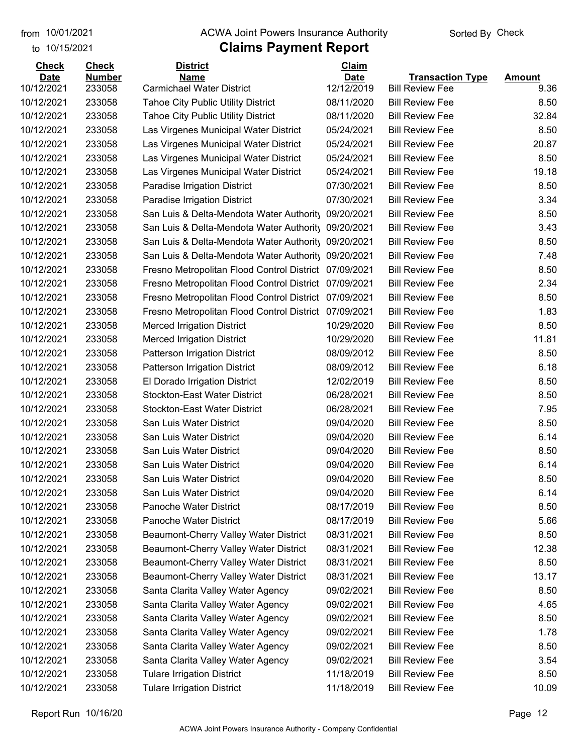| Check Date | Check Number | District Name | Claim Date | Transaction Type | Amount |
|---|---|---|---|---|---|
| 10/12/2021 | 233058 | Carmichael Water District | 12/12/2019 | Bill Review Fee | 9.36 |
| 10/12/2021 | 233058 | Tahoe City Public Utility District | 08/11/2020 | Bill Review Fee | 8.50 |
| 10/12/2021 | 233058 | Tahoe City Public Utility District | 08/11/2020 | Bill Review Fee | 32.84 |
| 10/12/2021 | 233058 | Las Virgenes Municipal Water District | 05/24/2021 | Bill Review Fee | 8.50 |
| 10/12/2021 | 233058 | Las Virgenes Municipal Water District | 05/24/2021 | Bill Review Fee | 20.87 |
| 10/12/2021 | 233058 | Las Virgenes Municipal Water District | 05/24/2021 | Bill Review Fee | 8.50 |
| 10/12/2021 | 233058 | Las Virgenes Municipal Water District | 05/24/2021 | Bill Review Fee | 19.18 |
| 10/12/2021 | 233058 | Paradise Irrigation District | 07/30/2021 | Bill Review Fee | 8.50 |
| 10/12/2021 | 233058 | Paradise Irrigation District | 07/30/2021 | Bill Review Fee | 3.34 |
| 10/12/2021 | 233058 | San Luis & Delta-Mendota Water Authority | 09/20/2021 | Bill Review Fee | 8.50 |
| 10/12/2021 | 233058 | San Luis & Delta-Mendota Water Authority | 09/20/2021 | Bill Review Fee | 3.43 |
| 10/12/2021 | 233058 | San Luis & Delta-Mendota Water Authority | 09/20/2021 | Bill Review Fee | 8.50 |
| 10/12/2021 | 233058 | San Luis & Delta-Mendota Water Authority | 09/20/2021 | Bill Review Fee | 7.48 |
| 10/12/2021 | 233058 | Fresno Metropolitan Flood Control District | 07/09/2021 | Bill Review Fee | 8.50 |
| 10/12/2021 | 233058 | Fresno Metropolitan Flood Control District | 07/09/2021 | Bill Review Fee | 2.34 |
| 10/12/2021 | 233058 | Fresno Metropolitan Flood Control District | 07/09/2021 | Bill Review Fee | 8.50 |
| 10/12/2021 | 233058 | Fresno Metropolitan Flood Control District | 07/09/2021 | Bill Review Fee | 1.83 |
| 10/12/2021 | 233058 | Merced Irrigation District | 10/29/2020 | Bill Review Fee | 8.50 |
| 10/12/2021 | 233058 | Merced Irrigation District | 10/29/2020 | Bill Review Fee | 11.81 |
| 10/12/2021 | 233058 | Patterson Irrigation District | 08/09/2012 | Bill Review Fee | 8.50 |
| 10/12/2021 | 233058 | Patterson Irrigation District | 08/09/2012 | Bill Review Fee | 6.18 |
| 10/12/2021 | 233058 | El Dorado Irrigation District | 12/02/2019 | Bill Review Fee | 8.50 |
| 10/12/2021 | 233058 | Stockton-East Water District | 06/28/2021 | Bill Review Fee | 8.50 |
| 10/12/2021 | 233058 | Stockton-East Water District | 06/28/2021 | Bill Review Fee | 7.95 |
| 10/12/2021 | 233058 | San Luis Water District | 09/04/2020 | Bill Review Fee | 8.50 |
| 10/12/2021 | 233058 | San Luis Water District | 09/04/2020 | Bill Review Fee | 6.14 |
| 10/12/2021 | 233058 | San Luis Water District | 09/04/2020 | Bill Review Fee | 8.50 |
| 10/12/2021 | 233058 | San Luis Water District | 09/04/2020 | Bill Review Fee | 6.14 |
| 10/12/2021 | 233058 | San Luis Water District | 09/04/2020 | Bill Review Fee | 8.50 |
| 10/12/2021 | 233058 | San Luis Water District | 09/04/2020 | Bill Review Fee | 6.14 |
| 10/12/2021 | 233058 | Panoche Water District | 08/17/2019 | Bill Review Fee | 8.50 |
| 10/12/2021 | 233058 | Panoche Water District | 08/17/2019 | Bill Review Fee | 5.66 |
| 10/12/2021 | 233058 | Beaumont-Cherry Valley Water District | 08/31/2021 | Bill Review Fee | 8.50 |
| 10/12/2021 | 233058 | Beaumont-Cherry Valley Water District | 08/31/2021 | Bill Review Fee | 12.38 |
| 10/12/2021 | 233058 | Beaumont-Cherry Valley Water District | 08/31/2021 | Bill Review Fee | 8.50 |
| 10/12/2021 | 233058 | Beaumont-Cherry Valley Water District | 08/31/2021 | Bill Review Fee | 13.17 |
| 10/12/2021 | 233058 | Santa Clarita Valley Water Agency | 09/02/2021 | Bill Review Fee | 8.50 |
| 10/12/2021 | 233058 | Santa Clarita Valley Water Agency | 09/02/2021 | Bill Review Fee | 4.65 |
| 10/12/2021 | 233058 | Santa Clarita Valley Water Agency | 09/02/2021 | Bill Review Fee | 8.50 |
| 10/12/2021 | 233058 | Santa Clarita Valley Water Agency | 09/02/2021 | Bill Review Fee | 1.78 |
| 10/12/2021 | 233058 | Santa Clarita Valley Water Agency | 09/02/2021 | Bill Review Fee | 8.50 |
| 10/12/2021 | 233058 | Santa Clarita Valley Water Agency | 09/02/2021 | Bill Review Fee | 3.54 |
| 10/12/2021 | 233058 | Tulare Irrigation District | 11/18/2019 | Bill Review Fee | 8.50 |
| 10/12/2021 | 233058 | Tulare Irrigation District | 11/18/2019 | Bill Review Fee | 10.09 |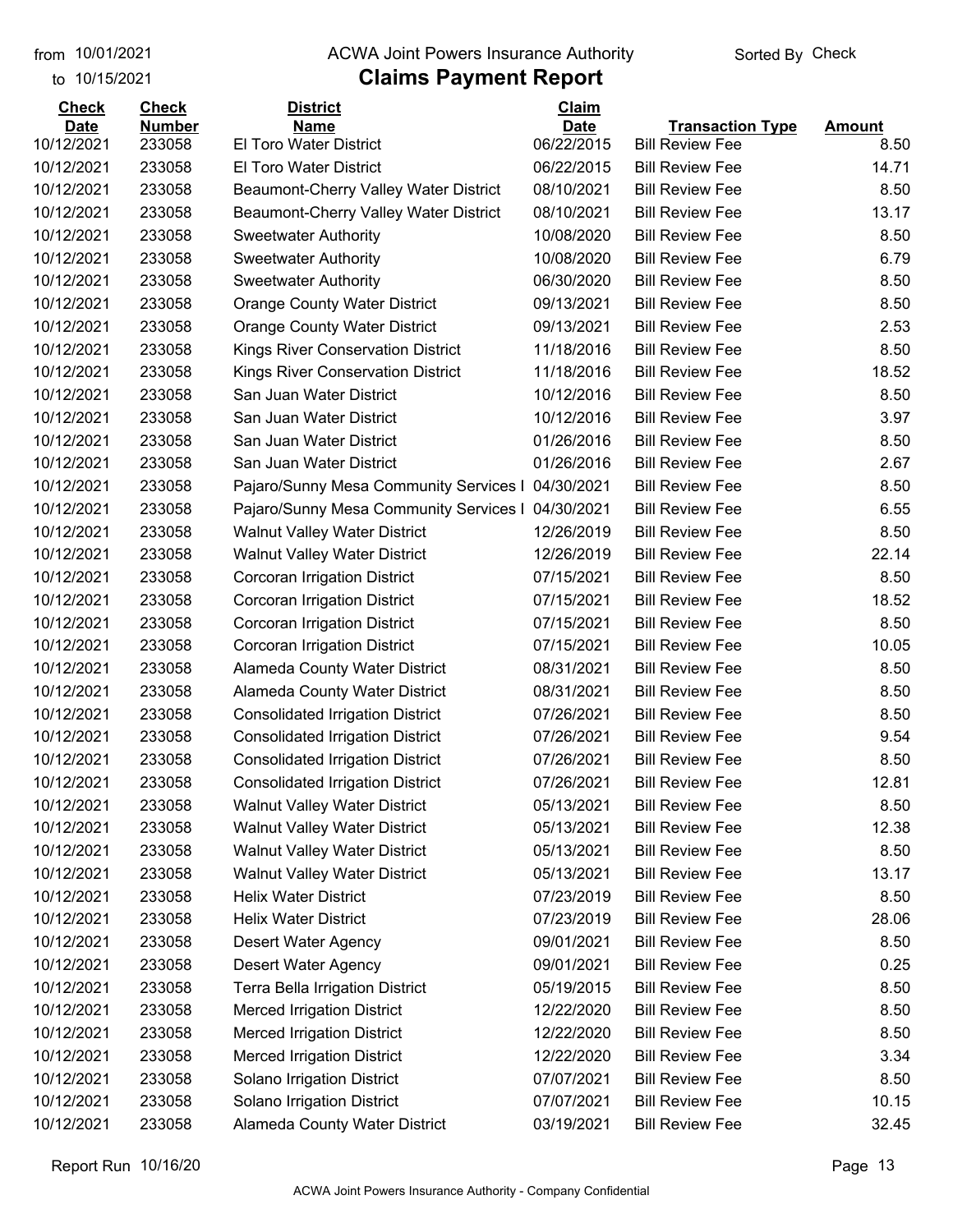from 10/01/2021 to 10/15/2021

# ACWA Joint Powers Insurance Authority

## Claims Payment Report

Sorted By Check

| Check Date | Check Number | District Name | Claim Date | Transaction Type | Amount |
|---|---|---|---|---|---|
| 10/12/2021 | 233058 | El Toro Water District | 06/22/2015 | Bill Review Fee | 8.50 |
| 10/12/2021 | 233058 | El Toro Water District | 06/22/2015 | Bill Review Fee | 14.71 |
| 10/12/2021 | 233058 | Beaumont-Cherry Valley Water District | 08/10/2021 | Bill Review Fee | 8.50 |
| 10/12/2021 | 233058 | Beaumont-Cherry Valley Water District | 08/10/2021 | Bill Review Fee | 13.17 |
| 10/12/2021 | 233058 | Sweetwater Authority | 10/08/2020 | Bill Review Fee | 8.50 |
| 10/12/2021 | 233058 | Sweetwater Authority | 10/08/2020 | Bill Review Fee | 6.79 |
| 10/12/2021 | 233058 | Sweetwater Authority | 06/30/2020 | Bill Review Fee | 8.50 |
| 10/12/2021 | 233058 | Orange County Water District | 09/13/2021 | Bill Review Fee | 8.50 |
| 10/12/2021 | 233058 | Orange County Water District | 09/13/2021 | Bill Review Fee | 2.53 |
| 10/12/2021 | 233058 | Kings River Conservation District | 11/18/2016 | Bill Review Fee | 8.50 |
| 10/12/2021 | 233058 | Kings River Conservation District | 11/18/2016 | Bill Review Fee | 18.52 |
| 10/12/2021 | 233058 | San Juan Water District | 10/12/2016 | Bill Review Fee | 8.50 |
| 10/12/2021 | 233058 | San Juan Water District | 10/12/2016 | Bill Review Fee | 3.97 |
| 10/12/2021 | 233058 | San Juan Water District | 01/26/2016 | Bill Review Fee | 8.50 |
| 10/12/2021 | 233058 | San Juan Water District | 01/26/2016 | Bill Review Fee | 2.67 |
| 10/12/2021 | 233058 | Pajaro/Sunny Mesa Community Services I | 04/30/2021 | Bill Review Fee | 8.50 |
| 10/12/2021 | 233058 | Pajaro/Sunny Mesa Community Services I | 04/30/2021 | Bill Review Fee | 6.55 |
| 10/12/2021 | 233058 | Walnut Valley Water District | 12/26/2019 | Bill Review Fee | 8.50 |
| 10/12/2021 | 233058 | Walnut Valley Water District | 12/26/2019 | Bill Review Fee | 22.14 |
| 10/12/2021 | 233058 | Corcoran Irrigation District | 07/15/2021 | Bill Review Fee | 8.50 |
| 10/12/2021 | 233058 | Corcoran Irrigation District | 07/15/2021 | Bill Review Fee | 18.52 |
| 10/12/2021 | 233058 | Corcoran Irrigation District | 07/15/2021 | Bill Review Fee | 8.50 |
| 10/12/2021 | 233058 | Corcoran Irrigation District | 07/15/2021 | Bill Review Fee | 10.05 |
| 10/12/2021 | 233058 | Alameda County Water District | 08/31/2021 | Bill Review Fee | 8.50 |
| 10/12/2021 | 233058 | Alameda County Water District | 08/31/2021 | Bill Review Fee | 8.50 |
| 10/12/2021 | 233058 | Consolidated Irrigation District | 07/26/2021 | Bill Review Fee | 8.50 |
| 10/12/2021 | 233058 | Consolidated Irrigation District | 07/26/2021 | Bill Review Fee | 9.54 |
| 10/12/2021 | 233058 | Consolidated Irrigation District | 07/26/2021 | Bill Review Fee | 8.50 |
| 10/12/2021 | 233058 | Consolidated Irrigation District | 07/26/2021 | Bill Review Fee | 12.81 |
| 10/12/2021 | 233058 | Walnut Valley Water District | 05/13/2021 | Bill Review Fee | 8.50 |
| 10/12/2021 | 233058 | Walnut Valley Water District | 05/13/2021 | Bill Review Fee | 12.38 |
| 10/12/2021 | 233058 | Walnut Valley Water District | 05/13/2021 | Bill Review Fee | 8.50 |
| 10/12/2021 | 233058 | Walnut Valley Water District | 05/13/2021 | Bill Review Fee | 13.17 |
| 10/12/2021 | 233058 | Helix Water District | 07/23/2019 | Bill Review Fee | 8.50 |
| 10/12/2021 | 233058 | Helix Water District | 07/23/2019 | Bill Review Fee | 28.06 |
| 10/12/2021 | 233058 | Desert Water Agency | 09/01/2021 | Bill Review Fee | 8.50 |
| 10/12/2021 | 233058 | Desert Water Agency | 09/01/2021 | Bill Review Fee | 0.25 |
| 10/12/2021 | 233058 | Terra Bella Irrigation District | 05/19/2015 | Bill Review Fee | 8.50 |
| 10/12/2021 | 233058 | Merced Irrigation District | 12/22/2020 | Bill Review Fee | 8.50 |
| 10/12/2021 | 233058 | Merced Irrigation District | 12/22/2020 | Bill Review Fee | 8.50 |
| 10/12/2021 | 233058 | Merced Irrigation District | 12/22/2020 | Bill Review Fee | 3.34 |
| 10/12/2021 | 233058 | Solano Irrigation District | 07/07/2021 | Bill Review Fee | 8.50 |
| 10/12/2021 | 233058 | Solano Irrigation District | 07/07/2021 | Bill Review Fee | 10.15 |
| 10/12/2021 | 233058 | Alameda County Water District | 03/19/2021 | Bill Review Fee | 32.45 |

Report Run 10/16/20

ACWA Joint Powers Insurance Authority - Company Confidential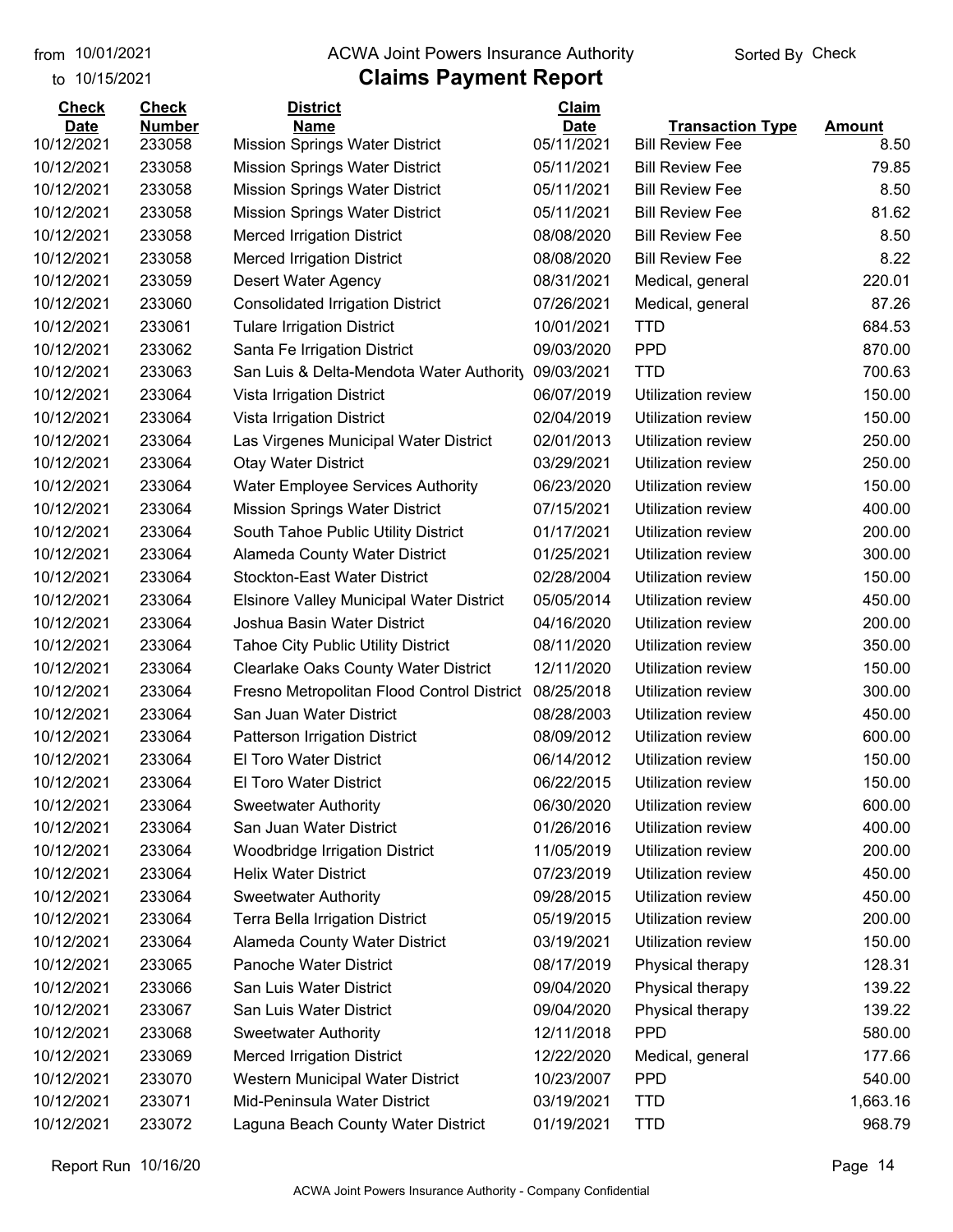from 10/01/2021 to 10/15/2021

# ACWA Joint Powers Insurance Authority

## Claims Payment Report

Sorted By Check

| Check Date | Check Number | District Name | Claim Date | Transaction Type | Amount |
|---|---|---|---|---|---|
| 10/12/2021 | 233058 | Mission Springs Water District | 05/11/2021 | Bill Review Fee | 8.50 |
| 10/12/2021 | 233058 | Mission Springs Water District | 05/11/2021 | Bill Review Fee | 79.85 |
| 10/12/2021 | 233058 | Mission Springs Water District | 05/11/2021 | Bill Review Fee | 8.50 |
| 10/12/2021 | 233058 | Mission Springs Water District | 05/11/2021 | Bill Review Fee | 81.62 |
| 10/12/2021 | 233058 | Merced Irrigation District | 08/08/2020 | Bill Review Fee | 8.50 |
| 10/12/2021 | 233058 | Merced Irrigation District | 08/08/2020 | Bill Review Fee | 8.22 |
| 10/12/2021 | 233059 | Desert Water Agency | 08/31/2021 | Medical, general | 220.01 |
| 10/12/2021 | 233060 | Consolidated Irrigation District | 07/26/2021 | Medical, general | 87.26 |
| 10/12/2021 | 233061 | Tulare Irrigation District | 10/01/2021 | TTD | 684.53 |
| 10/12/2021 | 233062 | Santa Fe Irrigation District | 09/03/2020 | PPD | 870.00 |
| 10/12/2021 | 233063 | San Luis & Delta-Mendota Water Authority | 09/03/2021 | TTD | 700.63 |
| 10/12/2021 | 233064 | Vista Irrigation District | 06/07/2019 | Utilization review | 150.00 |
| 10/12/2021 | 233064 | Vista Irrigation District | 02/04/2019 | Utilization review | 150.00 |
| 10/12/2021 | 233064 | Las Virgenes Municipal Water District | 02/01/2013 | Utilization review | 250.00 |
| 10/12/2021 | 233064 | Otay Water District | 03/29/2021 | Utilization review | 250.00 |
| 10/12/2021 | 233064 | Water Employee Services Authority | 06/23/2020 | Utilization review | 150.00 |
| 10/12/2021 | 233064 | Mission Springs Water District | 07/15/2021 | Utilization review | 400.00 |
| 10/12/2021 | 233064 | South Tahoe Public Utility District | 01/17/2021 | Utilization review | 200.00 |
| 10/12/2021 | 233064 | Alameda County Water District | 01/25/2021 | Utilization review | 300.00 |
| 10/12/2021 | 233064 | Stockton-East Water District | 02/28/2004 | Utilization review | 150.00 |
| 10/12/2021 | 233064 | Elsinore Valley Municipal Water District | 05/05/2014 | Utilization review | 450.00 |
| 10/12/2021 | 233064 | Joshua Basin Water District | 04/16/2020 | Utilization review | 200.00 |
| 10/12/2021 | 233064 | Tahoe City Public Utility District | 08/11/2020 | Utilization review | 350.00 |
| 10/12/2021 | 233064 | Clearlake Oaks County Water District | 12/11/2020 | Utilization review | 150.00 |
| 10/12/2021 | 233064 | Fresno Metropolitan Flood Control District | 08/25/2018 | Utilization review | 300.00 |
| 10/12/2021 | 233064 | San Juan Water District | 08/28/2003 | Utilization review | 450.00 |
| 10/12/2021 | 233064 | Patterson Irrigation District | 08/09/2012 | Utilization review | 600.00 |
| 10/12/2021 | 233064 | El Toro Water District | 06/14/2012 | Utilization review | 150.00 |
| 10/12/2021 | 233064 | El Toro Water District | 06/22/2015 | Utilization review | 150.00 |
| 10/12/2021 | 233064 | Sweetwater Authority | 06/30/2020 | Utilization review | 600.00 |
| 10/12/2021 | 233064 | San Juan Water District | 01/26/2016 | Utilization review | 400.00 |
| 10/12/2021 | 233064 | Woodbridge Irrigation District | 11/05/2019 | Utilization review | 200.00 |
| 10/12/2021 | 233064 | Helix Water District | 07/23/2019 | Utilization review | 450.00 |
| 10/12/2021 | 233064 | Sweetwater Authority | 09/28/2015 | Utilization review | 450.00 |
| 10/12/2021 | 233064 | Terra Bella Irrigation District | 05/19/2015 | Utilization review | 200.00 |
| 10/12/2021 | 233064 | Alameda County Water District | 03/19/2021 | Utilization review | 150.00 |
| 10/12/2021 | 233065 | Panoche Water District | 08/17/2019 | Physical therapy | 128.31 |
| 10/12/2021 | 233066 | San Luis Water District | 09/04/2020 | Physical therapy | 139.22 |
| 10/12/2021 | 233067 | San Luis Water District | 09/04/2020 | Physical therapy | 139.22 |
| 10/12/2021 | 233068 | Sweetwater Authority | 12/11/2018 | PPD | 580.00 |
| 10/12/2021 | 233069 | Merced Irrigation District | 12/22/2020 | Medical, general | 177.66 |
| 10/12/2021 | 233070 | Western Municipal Water District | 10/23/2007 | PPD | 540.00 |
| 10/12/2021 | 233071 | Mid-Peninsula Water District | 03/19/2021 | TTD | 1,663.16 |
| 10/12/2021 | 233072 | Laguna Beach County Water District | 01/19/2021 | TTD | 968.79 |

Report Run 10/16/20

ACWA Joint Powers Insurance Authority - Company Confidential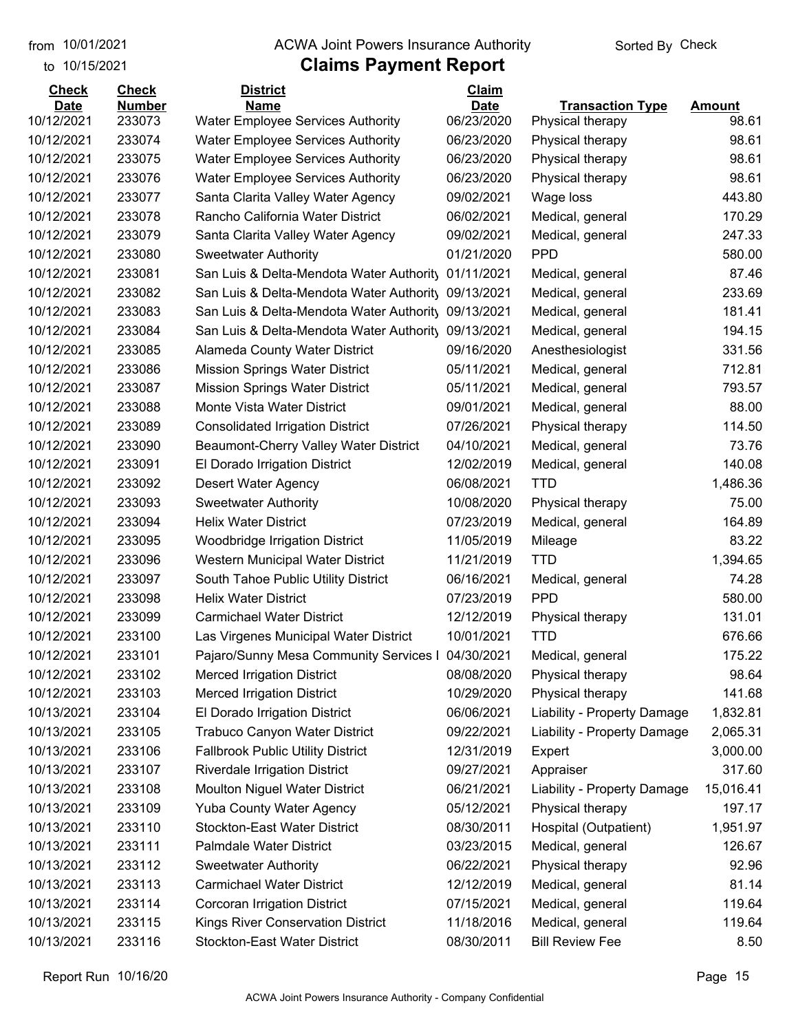from 10/01/2021
to 10/15/2021

# ACWA Joint Powers Insurance Authority

## Claims Payment Report

Sorted By Check

| Check Date | Check Number | District Name | Claim Date | Transaction Type | Amount |
|---|---|---|---|---|---|
| 10/12/2021 | 233073 | Water Employee Services Authority | 06/23/2020 | Physical therapy | 98.61 |
| 10/12/2021 | 233074 | Water Employee Services Authority | 06/23/2020 | Physical therapy | 98.61 |
| 10/12/2021 | 233075 | Water Employee Services Authority | 06/23/2020 | Physical therapy | 98.61 |
| 10/12/2021 | 233076 | Water Employee Services Authority | 06/23/2020 | Physical therapy | 98.61 |
| 10/12/2021 | 233077 | Santa Clarita Valley Water Agency | 09/02/2021 | Wage loss | 443.80 |
| 10/12/2021 | 233078 | Rancho California Water District | 06/02/2021 | Medical, general | 170.29 |
| 10/12/2021 | 233079 | Santa Clarita Valley Water Agency | 09/02/2021 | Medical, general | 247.33 |
| 10/12/2021 | 233080 | Sweetwater Authority | 01/21/2020 | PPD | 580.00 |
| 10/12/2021 | 233081 | San Luis & Delta-Mendota Water Authority | 01/11/2021 | Medical, general | 87.46 |
| 10/12/2021 | 233082 | San Luis & Delta-Mendota Water Authority | 09/13/2021 | Medical, general | 233.69 |
| 10/12/2021 | 233083 | San Luis & Delta-Mendota Water Authority | 09/13/2021 | Medical, general | 181.41 |
| 10/12/2021 | 233084 | San Luis & Delta-Mendota Water Authority | 09/13/2021 | Medical, general | 194.15 |
| 10/12/2021 | 233085 | Alameda County Water District | 09/16/2020 | Anesthesiologist | 331.56 |
| 10/12/2021 | 233086 | Mission Springs Water District | 05/11/2021 | Medical, general | 712.81 |
| 10/12/2021 | 233087 | Mission Springs Water District | 05/11/2021 | Medical, general | 793.57 |
| 10/12/2021 | 233088 | Monte Vista Water District | 09/01/2021 | Medical, general | 88.00 |
| 10/12/2021 | 233089 | Consolidated Irrigation District | 07/26/2021 | Physical therapy | 114.50 |
| 10/12/2021 | 233090 | Beaumont-Cherry Valley Water District | 04/10/2021 | Medical, general | 73.76 |
| 10/12/2021 | 233091 | El Dorado Irrigation District | 12/02/2019 | Medical, general | 140.08 |
| 10/12/2021 | 233092 | Desert Water Agency | 06/08/2021 | TTD | 1,486.36 |
| 10/12/2021 | 233093 | Sweetwater Authority | 10/08/2020 | Physical therapy | 75.00 |
| 10/12/2021 | 233094 | Helix Water District | 07/23/2019 | Medical, general | 164.89 |
| 10/12/2021 | 233095 | Woodbridge Irrigation District | 11/05/2019 | Mileage | 83.22 |
| 10/12/2021 | 233096 | Western Municipal Water District | 11/21/2019 | TTD | 1,394.65 |
| 10/12/2021 | 233097 | South Tahoe Public Utility District | 06/16/2021 | Medical, general | 74.28 |
| 10/12/2021 | 233098 | Helix Water District | 07/23/2019 | PPD | 580.00 |
| 10/12/2021 | 233099 | Carmichael Water District | 12/12/2019 | Physical therapy | 131.01 |
| 10/12/2021 | 233100 | Las Virgenes Municipal Water District | 10/01/2021 | TTD | 676.66 |
| 10/12/2021 | 233101 | Pajaro/Sunny Mesa Community Services I | 04/30/2021 | Medical, general | 175.22 |
| 10/12/2021 | 233102 | Merced Irrigation District | 08/08/2020 | Physical therapy | 98.64 |
| 10/12/2021 | 233103 | Merced Irrigation District | 10/29/2020 | Physical therapy | 141.68 |
| 10/13/2021 | 233104 | El Dorado Irrigation District | 06/06/2021 | Liability - Property Damage | 1,832.81 |
| 10/13/2021 | 233105 | Trabuco Canyon Water District | 09/22/2021 | Liability - Property Damage | 2,065.31 |
| 10/13/2021 | 233106 | Fallbrook Public Utility District | 12/31/2019 | Expert | 3,000.00 |
| 10/13/2021 | 233107 | Riverdale Irrigation District | 09/27/2021 | Appraiser | 317.60 |
| 10/13/2021 | 233108 | Moulton Niguel Water District | 06/21/2021 | Liability - Property Damage | 15,016.41 |
| 10/13/2021 | 233109 | Yuba County Water Agency | 05/12/2021 | Physical therapy | 197.17 |
| 10/13/2021 | 233110 | Stockton-East Water District | 08/30/2011 | Hospital (Outpatient) | 1,951.97 |
| 10/13/2021 | 233111 | Palmdale Water District | 03/23/2015 | Medical, general | 126.67 |
| 10/13/2021 | 233112 | Sweetwater Authority | 06/22/2021 | Physical therapy | 92.96 |
| 10/13/2021 | 233113 | Carmichael Water District | 12/12/2019 | Medical, general | 81.14 |
| 10/13/2021 | 233114 | Corcoran Irrigation District | 07/15/2021 | Medical, general | 119.64 |
| 10/13/2021 | 233115 | Kings River Conservation District | 11/18/2016 | Medical, general | 119.64 |
| 10/13/2021 | 233116 | Stockton-East Water District | 08/30/2011 | Bill Review Fee | 8.50 |

Report Run 10/16/20

ACWA Joint Powers Insurance Authority - Company Confidential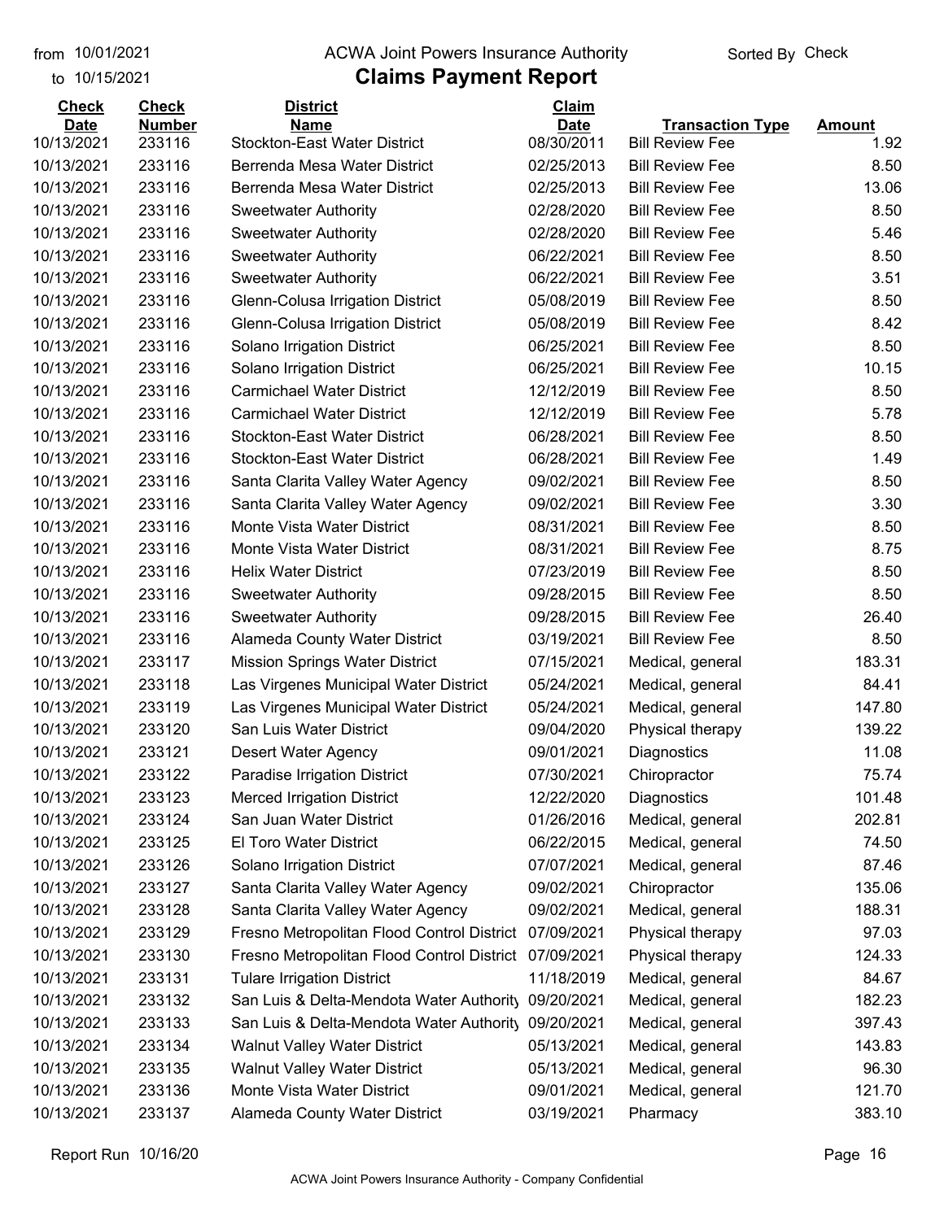# ACWA Joint Powers Insurance Authority

## Claims Payment Report

from 10/01/2021 to 10/15/2021 — Sorted By Check

| Check Date | Check Number | District Name | Claim Date | Transaction Type | Amount |
|---|---|---|---|---|---|
| 10/13/2021 | 233116 | Stockton-East Water District | 08/30/2011 | Bill Review Fee | 1.92 |
| 10/13/2021 | 233116 | Berrenda Mesa Water District | 02/25/2013 | Bill Review Fee | 8.50 |
| 10/13/2021 | 233116 | Berrenda Mesa Water District | 02/25/2013 | Bill Review Fee | 13.06 |
| 10/13/2021 | 233116 | Sweetwater Authority | 02/28/2020 | Bill Review Fee | 8.50 |
| 10/13/2021 | 233116 | Sweetwater Authority | 02/28/2020 | Bill Review Fee | 5.46 |
| 10/13/2021 | 233116 | Sweetwater Authority | 06/22/2021 | Bill Review Fee | 8.50 |
| 10/13/2021 | 233116 | Sweetwater Authority | 06/22/2021 | Bill Review Fee | 3.51 |
| 10/13/2021 | 233116 | Glenn-Colusa Irrigation District | 05/08/2019 | Bill Review Fee | 8.50 |
| 10/13/2021 | 233116 | Glenn-Colusa Irrigation District | 05/08/2019 | Bill Review Fee | 8.42 |
| 10/13/2021 | 233116 | Solano Irrigation District | 06/25/2021 | Bill Review Fee | 8.50 |
| 10/13/2021 | 233116 | Solano Irrigation District | 06/25/2021 | Bill Review Fee | 10.15 |
| 10/13/2021 | 233116 | Carmichael Water District | 12/12/2019 | Bill Review Fee | 8.50 |
| 10/13/2021 | 233116 | Carmichael Water District | 12/12/2019 | Bill Review Fee | 5.78 |
| 10/13/2021 | 233116 | Stockton-East Water District | 06/28/2021 | Bill Review Fee | 8.50 |
| 10/13/2021 | 233116 | Stockton-East Water District | 06/28/2021 | Bill Review Fee | 1.49 |
| 10/13/2021 | 233116 | Santa Clarita Valley Water Agency | 09/02/2021 | Bill Review Fee | 8.50 |
| 10/13/2021 | 233116 | Santa Clarita Valley Water Agency | 09/02/2021 | Bill Review Fee | 3.30 |
| 10/13/2021 | 233116 | Monte Vista Water District | 08/31/2021 | Bill Review Fee | 8.50 |
| 10/13/2021 | 233116 | Monte Vista Water District | 08/31/2021 | Bill Review Fee | 8.75 |
| 10/13/2021 | 233116 | Helix Water District | 07/23/2019 | Bill Review Fee | 8.50 |
| 10/13/2021 | 233116 | Sweetwater Authority | 09/28/2015 | Bill Review Fee | 8.50 |
| 10/13/2021 | 233116 | Sweetwater Authority | 09/28/2015 | Bill Review Fee | 26.40 |
| 10/13/2021 | 233116 | Alameda County Water District | 03/19/2021 | Bill Review Fee | 8.50 |
| 10/13/2021 | 233117 | Mission Springs Water District | 07/15/2021 | Medical, general | 183.31 |
| 10/13/2021 | 233118 | Las Virgenes Municipal Water District | 05/24/2021 | Medical, general | 84.41 |
| 10/13/2021 | 233119 | Las Virgenes Municipal Water District | 05/24/2021 | Medical, general | 147.80 |
| 10/13/2021 | 233120 | San Luis Water District | 09/04/2020 | Physical therapy | 139.22 |
| 10/13/2021 | 233121 | Desert Water Agency | 09/01/2021 | Diagnostics | 11.08 |
| 10/13/2021 | 233122 | Paradise Irrigation District | 07/30/2021 | Chiropractor | 75.74 |
| 10/13/2021 | 233123 | Merced Irrigation District | 12/22/2020 | Diagnostics | 101.48 |
| 10/13/2021 | 233124 | San Juan Water District | 01/26/2016 | Medical, general | 202.81 |
| 10/13/2021 | 233125 | El Toro Water District | 06/22/2015 | Medical, general | 74.50 |
| 10/13/2021 | 233126 | Solano Irrigation District | 07/07/2021 | Medical, general | 87.46 |
| 10/13/2021 | 233127 | Santa Clarita Valley Water Agency | 09/02/2021 | Chiropractor | 135.06 |
| 10/13/2021 | 233128 | Santa Clarita Valley Water Agency | 09/02/2021 | Medical, general | 188.31 |
| 10/13/2021 | 233129 | Fresno Metropolitan Flood Control District | 07/09/2021 | Physical therapy | 97.03 |
| 10/13/2021 | 233130 | Fresno Metropolitan Flood Control District | 07/09/2021 | Physical therapy | 124.33 |
| 10/13/2021 | 233131 | Tulare Irrigation District | 11/18/2019 | Medical, general | 84.67 |
| 10/13/2021 | 233132 | San Luis & Delta-Mendota Water Authority | 09/20/2021 | Medical, general | 182.23 |
| 10/13/2021 | 233133 | San Luis & Delta-Mendota Water Authority | 09/20/2021 | Medical, general | 397.43 |
| 10/13/2021 | 233134 | Walnut Valley Water District | 05/13/2021 | Medical, general | 143.83 |
| 10/13/2021 | 233135 | Walnut Valley Water District | 05/13/2021 | Medical, general | 96.30 |
| 10/13/2021 | 233136 | Monte Vista Water District | 09/01/2021 | Medical, general | 121.70 |
| 10/13/2021 | 233137 | Alameda County Water District | 03/19/2021 | Pharmacy | 383.10 |

Report Run 10/16/20

ACWA Joint Powers Insurance Authority - Company Confidential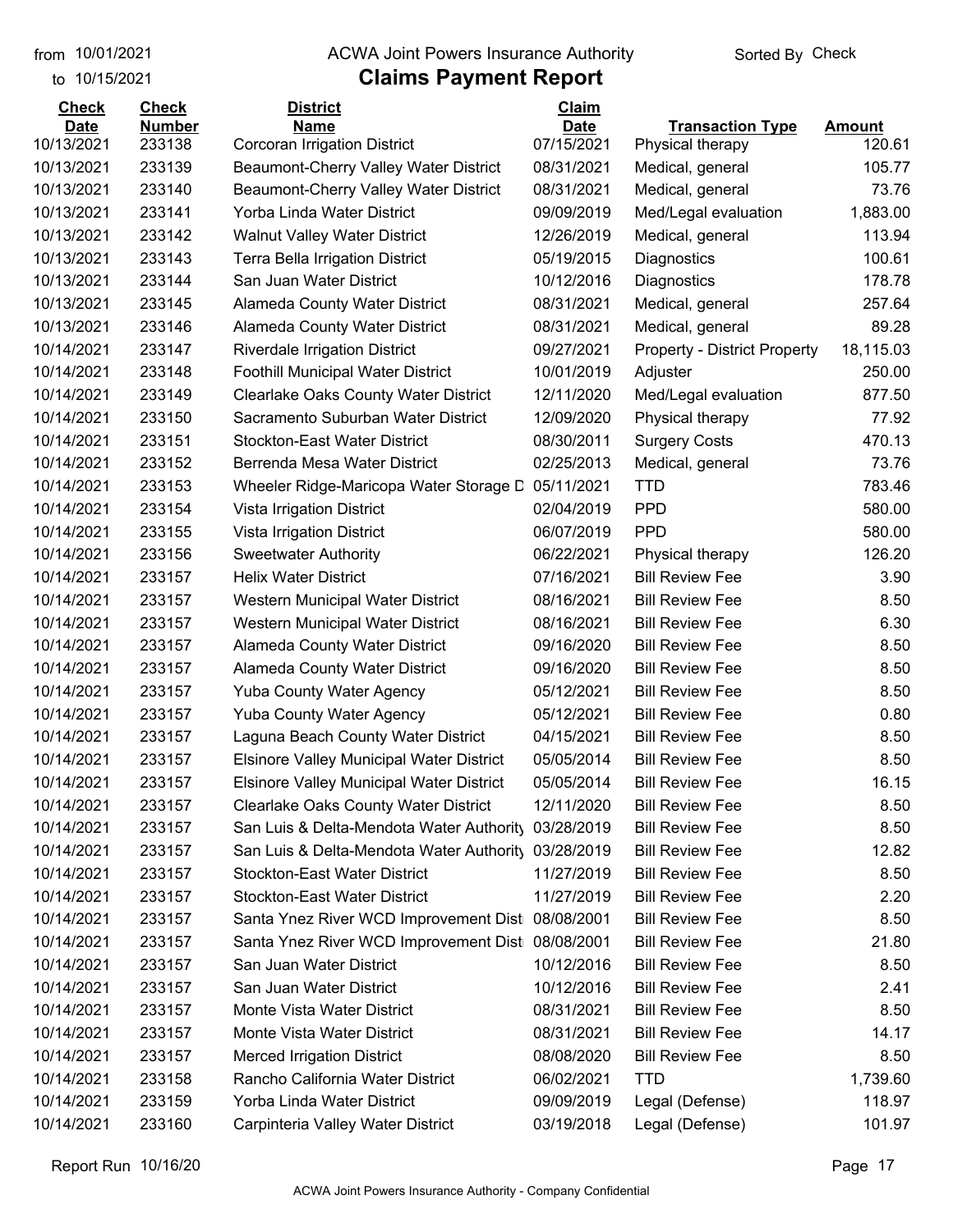from 10/01/2021 to 10/15/2021

# ACWA Joint Powers Insurance Authority
## Claims Payment Report

Sorted By Check

| Check Date | Check Number | District Name | Claim Date | Transaction Type | Amount |
|---|---|---|---|---|---|
| 10/13/2021 | 233138 | Corcoran Irrigation District | 07/15/2021 | Physical therapy | 120.61 |
| 10/13/2021 | 233139 | Beaumont-Cherry Valley Water District | 08/31/2021 | Medical, general | 105.77 |
| 10/13/2021 | 233140 | Beaumont-Cherry Valley Water District | 08/31/2021 | Medical, general | 73.76 |
| 10/13/2021 | 233141 | Yorba Linda Water District | 09/09/2019 | Med/Legal evaluation | 1,883.00 |
| 10/13/2021 | 233142 | Walnut Valley Water District | 12/26/2019 | Medical, general | 113.94 |
| 10/13/2021 | 233143 | Terra Bella Irrigation District | 05/19/2015 | Diagnostics | 100.61 |
| 10/13/2021 | 233144 | San Juan Water District | 10/12/2016 | Diagnostics | 178.78 |
| 10/13/2021 | 233145 | Alameda County Water District | 08/31/2021 | Medical, general | 257.64 |
| 10/13/2021 | 233146 | Alameda County Water District | 08/31/2021 | Medical, general | 89.28 |
| 10/14/2021 | 233147 | Riverdale Irrigation District | 09/27/2021 | Property - District Property | 18,115.03 |
| 10/14/2021 | 233148 | Foothill Municipal Water District | 10/01/2019 | Adjuster | 250.00 |
| 10/14/2021 | 233149 | Clearlake Oaks County Water District | 12/11/2020 | Med/Legal evaluation | 877.50 |
| 10/14/2021 | 233150 | Sacramento Suburban Water District | 12/09/2020 | Physical therapy | 77.92 |
| 10/14/2021 | 233151 | Stockton-East Water District | 08/30/2011 | Surgery Costs | 470.13 |
| 10/14/2021 | 233152 | Berrenda Mesa Water District | 02/25/2013 | Medical, general | 73.76 |
| 10/14/2021 | 233153 | Wheeler Ridge-Maricopa Water Storage D | 05/11/2021 | TTD | 783.46 |
| 10/14/2021 | 233154 | Vista Irrigation District | 02/04/2019 | PPD | 580.00 |
| 10/14/2021 | 233155 | Vista Irrigation District | 06/07/2019 | PPD | 580.00 |
| 10/14/2021 | 233156 | Sweetwater Authority | 06/22/2021 | Physical therapy | 126.20 |
| 10/14/2021 | 233157 | Helix Water District | 07/16/2021 | Bill Review Fee | 3.90 |
| 10/14/2021 | 233157 | Western Municipal Water District | 08/16/2021 | Bill Review Fee | 8.50 |
| 10/14/2021 | 233157 | Western Municipal Water District | 08/16/2021 | Bill Review Fee | 6.30 |
| 10/14/2021 | 233157 | Alameda County Water District | 09/16/2020 | Bill Review Fee | 8.50 |
| 10/14/2021 | 233157 | Alameda County Water District | 09/16/2020 | Bill Review Fee | 8.50 |
| 10/14/2021 | 233157 | Yuba County Water Agency | 05/12/2021 | Bill Review Fee | 8.50 |
| 10/14/2021 | 233157 | Yuba County Water Agency | 05/12/2021 | Bill Review Fee | 0.80 |
| 10/14/2021 | 233157 | Laguna Beach County Water District | 04/15/2021 | Bill Review Fee | 8.50 |
| 10/14/2021 | 233157 | Elsinore Valley Municipal Water District | 05/05/2014 | Bill Review Fee | 8.50 |
| 10/14/2021 | 233157 | Elsinore Valley Municipal Water District | 05/05/2014 | Bill Review Fee | 16.15 |
| 10/14/2021 | 233157 | Clearlake Oaks County Water District | 12/11/2020 | Bill Review Fee | 8.50 |
| 10/14/2021 | 233157 | San Luis & Delta-Mendota Water Authority | 03/28/2019 | Bill Review Fee | 8.50 |
| 10/14/2021 | 233157 | San Luis & Delta-Mendota Water Authority | 03/28/2019 | Bill Review Fee | 12.82 |
| 10/14/2021 | 233157 | Stockton-East Water District | 11/27/2019 | Bill Review Fee | 8.50 |
| 10/14/2021 | 233157 | Stockton-East Water District | 11/27/2019 | Bill Review Fee | 2.20 |
| 10/14/2021 | 233157 | Santa Ynez River WCD Improvement Dist | 08/08/2001 | Bill Review Fee | 8.50 |
| 10/14/2021 | 233157 | Santa Ynez River WCD Improvement Dist | 08/08/2001 | Bill Review Fee | 21.80 |
| 10/14/2021 | 233157 | San Juan Water District | 10/12/2016 | Bill Review Fee | 8.50 |
| 10/14/2021 | 233157 | San Juan Water District | 10/12/2016 | Bill Review Fee | 2.41 |
| 10/14/2021 | 233157 | Monte Vista Water District | 08/31/2021 | Bill Review Fee | 8.50 |
| 10/14/2021 | 233157 | Monte Vista Water District | 08/31/2021 | Bill Review Fee | 14.17 |
| 10/14/2021 | 233157 | Merced Irrigation District | 08/08/2020 | Bill Review Fee | 8.50 |
| 10/14/2021 | 233158 | Rancho California Water District | 06/02/2021 | TTD | 1,739.60 |
| 10/14/2021 | 233159 | Yorba Linda Water District | 09/09/2019 | Legal (Defense) | 118.97 |
| 10/14/2021 | 233160 | Carpinteria Valley Water District | 03/19/2018 | Legal (Defense) | 101.97 |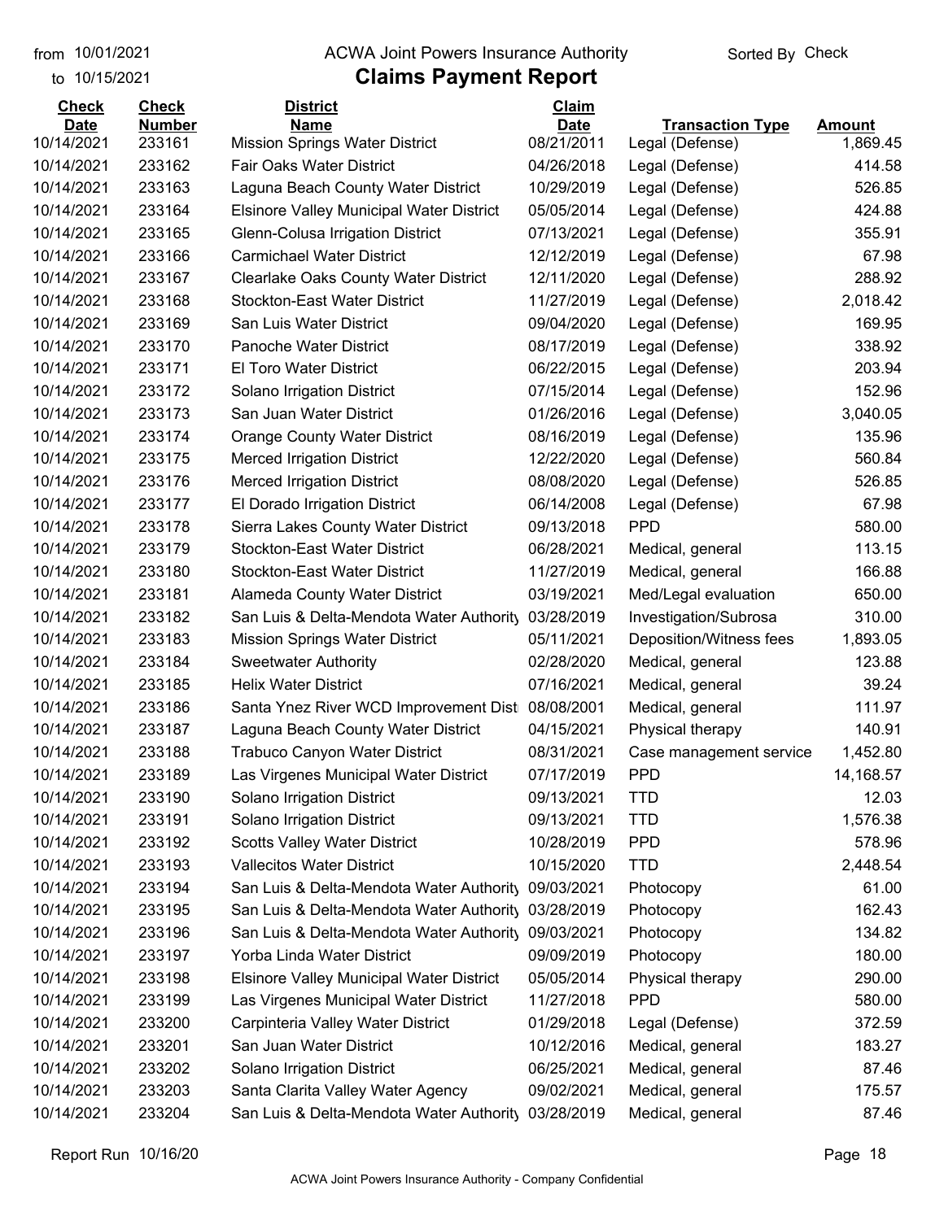from 10/01/2021 to 10/15/2021

# ACWA Joint Powers Insurance Authority

## Claims Payment Report

Sorted By Check

| Check Date | Check Number | District Name | Claim Date | Transaction Type | Amount |
|---|---|---|---|---|---|
| 10/14/2021 | 233161 | Mission Springs Water District | 08/21/2011 | Legal (Defense) | 1,869.45 |
| 10/14/2021 | 233162 | Fair Oaks Water District | 04/26/2018 | Legal (Defense) | 414.58 |
| 10/14/2021 | 233163 | Laguna Beach County Water District | 10/29/2019 | Legal (Defense) | 526.85 |
| 10/14/2021 | 233164 | Elsinore Valley Municipal Water District | 05/05/2014 | Legal (Defense) | 424.88 |
| 10/14/2021 | 233165 | Glenn-Colusa Irrigation District | 07/13/2021 | Legal (Defense) | 355.91 |
| 10/14/2021 | 233166 | Carmichael Water District | 12/12/2019 | Legal (Defense) | 67.98 |
| 10/14/2021 | 233167 | Clearlake Oaks County Water District | 12/11/2020 | Legal (Defense) | 288.92 |
| 10/14/2021 | 233168 | Stockton-East Water District | 11/27/2019 | Legal (Defense) | 2,018.42 |
| 10/14/2021 | 233169 | San Luis Water District | 09/04/2020 | Legal (Defense) | 169.95 |
| 10/14/2021 | 233170 | Panoche Water District | 08/17/2019 | Legal (Defense) | 338.92 |
| 10/14/2021 | 233171 | El Toro Water District | 06/22/2015 | Legal (Defense) | 203.94 |
| 10/14/2021 | 233172 | Solano Irrigation District | 07/15/2014 | Legal (Defense) | 152.96 |
| 10/14/2021 | 233173 | San Juan Water District | 01/26/2016 | Legal (Defense) | 3,040.05 |
| 10/14/2021 | 233174 | Orange County Water District | 08/16/2019 | Legal (Defense) | 135.96 |
| 10/14/2021 | 233175 | Merced Irrigation District | 12/22/2020 | Legal (Defense) | 560.84 |
| 10/14/2021 | 233176 | Merced Irrigation District | 08/08/2020 | Legal (Defense) | 526.85 |
| 10/14/2021 | 233177 | El Dorado Irrigation District | 06/14/2008 | Legal (Defense) | 67.98 |
| 10/14/2021 | 233178 | Sierra Lakes County Water District | 09/13/2018 | PPD | 580.00 |
| 10/14/2021 | 233179 | Stockton-East Water District | 06/28/2021 | Medical, general | 113.15 |
| 10/14/2021 | 233180 | Stockton-East Water District | 11/27/2019 | Medical, general | 166.88 |
| 10/14/2021 | 233181 | Alameda County Water District | 03/19/2021 | Med/Legal evaluation | 650.00 |
| 10/14/2021 | 233182 | San Luis & Delta-Mendota Water Authority | 03/28/2019 | Investigation/Subrosa | 310.00 |
| 10/14/2021 | 233183 | Mission Springs Water District | 05/11/2021 | Deposition/Witness fees | 1,893.05 |
| 10/14/2021 | 233184 | Sweetwater Authority | 02/28/2020 | Medical, general | 123.88 |
| 10/14/2021 | 233185 | Helix Water District | 07/16/2021 | Medical, general | 39.24 |
| 10/14/2021 | 233186 | Santa Ynez River WCD Improvement Dist | 08/08/2001 | Medical, general | 111.97 |
| 10/14/2021 | 233187 | Laguna Beach County Water District | 04/15/2021 | Physical therapy | 140.91 |
| 10/14/2021 | 233188 | Trabuco Canyon Water District | 08/31/2021 | Case management service | 1,452.80 |
| 10/14/2021 | 233189 | Las Virgenes Municipal Water District | 07/17/2019 | PPD | 14,168.57 |
| 10/14/2021 | 233190 | Solano Irrigation District | 09/13/2021 | TTD | 12.03 |
| 10/14/2021 | 233191 | Solano Irrigation District | 09/13/2021 | TTD | 1,576.38 |
| 10/14/2021 | 233192 | Scotts Valley Water District | 10/28/2019 | PPD | 578.96 |
| 10/14/2021 | 233193 | Vallecitos Water District | 10/15/2020 | TTD | 2,448.54 |
| 10/14/2021 | 233194 | San Luis & Delta-Mendota Water Authority | 09/03/2021 | Photocopy | 61.00 |
| 10/14/2021 | 233195 | San Luis & Delta-Mendota Water Authority | 03/28/2019 | Photocopy | 162.43 |
| 10/14/2021 | 233196 | San Luis & Delta-Mendota Water Authority | 09/03/2021 | Photocopy | 134.82 |
| 10/14/2021 | 233197 | Yorba Linda Water District | 09/09/2019 | Photocopy | 180.00 |
| 10/14/2021 | 233198 | Elsinore Valley Municipal Water District | 05/05/2014 | Physical therapy | 290.00 |
| 10/14/2021 | 233199 | Las Virgenes Municipal Water District | 11/27/2018 | PPD | 580.00 |
| 10/14/2021 | 233200 | Carpinteria Valley Water District | 01/29/2018 | Legal (Defense) | 372.59 |
| 10/14/2021 | 233201 | San Juan Water District | 10/12/2016 | Medical, general | 183.27 |
| 10/14/2021 | 233202 | Solano Irrigation District | 06/25/2021 | Medical, general | 87.46 |
| 10/14/2021 | 233203 | Santa Clarita Valley Water Agency | 09/02/2021 | Medical, general | 175.57 |
| 10/14/2021 | 233204 | San Luis & Delta-Mendota Water Authority | 03/28/2019 | Medical, general | 87.46 |

Report Run 10/16/20

ACWA Joint Powers Insurance Authority - Company Confidential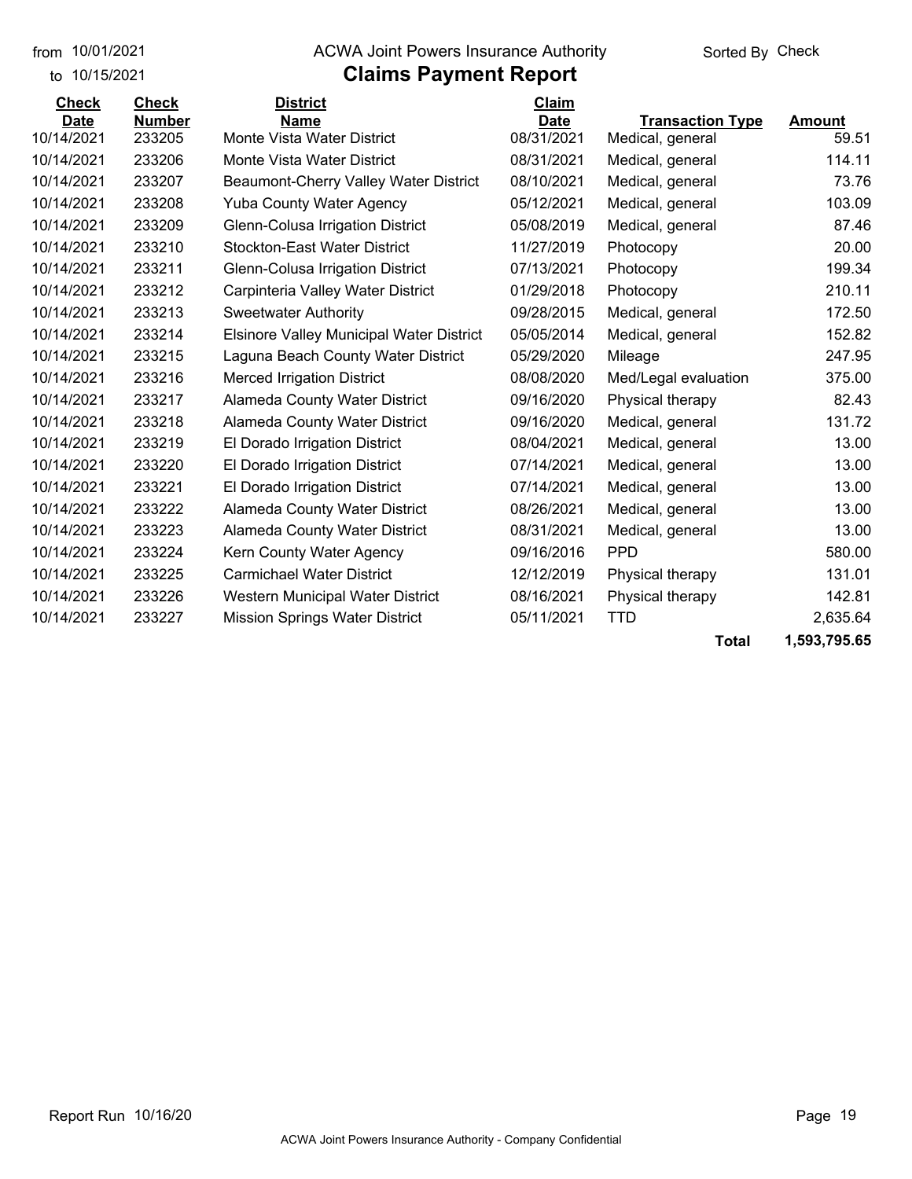from 10/01/2021
to 10/15/2021

ACWA Joint Powers Insurance Authority

# Claims Payment Report

Sorted By Check

| Check Date | Check Number | District Name | Claim Date | Transaction Type | Amount |
|---|---|---|---|---|---|
| 10/14/2021 | 233205 | Monte Vista Water District | 08/31/2021 | Medical, general | 59.51 |
| 10/14/2021 | 233206 | Monte Vista Water District | 08/31/2021 | Medical, general | 114.11 |
| 10/14/2021 | 233207 | Beaumont-Cherry Valley Water District | 08/10/2021 | Medical, general | 73.76 |
| 10/14/2021 | 233208 | Yuba County Water Agency | 05/12/2021 | Medical, general | 103.09 |
| 10/14/2021 | 233209 | Glenn-Colusa Irrigation District | 05/08/2019 | Medical, general | 87.46 |
| 10/14/2021 | 233210 | Stockton-East Water District | 11/27/2019 | Photocopy | 20.00 |
| 10/14/2021 | 233211 | Glenn-Colusa Irrigation District | 07/13/2021 | Photocopy | 199.34 |
| 10/14/2021 | 233212 | Carpinteria Valley Water District | 01/29/2018 | Photocopy | 210.11 |
| 10/14/2021 | 233213 | Sweetwater Authority | 09/28/2015 | Medical, general | 172.50 |
| 10/14/2021 | 233214 | Elsinore Valley Municipal Water District | 05/05/2014 | Medical, general | 152.82 |
| 10/14/2021 | 233215 | Laguna Beach County Water District | 05/29/2020 | Mileage | 247.95 |
| 10/14/2021 | 233216 | Merced Irrigation District | 08/08/2020 | Med/Legal evaluation | 375.00 |
| 10/14/2021 | 233217 | Alameda County Water District | 09/16/2020 | Physical therapy | 82.43 |
| 10/14/2021 | 233218 | Alameda County Water District | 09/16/2020 | Medical, general | 131.72 |
| 10/14/2021 | 233219 | El Dorado Irrigation District | 08/04/2021 | Medical, general | 13.00 |
| 10/14/2021 | 233220 | El Dorado Irrigation District | 07/14/2021 | Medical, general | 13.00 |
| 10/14/2021 | 233221 | El Dorado Irrigation District | 07/14/2021 | Medical, general | 13.00 |
| 10/14/2021 | 233222 | Alameda County Water District | 08/26/2021 | Medical, general | 13.00 |
| 10/14/2021 | 233223 | Alameda County Water District | 08/31/2021 | Medical, general | 13.00 |
| 10/14/2021 | 233224 | Kern County Water Agency | 09/16/2016 | PPD | 580.00 |
| 10/14/2021 | 233225 | Carmichael Water District | 12/12/2019 | Physical therapy | 131.01 |
| 10/14/2021 | 233226 | Western Municipal Water District | 08/16/2021 | Physical therapy | 142.81 |
| 10/14/2021 | 233227 | Mission Springs Water District | 05/11/2021 | TTD | 2,635.64 |
| | | | | **Total** | **1,593,795.65** |

Report Run 10/16/20

ACWA Joint Powers Insurance Authority - Company Confidential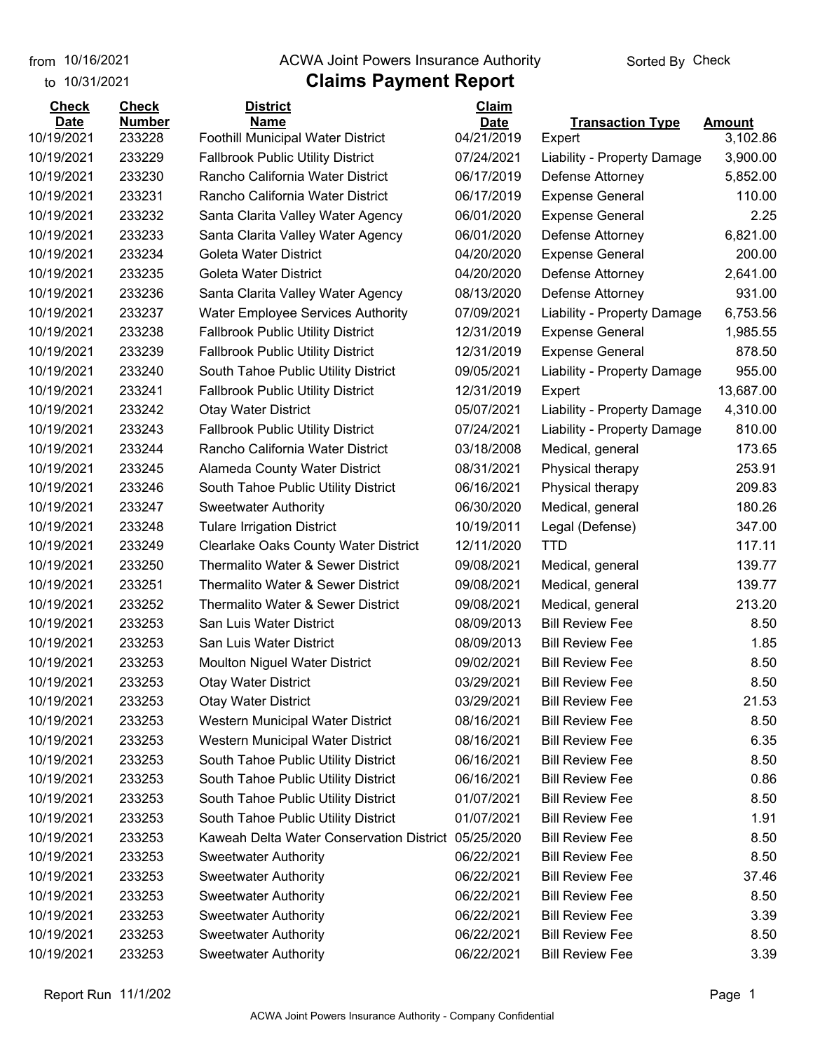from 10/16/2021
to 10/31/2021

ACWA Joint Powers Insurance Authority

Sorted By Check

# Claims Payment Report

| Check Date | Check Number | District Name | Claim Date | Transaction Type | Amount |
|---|---|---|---|---|---|
| 10/19/2021 | 233228 | Foothill Municipal Water District | 04/21/2019 | Expert | 3,102.86 |
| 10/19/2021 | 233229 | Fallbrook Public Utility District | 07/24/2021 | Liability - Property Damage | 3,900.00 |
| 10/19/2021 | 233230 | Rancho California Water District | 06/17/2019 | Defense Attorney | 5,852.00 |
| 10/19/2021 | 233231 | Rancho California Water District | 06/17/2019 | Expense General | 110.00 |
| 10/19/2021 | 233232 | Santa Clarita Valley Water Agency | 06/01/2020 | Expense General | 2.25 |
| 10/19/2021 | 233233 | Santa Clarita Valley Water Agency | 06/01/2020 | Defense Attorney | 6,821.00 |
| 10/19/2021 | 233234 | Goleta Water District | 04/20/2020 | Expense General | 200.00 |
| 10/19/2021 | 233235 | Goleta Water District | 04/20/2020 | Defense Attorney | 2,641.00 |
| 10/19/2021 | 233236 | Santa Clarita Valley Water Agency | 08/13/2020 | Defense Attorney | 931.00 |
| 10/19/2021 | 233237 | Water Employee Services Authority | 07/09/2021 | Liability - Property Damage | 6,753.56 |
| 10/19/2021 | 233238 | Fallbrook Public Utility District | 12/31/2019 | Expense General | 1,985.55 |
| 10/19/2021 | 233239 | Fallbrook Public Utility District | 12/31/2019 | Expense General | 878.50 |
| 10/19/2021 | 233240 | South Tahoe Public Utility District | 09/05/2021 | Liability - Property Damage | 955.00 |
| 10/19/2021 | 233241 | Fallbrook Public Utility District | 12/31/2019 | Expert | 13,687.00 |
| 10/19/2021 | 233242 | Otay Water District | 05/07/2021 | Liability - Property Damage | 4,310.00 |
| 10/19/2021 | 233243 | Fallbrook Public Utility District | 07/24/2021 | Liability - Property Damage | 810.00 |
| 10/19/2021 | 233244 | Rancho California Water District | 03/18/2008 | Medical, general | 173.65 |
| 10/19/2021 | 233245 | Alameda County Water District | 08/31/2021 | Physical therapy | 253.91 |
| 10/19/2021 | 233246 | South Tahoe Public Utility District | 06/16/2021 | Physical therapy | 209.83 |
| 10/19/2021 | 233247 | Sweetwater Authority | 06/30/2020 | Medical, general | 180.26 |
| 10/19/2021 | 233248 | Tulare Irrigation District | 10/19/2011 | Legal (Defense) | 347.00 |
| 10/19/2021 | 233249 | Clearlake Oaks County Water District | 12/11/2020 | TTD | 117.11 |
| 10/19/2021 | 233250 | Thermalito Water & Sewer District | 09/08/2021 | Medical, general | 139.77 |
| 10/19/2021 | 233251 | Thermalito Water & Sewer District | 09/08/2021 | Medical, general | 139.77 |
| 10/19/2021 | 233252 | Thermalito Water & Sewer District | 09/08/2021 | Medical, general | 213.20 |
| 10/19/2021 | 233253 | San Luis Water District | 08/09/2013 | Bill Review Fee | 8.50 |
| 10/19/2021 | 233253 | San Luis Water District | 08/09/2013 | Bill Review Fee | 1.85 |
| 10/19/2021 | 233253 | Moulton Niguel Water District | 09/02/2021 | Bill Review Fee | 8.50 |
| 10/19/2021 | 233253 | Otay Water District | 03/29/2021 | Bill Review Fee | 8.50 |
| 10/19/2021 | 233253 | Otay Water District | 03/29/2021 | Bill Review Fee | 21.53 |
| 10/19/2021 | 233253 | Western Municipal Water District | 08/16/2021 | Bill Review Fee | 8.50 |
| 10/19/2021 | 233253 | Western Municipal Water District | 08/16/2021 | Bill Review Fee | 6.35 |
| 10/19/2021 | 233253 | South Tahoe Public Utility District | 06/16/2021 | Bill Review Fee | 8.50 |
| 10/19/2021 | 233253 | South Tahoe Public Utility District | 06/16/2021 | Bill Review Fee | 0.86 |
| 10/19/2021 | 233253 | South Tahoe Public Utility District | 01/07/2021 | Bill Review Fee | 8.50 |
| 10/19/2021 | 233253 | South Tahoe Public Utility District | 01/07/2021 | Bill Review Fee | 1.91 |
| 10/19/2021 | 233253 | Kaweah Delta Water Conservation District | 05/25/2020 | Bill Review Fee | 8.50 |
| 10/19/2021 | 233253 | Sweetwater Authority | 06/22/2021 | Bill Review Fee | 8.50 |
| 10/19/2021 | 233253 | Sweetwater Authority | 06/22/2021 | Bill Review Fee | 37.46 |
| 10/19/2021 | 233253 | Sweetwater Authority | 06/22/2021 | Bill Review Fee | 8.50 |
| 10/19/2021 | 233253 | Sweetwater Authority | 06/22/2021 | Bill Review Fee | 3.39 |
| 10/19/2021 | 233253 | Sweetwater Authority | 06/22/2021 | Bill Review Fee | 8.50 |
| 10/19/2021 | 233253 | Sweetwater Authority | 06/22/2021 | Bill Review Fee | 3.39 |

Report Run 11/1/202

ACWA Joint Powers Insurance Authority - Company Confidential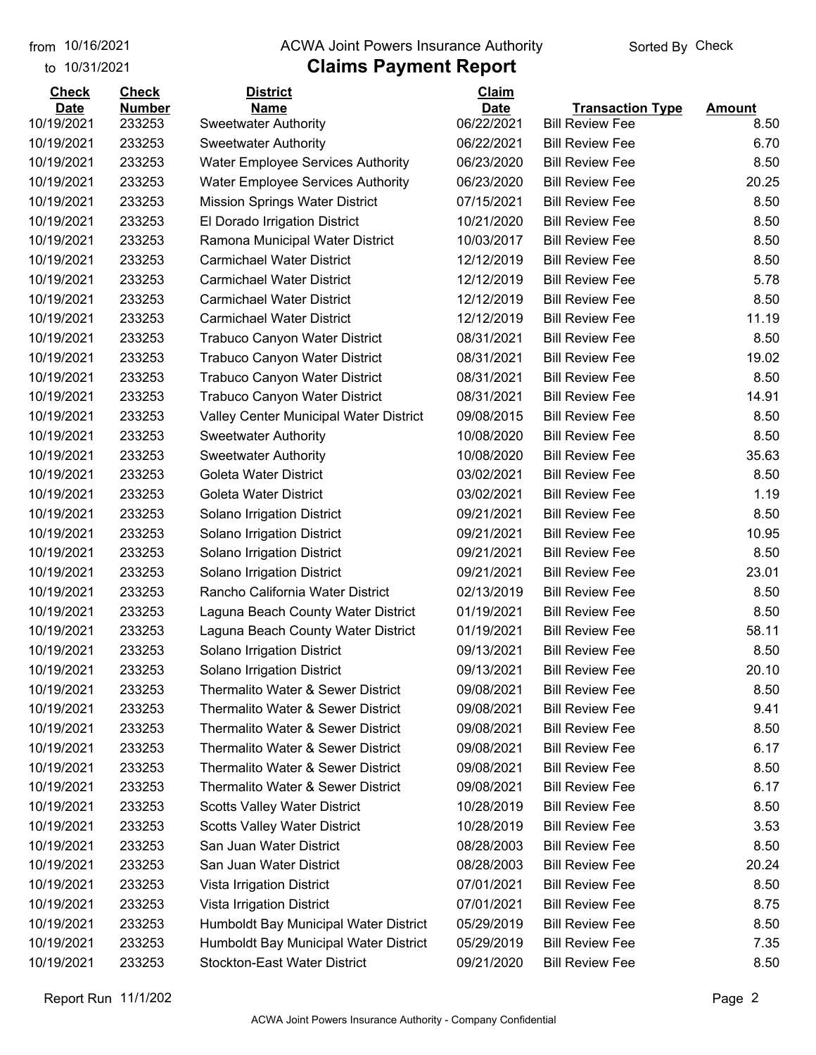from 10/16/2021 ACWA Joint Powers Insurance Authority Sorted By Check

to 10/31/2021

# Claims Payment Report

| Check Date | Check Number | District Name | Claim Date | Transaction Type | Amount |
|---|---|---|---|---|---|
| 10/19/2021 | 233253 | Sweetwater Authority | 06/22/2021 | Bill Review Fee | 8.50 |
| 10/19/2021 | 233253 | Sweetwater Authority | 06/22/2021 | Bill Review Fee | 6.70 |
| 10/19/2021 | 233253 | Water Employee Services Authority | 06/23/2020 | Bill Review Fee | 8.50 |
| 10/19/2021 | 233253 | Water Employee Services Authority | 06/23/2020 | Bill Review Fee | 20.25 |
| 10/19/2021 | 233253 | Mission Springs Water District | 07/15/2021 | Bill Review Fee | 8.50 |
| 10/19/2021 | 233253 | El Dorado Irrigation District | 10/21/2020 | Bill Review Fee | 8.50 |
| 10/19/2021 | 233253 | Ramona Municipal Water District | 10/03/2017 | Bill Review Fee | 8.50 |
| 10/19/2021 | 233253 | Carmichael Water District | 12/12/2019 | Bill Review Fee | 8.50 |
| 10/19/2021 | 233253 | Carmichael Water District | 12/12/2019 | Bill Review Fee | 5.78 |
| 10/19/2021 | 233253 | Carmichael Water District | 12/12/2019 | Bill Review Fee | 8.50 |
| 10/19/2021 | 233253 | Carmichael Water District | 12/12/2019 | Bill Review Fee | 11.19 |
| 10/19/2021 | 233253 | Trabuco Canyon Water District | 08/31/2021 | Bill Review Fee | 8.50 |
| 10/19/2021 | 233253 | Trabuco Canyon Water District | 08/31/2021 | Bill Review Fee | 19.02 |
| 10/19/2021 | 233253 | Trabuco Canyon Water District | 08/31/2021 | Bill Review Fee | 8.50 |
| 10/19/2021 | 233253 | Trabuco Canyon Water District | 08/31/2021 | Bill Review Fee | 14.91 |
| 10/19/2021 | 233253 | Valley Center Municipal Water District | 09/08/2015 | Bill Review Fee | 8.50 |
| 10/19/2021 | 233253 | Sweetwater Authority | 10/08/2020 | Bill Review Fee | 8.50 |
| 10/19/2021 | 233253 | Sweetwater Authority | 10/08/2020 | Bill Review Fee | 35.63 |
| 10/19/2021 | 233253 | Goleta Water District | 03/02/2021 | Bill Review Fee | 8.50 |
| 10/19/2021 | 233253 | Goleta Water District | 03/02/2021 | Bill Review Fee | 1.19 |
| 10/19/2021 | 233253 | Solano Irrigation District | 09/21/2021 | Bill Review Fee | 8.50 |
| 10/19/2021 | 233253 | Solano Irrigation District | 09/21/2021 | Bill Review Fee | 10.95 |
| 10/19/2021 | 233253 | Solano Irrigation District | 09/21/2021 | Bill Review Fee | 8.50 |
| 10/19/2021 | 233253 | Solano Irrigation District | 09/21/2021 | Bill Review Fee | 23.01 |
| 10/19/2021 | 233253 | Rancho California Water District | 02/13/2019 | Bill Review Fee | 8.50 |
| 10/19/2021 | 233253 | Laguna Beach County Water District | 01/19/2021 | Bill Review Fee | 8.50 |
| 10/19/2021 | 233253 | Laguna Beach County Water District | 01/19/2021 | Bill Review Fee | 58.11 |
| 10/19/2021 | 233253 | Solano Irrigation District | 09/13/2021 | Bill Review Fee | 8.50 |
| 10/19/2021 | 233253 | Solano Irrigation District | 09/13/2021 | Bill Review Fee | 20.10 |
| 10/19/2021 | 233253 | Thermalito Water & Sewer District | 09/08/2021 | Bill Review Fee | 8.50 |
| 10/19/2021 | 233253 | Thermalito Water & Sewer District | 09/08/2021 | Bill Review Fee | 9.41 |
| 10/19/2021 | 233253 | Thermalito Water & Sewer District | 09/08/2021 | Bill Review Fee | 8.50 |
| 10/19/2021 | 233253 | Thermalito Water & Sewer District | 09/08/2021 | Bill Review Fee | 6.17 |
| 10/19/2021 | 233253 | Thermalito Water & Sewer District | 09/08/2021 | Bill Review Fee | 8.50 |
| 10/19/2021 | 233253 | Thermalito Water & Sewer District | 09/08/2021 | Bill Review Fee | 6.17 |
| 10/19/2021 | 233253 | Scotts Valley Water District | 10/28/2019 | Bill Review Fee | 8.50 |
| 10/19/2021 | 233253 | Scotts Valley Water District | 10/28/2019 | Bill Review Fee | 3.53 |
| 10/19/2021 | 233253 | San Juan Water District | 08/28/2003 | Bill Review Fee | 8.50 |
| 10/19/2021 | 233253 | San Juan Water District | 08/28/2003 | Bill Review Fee | 20.24 |
| 10/19/2021 | 233253 | Vista Irrigation District | 07/01/2021 | Bill Review Fee | 8.50 |
| 10/19/2021 | 233253 | Vista Irrigation District | 07/01/2021 | Bill Review Fee | 8.75 |
| 10/19/2021 | 233253 | Humboldt Bay Municipal Water District | 05/29/2019 | Bill Review Fee | 8.50 |
| 10/19/2021 | 233253 | Humboldt Bay Municipal Water District | 05/29/2019 | Bill Review Fee | 7.35 |
| 10/19/2021 | 233253 | Stockton-East Water District | 09/21/2020 | Bill Review Fee | 8.50 |

Report Run 11/1/202

ACWA Joint Powers Insurance Authority - Company Confidential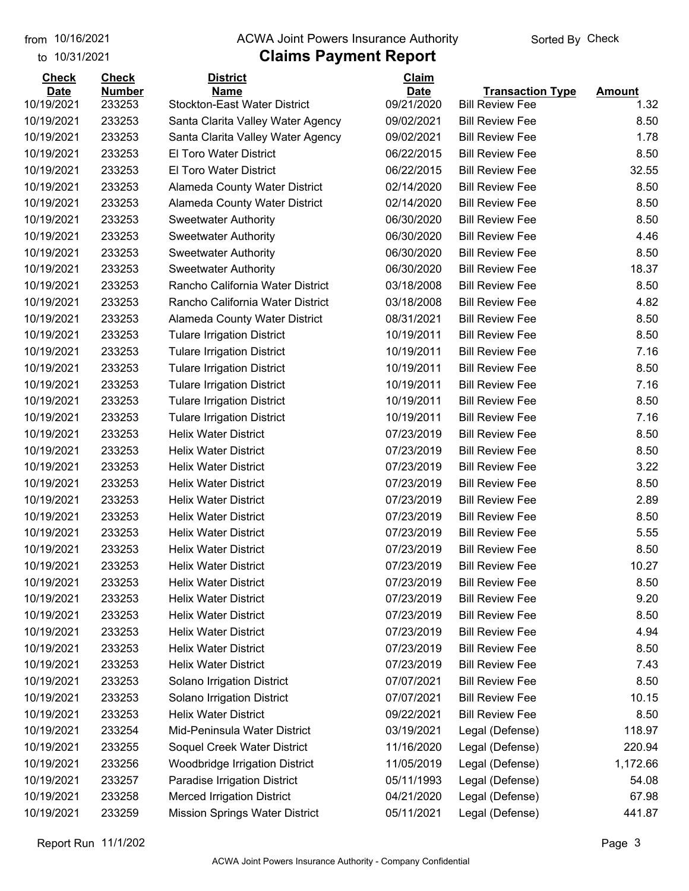from 10/16/2021 ACWA Joint Powers Insurance Authority Sorted By Check
to 10/31/2021

# Claims Payment Report

| Check Date | Check Number | District Name | Claim Date | Transaction Type | Amount |
|---|---|---|---|---|---|
| 10/19/2021 | 233253 | Stockton-East Water District | 09/21/2020 | Bill Review Fee | 1.32 |
| 10/19/2021 | 233253 | Santa Clarita Valley Water Agency | 09/02/2021 | Bill Review Fee | 8.50 |
| 10/19/2021 | 233253 | Santa Clarita Valley Water Agency | 09/02/2021 | Bill Review Fee | 1.78 |
| 10/19/2021 | 233253 | El Toro Water District | 06/22/2015 | Bill Review Fee | 8.50 |
| 10/19/2021 | 233253 | El Toro Water District | 06/22/2015 | Bill Review Fee | 32.55 |
| 10/19/2021 | 233253 | Alameda County Water District | 02/14/2020 | Bill Review Fee | 8.50 |
| 10/19/2021 | 233253 | Alameda County Water District | 02/14/2020 | Bill Review Fee | 8.50 |
| 10/19/2021 | 233253 | Sweetwater Authority | 06/30/2020 | Bill Review Fee | 8.50 |
| 10/19/2021 | 233253 | Sweetwater Authority | 06/30/2020 | Bill Review Fee | 4.46 |
| 10/19/2021 | 233253 | Sweetwater Authority | 06/30/2020 | Bill Review Fee | 8.50 |
| 10/19/2021 | 233253 | Sweetwater Authority | 06/30/2020 | Bill Review Fee | 18.37 |
| 10/19/2021 | 233253 | Rancho California Water District | 03/18/2008 | Bill Review Fee | 8.50 |
| 10/19/2021 | 233253 | Rancho California Water District | 03/18/2008 | Bill Review Fee | 4.82 |
| 10/19/2021 | 233253 | Alameda County Water District | 08/31/2021 | Bill Review Fee | 8.50 |
| 10/19/2021 | 233253 | Tulare Irrigation District | 10/19/2011 | Bill Review Fee | 8.50 |
| 10/19/2021 | 233253 | Tulare Irrigation District | 10/19/2011 | Bill Review Fee | 7.16 |
| 10/19/2021 | 233253 | Tulare Irrigation District | 10/19/2011 | Bill Review Fee | 8.50 |
| 10/19/2021 | 233253 | Tulare Irrigation District | 10/19/2011 | Bill Review Fee | 7.16 |
| 10/19/2021 | 233253 | Tulare Irrigation District | 10/19/2011 | Bill Review Fee | 8.50 |
| 10/19/2021 | 233253 | Tulare Irrigation District | 10/19/2011 | Bill Review Fee | 7.16 |
| 10/19/2021 | 233253 | Helix Water District | 07/23/2019 | Bill Review Fee | 8.50 |
| 10/19/2021 | 233253 | Helix Water District | 07/23/2019 | Bill Review Fee | 8.50 |
| 10/19/2021 | 233253 | Helix Water District | 07/23/2019 | Bill Review Fee | 3.22 |
| 10/19/2021 | 233253 | Helix Water District | 07/23/2019 | Bill Review Fee | 8.50 |
| 10/19/2021 | 233253 | Helix Water District | 07/23/2019 | Bill Review Fee | 2.89 |
| 10/19/2021 | 233253 | Helix Water District | 07/23/2019 | Bill Review Fee | 8.50 |
| 10/19/2021 | 233253 | Helix Water District | 07/23/2019 | Bill Review Fee | 5.55 |
| 10/19/2021 | 233253 | Helix Water District | 07/23/2019 | Bill Review Fee | 8.50 |
| 10/19/2021 | 233253 | Helix Water District | 07/23/2019 | Bill Review Fee | 10.27 |
| 10/19/2021 | 233253 | Helix Water District | 07/23/2019 | Bill Review Fee | 8.50 |
| 10/19/2021 | 233253 | Helix Water District | 07/23/2019 | Bill Review Fee | 9.20 |
| 10/19/2021 | 233253 | Helix Water District | 07/23/2019 | Bill Review Fee | 8.50 |
| 10/19/2021 | 233253 | Helix Water District | 07/23/2019 | Bill Review Fee | 4.94 |
| 10/19/2021 | 233253 | Helix Water District | 07/23/2019 | Bill Review Fee | 8.50 |
| 10/19/2021 | 233253 | Helix Water District | 07/23/2019 | Bill Review Fee | 7.43 |
| 10/19/2021 | 233253 | Solano Irrigation District | 07/07/2021 | Bill Review Fee | 8.50 |
| 10/19/2021 | 233253 | Solano Irrigation District | 07/07/2021 | Bill Review Fee | 10.15 |
| 10/19/2021 | 233253 | Helix Water District | 09/22/2021 | Bill Review Fee | 8.50 |
| 10/19/2021 | 233254 | Mid-Peninsula Water District | 03/19/2021 | Legal (Defense) | 118.97 |
| 10/19/2021 | 233255 | Soquel Creek Water District | 11/16/2020 | Legal (Defense) | 220.94 |
| 10/19/2021 | 233256 | Woodbridge Irrigation District | 11/05/2019 | Legal (Defense) | 1,172.66 |
| 10/19/2021 | 233257 | Paradise Irrigation District | 05/11/1993 | Legal (Defense) | 54.08 |
| 10/19/2021 | 233258 | Merced Irrigation District | 04/21/2020 | Legal (Defense) | 67.98 |
| 10/19/2021 | 233259 | Mission Springs Water District | 05/11/2021 | Legal (Defense) | 441.87 |

Report Run 11/1/202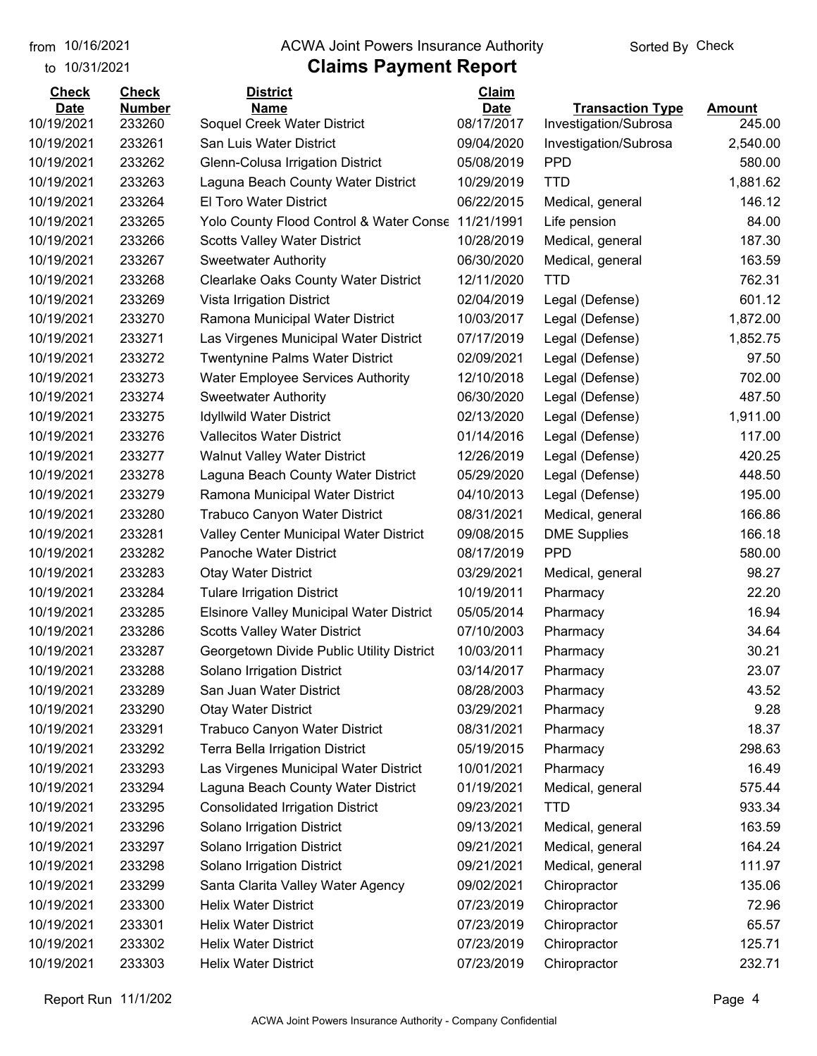from 10/16/2021
to 10/31/2021

# ACWA Joint Powers Insurance Authority

## Claims Payment Report

Sorted By Check

| Check Date | Check Number | District Name | Claim Date | Transaction Type | Amount |
|---|---|---|---|---|---|
| 10/19/2021 | 233260 | Soquel Creek Water District | 08/17/2017 | Investigation/Subrosa | 245.00 |
| 10/19/2021 | 233261 | San Luis Water District | 09/04/2020 | Investigation/Subrosa | 2,540.00 |
| 10/19/2021 | 233262 | Glenn-Colusa Irrigation District | 05/08/2019 | PPD | 580.00 |
| 10/19/2021 | 233263 | Laguna Beach County Water District | 10/29/2019 | TTD | 1,881.62 |
| 10/19/2021 | 233264 | El Toro Water District | 06/22/2015 | Medical, general | 146.12 |
| 10/19/2021 | 233265 | Yolo County Flood Control & Water Conse | 11/21/1991 | Life pension | 84.00 |
| 10/19/2021 | 233266 | Scotts Valley Water District | 10/28/2019 | Medical, general | 187.30 |
| 10/19/2021 | 233267 | Sweetwater Authority | 06/30/2020 | Medical, general | 163.59 |
| 10/19/2021 | 233268 | Clearlake Oaks County Water District | 12/11/2020 | TTD | 762.31 |
| 10/19/2021 | 233269 | Vista Irrigation District | 02/04/2019 | Legal (Defense) | 601.12 |
| 10/19/2021 | 233270 | Ramona Municipal Water District | 10/03/2017 | Legal (Defense) | 1,872.00 |
| 10/19/2021 | 233271 | Las Virgenes Municipal Water District | 07/17/2019 | Legal (Defense) | 1,852.75 |
| 10/19/2021 | 233272 | Twentynine Palms Water District | 02/09/2021 | Legal (Defense) | 97.50 |
| 10/19/2021 | 233273 | Water Employee Services Authority | 12/10/2018 | Legal (Defense) | 702.00 |
| 10/19/2021 | 233274 | Sweetwater Authority | 06/30/2020 | Legal (Defense) | 487.50 |
| 10/19/2021 | 233275 | Idyllwild Water District | 02/13/2020 | Legal (Defense) | 1,911.00 |
| 10/19/2021 | 233276 | Vallecitos Water District | 01/14/2016 | Legal (Defense) | 117.00 |
| 10/19/2021 | 233277 | Walnut Valley Water District | 12/26/2019 | Legal (Defense) | 420.25 |
| 10/19/2021 | 233278 | Laguna Beach County Water District | 05/29/2020 | Legal (Defense) | 448.50 |
| 10/19/2021 | 233279 | Ramona Municipal Water District | 04/10/2013 | Legal (Defense) | 195.00 |
| 10/19/2021 | 233280 | Trabuco Canyon Water District | 08/31/2021 | Medical, general | 166.86 |
| 10/19/2021 | 233281 | Valley Center Municipal Water District | 09/08/2015 | DME Supplies | 166.18 |
| 10/19/2021 | 233282 | Panoche Water District | 08/17/2019 | PPD | 580.00 |
| 10/19/2021 | 233283 | Otay Water District | 03/29/2021 | Medical, general | 98.27 |
| 10/19/2021 | 233284 | Tulare Irrigation District | 10/19/2011 | Pharmacy | 22.20 |
| 10/19/2021 | 233285 | Elsinore Valley Municipal Water District | 05/05/2014 | Pharmacy | 16.94 |
| 10/19/2021 | 233286 | Scotts Valley Water District | 07/10/2003 | Pharmacy | 34.64 |
| 10/19/2021 | 233287 | Georgetown Divide Public Utility District | 10/03/2011 | Pharmacy | 30.21 |
| 10/19/2021 | 233288 | Solano Irrigation District | 03/14/2017 | Pharmacy | 23.07 |
| 10/19/2021 | 233289 | San Juan Water District | 08/28/2003 | Pharmacy | 43.52 |
| 10/19/2021 | 233290 | Otay Water District | 03/29/2021 | Pharmacy | 9.28 |
| 10/19/2021 | 233291 | Trabuco Canyon Water District | 08/31/2021 | Pharmacy | 18.37 |
| 10/19/2021 | 233292 | Terra Bella Irrigation District | 05/19/2015 | Pharmacy | 298.63 |
| 10/19/2021 | 233293 | Las Virgenes Municipal Water District | 10/01/2021 | Pharmacy | 16.49 |
| 10/19/2021 | 233294 | Laguna Beach County Water District | 01/19/2021 | Medical, general | 575.44 |
| 10/19/2021 | 233295 | Consolidated Irrigation District | 09/23/2021 | TTD | 933.34 |
| 10/19/2021 | 233296 | Solano Irrigation District | 09/13/2021 | Medical, general | 163.59 |
| 10/19/2021 | 233297 | Solano Irrigation District | 09/21/2021 | Medical, general | 164.24 |
| 10/19/2021 | 233298 | Solano Irrigation District | 09/21/2021 | Medical, general | 111.97 |
| 10/19/2021 | 233299 | Santa Clarita Valley Water Agency | 09/02/2021 | Chiropractor | 135.06 |
| 10/19/2021 | 233300 | Helix Water District | 07/23/2019 | Chiropractor | 72.96 |
| 10/19/2021 | 233301 | Helix Water District | 07/23/2019 | Chiropractor | 65.57 |
| 10/19/2021 | 233302 | Helix Water District | 07/23/2019 | Chiropractor | 125.71 |
| 10/19/2021 | 233303 | Helix Water District | 07/23/2019 | Chiropractor | 232.71 |

Report Run 11/1/202

ACWA Joint Powers Insurance Authority - Company Confidential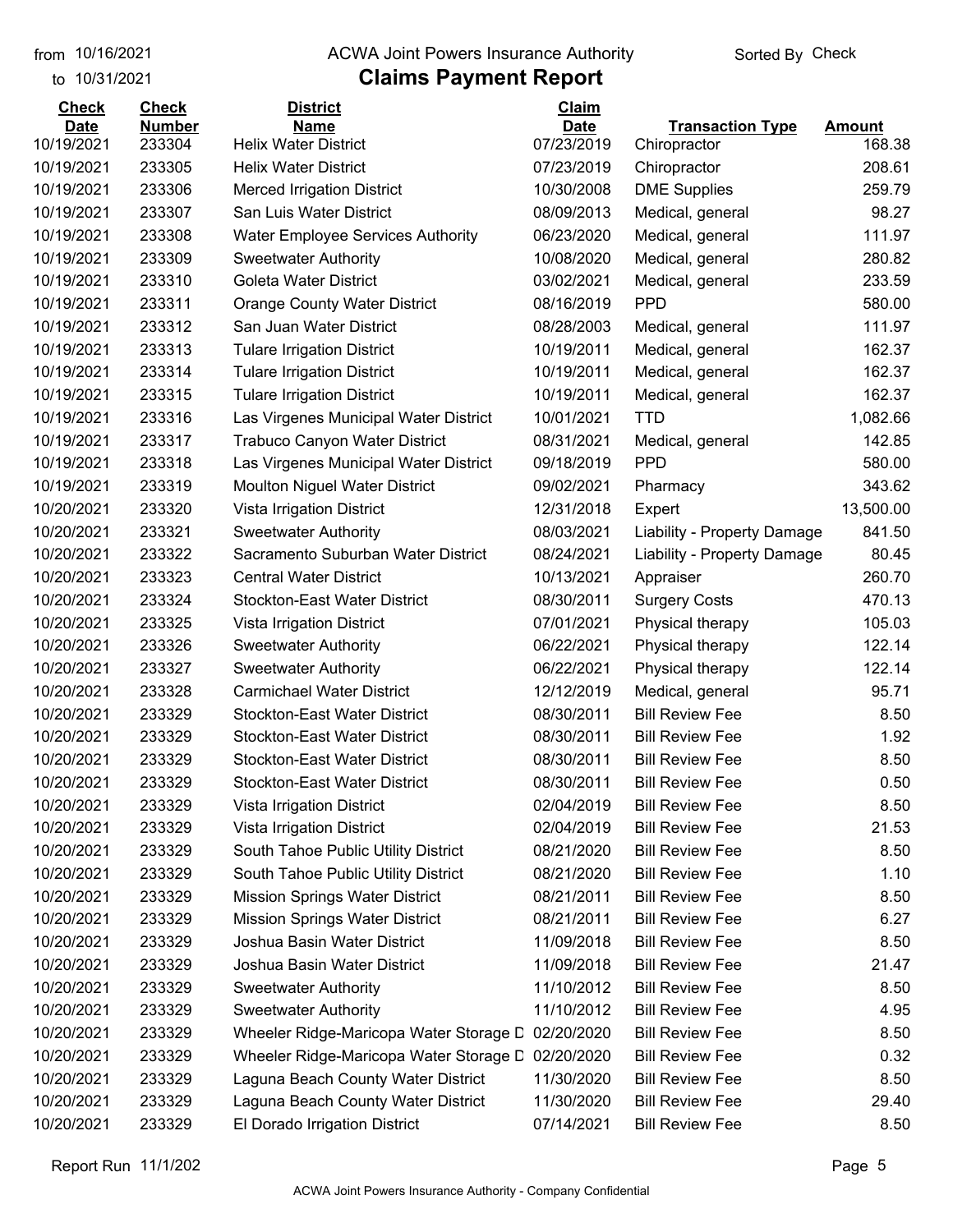from 10/16/2021 to 10/31/2021

# ACWA Joint Powers Insurance Authority

## Claims Payment Report

Sorted By Check

| Check Date | Check Number | District Name | Claim Date | Transaction Type | Amount |
|---|---|---|---|---|---|
| 10/19/2021 | 233304 | Helix Water District | 07/23/2019 | Chiropractor | 168.38 |
| 10/19/2021 | 233305 | Helix Water District | 07/23/2019 | Chiropractor | 208.61 |
| 10/19/2021 | 233306 | Merced Irrigation District | 10/30/2008 | DME Supplies | 259.79 |
| 10/19/2021 | 233307 | San Luis Water District | 08/09/2013 | Medical, general | 98.27 |
| 10/19/2021 | 233308 | Water Employee Services Authority | 06/23/2020 | Medical, general | 111.97 |
| 10/19/2021 | 233309 | Sweetwater Authority | 10/08/2020 | Medical, general | 280.82 |
| 10/19/2021 | 233310 | Goleta Water District | 03/02/2021 | Medical, general | 233.59 |
| 10/19/2021 | 233311 | Orange County Water District | 08/16/2019 | PPD | 580.00 |
| 10/19/2021 | 233312 | San Juan Water District | 08/28/2003 | Medical, general | 111.97 |
| 10/19/2021 | 233313 | Tulare Irrigation District | 10/19/2011 | Medical, general | 162.37 |
| 10/19/2021 | 233314 | Tulare Irrigation District | 10/19/2011 | Medical, general | 162.37 |
| 10/19/2021 | 233315 | Tulare Irrigation District | 10/19/2011 | Medical, general | 162.37 |
| 10/19/2021 | 233316 | Las Virgenes Municipal Water District | 10/01/2021 | TTD | 1,082.66 |
| 10/19/2021 | 233317 | Trabuco Canyon Water District | 08/31/2021 | Medical, general | 142.85 |
| 10/19/2021 | 233318 | Las Virgenes Municipal Water District | 09/18/2019 | PPD | 580.00 |
| 10/19/2021 | 233319 | Moulton Niguel Water District | 09/02/2021 | Pharmacy | 343.62 |
| 10/20/2021 | 233320 | Vista Irrigation District | 12/31/2018 | Expert | 13,500.00 |
| 10/20/2021 | 233321 | Sweetwater Authority | 08/03/2021 | Liability - Property Damage | 841.50 |
| 10/20/2021 | 233322 | Sacramento Suburban Water District | 08/24/2021 | Liability - Property Damage | 80.45 |
| 10/20/2021 | 233323 | Central Water District | 10/13/2021 | Appraiser | 260.70 |
| 10/20/2021 | 233324 | Stockton-East Water District | 08/30/2011 | Surgery Costs | 470.13 |
| 10/20/2021 | 233325 | Vista Irrigation District | 07/01/2021 | Physical therapy | 105.03 |
| 10/20/2021 | 233326 | Sweetwater Authority | 06/22/2021 | Physical therapy | 122.14 |
| 10/20/2021 | 233327 | Sweetwater Authority | 06/22/2021 | Physical therapy | 122.14 |
| 10/20/2021 | 233328 | Carmichael Water District | 12/12/2019 | Medical, general | 95.71 |
| 10/20/2021 | 233329 | Stockton-East Water District | 08/30/2011 | Bill Review Fee | 8.50 |
| 10/20/2021 | 233329 | Stockton-East Water District | 08/30/2011 | Bill Review Fee | 1.92 |
| 10/20/2021 | 233329 | Stockton-East Water District | 08/30/2011 | Bill Review Fee | 8.50 |
| 10/20/2021 | 233329 | Stockton-East Water District | 08/30/2011 | Bill Review Fee | 0.50 |
| 10/20/2021 | 233329 | Vista Irrigation District | 02/04/2019 | Bill Review Fee | 8.50 |
| 10/20/2021 | 233329 | Vista Irrigation District | 02/04/2019 | Bill Review Fee | 21.53 |
| 10/20/2021 | 233329 | South Tahoe Public Utility District | 08/21/2020 | Bill Review Fee | 8.50 |
| 10/20/2021 | 233329 | South Tahoe Public Utility District | 08/21/2020 | Bill Review Fee | 1.10 |
| 10/20/2021 | 233329 | Mission Springs Water District | 08/21/2011 | Bill Review Fee | 8.50 |
| 10/20/2021 | 233329 | Mission Springs Water District | 08/21/2011 | Bill Review Fee | 6.27 |
| 10/20/2021 | 233329 | Joshua Basin Water District | 11/09/2018 | Bill Review Fee | 8.50 |
| 10/20/2021 | 233329 | Joshua Basin Water District | 11/09/2018 | Bill Review Fee | 21.47 |
| 10/20/2021 | 233329 | Sweetwater Authority | 11/10/2012 | Bill Review Fee | 8.50 |
| 10/20/2021 | 233329 | Sweetwater Authority | 11/10/2012 | Bill Review Fee | 4.95 |
| 10/20/2021 | 233329 | Wheeler Ridge-Maricopa Water Storage D | 02/20/2020 | Bill Review Fee | 8.50 |
| 10/20/2021 | 233329 | Wheeler Ridge-Maricopa Water Storage D | 02/20/2020 | Bill Review Fee | 0.32 |
| 10/20/2021 | 233329 | Laguna Beach County Water District | 11/30/2020 | Bill Review Fee | 8.50 |
| 10/20/2021 | 233329 | Laguna Beach County Water District | 11/30/2020 | Bill Review Fee | 29.40 |
| 10/20/2021 | 233329 | El Dorado Irrigation District | 07/14/2021 | Bill Review Fee | 8.50 |

Report Run 11/1/202

ACWA Joint Powers Insurance Authority - Company Confidential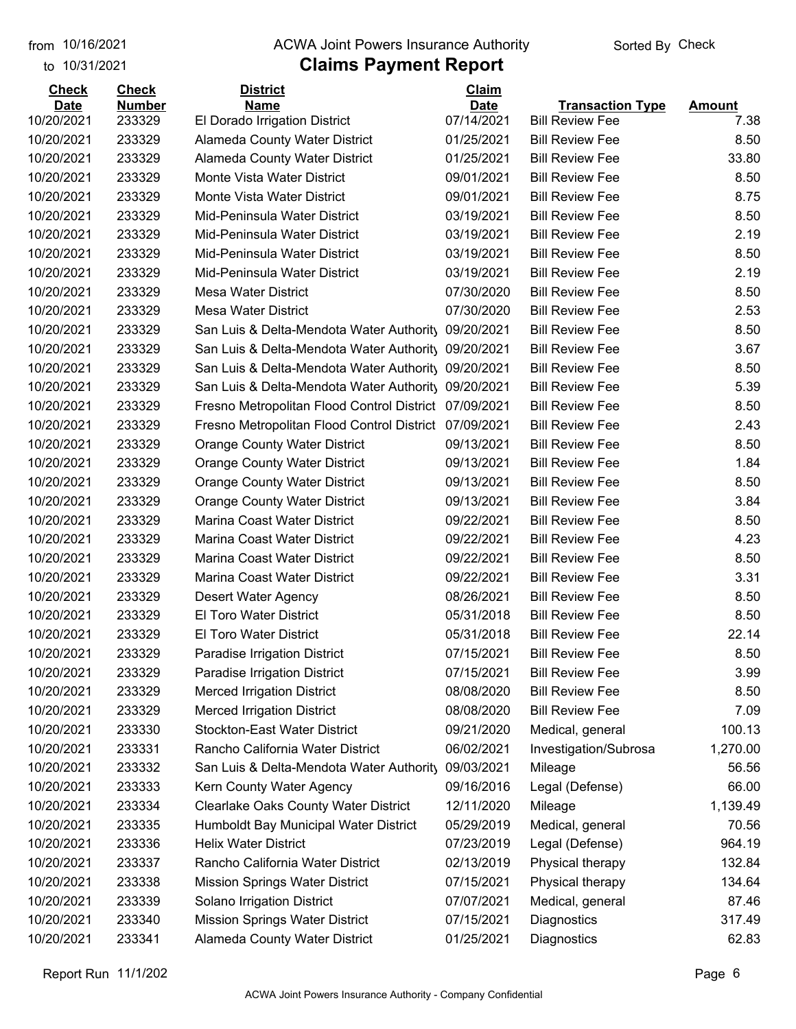from 10/16/2021 ACWA Joint Powers Insurance Authority Sorted By Check
to 10/31/2021

# Claims Payment Report

| Check Date | Check Number | District Name | Claim Date | Transaction Type | Amount |
|---|---|---|---|---|---|
| 10/20/2021 | 233329 | El Dorado Irrigation District | 07/14/2021 | Bill Review Fee | 7.38 |
| 10/20/2021 | 233329 | Alameda County Water District | 01/25/2021 | Bill Review Fee | 8.50 |
| 10/20/2021 | 233329 | Alameda County Water District | 01/25/2021 | Bill Review Fee | 33.80 |
| 10/20/2021 | 233329 | Monte Vista Water District | 09/01/2021 | Bill Review Fee | 8.50 |
| 10/20/2021 | 233329 | Monte Vista Water District | 09/01/2021 | Bill Review Fee | 8.75 |
| 10/20/2021 | 233329 | Mid-Peninsula Water District | 03/19/2021 | Bill Review Fee | 8.50 |
| 10/20/2021 | 233329 | Mid-Peninsula Water District | 03/19/2021 | Bill Review Fee | 2.19 |
| 10/20/2021 | 233329 | Mid-Peninsula Water District | 03/19/2021 | Bill Review Fee | 8.50 |
| 10/20/2021 | 233329 | Mid-Peninsula Water District | 03/19/2021 | Bill Review Fee | 2.19 |
| 10/20/2021 | 233329 | Mesa Water District | 07/30/2020 | Bill Review Fee | 8.50 |
| 10/20/2021 | 233329 | Mesa Water District | 07/30/2020 | Bill Review Fee | 2.53 |
| 10/20/2021 | 233329 | San Luis & Delta-Mendota Water Authority | 09/20/2021 | Bill Review Fee | 8.50 |
| 10/20/2021 | 233329 | San Luis & Delta-Mendota Water Authority | 09/20/2021 | Bill Review Fee | 3.67 |
| 10/20/2021 | 233329 | San Luis & Delta-Mendota Water Authority | 09/20/2021 | Bill Review Fee | 8.50 |
| 10/20/2021 | 233329 | San Luis & Delta-Mendota Water Authority | 09/20/2021 | Bill Review Fee | 5.39 |
| 10/20/2021 | 233329 | Fresno Metropolitan Flood Control District | 07/09/2021 | Bill Review Fee | 8.50 |
| 10/20/2021 | 233329 | Fresno Metropolitan Flood Control District | 07/09/2021 | Bill Review Fee | 2.43 |
| 10/20/2021 | 233329 | Orange County Water District | 09/13/2021 | Bill Review Fee | 8.50 |
| 10/20/2021 | 233329 | Orange County Water District | 09/13/2021 | Bill Review Fee | 1.84 |
| 10/20/2021 | 233329 | Orange County Water District | 09/13/2021 | Bill Review Fee | 8.50 |
| 10/20/2021 | 233329 | Orange County Water District | 09/13/2021 | Bill Review Fee | 3.84 |
| 10/20/2021 | 233329 | Marina Coast Water District | 09/22/2021 | Bill Review Fee | 8.50 |
| 10/20/2021 | 233329 | Marina Coast Water District | 09/22/2021 | Bill Review Fee | 4.23 |
| 10/20/2021 | 233329 | Marina Coast Water District | 09/22/2021 | Bill Review Fee | 8.50 |
| 10/20/2021 | 233329 | Marina Coast Water District | 09/22/2021 | Bill Review Fee | 3.31 |
| 10/20/2021 | 233329 | Desert Water Agency | 08/26/2021 | Bill Review Fee | 8.50 |
| 10/20/2021 | 233329 | El Toro Water District | 05/31/2018 | Bill Review Fee | 8.50 |
| 10/20/2021 | 233329 | El Toro Water District | 05/31/2018 | Bill Review Fee | 22.14 |
| 10/20/2021 | 233329 | Paradise Irrigation District | 07/15/2021 | Bill Review Fee | 8.50 |
| 10/20/2021 | 233329 | Paradise Irrigation District | 07/15/2021 | Bill Review Fee | 3.99 |
| 10/20/2021 | 233329 | Merced Irrigation District | 08/08/2020 | Bill Review Fee | 8.50 |
| 10/20/2021 | 233329 | Merced Irrigation District | 08/08/2020 | Bill Review Fee | 7.09 |
| 10/20/2021 | 233330 | Stockton-East Water District | 09/21/2020 | Medical, general | 100.13 |
| 10/20/2021 | 233331 | Rancho California Water District | 06/02/2021 | Investigation/Subrosa | 1,270.00 |
| 10/20/2021 | 233332 | San Luis & Delta-Mendota Water Authority | 09/03/2021 | Mileage | 56.56 |
| 10/20/2021 | 233333 | Kern County Water Agency | 09/16/2016 | Legal (Defense) | 66.00 |
| 10/20/2021 | 233334 | Clearlake Oaks County Water District | 12/11/2020 | Mileage | 1,139.49 |
| 10/20/2021 | 233335 | Humboldt Bay Municipal Water District | 05/29/2019 | Medical, general | 70.56 |
| 10/20/2021 | 233336 | Helix Water District | 07/23/2019 | Legal (Defense) | 964.19 |
| 10/20/2021 | 233337 | Rancho California Water District | 02/13/2019 | Physical therapy | 132.84 |
| 10/20/2021 | 233338 | Mission Springs Water District | 07/15/2021 | Physical therapy | 134.64 |
| 10/20/2021 | 233339 | Solano Irrigation District | 07/07/2021 | Medical, general | 87.46 |
| 10/20/2021 | 233340 | Mission Springs Water District | 07/15/2021 | Diagnostics | 317.49 |
| 10/20/2021 | 233341 | Alameda County Water District | 01/25/2021 | Diagnostics | 62.83 |

Report Run 11/1/202

ACWA Joint Powers Insurance Authority - Company Confidential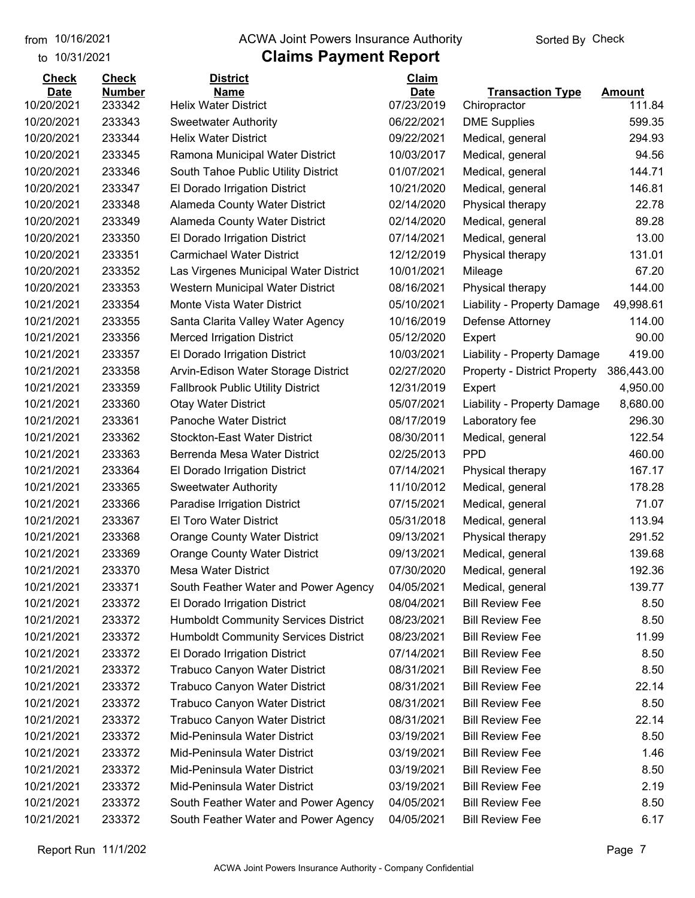from 10/16/2021
to 10/31/2021

# ACWA Joint Powers Insurance Authority

## Claims Payment Report

Sorted By Check

| Check Date | Check Number | District Name | Claim Date | Transaction Type | Amount |
|---|---|---|---|---|---|
| 10/20/2021 | 233342 | Helix Water District | 07/23/2019 | Chiropractor | 111.84 |
| 10/20/2021 | 233343 | Sweetwater Authority | 06/22/2021 | DME Supplies | 599.35 |
| 10/20/2021 | 233344 | Helix Water District | 09/22/2021 | Medical, general | 294.93 |
| 10/20/2021 | 233345 | Ramona Municipal Water District | 10/03/2017 | Medical, general | 94.56 |
| 10/20/2021 | 233346 | South Tahoe Public Utility District | 01/07/2021 | Medical, general | 144.71 |
| 10/20/2021 | 233347 | El Dorado Irrigation District | 10/21/2020 | Medical, general | 146.81 |
| 10/20/2021 | 233348 | Alameda County Water District | 02/14/2020 | Physical therapy | 22.78 |
| 10/20/2021 | 233349 | Alameda County Water District | 02/14/2020 | Medical, general | 89.28 |
| 10/20/2021 | 233350 | El Dorado Irrigation District | 07/14/2021 | Medical, general | 13.00 |
| 10/20/2021 | 233351 | Carmichael Water District | 12/12/2019 | Physical therapy | 131.01 |
| 10/20/2021 | 233352 | Las Virgenes Municipal Water District | 10/01/2021 | Mileage | 67.20 |
| 10/20/2021 | 233353 | Western Municipal Water District | 08/16/2021 | Physical therapy | 144.00 |
| 10/21/2021 | 233354 | Monte Vista Water District | 05/10/2021 | Liability - Property Damage | 49,998.61 |
| 10/21/2021 | 233355 | Santa Clarita Valley Water Agency | 10/16/2019 | Defense Attorney | 114.00 |
| 10/21/2021 | 233356 | Merced Irrigation District | 05/12/2020 | Expert | 90.00 |
| 10/21/2021 | 233357 | El Dorado Irrigation District | 10/03/2021 | Liability - Property Damage | 419.00 |
| 10/21/2021 | 233358 | Arvin-Edison Water Storage District | 02/27/2020 | Property - District Property | 386,443.00 |
| 10/21/2021 | 233359 | Fallbrook Public Utility District | 12/31/2019 | Expert | 4,950.00 |
| 10/21/2021 | 233360 | Otay Water District | 05/07/2021 | Liability - Property Damage | 8,680.00 |
| 10/21/2021 | 233361 | Panoche Water District | 08/17/2019 | Laboratory fee | 296.30 |
| 10/21/2021 | 233362 | Stockton-East Water District | 08/30/2011 | Medical, general | 122.54 |
| 10/21/2021 | 233363 | Berrenda Mesa Water District | 02/25/2013 | PPD | 460.00 |
| 10/21/2021 | 233364 | El Dorado Irrigation District | 07/14/2021 | Physical therapy | 167.17 |
| 10/21/2021 | 233365 | Sweetwater Authority | 11/10/2012 | Medical, general | 178.28 |
| 10/21/2021 | 233366 | Paradise Irrigation District | 07/15/2021 | Medical, general | 71.07 |
| 10/21/2021 | 233367 | El Toro Water District | 05/31/2018 | Medical, general | 113.94 |
| 10/21/2021 | 233368 | Orange County Water District | 09/13/2021 | Physical therapy | 291.52 |
| 10/21/2021 | 233369 | Orange County Water District | 09/13/2021 | Medical, general | 139.68 |
| 10/21/2021 | 233370 | Mesa Water District | 07/30/2020 | Medical, general | 192.36 |
| 10/21/2021 | 233371 | South Feather Water and Power Agency | 04/05/2021 | Medical, general | 139.77 |
| 10/21/2021 | 233372 | El Dorado Irrigation District | 08/04/2021 | Bill Review Fee | 8.50 |
| 10/21/2021 | 233372 | Humboldt Community Services District | 08/23/2021 | Bill Review Fee | 8.50 |
| 10/21/2021 | 233372 | Humboldt Community Services District | 08/23/2021 | Bill Review Fee | 11.99 |
| 10/21/2021 | 233372 | El Dorado Irrigation District | 07/14/2021 | Bill Review Fee | 8.50 |
| 10/21/2021 | 233372 | Trabuco Canyon Water District | 08/31/2021 | Bill Review Fee | 8.50 |
| 10/21/2021 | 233372 | Trabuco Canyon Water District | 08/31/2021 | Bill Review Fee | 22.14 |
| 10/21/2021 | 233372 | Trabuco Canyon Water District | 08/31/2021 | Bill Review Fee | 8.50 |
| 10/21/2021 | 233372 | Trabuco Canyon Water District | 08/31/2021 | Bill Review Fee | 22.14 |
| 10/21/2021 | 233372 | Mid-Peninsula Water District | 03/19/2021 | Bill Review Fee | 8.50 |
| 10/21/2021 | 233372 | Mid-Peninsula Water District | 03/19/2021 | Bill Review Fee | 1.46 |
| 10/21/2021 | 233372 | Mid-Peninsula Water District | 03/19/2021 | Bill Review Fee | 8.50 |
| 10/21/2021 | 233372 | Mid-Peninsula Water District | 03/19/2021 | Bill Review Fee | 2.19 |
| 10/21/2021 | 233372 | South Feather Water and Power Agency | 04/05/2021 | Bill Review Fee | 8.50 |
| 10/21/2021 | 233372 | South Feather Water and Power Agency | 04/05/2021 | Bill Review Fee | 6.17 |

Report Run 11/1/202

ACWA Joint Powers Insurance Authority - Company Confidential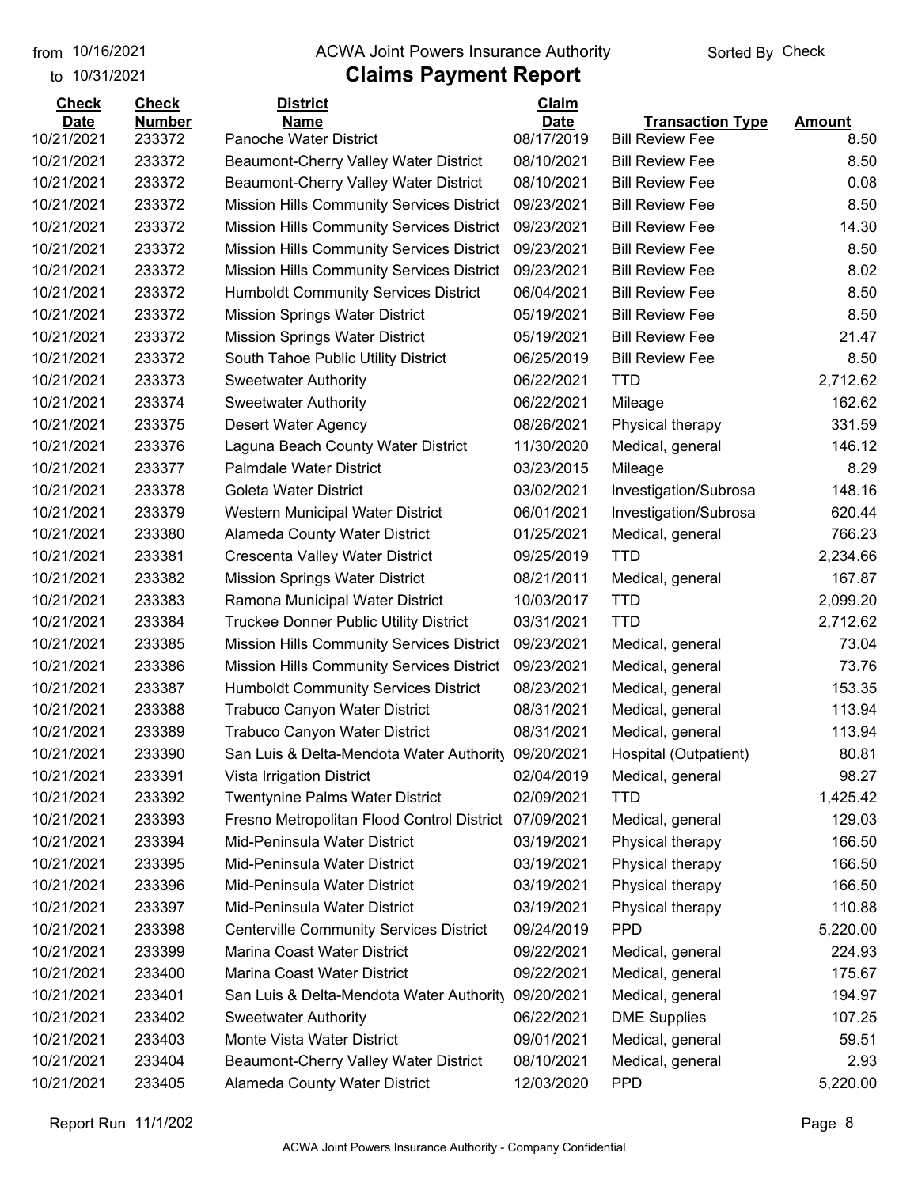from 10/16/2021
to 10/31/2021

ACWA Joint Powers Insurance Authority

# Claims Payment Report

Sorted By Check

| Check Date | Check Number | District Name | Claim Date | Transaction Type | Amount |
|---|---|---|---|---|---|
| 10/21/2021 | 233372 | Panoche Water District | 08/17/2019 | Bill Review Fee | 8.50 |
| 10/21/2021 | 233372 | Beaumont-Cherry Valley Water District | 08/10/2021 | Bill Review Fee | 8.50 |
| 10/21/2021 | 233372 | Beaumont-Cherry Valley Water District | 08/10/2021 | Bill Review Fee | 0.08 |
| 10/21/2021 | 233372 | Mission Hills Community Services District | 09/23/2021 | Bill Review Fee | 8.50 |
| 10/21/2021 | 233372 | Mission Hills Community Services District | 09/23/2021 | Bill Review Fee | 14.30 |
| 10/21/2021 | 233372 | Mission Hills Community Services District | 09/23/2021 | Bill Review Fee | 8.50 |
| 10/21/2021 | 233372 | Mission Hills Community Services District | 09/23/2021 | Bill Review Fee | 8.02 |
| 10/21/2021 | 233372 | Humboldt Community Services District | 06/04/2021 | Bill Review Fee | 8.50 |
| 10/21/2021 | 233372 | Mission Springs Water District | 05/19/2021 | Bill Review Fee | 8.50 |
| 10/21/2021 | 233372 | Mission Springs Water District | 05/19/2021 | Bill Review Fee | 21.47 |
| 10/21/2021 | 233372 | South Tahoe Public Utility District | 06/25/2019 | Bill Review Fee | 8.50 |
| 10/21/2021 | 233373 | Sweetwater Authority | 06/22/2021 | TTD | 2,712.62 |
| 10/21/2021 | 233374 | Sweetwater Authority | 06/22/2021 | Mileage | 162.62 |
| 10/21/2021 | 233375 | Desert Water Agency | 08/26/2021 | Physical therapy | 331.59 |
| 10/21/2021 | 233376 | Laguna Beach County Water District | 11/30/2020 | Medical, general | 146.12 |
| 10/21/2021 | 233377 | Palmdale Water District | 03/23/2015 | Mileage | 8.29 |
| 10/21/2021 | 233378 | Goleta Water District | 03/02/2021 | Investigation/Subrosa | 148.16 |
| 10/21/2021 | 233379 | Western Municipal Water District | 06/01/2021 | Investigation/Subrosa | 620.44 |
| 10/21/2021 | 233380 | Alameda County Water District | 01/25/2021 | Medical, general | 766.23 |
| 10/21/2021 | 233381 | Crescenta Valley Water District | 09/25/2019 | TTD | 2,234.66 |
| 10/21/2021 | 233382 | Mission Springs Water District | 08/21/2011 | Medical, general | 167.87 |
| 10/21/2021 | 233383 | Ramona Municipal Water District | 10/03/2017 | TTD | 2,099.20 |
| 10/21/2021 | 233384 | Truckee Donner Public Utility District | 03/31/2021 | TTD | 2,712.62 |
| 10/21/2021 | 233385 | Mission Hills Community Services District | 09/23/2021 | Medical, general | 73.04 |
| 10/21/2021 | 233386 | Mission Hills Community Services District | 09/23/2021 | Medical, general | 73.76 |
| 10/21/2021 | 233387 | Humboldt Community Services District | 08/23/2021 | Medical, general | 153.35 |
| 10/21/2021 | 233388 | Trabuco Canyon Water District | 08/31/2021 | Medical, general | 113.94 |
| 10/21/2021 | 233389 | Trabuco Canyon Water District | 08/31/2021 | Medical, general | 113.94 |
| 10/21/2021 | 233390 | San Luis & Delta-Mendota Water Authority | 09/20/2021 | Hospital (Outpatient) | 80.81 |
| 10/21/2021 | 233391 | Vista Irrigation District | 02/04/2019 | Medical, general | 98.27 |
| 10/21/2021 | 233392 | Twentynine Palms Water District | 02/09/2021 | TTD | 1,425.42 |
| 10/21/2021 | 233393 | Fresno Metropolitan Flood Control District | 07/09/2021 | Medical, general | 129.03 |
| 10/21/2021 | 233394 | Mid-Peninsula Water District | 03/19/2021 | Physical therapy | 166.50 |
| 10/21/2021 | 233395 | Mid-Peninsula Water District | 03/19/2021 | Physical therapy | 166.50 |
| 10/21/2021 | 233396 | Mid-Peninsula Water District | 03/19/2021 | Physical therapy | 166.50 |
| 10/21/2021 | 233397 | Mid-Peninsula Water District | 03/19/2021 | Physical therapy | 110.88 |
| 10/21/2021 | 233398 | Centerville Community Services District | 09/24/2019 | PPD | 5,220.00 |
| 10/21/2021 | 233399 | Marina Coast Water District | 09/22/2021 | Medical, general | 224.93 |
| 10/21/2021 | 233400 | Marina Coast Water District | 09/22/2021 | Medical, general | 175.67 |
| 10/21/2021 | 233401 | San Luis & Delta-Mendota Water Authority | 09/20/2021 | Medical, general | 194.97 |
| 10/21/2021 | 233402 | Sweetwater Authority | 06/22/2021 | DME Supplies | 107.25 |
| 10/21/2021 | 233403 | Monte Vista Water District | 09/01/2021 | Medical, general | 59.51 |
| 10/21/2021 | 233404 | Beaumont-Cherry Valley Water District | 08/10/2021 | Medical, general | 2.93 |
| 10/21/2021 | 233405 | Alameda County Water District | 12/03/2020 | PPD | 5,220.00 |

Report Run 11/1/202

ACWA Joint Powers Insurance Authority - Company Confidential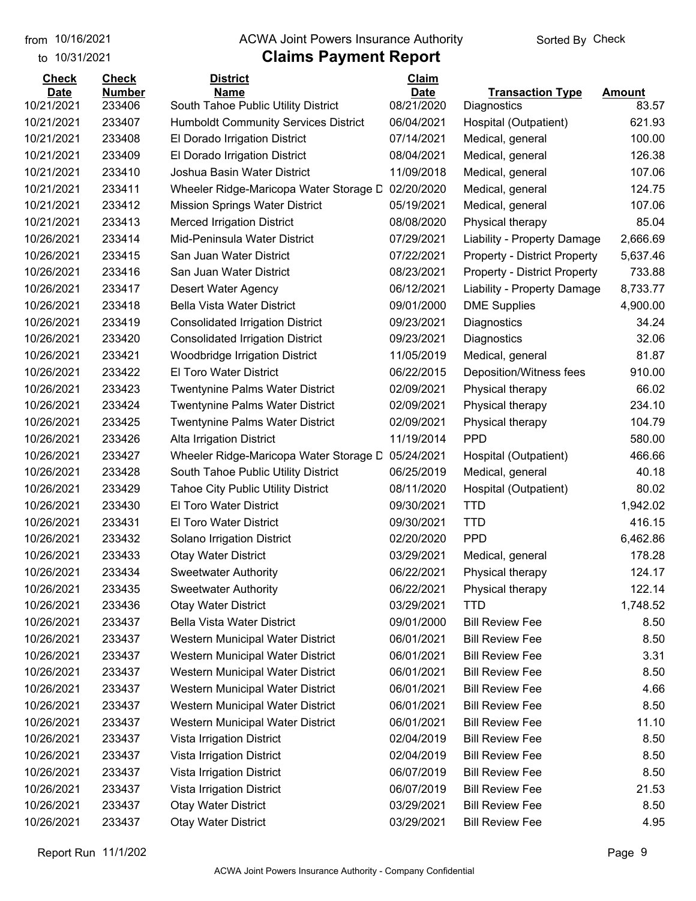from 10/16/2021 ACWA Joint Powers Insurance Authority Sorted By Check

to 10/31/2021

# Claims Payment Report

| Check Date | Check Number | District Name | Claim Date | Transaction Type | Amount |
|---|---|---|---|---|---|
| 10/21/2021 | 233406 | South Tahoe Public Utility District | 08/21/2020 | Diagnostics | 83.57 |
| 10/21/2021 | 233407 | Humboldt Community Services District | 06/04/2021 | Hospital (Outpatient) | 621.93 |
| 10/21/2021 | 233408 | El Dorado Irrigation District | 07/14/2021 | Medical, general | 100.00 |
| 10/21/2021 | 233409 | El Dorado Irrigation District | 08/04/2021 | Medical, general | 126.38 |
| 10/21/2021 | 233410 | Joshua Basin Water District | 11/09/2018 | Medical, general | 107.06 |
| 10/21/2021 | 233411 | Wheeler Ridge-Maricopa Water Storage D | 02/20/2020 | Medical, general | 124.75 |
| 10/21/2021 | 233412 | Mission Springs Water District | 05/19/2021 | Medical, general | 107.06 |
| 10/21/2021 | 233413 | Merced Irrigation District | 08/08/2020 | Physical therapy | 85.04 |
| 10/26/2021 | 233414 | Mid-Peninsula Water District | 07/29/2021 | Liability - Property Damage | 2,666.69 |
| 10/26/2021 | 233415 | San Juan Water District | 07/22/2021 | Property - District Property | 5,637.46 |
| 10/26/2021 | 233416 | San Juan Water District | 08/23/2021 | Property - District Property | 733.88 |
| 10/26/2021 | 233417 | Desert Water Agency | 06/12/2021 | Liability - Property Damage | 8,733.77 |
| 10/26/2021 | 233418 | Bella Vista Water District | 09/01/2000 | DME Supplies | 4,900.00 |
| 10/26/2021 | 233419 | Consolidated Irrigation District | 09/23/2021 | Diagnostics | 34.24 |
| 10/26/2021 | 233420 | Consolidated Irrigation District | 09/23/2021 | Diagnostics | 32.06 |
| 10/26/2021 | 233421 | Woodbridge Irrigation District | 11/05/2019 | Medical, general | 81.87 |
| 10/26/2021 | 233422 | El Toro Water District | 06/22/2015 | Deposition/Witness fees | 910.00 |
| 10/26/2021 | 233423 | Twentynine Palms Water District | 02/09/2021 | Physical therapy | 66.02 |
| 10/26/2021 | 233424 | Twentynine Palms Water District | 02/09/2021 | Physical therapy | 234.10 |
| 10/26/2021 | 233425 | Twentynine Palms Water District | 02/09/2021 | Physical therapy | 104.79 |
| 10/26/2021 | 233426 | Alta Irrigation District | 11/19/2014 | PPD | 580.00 |
| 10/26/2021 | 233427 | Wheeler Ridge-Maricopa Water Storage D | 05/24/2021 | Hospital (Outpatient) | 466.66 |
| 10/26/2021 | 233428 | South Tahoe Public Utility District | 06/25/2019 | Medical, general | 40.18 |
| 10/26/2021 | 233429 | Tahoe City Public Utility District | 08/11/2020 | Hospital (Outpatient) | 80.02 |
| 10/26/2021 | 233430 | El Toro Water District | 09/30/2021 | TTD | 1,942.02 |
| 10/26/2021 | 233431 | El Toro Water District | 09/30/2021 | TTD | 416.15 |
| 10/26/2021 | 233432 | Solano Irrigation District | 02/20/2020 | PPD | 6,462.86 |
| 10/26/2021 | 233433 | Otay Water District | 03/29/2021 | Medical, general | 178.28 |
| 10/26/2021 | 233434 | Sweetwater Authority | 06/22/2021 | Physical therapy | 124.17 |
| 10/26/2021 | 233435 | Sweetwater Authority | 06/22/2021 | Physical therapy | 122.14 |
| 10/26/2021 | 233436 | Otay Water District | 03/29/2021 | TTD | 1,748.52 |
| 10/26/2021 | 233437 | Bella Vista Water District | 09/01/2000 | Bill Review Fee | 8.50 |
| 10/26/2021 | 233437 | Western Municipal Water District | 06/01/2021 | Bill Review Fee | 8.50 |
| 10/26/2021 | 233437 | Western Municipal Water District | 06/01/2021 | Bill Review Fee | 3.31 |
| 10/26/2021 | 233437 | Western Municipal Water District | 06/01/2021 | Bill Review Fee | 8.50 |
| 10/26/2021 | 233437 | Western Municipal Water District | 06/01/2021 | Bill Review Fee | 4.66 |
| 10/26/2021 | 233437 | Western Municipal Water District | 06/01/2021 | Bill Review Fee | 8.50 |
| 10/26/2021 | 233437 | Western Municipal Water District | 06/01/2021 | Bill Review Fee | 11.10 |
| 10/26/2021 | 233437 | Vista Irrigation District | 02/04/2019 | Bill Review Fee | 8.50 |
| 10/26/2021 | 233437 | Vista Irrigation District | 02/04/2019 | Bill Review Fee | 8.50 |
| 10/26/2021 | 233437 | Vista Irrigation District | 06/07/2019 | Bill Review Fee | 8.50 |
| 10/26/2021 | 233437 | Vista Irrigation District | 06/07/2019 | Bill Review Fee | 21.53 |
| 10/26/2021 | 233437 | Otay Water District | 03/29/2021 | Bill Review Fee | 8.50 |
| 10/26/2021 | 233437 | Otay Water District | 03/29/2021 | Bill Review Fee | 4.95 |

Report Run 11/1/202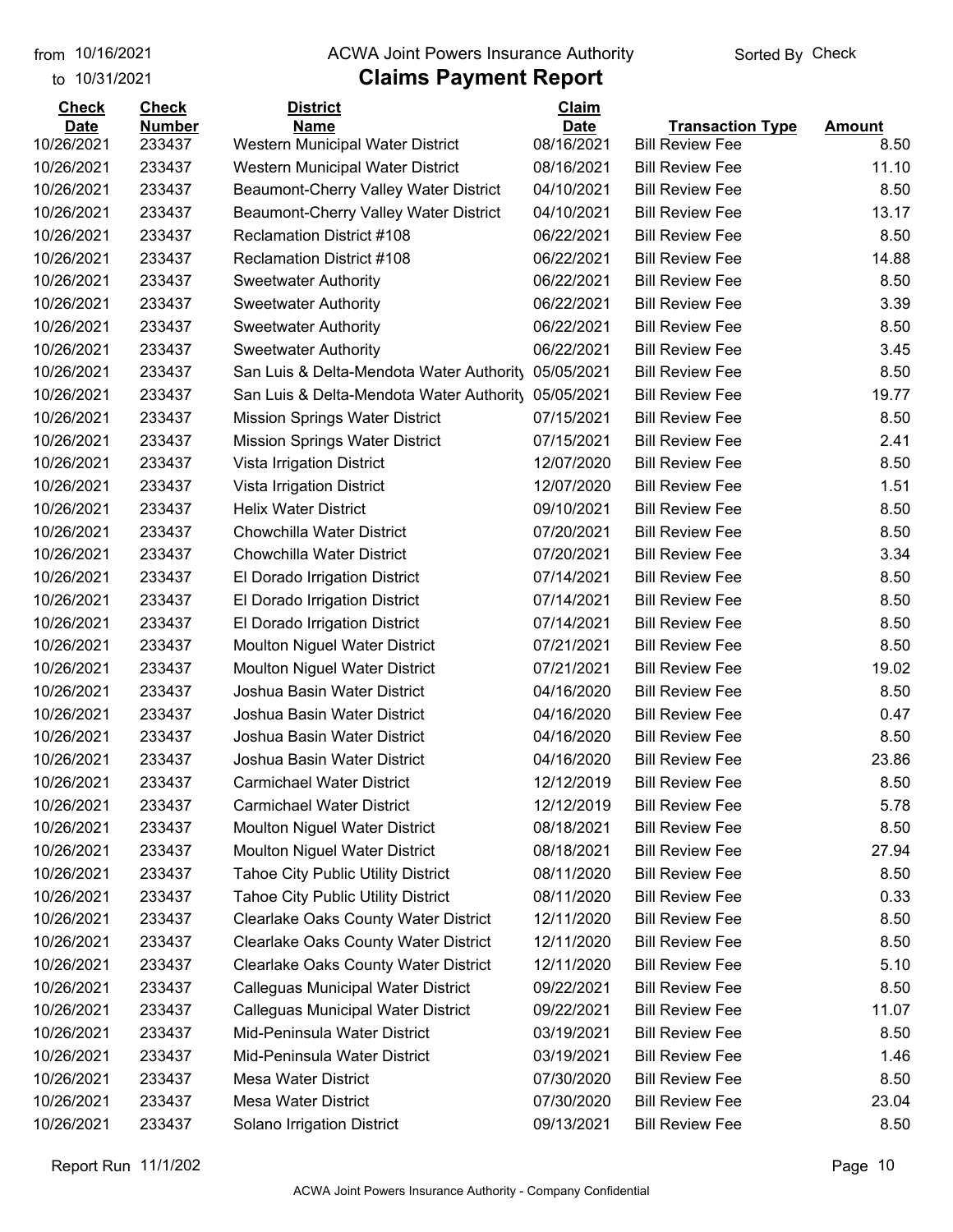| Check Date | Check Number | District Name | Claim Date | Transaction Type | Amount |
|---|---|---|---|---|---|
| 10/26/2021 | 233437 | Western Municipal Water District | 08/16/2021 | Bill Review Fee | 8.50 |
| 10/26/2021 | 233437 | Western Municipal Water District | 08/16/2021 | Bill Review Fee | 11.10 |
| 10/26/2021 | 233437 | Beaumont-Cherry Valley Water District | 04/10/2021 | Bill Review Fee | 8.50 |
| 10/26/2021 | 233437 | Beaumont-Cherry Valley Water District | 04/10/2021 | Bill Review Fee | 13.17 |
| 10/26/2021 | 233437 | Reclamation District #108 | 06/22/2021 | Bill Review Fee | 8.50 |
| 10/26/2021 | 233437 | Reclamation District #108 | 06/22/2021 | Bill Review Fee | 14.88 |
| 10/26/2021 | 233437 | Sweetwater Authority | 06/22/2021 | Bill Review Fee | 8.50 |
| 10/26/2021 | 233437 | Sweetwater Authority | 06/22/2021 | Bill Review Fee | 3.39 |
| 10/26/2021 | 233437 | Sweetwater Authority | 06/22/2021 | Bill Review Fee | 8.50 |
| 10/26/2021 | 233437 | Sweetwater Authority | 06/22/2021 | Bill Review Fee | 3.45 |
| 10/26/2021 | 233437 | San Luis & Delta-Mendota Water Authority | 05/05/2021 | Bill Review Fee | 8.50 |
| 10/26/2021 | 233437 | San Luis & Delta-Mendota Water Authority | 05/05/2021 | Bill Review Fee | 19.77 |
| 10/26/2021 | 233437 | Mission Springs Water District | 07/15/2021 | Bill Review Fee | 8.50 |
| 10/26/2021 | 233437 | Mission Springs Water District | 07/15/2021 | Bill Review Fee | 2.41 |
| 10/26/2021 | 233437 | Vista Irrigation District | 12/07/2020 | Bill Review Fee | 8.50 |
| 10/26/2021 | 233437 | Vista Irrigation District | 12/07/2020 | Bill Review Fee | 1.51 |
| 10/26/2021 | 233437 | Helix Water District | 09/10/2021 | Bill Review Fee | 8.50 |
| 10/26/2021 | 233437 | Chowchilla Water District | 07/20/2021 | Bill Review Fee | 8.50 |
| 10/26/2021 | 233437 | Chowchilla Water District | 07/20/2021 | Bill Review Fee | 3.34 |
| 10/26/2021 | 233437 | El Dorado Irrigation District | 07/14/2021 | Bill Review Fee | 8.50 |
| 10/26/2021 | 233437 | El Dorado Irrigation District | 07/14/2021 | Bill Review Fee | 8.50 |
| 10/26/2021 | 233437 | El Dorado Irrigation District | 07/14/2021 | Bill Review Fee | 8.50 |
| 10/26/2021 | 233437 | Moulton Niguel Water District | 07/21/2021 | Bill Review Fee | 8.50 |
| 10/26/2021 | 233437 | Moulton Niguel Water District | 07/21/2021 | Bill Review Fee | 19.02 |
| 10/26/2021 | 233437 | Joshua Basin Water District | 04/16/2020 | Bill Review Fee | 8.50 |
| 10/26/2021 | 233437 | Joshua Basin Water District | 04/16/2020 | Bill Review Fee | 0.47 |
| 10/26/2021 | 233437 | Joshua Basin Water District | 04/16/2020 | Bill Review Fee | 8.50 |
| 10/26/2021 | 233437 | Joshua Basin Water District | 04/16/2020 | Bill Review Fee | 23.86 |
| 10/26/2021 | 233437 | Carmichael Water District | 12/12/2019 | Bill Review Fee | 8.50 |
| 10/26/2021 | 233437 | Carmichael Water District | 12/12/2019 | Bill Review Fee | 5.78 |
| 10/26/2021 | 233437 | Moulton Niguel Water District | 08/18/2021 | Bill Review Fee | 8.50 |
| 10/26/2021 | 233437 | Moulton Niguel Water District | 08/18/2021 | Bill Review Fee | 27.94 |
| 10/26/2021 | 233437 | Tahoe City Public Utility District | 08/11/2020 | Bill Review Fee | 8.50 |
| 10/26/2021 | 233437 | Tahoe City Public Utility District | 08/11/2020 | Bill Review Fee | 0.33 |
| 10/26/2021 | 233437 | Clearlake Oaks County Water District | 12/11/2020 | Bill Review Fee | 8.50 |
| 10/26/2021 | 233437 | Clearlake Oaks County Water District | 12/11/2020 | Bill Review Fee | 8.50 |
| 10/26/2021 | 233437 | Clearlake Oaks County Water District | 12/11/2020 | Bill Review Fee | 5.10 |
| 10/26/2021 | 233437 | Calleguas Municipal Water District | 09/22/2021 | Bill Review Fee | 8.50 |
| 10/26/2021 | 233437 | Calleguas Municipal Water District | 09/22/2021 | Bill Review Fee | 11.07 |
| 10/26/2021 | 233437 | Mid-Peninsula Water District | 03/19/2021 | Bill Review Fee | 8.50 |
| 10/26/2021 | 233437 | Mid-Peninsula Water District | 03/19/2021 | Bill Review Fee | 1.46 |
| 10/26/2021 | 233437 | Mesa Water District | 07/30/2020 | Bill Review Fee | 8.50 |
| 10/26/2021 | 233437 | Mesa Water District | 07/30/2020 | Bill Review Fee | 23.04 |
| 10/26/2021 | 233437 | Solano Irrigation District | 09/13/2021 | Bill Review Fee | 8.50 |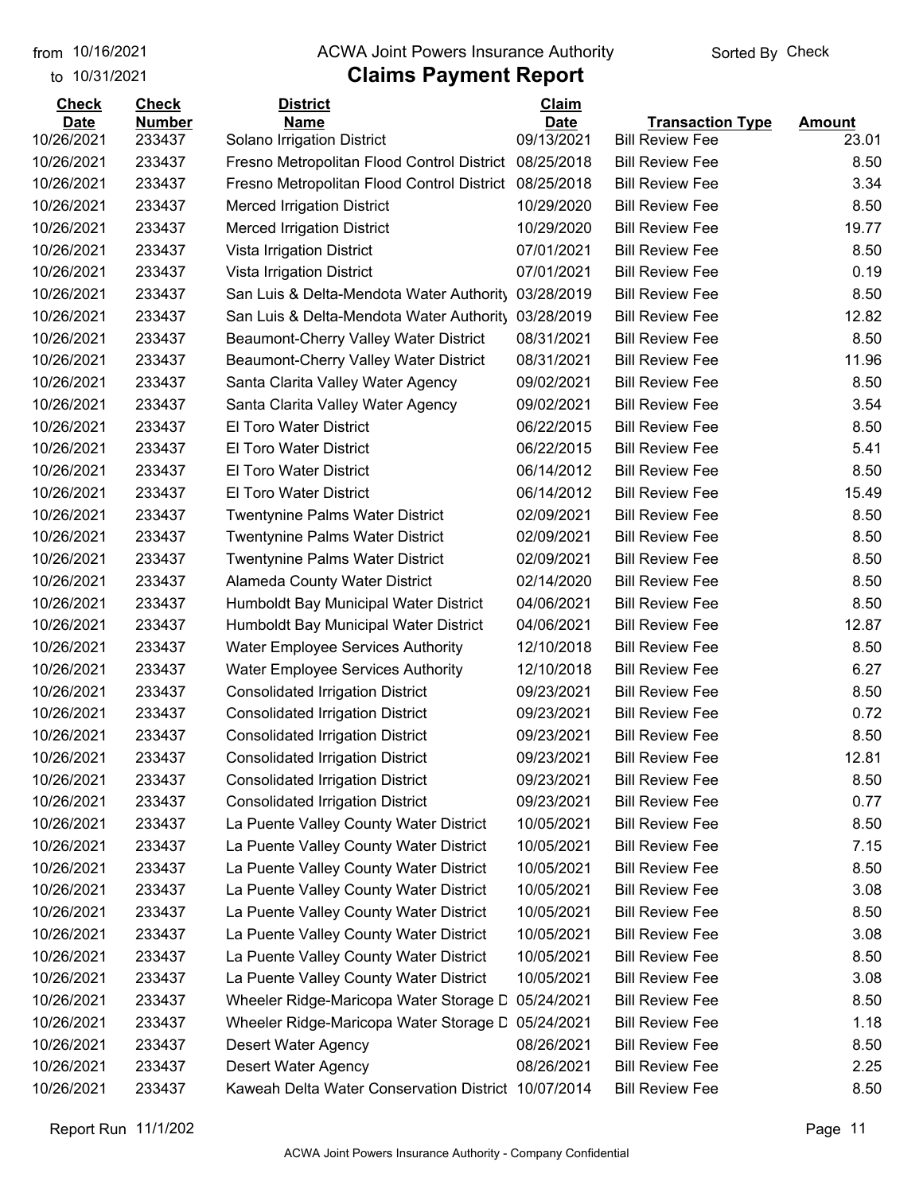from 10/16/2021
to 10/31/2021

ACWA Joint Powers Insurance Authority

Sorted By Check

# Claims Payment Report

| Check Date | Check Number | District Name | Claim Date | Transaction Type | Amount |
|---|---|---|---|---|---|
| 10/26/2021 | 233437 | Solano Irrigation District | 09/13/2021 | Bill Review Fee | 23.01 |
| 10/26/2021 | 233437 | Fresno Metropolitan Flood Control District | 08/25/2018 | Bill Review Fee | 8.50 |
| 10/26/2021 | 233437 | Fresno Metropolitan Flood Control District | 08/25/2018 | Bill Review Fee | 3.34 |
| 10/26/2021 | 233437 | Merced Irrigation District | 10/29/2020 | Bill Review Fee | 8.50 |
| 10/26/2021 | 233437 | Merced Irrigation District | 10/29/2020 | Bill Review Fee | 19.77 |
| 10/26/2021 | 233437 | Vista Irrigation District | 07/01/2021 | Bill Review Fee | 8.50 |
| 10/26/2021 | 233437 | Vista Irrigation District | 07/01/2021 | Bill Review Fee | 0.19 |
| 10/26/2021 | 233437 | San Luis & Delta-Mendota Water Authority | 03/28/2019 | Bill Review Fee | 8.50 |
| 10/26/2021 | 233437 | San Luis & Delta-Mendota Water Authority | 03/28/2019 | Bill Review Fee | 12.82 |
| 10/26/2021 | 233437 | Beaumont-Cherry Valley Water District | 08/31/2021 | Bill Review Fee | 8.50 |
| 10/26/2021 | 233437 | Beaumont-Cherry Valley Water District | 08/31/2021 | Bill Review Fee | 11.96 |
| 10/26/2021 | 233437 | Santa Clarita Valley Water Agency | 09/02/2021 | Bill Review Fee | 8.50 |
| 10/26/2021 | 233437 | Santa Clarita Valley Water Agency | 09/02/2021 | Bill Review Fee | 3.54 |
| 10/26/2021 | 233437 | El Toro Water District | 06/22/2015 | Bill Review Fee | 8.50 |
| 10/26/2021 | 233437 | El Toro Water District | 06/22/2015 | Bill Review Fee | 5.41 |
| 10/26/2021 | 233437 | El Toro Water District | 06/14/2012 | Bill Review Fee | 8.50 |
| 10/26/2021 | 233437 | El Toro Water District | 06/14/2012 | Bill Review Fee | 15.49 |
| 10/26/2021 | 233437 | Twentynine Palms Water District | 02/09/2021 | Bill Review Fee | 8.50 |
| 10/26/2021 | 233437 | Twentynine Palms Water District | 02/09/2021 | Bill Review Fee | 8.50 |
| 10/26/2021 | 233437 | Twentynine Palms Water District | 02/09/2021 | Bill Review Fee | 8.50 |
| 10/26/2021 | 233437 | Alameda County Water District | 02/14/2020 | Bill Review Fee | 8.50 |
| 10/26/2021 | 233437 | Humboldt Bay Municipal Water District | 04/06/2021 | Bill Review Fee | 8.50 |
| 10/26/2021 | 233437 | Humboldt Bay Municipal Water District | 04/06/2021 | Bill Review Fee | 12.87 |
| 10/26/2021 | 233437 | Water Employee Services Authority | 12/10/2018 | Bill Review Fee | 8.50 |
| 10/26/2021 | 233437 | Water Employee Services Authority | 12/10/2018 | Bill Review Fee | 6.27 |
| 10/26/2021 | 233437 | Consolidated Irrigation District | 09/23/2021 | Bill Review Fee | 8.50 |
| 10/26/2021 | 233437 | Consolidated Irrigation District | 09/23/2021 | Bill Review Fee | 0.72 |
| 10/26/2021 | 233437 | Consolidated Irrigation District | 09/23/2021 | Bill Review Fee | 8.50 |
| 10/26/2021 | 233437 | Consolidated Irrigation District | 09/23/2021 | Bill Review Fee | 12.81 |
| 10/26/2021 | 233437 | Consolidated Irrigation District | 09/23/2021 | Bill Review Fee | 8.50 |
| 10/26/2021 | 233437 | Consolidated Irrigation District | 09/23/2021 | Bill Review Fee | 0.77 |
| 10/26/2021 | 233437 | La Puente Valley County Water District | 10/05/2021 | Bill Review Fee | 8.50 |
| 10/26/2021 | 233437 | La Puente Valley County Water District | 10/05/2021 | Bill Review Fee | 7.15 |
| 10/26/2021 | 233437 | La Puente Valley County Water District | 10/05/2021 | Bill Review Fee | 8.50 |
| 10/26/2021 | 233437 | La Puente Valley County Water District | 10/05/2021 | Bill Review Fee | 3.08 |
| 10/26/2021 | 233437 | La Puente Valley County Water District | 10/05/2021 | Bill Review Fee | 8.50 |
| 10/26/2021 | 233437 | La Puente Valley County Water District | 10/05/2021 | Bill Review Fee | 3.08 |
| 10/26/2021 | 233437 | La Puente Valley County Water District | 10/05/2021 | Bill Review Fee | 8.50 |
| 10/26/2021 | 233437 | La Puente Valley County Water District | 10/05/2021 | Bill Review Fee | 3.08 |
| 10/26/2021 | 233437 | Wheeler Ridge-Maricopa Water Storage D | 05/24/2021 | Bill Review Fee | 8.50 |
| 10/26/2021 | 233437 | Wheeler Ridge-Maricopa Water Storage D | 05/24/2021 | Bill Review Fee | 1.18 |
| 10/26/2021 | 233437 | Desert Water Agency | 08/26/2021 | Bill Review Fee | 8.50 |
| 10/26/2021 | 233437 | Desert Water Agency | 08/26/2021 | Bill Review Fee | 2.25 |
| 10/26/2021 | 233437 | Kaweah Delta Water Conservation District | 10/07/2014 | Bill Review Fee | 8.50 |

Report Run 11/1/202

ACWA Joint Powers Insurance Authority - Company Confidential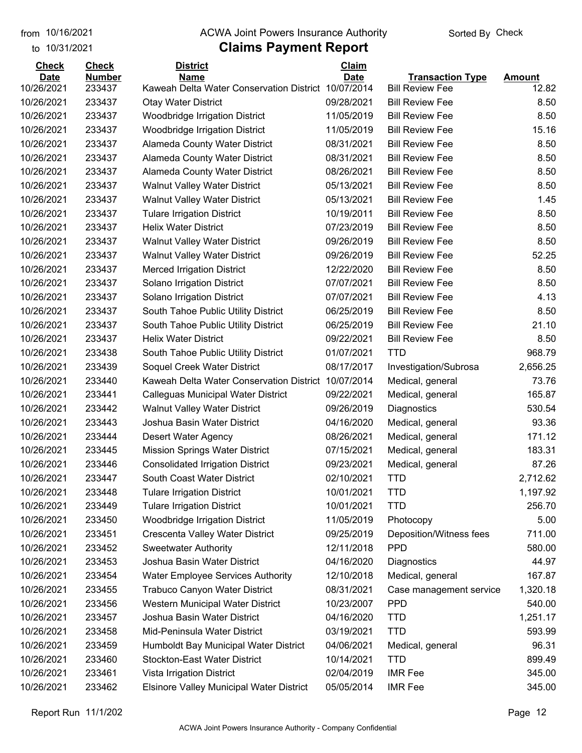from 10/16/2021 ACWA Joint Powers Insurance Authority Sorted By Check

to 10/31/2021

# Claims Payment Report

| Check Date | Check Number | District Name | Claim Date | Transaction Type | Amount |
|---|---|---|---|---|---|
| 10/26/2021 | 233437 | Kaweah Delta Water Conservation District | 10/07/2014 | Bill Review Fee | 12.82 |
| 10/26/2021 | 233437 | Otay Water District | 09/28/2021 | Bill Review Fee | 8.50 |
| 10/26/2021 | 233437 | Woodbridge Irrigation District | 11/05/2019 | Bill Review Fee | 8.50 |
| 10/26/2021 | 233437 | Woodbridge Irrigation District | 11/05/2019 | Bill Review Fee | 15.16 |
| 10/26/2021 | 233437 | Alameda County Water District | 08/31/2021 | Bill Review Fee | 8.50 |
| 10/26/2021 | 233437 | Alameda County Water District | 08/31/2021 | Bill Review Fee | 8.50 |
| 10/26/2021 | 233437 | Alameda County Water District | 08/26/2021 | Bill Review Fee | 8.50 |
| 10/26/2021 | 233437 | Walnut Valley Water District | 05/13/2021 | Bill Review Fee | 8.50 |
| 10/26/2021 | 233437 | Walnut Valley Water District | 05/13/2021 | Bill Review Fee | 1.45 |
| 10/26/2021 | 233437 | Tulare Irrigation District | 10/19/2011 | Bill Review Fee | 8.50 |
| 10/26/2021 | 233437 | Helix Water District | 07/23/2019 | Bill Review Fee | 8.50 |
| 10/26/2021 | 233437 | Walnut Valley Water District | 09/26/2019 | Bill Review Fee | 8.50 |
| 10/26/2021 | 233437 | Walnut Valley Water District | 09/26/2019 | Bill Review Fee | 52.25 |
| 10/26/2021 | 233437 | Merced Irrigation District | 12/22/2020 | Bill Review Fee | 8.50 |
| 10/26/2021 | 233437 | Solano Irrigation District | 07/07/2021 | Bill Review Fee | 8.50 |
| 10/26/2021 | 233437 | Solano Irrigation District | 07/07/2021 | Bill Review Fee | 4.13 |
| 10/26/2021 | 233437 | South Tahoe Public Utility District | 06/25/2019 | Bill Review Fee | 8.50 |
| 10/26/2021 | 233437 | South Tahoe Public Utility District | 06/25/2019 | Bill Review Fee | 21.10 |
| 10/26/2021 | 233437 | Helix Water District | 09/22/2021 | Bill Review Fee | 8.50 |
| 10/26/2021 | 233438 | South Tahoe Public Utility District | 01/07/2021 | TTD | 968.79 |
| 10/26/2021 | 233439 | Soquel Creek Water District | 08/17/2017 | Investigation/Subrosa | 2,656.25 |
| 10/26/2021 | 233440 | Kaweah Delta Water Conservation District | 10/07/2014 | Medical, general | 73.76 |
| 10/26/2021 | 233441 | Calleguas Municipal Water District | 09/22/2021 | Medical, general | 165.87 |
| 10/26/2021 | 233442 | Walnut Valley Water District | 09/26/2019 | Diagnostics | 530.54 |
| 10/26/2021 | 233443 | Joshua Basin Water District | 04/16/2020 | Medical, general | 93.36 |
| 10/26/2021 | 233444 | Desert Water Agency | 08/26/2021 | Medical, general | 171.12 |
| 10/26/2021 | 233445 | Mission Springs Water District | 07/15/2021 | Medical, general | 183.31 |
| 10/26/2021 | 233446 | Consolidated Irrigation District | 09/23/2021 | Medical, general | 87.26 |
| 10/26/2021 | 233447 | South Coast Water District | 02/10/2021 | TTD | 2,712.62 |
| 10/26/2021 | 233448 | Tulare Irrigation District | 10/01/2021 | TTD | 1,197.92 |
| 10/26/2021 | 233449 | Tulare Irrigation District | 10/01/2021 | TTD | 256.70 |
| 10/26/2021 | 233450 | Woodbridge Irrigation District | 11/05/2019 | Photocopy | 5.00 |
| 10/26/2021 | 233451 | Crescenta Valley Water District | 09/25/2019 | Deposition/Witness fees | 711.00 |
| 10/26/2021 | 233452 | Sweetwater Authority | 12/11/2018 | PPD | 580.00 |
| 10/26/2021 | 233453 | Joshua Basin Water District | 04/16/2020 | Diagnostics | 44.97 |
| 10/26/2021 | 233454 | Water Employee Services Authority | 12/10/2018 | Medical, general | 167.87 |
| 10/26/2021 | 233455 | Trabuco Canyon Water District | 08/31/2021 | Case management service | 1,320.18 |
| 10/26/2021 | 233456 | Western Municipal Water District | 10/23/2007 | PPD | 540.00 |
| 10/26/2021 | 233457 | Joshua Basin Water District | 04/16/2020 | TTD | 1,251.17 |
| 10/26/2021 | 233458 | Mid-Peninsula Water District | 03/19/2021 | TTD | 593.99 |
| 10/26/2021 | 233459 | Humboldt Bay Municipal Water District | 04/06/2021 | Medical, general | 96.31 |
| 10/26/2021 | 233460 | Stockton-East Water District | 10/14/2021 | TTD | 899.49 |
| 10/26/2021 | 233461 | Vista Irrigation District | 02/04/2019 | IMR Fee | 345.00 |
| 10/26/2021 | 233462 | Elsinore Valley Municipal Water District | 05/05/2014 | IMR Fee | 345.00 |

Report Run 11/1/202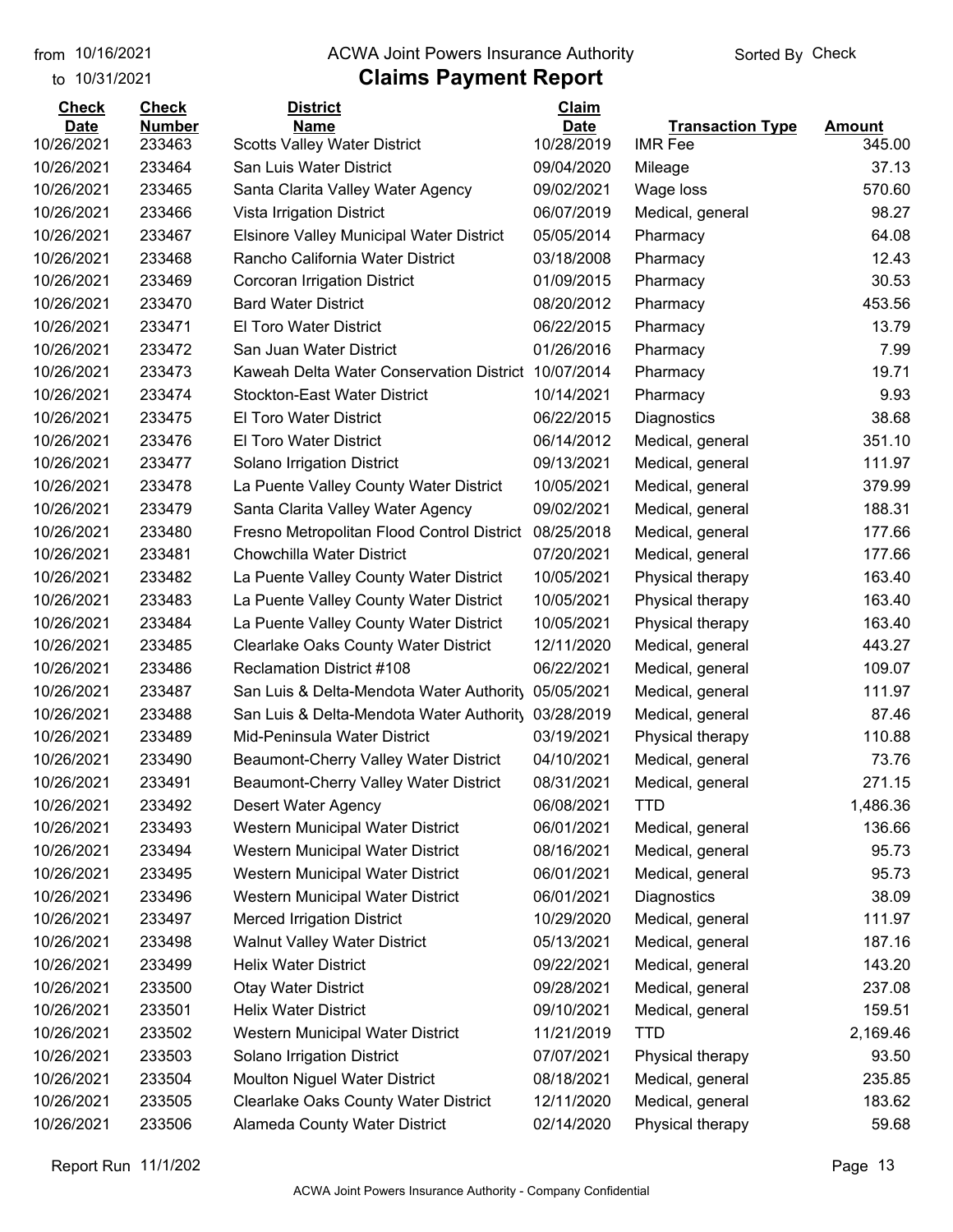| Check Date | Check Number | District Name | Claim Date | Transaction Type | Amount |
|---|---|---|---|---|---|
| 10/26/2021 | 233463 | Scotts Valley Water District | 10/28/2019 | IMR Fee | 345.00 |
| 10/26/2021 | 233464 | San Luis Water District | 09/04/2020 | Mileage | 37.13 |
| 10/26/2021 | 233465 | Santa Clarita Valley Water Agency | 09/02/2021 | Wage loss | 570.60 |
| 10/26/2021 | 233466 | Vista Irrigation District | 06/07/2019 | Medical, general | 98.27 |
| 10/26/2021 | 233467 | Elsinore Valley Municipal Water District | 05/05/2014 | Pharmacy | 64.08 |
| 10/26/2021 | 233468 | Rancho California Water District | 03/18/2008 | Pharmacy | 12.43 |
| 10/26/2021 | 233469 | Corcoran Irrigation District | 01/09/2015 | Pharmacy | 30.53 |
| 10/26/2021 | 233470 | Bard Water District | 08/20/2012 | Pharmacy | 453.56 |
| 10/26/2021 | 233471 | El Toro Water District | 06/22/2015 | Pharmacy | 13.79 |
| 10/26/2021 | 233472 | San Juan Water District | 01/26/2016 | Pharmacy | 7.99 |
| 10/26/2021 | 233473 | Kaweah Delta Water Conservation District | 10/07/2014 | Pharmacy | 19.71 |
| 10/26/2021 | 233474 | Stockton-East Water District | 10/14/2021 | Pharmacy | 9.93 |
| 10/26/2021 | 233475 | El Toro Water District | 06/22/2015 | Diagnostics | 38.68 |
| 10/26/2021 | 233476 | El Toro Water District | 06/14/2012 | Medical, general | 351.10 |
| 10/26/2021 | 233477 | Solano Irrigation District | 09/13/2021 | Medical, general | 111.97 |
| 10/26/2021 | 233478 | La Puente Valley County Water District | 10/05/2021 | Medical, general | 379.99 |
| 10/26/2021 | 233479 | Santa Clarita Valley Water Agency | 09/02/2021 | Medical, general | 188.31 |
| 10/26/2021 | 233480 | Fresno Metropolitan Flood Control District | 08/25/2018 | Medical, general | 177.66 |
| 10/26/2021 | 233481 | Chowchilla Water District | 07/20/2021 | Medical, general | 177.66 |
| 10/26/2021 | 233482 | La Puente Valley County Water District | 10/05/2021 | Physical therapy | 163.40 |
| 10/26/2021 | 233483 | La Puente Valley County Water District | 10/05/2021 | Physical therapy | 163.40 |
| 10/26/2021 | 233484 | La Puente Valley County Water District | 10/05/2021 | Physical therapy | 163.40 |
| 10/26/2021 | 233485 | Clearlake Oaks County Water District | 12/11/2020 | Medical, general | 443.27 |
| 10/26/2021 | 233486 | Reclamation District #108 | 06/22/2021 | Medical, general | 109.07 |
| 10/26/2021 | 233487 | San Luis & Delta-Mendota Water Authority | 05/05/2021 | Medical, general | 111.97 |
| 10/26/2021 | 233488 | San Luis & Delta-Mendota Water Authority | 03/28/2019 | Medical, general | 87.46 |
| 10/26/2021 | 233489 | Mid-Peninsula Water District | 03/19/2021 | Physical therapy | 110.88 |
| 10/26/2021 | 233490 | Beaumont-Cherry Valley Water District | 04/10/2021 | Medical, general | 73.76 |
| 10/26/2021 | 233491 | Beaumont-Cherry Valley Water District | 08/31/2021 | Medical, general | 271.15 |
| 10/26/2021 | 233492 | Desert Water Agency | 06/08/2021 | TTD | 1,486.36 |
| 10/26/2021 | 233493 | Western Municipal Water District | 06/01/2021 | Medical, general | 136.66 |
| 10/26/2021 | 233494 | Western Municipal Water District | 08/16/2021 | Medical, general | 95.73 |
| 10/26/2021 | 233495 | Western Municipal Water District | 06/01/2021 | Medical, general | 95.73 |
| 10/26/2021 | 233496 | Western Municipal Water District | 06/01/2021 | Diagnostics | 38.09 |
| 10/26/2021 | 233497 | Merced Irrigation District | 10/29/2020 | Medical, general | 111.97 |
| 10/26/2021 | 233498 | Walnut Valley Water District | 05/13/2021 | Medical, general | 187.16 |
| 10/26/2021 | 233499 | Helix Water District | 09/22/2021 | Medical, general | 143.20 |
| 10/26/2021 | 233500 | Otay Water District | 09/28/2021 | Medical, general | 237.08 |
| 10/26/2021 | 233501 | Helix Water District | 09/10/2021 | Medical, general | 159.51 |
| 10/26/2021 | 233502 | Western Municipal Water District | 11/21/2019 | TTD | 2,169.46 |
| 10/26/2021 | 233503 | Solano Irrigation District | 07/07/2021 | Physical therapy | 93.50 |
| 10/26/2021 | 233504 | Moulton Niguel Water District | 08/18/2021 | Medical, general | 235.85 |
| 10/26/2021 | 233505 | Clearlake Oaks County Water District | 12/11/2020 | Medical, general | 183.62 |
| 10/26/2021 | 233506 | Alameda County Water District | 02/14/2020 | Physical therapy | 59.68 |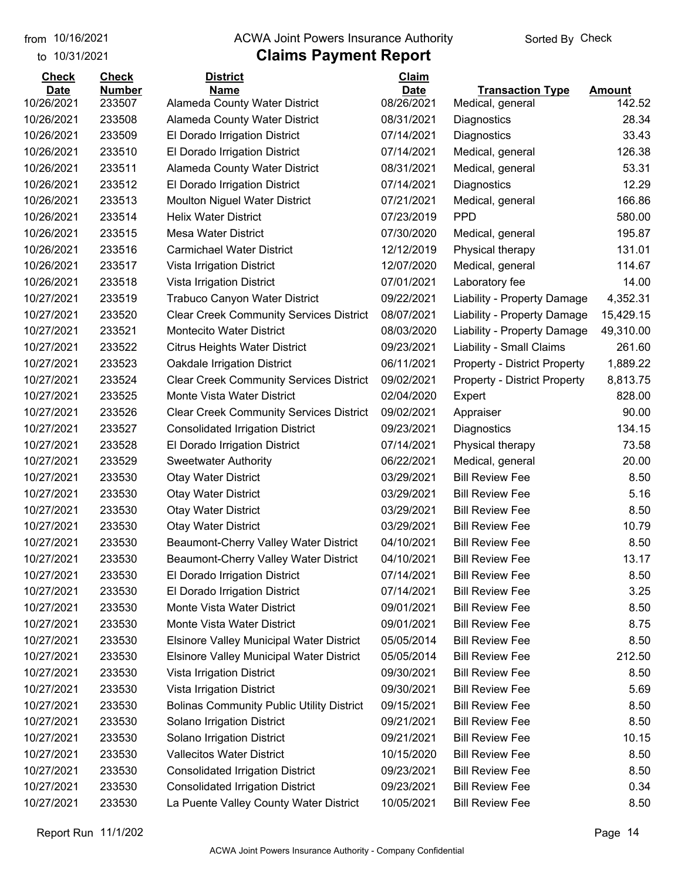from 10/16/2021 to 10/31/2021

# ACWA Joint Powers Insurance Authority

## Claims Payment Report

Sorted By Check

| Check Date | Check Number | District Name | Claim Date | Transaction Type | Amount |
|---|---|---|---|---|---|
| 10/26/2021 | 233507 | Alameda County Water District | 08/26/2021 | Medical, general | 142.52 |
| 10/26/2021 | 233508 | Alameda County Water District | 08/31/2021 | Diagnostics | 28.34 |
| 10/26/2021 | 233509 | El Dorado Irrigation District | 07/14/2021 | Diagnostics | 33.43 |
| 10/26/2021 | 233510 | El Dorado Irrigation District | 07/14/2021 | Medical, general | 126.38 |
| 10/26/2021 | 233511 | Alameda County Water District | 08/31/2021 | Medical, general | 53.31 |
| 10/26/2021 | 233512 | El Dorado Irrigation District | 07/14/2021 | Diagnostics | 12.29 |
| 10/26/2021 | 233513 | Moulton Niguel Water District | 07/21/2021 | Medical, general | 166.86 |
| 10/26/2021 | 233514 | Helix Water District | 07/23/2019 | PPD | 580.00 |
| 10/26/2021 | 233515 | Mesa Water District | 07/30/2020 | Medical, general | 195.87 |
| 10/26/2021 | 233516 | Carmichael Water District | 12/12/2019 | Physical therapy | 131.01 |
| 10/26/2021 | 233517 | Vista Irrigation District | 12/07/2020 | Medical, general | 114.67 |
| 10/26/2021 | 233518 | Vista Irrigation District | 07/01/2021 | Laboratory fee | 14.00 |
| 10/27/2021 | 233519 | Trabuco Canyon Water District | 09/22/2021 | Liability - Property Damage | 4,352.31 |
| 10/27/2021 | 233520 | Clear Creek Community Services District | 08/07/2021 | Liability - Property Damage | 15,429.15 |
| 10/27/2021 | 233521 | Montecito Water District | 08/03/2020 | Liability - Property Damage | 49,310.00 |
| 10/27/2021 | 233522 | Citrus Heights Water District | 09/23/2021 | Liability - Small Claims | 261.60 |
| 10/27/2021 | 233523 | Oakdale Irrigation District | 06/11/2021 | Property - District Property | 1,889.22 |
| 10/27/2021 | 233524 | Clear Creek Community Services District | 09/02/2021 | Property - District Property | 8,813.75 |
| 10/27/2021 | 233525 | Monte Vista Water District | 02/04/2020 | Expert | 828.00 |
| 10/27/2021 | 233526 | Clear Creek Community Services District | 09/02/2021 | Appraiser | 90.00 |
| 10/27/2021 | 233527 | Consolidated Irrigation District | 09/23/2021 | Diagnostics | 134.15 |
| 10/27/2021 | 233528 | El Dorado Irrigation District | 07/14/2021 | Physical therapy | 73.58 |
| 10/27/2021 | 233529 | Sweetwater Authority | 06/22/2021 | Medical, general | 20.00 |
| 10/27/2021 | 233530 | Otay Water District | 03/29/2021 | Bill Review Fee | 8.50 |
| 10/27/2021 | 233530 | Otay Water District | 03/29/2021 | Bill Review Fee | 5.16 |
| 10/27/2021 | 233530 | Otay Water District | 03/29/2021 | Bill Review Fee | 8.50 |
| 10/27/2021 | 233530 | Otay Water District | 03/29/2021 | Bill Review Fee | 10.79 |
| 10/27/2021 | 233530 | Beaumont-Cherry Valley Water District | 04/10/2021 | Bill Review Fee | 8.50 |
| 10/27/2021 | 233530 | Beaumont-Cherry Valley Water District | 04/10/2021 | Bill Review Fee | 13.17 |
| 10/27/2021 | 233530 | El Dorado Irrigation District | 07/14/2021 | Bill Review Fee | 8.50 |
| 10/27/2021 | 233530 | El Dorado Irrigation District | 07/14/2021 | Bill Review Fee | 3.25 |
| 10/27/2021 | 233530 | Monte Vista Water District | 09/01/2021 | Bill Review Fee | 8.50 |
| 10/27/2021 | 233530 | Monte Vista Water District | 09/01/2021 | Bill Review Fee | 8.75 |
| 10/27/2021 | 233530 | Elsinore Valley Municipal Water District | 05/05/2014 | Bill Review Fee | 8.50 |
| 10/27/2021 | 233530 | Elsinore Valley Municipal Water District | 05/05/2014 | Bill Review Fee | 212.50 |
| 10/27/2021 | 233530 | Vista Irrigation District | 09/30/2021 | Bill Review Fee | 8.50 |
| 10/27/2021 | 233530 | Vista Irrigation District | 09/30/2021 | Bill Review Fee | 5.69 |
| 10/27/2021 | 233530 | Bolinas Community Public Utility District | 09/15/2021 | Bill Review Fee | 8.50 |
| 10/27/2021 | 233530 | Solano Irrigation District | 09/21/2021 | Bill Review Fee | 8.50 |
| 10/27/2021 | 233530 | Solano Irrigation District | 09/21/2021 | Bill Review Fee | 10.15 |
| 10/27/2021 | 233530 | Vallecitos Water District | 10/15/2020 | Bill Review Fee | 8.50 |
| 10/27/2021 | 233530 | Consolidated Irrigation District | 09/23/2021 | Bill Review Fee | 8.50 |
| 10/27/2021 | 233530 | Consolidated Irrigation District | 09/23/2021 | Bill Review Fee | 0.34 |
| 10/27/2021 | 233530 | La Puente Valley County Water District | 10/05/2021 | Bill Review Fee | 8.50 |

Report Run 11/1/202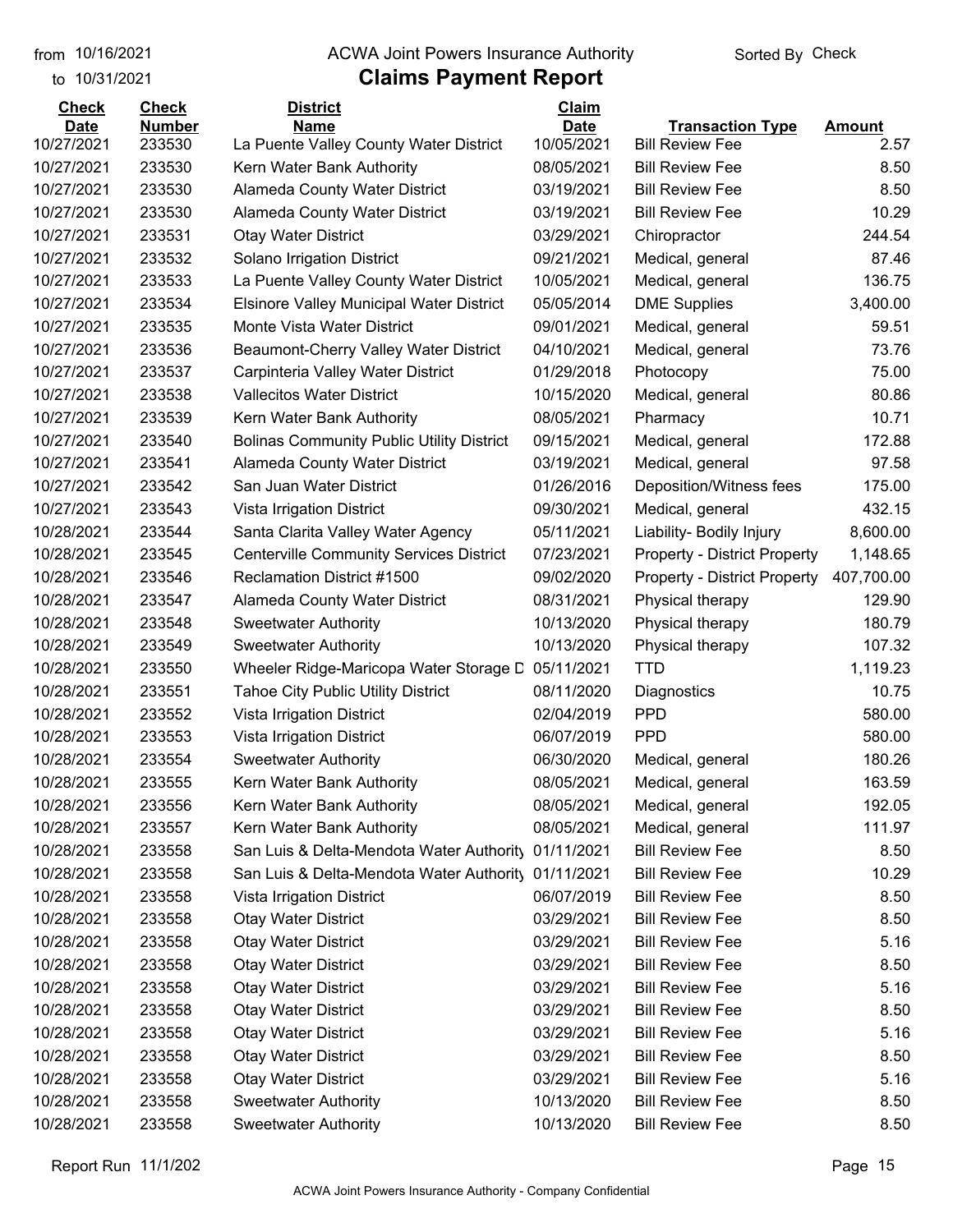from 10/16/2021
to 10/31/2021

# ACWA Joint Powers Insurance Authority

## Claims Payment Report

Sorted By Check

| Check Date | Check Number | District Name | Claim Date | Transaction Type | Amount |
|---|---|---|---|---|---|
| 10/27/2021 | 233530 | La Puente Valley County Water District | 10/05/2021 | Bill Review Fee | 2.57 |
| 10/27/2021 | 233530 | Kern Water Bank Authority | 08/05/2021 | Bill Review Fee | 8.50 |
| 10/27/2021 | 233530 | Alameda County Water District | 03/19/2021 | Bill Review Fee | 8.50 |
| 10/27/2021 | 233530 | Alameda County Water District | 03/19/2021 | Bill Review Fee | 10.29 |
| 10/27/2021 | 233531 | Otay Water District | 03/29/2021 | Chiropractor | 244.54 |
| 10/27/2021 | 233532 | Solano Irrigation District | 09/21/2021 | Medical, general | 87.46 |
| 10/27/2021 | 233533 | La Puente Valley County Water District | 10/05/2021 | Medical, general | 136.75 |
| 10/27/2021 | 233534 | Elsinore Valley Municipal Water District | 05/05/2014 | DME Supplies | 3,400.00 |
| 10/27/2021 | 233535 | Monte Vista Water District | 09/01/2021 | Medical, general | 59.51 |
| 10/27/2021 | 233536 | Beaumont-Cherry Valley Water District | 04/10/2021 | Medical, general | 73.76 |
| 10/27/2021 | 233537 | Carpinteria Valley Water District | 01/29/2018 | Photocopy | 75.00 |
| 10/27/2021 | 233538 | Vallecitos Water District | 10/15/2020 | Medical, general | 80.86 |
| 10/27/2021 | 233539 | Kern Water Bank Authority | 08/05/2021 | Pharmacy | 10.71 |
| 10/27/2021 | 233540 | Bolinas Community Public Utility District | 09/15/2021 | Medical, general | 172.88 |
| 10/27/2021 | 233541 | Alameda County Water District | 03/19/2021 | Medical, general | 97.58 |
| 10/27/2021 | 233542 | San Juan Water District | 01/26/2016 | Deposition/Witness fees | 175.00 |
| 10/27/2021 | 233543 | Vista Irrigation District | 09/30/2021 | Medical, general | 432.15 |
| 10/28/2021 | 233544 | Santa Clarita Valley Water Agency | 05/11/2021 | Liability- Bodily Injury | 8,600.00 |
| 10/28/2021 | 233545 | Centerville Community Services District | 07/23/2021 | Property - District Property | 1,148.65 |
| 10/28/2021 | 233546 | Reclamation District #1500 | 09/02/2020 | Property - District Property | 407,700.00 |
| 10/28/2021 | 233547 | Alameda County Water District | 08/31/2021 | Physical therapy | 129.90 |
| 10/28/2021 | 233548 | Sweetwater Authority | 10/13/2020 | Physical therapy | 180.79 |
| 10/28/2021 | 233549 | Sweetwater Authority | 10/13/2020 | Physical therapy | 107.32 |
| 10/28/2021 | 233550 | Wheeler Ridge-Maricopa Water Storage D | 05/11/2021 | TTD | 1,119.23 |
| 10/28/2021 | 233551 | Tahoe City Public Utility District | 08/11/2020 | Diagnostics | 10.75 |
| 10/28/2021 | 233552 | Vista Irrigation District | 02/04/2019 | PPD | 580.00 |
| 10/28/2021 | 233553 | Vista Irrigation District | 06/07/2019 | PPD | 580.00 |
| 10/28/2021 | 233554 | Sweetwater Authority | 06/30/2020 | Medical, general | 180.26 |
| 10/28/2021 | 233555 | Kern Water Bank Authority | 08/05/2021 | Medical, general | 163.59 |
| 10/28/2021 | 233556 | Kern Water Bank Authority | 08/05/2021 | Medical, general | 192.05 |
| 10/28/2021 | 233557 | Kern Water Bank Authority | 08/05/2021 | Medical, general | 111.97 |
| 10/28/2021 | 233558 | San Luis & Delta-Mendota Water Authority | 01/11/2021 | Bill Review Fee | 8.50 |
| 10/28/2021 | 233558 | San Luis & Delta-Mendota Water Authority | 01/11/2021 | Bill Review Fee | 10.29 |
| 10/28/2021 | 233558 | Vista Irrigation District | 06/07/2019 | Bill Review Fee | 8.50 |
| 10/28/2021 | 233558 | Otay Water District | 03/29/2021 | Bill Review Fee | 8.50 |
| 10/28/2021 | 233558 | Otay Water District | 03/29/2021 | Bill Review Fee | 5.16 |
| 10/28/2021 | 233558 | Otay Water District | 03/29/2021 | Bill Review Fee | 8.50 |
| 10/28/2021 | 233558 | Otay Water District | 03/29/2021 | Bill Review Fee | 5.16 |
| 10/28/2021 | 233558 | Otay Water District | 03/29/2021 | Bill Review Fee | 8.50 |
| 10/28/2021 | 233558 | Otay Water District | 03/29/2021 | Bill Review Fee | 5.16 |
| 10/28/2021 | 233558 | Otay Water District | 03/29/2021 | Bill Review Fee | 8.50 |
| 10/28/2021 | 233558 | Otay Water District | 03/29/2021 | Bill Review Fee | 5.16 |
| 10/28/2021 | 233558 | Sweetwater Authority | 10/13/2020 | Bill Review Fee | 8.50 |
| 10/28/2021 | 233558 | Sweetwater Authority | 10/13/2020 | Bill Review Fee | 8.50 |

Report Run 11/1/202

ACWA Joint Powers Insurance Authority - Company Confidential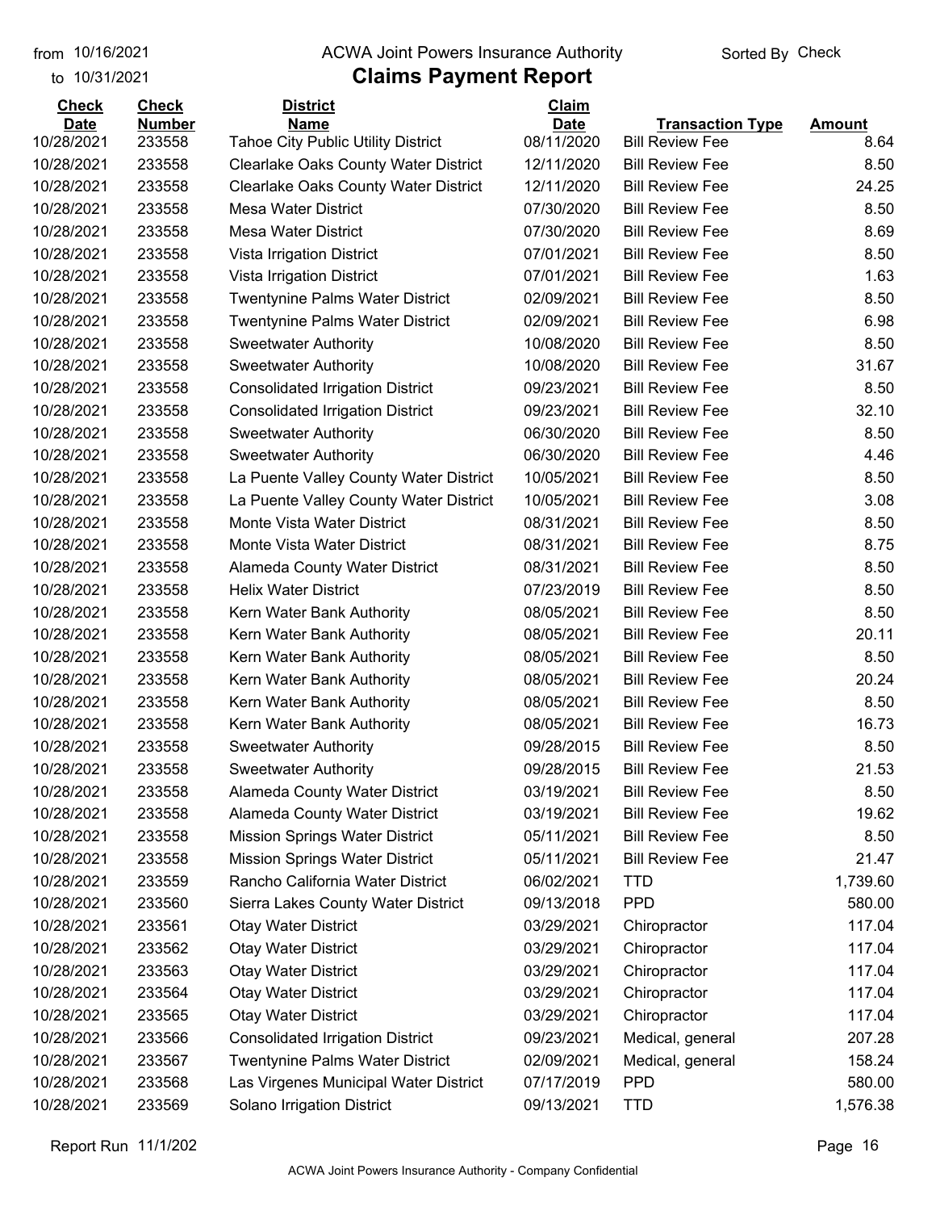from 10/16/2021 ACWA Joint Powers Insurance Authority Sorted By Check

to 10/31/2021

# Claims Payment Report

| Check Date | Check Number | District Name | Claim Date | Transaction Type | Amount |
|---|---|---|---|---|---|
| 10/28/2021 | 233558 | Tahoe City Public Utility District | 08/11/2020 | Bill Review Fee | 8.64 |
| 10/28/2021 | 233558 | Clearlake Oaks County Water District | 12/11/2020 | Bill Review Fee | 8.50 |
| 10/28/2021 | 233558 | Clearlake Oaks County Water District | 12/11/2020 | Bill Review Fee | 24.25 |
| 10/28/2021 | 233558 | Mesa Water District | 07/30/2020 | Bill Review Fee | 8.50 |
| 10/28/2021 | 233558 | Mesa Water District | 07/30/2020 | Bill Review Fee | 8.69 |
| 10/28/2021 | 233558 | Vista Irrigation District | 07/01/2021 | Bill Review Fee | 8.50 |
| 10/28/2021 | 233558 | Vista Irrigation District | 07/01/2021 | Bill Review Fee | 1.63 |
| 10/28/2021 | 233558 | Twentynine Palms Water District | 02/09/2021 | Bill Review Fee | 8.50 |
| 10/28/2021 | 233558 | Twentynine Palms Water District | 02/09/2021 | Bill Review Fee | 6.98 |
| 10/28/2021 | 233558 | Sweetwater Authority | 10/08/2020 | Bill Review Fee | 8.50 |
| 10/28/2021 | 233558 | Sweetwater Authority | 10/08/2020 | Bill Review Fee | 31.67 |
| 10/28/2021 | 233558 | Consolidated Irrigation District | 09/23/2021 | Bill Review Fee | 8.50 |
| 10/28/2021 | 233558 | Consolidated Irrigation District | 09/23/2021 | Bill Review Fee | 32.10 |
| 10/28/2021 | 233558 | Sweetwater Authority | 06/30/2020 | Bill Review Fee | 8.50 |
| 10/28/2021 | 233558 | Sweetwater Authority | 06/30/2020 | Bill Review Fee | 4.46 |
| 10/28/2021 | 233558 | La Puente Valley County Water District | 10/05/2021 | Bill Review Fee | 8.50 |
| 10/28/2021 | 233558 | La Puente Valley County Water District | 10/05/2021 | Bill Review Fee | 3.08 |
| 10/28/2021 | 233558 | Monte Vista Water District | 08/31/2021 | Bill Review Fee | 8.50 |
| 10/28/2021 | 233558 | Monte Vista Water District | 08/31/2021 | Bill Review Fee | 8.75 |
| 10/28/2021 | 233558 | Alameda County Water District | 08/31/2021 | Bill Review Fee | 8.50 |
| 10/28/2021 | 233558 | Helix Water District | 07/23/2019 | Bill Review Fee | 8.50 |
| 10/28/2021 | 233558 | Kern Water Bank Authority | 08/05/2021 | Bill Review Fee | 8.50 |
| 10/28/2021 | 233558 | Kern Water Bank Authority | 08/05/2021 | Bill Review Fee | 20.11 |
| 10/28/2021 | 233558 | Kern Water Bank Authority | 08/05/2021 | Bill Review Fee | 8.50 |
| 10/28/2021 | 233558 | Kern Water Bank Authority | 08/05/2021 | Bill Review Fee | 20.24 |
| 10/28/2021 | 233558 | Kern Water Bank Authority | 08/05/2021 | Bill Review Fee | 8.50 |
| 10/28/2021 | 233558 | Kern Water Bank Authority | 08/05/2021 | Bill Review Fee | 16.73 |
| 10/28/2021 | 233558 | Sweetwater Authority | 09/28/2015 | Bill Review Fee | 8.50 |
| 10/28/2021 | 233558 | Sweetwater Authority | 09/28/2015 | Bill Review Fee | 21.53 |
| 10/28/2021 | 233558 | Alameda County Water District | 03/19/2021 | Bill Review Fee | 8.50 |
| 10/28/2021 | 233558 | Alameda County Water District | 03/19/2021 | Bill Review Fee | 19.62 |
| 10/28/2021 | 233558 | Mission Springs Water District | 05/11/2021 | Bill Review Fee | 8.50 |
| 10/28/2021 | 233558 | Mission Springs Water District | 05/11/2021 | Bill Review Fee | 21.47 |
| 10/28/2021 | 233559 | Rancho California Water District | 06/02/2021 | TTD | 1,739.60 |
| 10/28/2021 | 233560 | Sierra Lakes County Water District | 09/13/2018 | PPD | 580.00 |
| 10/28/2021 | 233561 | Otay Water District | 03/29/2021 | Chiropractor | 117.04 |
| 10/28/2021 | 233562 | Otay Water District | 03/29/2021 | Chiropractor | 117.04 |
| 10/28/2021 | 233563 | Otay Water District | 03/29/2021 | Chiropractor | 117.04 |
| 10/28/2021 | 233564 | Otay Water District | 03/29/2021 | Chiropractor | 117.04 |
| 10/28/2021 | 233565 | Otay Water District | 03/29/2021 | Chiropractor | 117.04 |
| 10/28/2021 | 233566 | Consolidated Irrigation District | 09/23/2021 | Medical, general | 207.28 |
| 10/28/2021 | 233567 | Twentynine Palms Water District | 02/09/2021 | Medical, general | 158.24 |
| 10/28/2021 | 233568 | Las Virgenes Municipal Water District | 07/17/2019 | PPD | 580.00 |
| 10/28/2021 | 233569 | Solano Irrigation District | 09/13/2021 | TTD | 1,576.38 |

Report Run 11/1/202

ACWA Joint Powers Insurance Authority - Company Confidential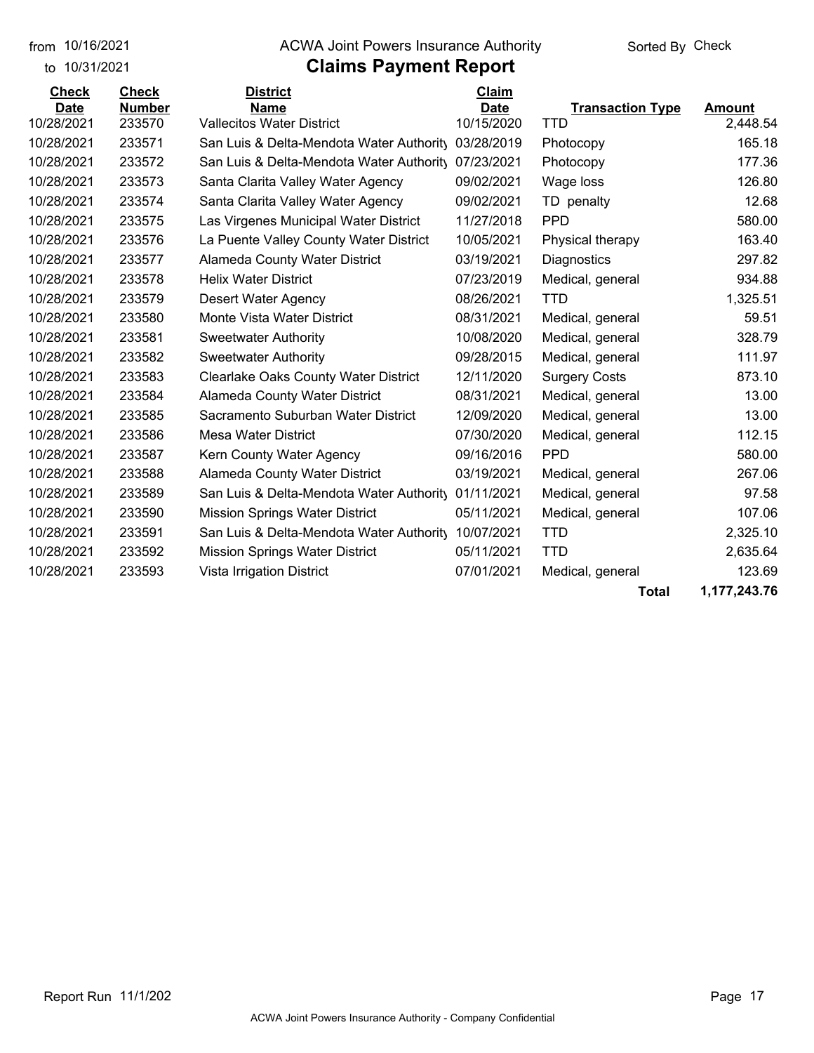from 10/16/2021
to 10/31/2021

ACWA Joint Powers Insurance Authority

# Claims Payment Report

Sorted By Check

| Check Date | Check Number | District Name | Claim Date | Transaction Type | Amount |
|---|---|---|---|---|---|
| 10/28/2021 | 233570 | Vallecitos Water District | 10/15/2020 | TTD | 2,448.54 |
| 10/28/2021 | 233571 | San Luis & Delta-Mendota Water Authority | 03/28/2019 | Photocopy | 165.18 |
| 10/28/2021 | 233572 | San Luis & Delta-Mendota Water Authority | 07/23/2021 | Photocopy | 177.36 |
| 10/28/2021 | 233573 | Santa Clarita Valley Water Agency | 09/02/2021 | Wage loss | 126.80 |
| 10/28/2021 | 233574 | Santa Clarita Valley Water Agency | 09/02/2021 | TD penalty | 12.68 |
| 10/28/2021 | 233575 | Las Virgenes Municipal Water District | 11/27/2018 | PPD | 580.00 |
| 10/28/2021 | 233576 | La Puente Valley County Water District | 10/05/2021 | Physical therapy | 163.40 |
| 10/28/2021 | 233577 | Alameda County Water District | 03/19/2021 | Diagnostics | 297.82 |
| 10/28/2021 | 233578 | Helix Water District | 07/23/2019 | Medical, general | 934.88 |
| 10/28/2021 | 233579 | Desert Water Agency | 08/26/2021 | TTD | 1,325.51 |
| 10/28/2021 | 233580 | Monte Vista Water District | 08/31/2021 | Medical, general | 59.51 |
| 10/28/2021 | 233581 | Sweetwater Authority | 10/08/2020 | Medical, general | 328.79 |
| 10/28/2021 | 233582 | Sweetwater Authority | 09/28/2015 | Medical, general | 111.97 |
| 10/28/2021 | 233583 | Clearlake Oaks County Water District | 12/11/2020 | Surgery Costs | 873.10 |
| 10/28/2021 | 233584 | Alameda County Water District | 08/31/2021 | Medical, general | 13.00 |
| 10/28/2021 | 233585 | Sacramento Suburban Water District | 12/09/2020 | Medical, general | 13.00 |
| 10/28/2021 | 233586 | Mesa Water District | 07/30/2020 | Medical, general | 112.15 |
| 10/28/2021 | 233587 | Kern County Water Agency | 09/16/2016 | PPD | 580.00 |
| 10/28/2021 | 233588 | Alameda County Water District | 03/19/2021 | Medical, general | 267.06 |
| 10/28/2021 | 233589 | San Luis & Delta-Mendota Water Authority | 01/11/2021 | Medical, general | 97.58 |
| 10/28/2021 | 233590 | Mission Springs Water District | 05/11/2021 | Medical, general | 107.06 |
| 10/28/2021 | 233591 | San Luis & Delta-Mendota Water Authority | 10/07/2021 | TTD | 2,325.10 |
| 10/28/2021 | 233592 | Mission Springs Water District | 05/11/2021 | TTD | 2,635.64 |
| 10/28/2021 | 233593 | Vista Irrigation District | 07/01/2021 | Medical, general | 123.69 |
| | | | | **Total** | **1,177,243.76** |

Report Run 11/1/202

ACWA Joint Powers Insurance Authority - Company Confidential